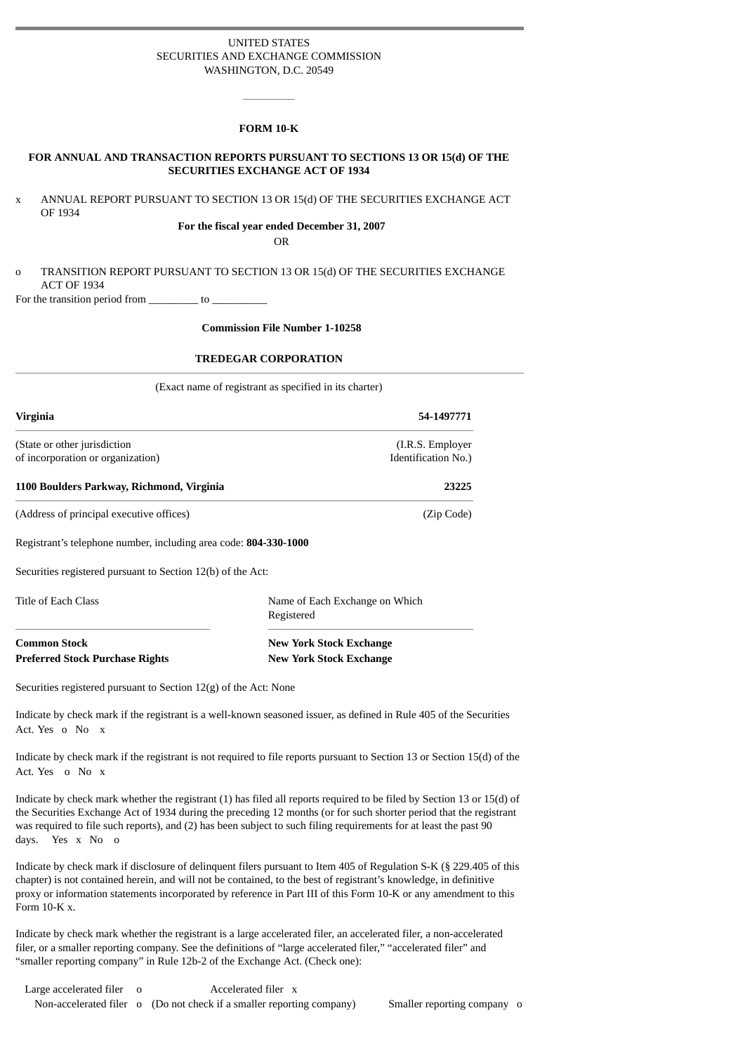UNITED STATES
SECURITIES AND EXCHANGE COMMISSION
WASHINGTON, D.C. 20549

---

**FORM 10-K**

**FOR ANNUAL AND TRANSACTION REPORTS PURSUANT TO SECTIONS 13 OR 15(d) OF THE SECURITIES EXCHANGE ACT OF 1934**

x ANNUAL REPORT PURSUANT TO SECTION 13 OR 15(d) OF THE SECURITIES EXCHANGE ACT OF 1934

**For the fiscal year ended December 31, 2007**

OR

o TRANSITION REPORT PURSUANT TO SECTION 13 OR 15(d) OF THE SECURITIES EXCHANGE ACT OF 1934

For the transition period from _________ to __________

**Commission File Number 1-10258**

**TREDEGAR CORPORATION**

(Exact name of registrant as specified in its charter)

| **Virginia** | **54-1497771** |
|---|---|
| (State or other jurisdiction of incorporation or organization) | (I.R.S. Employer Identification No.) |
| **1100 Boulders Parkway, Richmond, Virginia** | **23225** |
| (Address of principal executive offices) | (Zip Code) |

Registrant's telephone number, including area code: **804-330-1000**

Securities registered pursuant to Section 12(b) of the Act:

| Title of Each Class | Name of Each Exchange on Which Registered |
|---|---|
| **Common Stock** | **New York Stock Exchange** |
| **Preferred Stock Purchase Rights** | **New York Stock Exchange** |

Securities registered pursuant to Section 12(g) of the Act: None

Indicate by check mark if the registrant is a well-known seasoned issuer, as defined in Rule 405 of the Securities Act. Yes o No x

Indicate by check mark if the registrant is not required to file reports pursuant to Section 13 or Section 15(d) of the Act. Yes o No x

Indicate by check mark whether the registrant (1) has filed all reports required to be filed by Section 13 or 15(d) of the Securities Exchange Act of 1934 during the preceding 12 months (or for such shorter period that the registrant was required to file such reports), and (2) has been subject to such filing requirements for at least the past 90 days. Yes x No o

Indicate by check mark if disclosure of delinquent filers pursuant to Item 405 of Regulation S-K (§ 229.405 of this chapter) is not contained herein, and will not be contained, to the best of registrant's knowledge, in definitive proxy or information statements incorporated by reference in Part III of this Form 10-K or any amendment to this Form 10-K x.

Indicate by check mark whether the registrant is a large accelerated filer, an accelerated filer, a non-accelerated filer, or a smaller reporting company. See the definitions of "large accelerated filer," "accelerated filer" and "smaller reporting company" in Rule 12b-2 of the Exchange Act. (Check one):

Large accelerated filer o Accelerated filer x

Non-accelerated filer o (Do not check if a smaller reporting company) Smaller reporting company o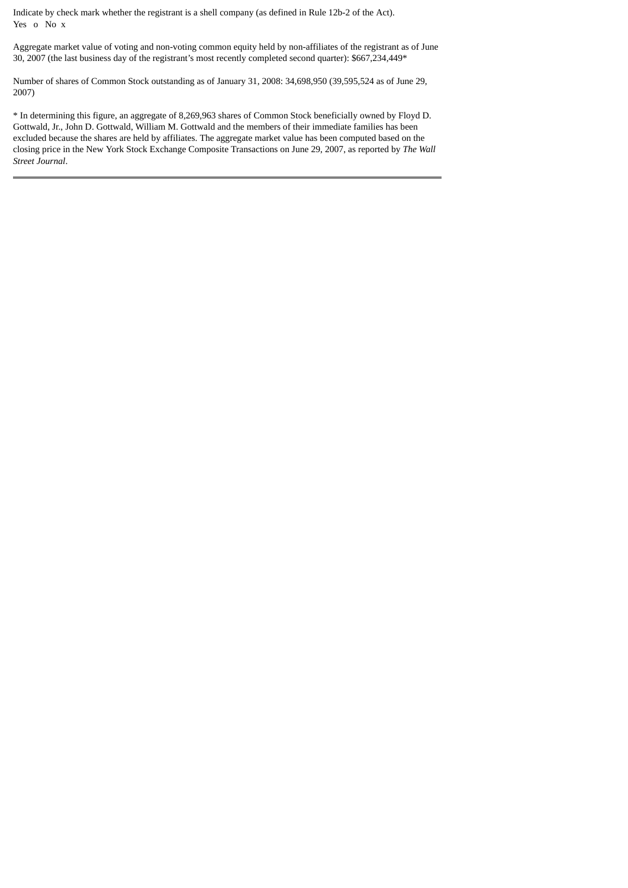Indicate by check mark whether the registrant is a shell company (as defined in Rule 12b-2 of the Act).
Yes o No x

Aggregate market value of voting and non-voting common equity held by non-affiliates of the registrant as of June 30, 2007 (the last business day of the registrant's most recently completed second quarter): $667,234,449*

Number of shares of Common Stock outstanding as of January 31, 2008: 34,698,950 (39,595,524 as of June 29, 2007)

* In determining this figure, an aggregate of 8,269,963 shares of Common Stock beneficially owned by Floyd D. Gottwald, Jr., John D. Gottwald, William M. Gottwald and the members of their immediate families has been excluded because the shares are held by affiliates. The aggregate market value has been computed based on the closing price in the New York Stock Exchange Composite Transactions on June 29, 2007, as reported by *The Wall Street Journal*.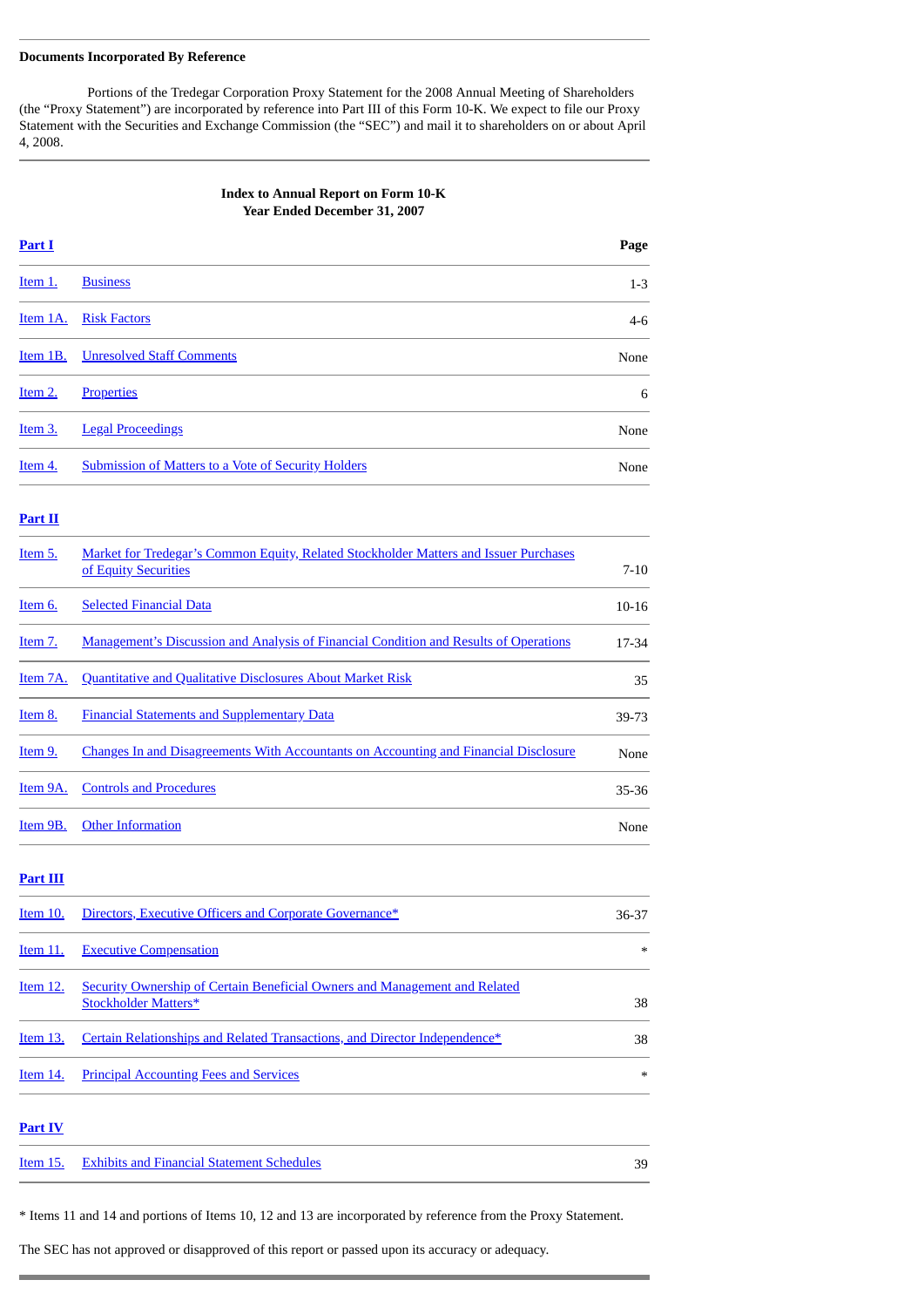**Documents Incorporated By Reference**

Portions of the Tredegar Corporation Proxy Statement for the 2008 Annual Meeting of Shareholders (the "Proxy Statement") are incorporated by reference into Part III of this Form 10-K. We expect to file our Proxy Statement with the Securities and Exchange Commission (the "SEC") and mail it to shareholders on or about April 4, 2008.

**Index to Annual Report on Form 10-K**
**Year Ended December 31, 2007**

| **Part I** | | **Page** |
|---|---|---|
| Item 1. | Business | 1-3 |
| Item 1A. | Risk Factors | 4-6 |
| Item 1B. | Unresolved Staff Comments | None |
| Item 2. | Properties | 6 |
| Item 3. | Legal Proceedings | None |
| Item 4. | Submission of Matters to a Vote of Security Holders | None |
| **Part II** | | |
| Item 5. | Market for Tredegar's Common Equity, Related Stockholder Matters and Issuer Purchases of Equity Securities | 7-10 |
| Item 6. | Selected Financial Data | 10-16 |
| Item 7. | Management's Discussion and Analysis of Financial Condition and Results of Operations | 17-34 |
| Item 7A. | Quantitative and Qualitative Disclosures About Market Risk | 35 |
| Item 8. | Financial Statements and Supplementary Data | 39-73 |
| Item 9. | Changes In and Disagreements With Accountants on Accounting and Financial Disclosure | None |
| Item 9A. | Controls and Procedures | 35-36 |
| Item 9B. | Other Information | None |
| **Part III** | | |
| Item 10. | Directors, Executive Officers and Corporate Governance* | 36-37 |
| Item 11. | Executive Compensation | * |
| Item 12. | Security Ownership of Certain Beneficial Owners and Management and Related Stockholder Matters* | 38 |
| Item 13. | Certain Relationships and Related Transactions, and Director Independence* | 38 |
| Item 14. | Principal Accounting Fees and Services | * |
| **Part IV** | | |
| Item 15. | Exhibits and Financial Statement Schedules | 39 |

* Items 11 and 14 and portions of Items 10, 12 and 13 are incorporated by reference from the Proxy Statement.

The SEC has not approved or disapproved of this report or passed upon its accuracy or adequacy.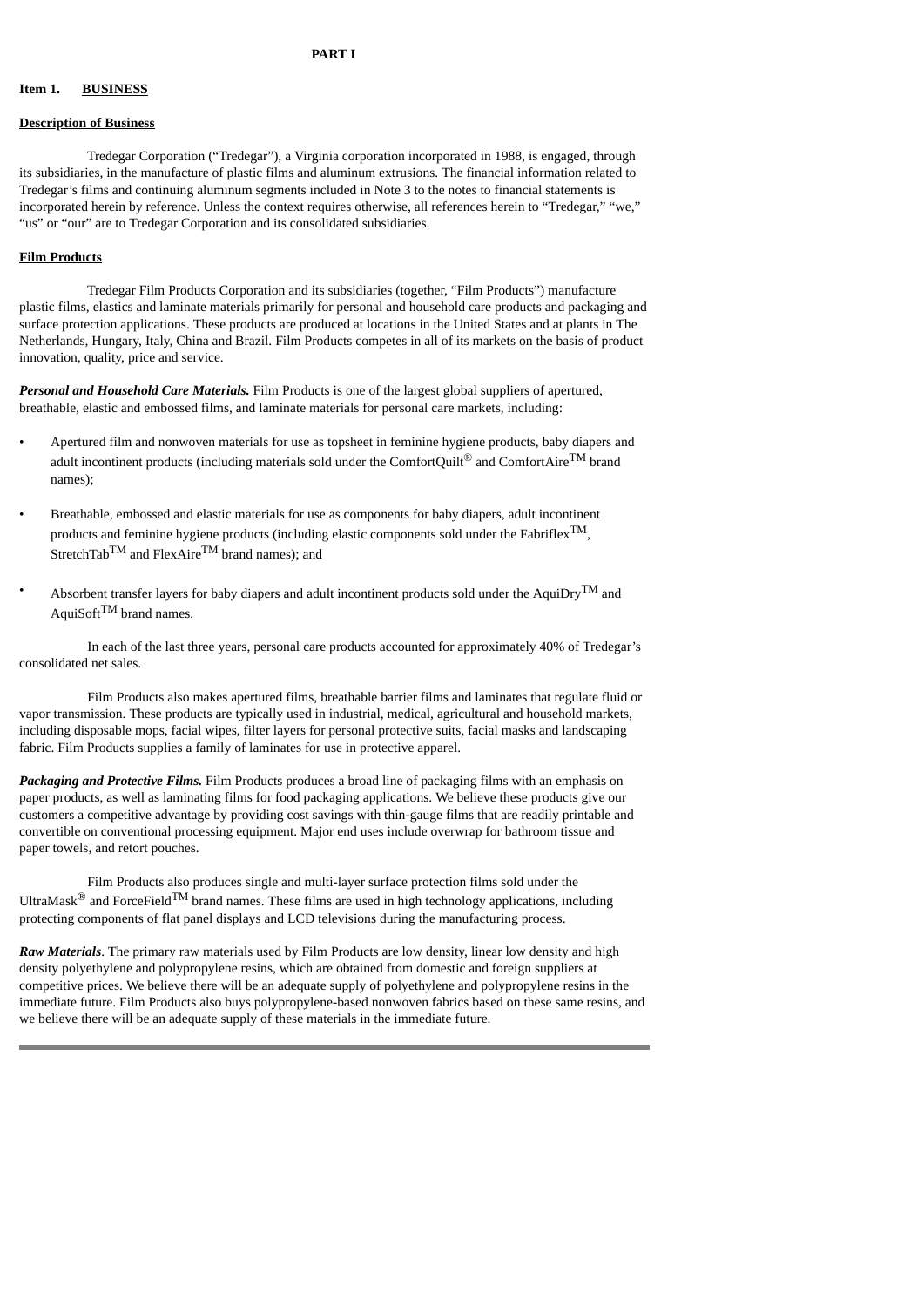# PART I

## Item 1. BUSINESS

### Description of Business

Tredegar Corporation ("Tredegar"), a Virginia corporation incorporated in 1988, is engaged, through its subsidiaries, in the manufacture of plastic films and aluminum extrusions. The financial information related to Tredegar's films and continuing aluminum segments included in Note 3 to the notes to financial statements is incorporated herein by reference. Unless the context requires otherwise, all references herein to "Tredegar," "we," "us" or "our" are to Tredegar Corporation and its consolidated subsidiaries.

### Film Products

Tredegar Film Products Corporation and its subsidiaries (together, "Film Products") manufacture plastic films, elastics and laminate materials primarily for personal and household care products and packaging and surface protection applications. These products are produced at locations in the United States and at plants in The Netherlands, Hungary, Italy, China and Brazil. Film Products competes in all of its markets on the basis of product innovation, quality, price and service.

***Personal and Household Care Materials.*** Film Products is one of the largest global suppliers of apertured, breathable, elastic and embossed films, and laminate materials for personal care markets, including:

- Apertured film and nonwoven materials for use as topsheet in feminine hygiene products, baby diapers and adult incontinent products (including materials sold under the ComfortQuilt® and ComfortAire™ brand names);
- Breathable, embossed and elastic materials for use as components for baby diapers, adult incontinent products and feminine hygiene products (including elastic components sold under the Fabriflex™, StretchTab™ and FlexAire™ brand names); and
- Absorbent transfer layers for baby diapers and adult incontinent products sold under the AquiDry™ and AquiSoft™ brand names.

In each of the last three years, personal care products accounted for approximately 40% of Tredegar's consolidated net sales.

Film Products also makes apertured films, breathable barrier films and laminates that regulate fluid or vapor transmission. These products are typically used in industrial, medical, agricultural and household markets, including disposable mops, facial wipes, filter layers for personal protective suits, facial masks and landscaping fabric. Film Products supplies a family of laminates for use in protective apparel.

***Packaging and Protective Films.*** Film Products produces a broad line of packaging films with an emphasis on paper products, as well as laminating films for food packaging applications. We believe these products give our customers a competitive advantage by providing cost savings with thin-gauge films that are readily printable and convertible on conventional processing equipment. Major end uses include overwrap for bathroom tissue and paper towels, and retort pouches.

Film Products also produces single and multi-layer surface protection films sold under the UltraMask® and ForceField™ brand names. These films are used in high technology applications, including protecting components of flat panel displays and LCD televisions during the manufacturing process.

***Raw Materials***. The primary raw materials used by Film Products are low density, linear low density and high density polyethylene and polypropylene resins, which are obtained from domestic and foreign suppliers at competitive prices. We believe there will be an adequate supply of polyethylene and polypropylene resins in the immediate future. Film Products also buys polypropylene-based nonwoven fabrics based on these same resins, and we believe there will be an adequate supply of these materials in the immediate future.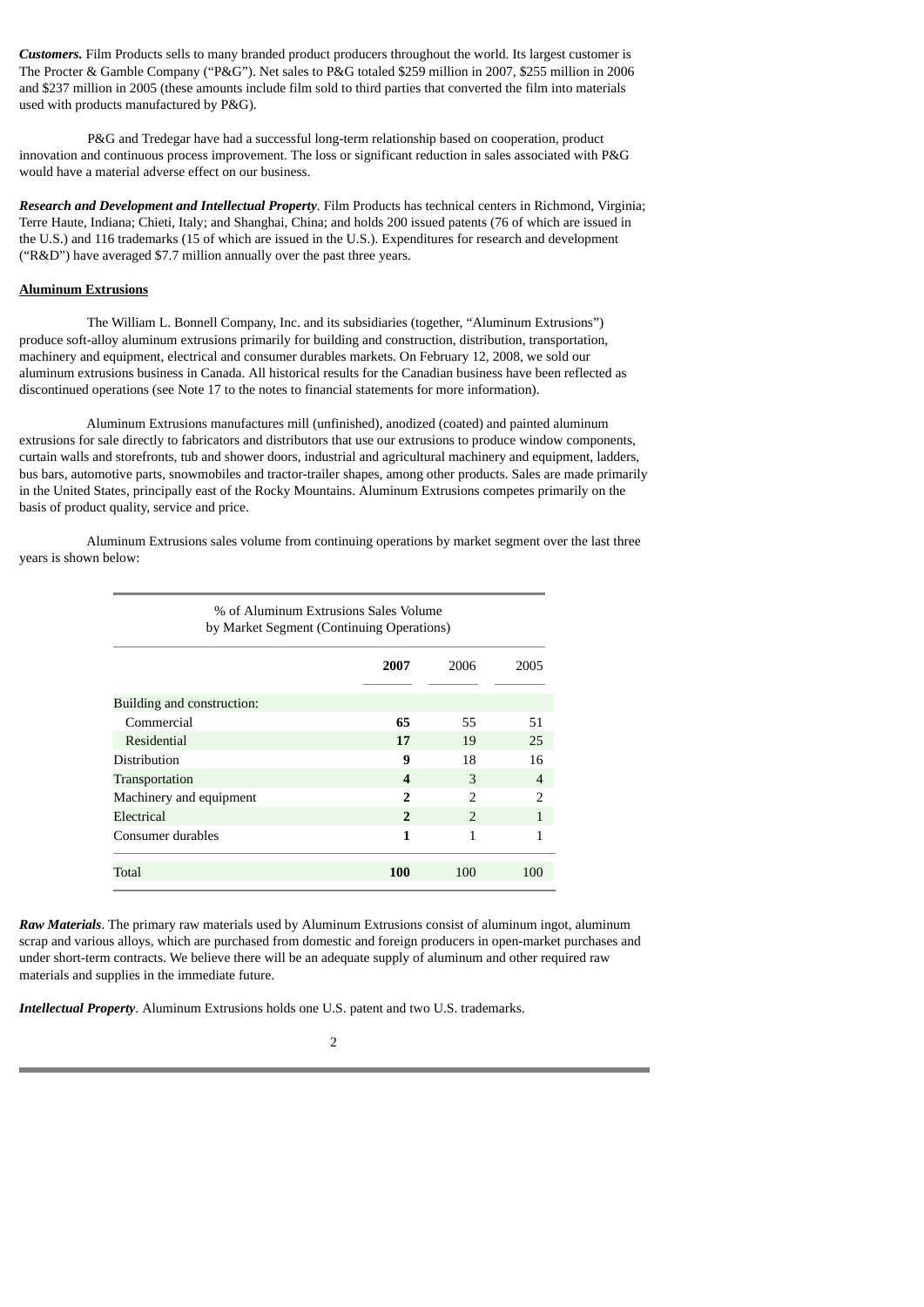***Customers.*** Film Products sells to many branded product producers throughout the world. Its largest customer is The Procter & Gamble Company ("P&G"). Net sales to P&G totaled $259 million in 2007, $255 million in 2006 and $237 million in 2005 (these amounts include film sold to third parties that converted the film into materials used with products manufactured by P&G).

P&G and Tredegar have had a successful long-term relationship based on cooperation, product innovation and continuous process improvement. The loss or significant reduction in sales associated with P&G would have a material adverse effect on our business.

***Research and Development and Intellectual Property***. Film Products has technical centers in Richmond, Virginia; Terre Haute, Indiana; Chieti, Italy; and Shanghai, China; and holds 200 issued patents (76 of which are issued in the U.S.) and 116 trademarks (15 of which are issued in the U.S.). Expenditures for research and development ("R&D") have averaged $7.7 million annually over the past three years.

**Aluminum Extrusions**

The William L. Bonnell Company, Inc. and its subsidiaries (together, "Aluminum Extrusions") produce soft-alloy aluminum extrusions primarily for building and construction, distribution, transportation, machinery and equipment, electrical and consumer durables markets. On February 12, 2008, we sold our aluminum extrusions business in Canada. All historical results for the Canadian business have been reflected as discontinued operations (see Note 17 to the notes to financial statements for more information).

Aluminum Extrusions manufactures mill (unfinished), anodized (coated) and painted aluminum extrusions for sale directly to fabricators and distributors that use our extrusions to produce window components, curtain walls and storefronts, tub and shower doors, industrial and agricultural machinery and equipment, ladders, bus bars, automotive parts, snowmobiles and tractor-trailer shapes, among other products. Sales are made primarily in the United States, principally east of the Rocky Mountains. Aluminum Extrusions competes primarily on the basis of product quality, service and price.

Aluminum Extrusions sales volume from continuing operations by market segment over the last three years is shown below:

| % of Aluminum Extrusions Sales Volume by Market Segment (Continuing Operations) | | | |
|---|---|---|---|
| | **2007** | 2006 | 2005 |
| Building and construction: | | | |
| Commercial | **65** | 55 | 51 |
| Residential | **17** | 19 | 25 |
| Distribution | **9** | 18 | 16 |
| Transportation | **4** | 3 | 4 |
| Machinery and equipment | **2** | 2 | 2 |
| Electrical | **2** | 2 | 1 |
| Consumer durables | **1** | 1 | 1 |
| Total | **100** | 100 | 100 |

***Raw Materials***. The primary raw materials used by Aluminum Extrusions consist of aluminum ingot, aluminum scrap and various alloys, which are purchased from domestic and foreign producers in open-market purchases and under short-term contracts. We believe there will be an adequate supply of aluminum and other required raw materials and supplies in the immediate future.

***Intellectual Property***. Aluminum Extrusions holds one U.S. patent and two U.S. trademarks.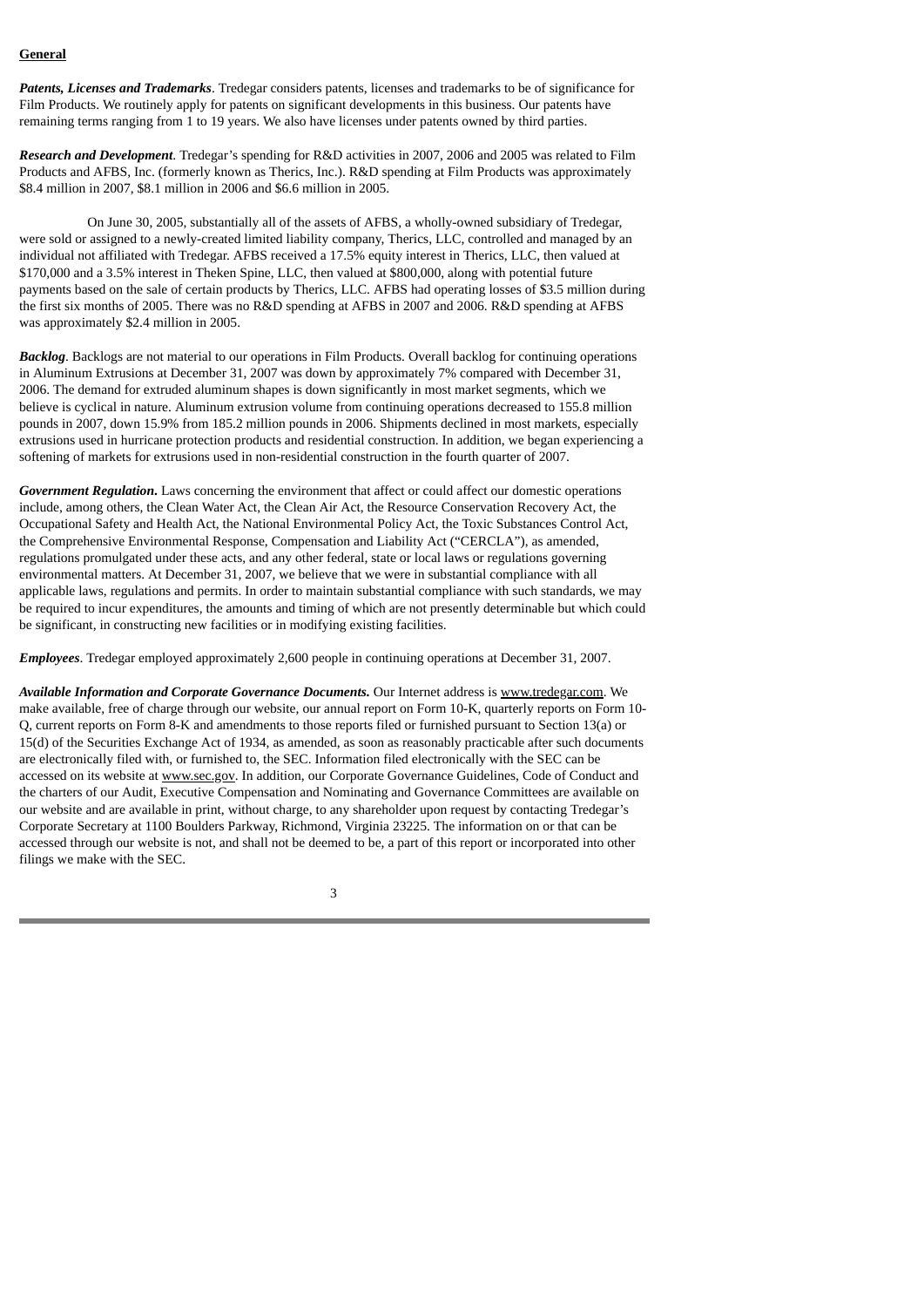**General**

***Patents, Licenses and Trademarks***. Tredegar considers patents, licenses and trademarks to be of significance for Film Products. We routinely apply for patents on significant developments in this business. Our patents have remaining terms ranging from 1 to 19 years. We also have licenses under patents owned by third parties.

***Research and Development***. Tredegar's spending for R&D activities in 2007, 2006 and 2005 was related to Film Products and AFBS, Inc. (formerly known as Therics, Inc.). R&D spending at Film Products was approximately $8.4 million in 2007, $8.1 million in 2006 and $6.6 million in 2005.

On June 30, 2005, substantially all of the assets of AFBS, a wholly-owned subsidiary of Tredegar, were sold or assigned to a newly-created limited liability company, Therics, LLC, controlled and managed by an individual not affiliated with Tredegar. AFBS received a 17.5% equity interest in Therics, LLC, then valued at $170,000 and a 3.5% interest in Theken Spine, LLC, then valued at $800,000, along with potential future payments based on the sale of certain products by Therics, LLC. AFBS had operating losses of $3.5 million during the first six months of 2005. There was no R&D spending at AFBS in 2007 and 2006. R&D spending at AFBS was approximately $2.4 million in 2005.

***Backlog***. Backlogs are not material to our operations in Film Products. Overall backlog for continuing operations in Aluminum Extrusions at December 31, 2007 was down by approximately 7% compared with December 31, 2006. The demand for extruded aluminum shapes is down significantly in most market segments, which we believe is cyclical in nature. Aluminum extrusion volume from continuing operations decreased to 155.8 million pounds in 2007, down 15.9% from 185.2 million pounds in 2006. Shipments declined in most markets, especially extrusions used in hurricane protection products and residential construction. In addition, we began experiencing a softening of markets for extrusions used in non-residential construction in the fourth quarter of 2007.

***Government Regulation***. Laws concerning the environment that affect or could affect our domestic operations include, among others, the Clean Water Act, the Clean Air Act, the Resource Conservation Recovery Act, the Occupational Safety and Health Act, the National Environmental Policy Act, the Toxic Substances Control Act, the Comprehensive Environmental Response, Compensation and Liability Act ("CERCLA"), as amended, regulations promulgated under these acts, and any other federal, state or local laws or regulations governing environmental matters. At December 31, 2007, we believe that we were in substantial compliance with all applicable laws, regulations and permits. In order to maintain substantial compliance with such standards, we may be required to incur expenditures, the amounts and timing of which are not presently determinable but which could be significant, in constructing new facilities or in modifying existing facilities.

***Employees***. Tredegar employed approximately 2,600 people in continuing operations at December 31, 2007.

***Available Information and Corporate Governance Documents***. Our Internet address is www.tredegar.com. We make available, free of charge through our website, our annual report on Form 10-K, quarterly reports on Form 10-Q, current reports on Form 8-K and amendments to those reports filed or furnished pursuant to Section 13(a) or 15(d) of the Securities Exchange Act of 1934, as amended, as soon as reasonably practicable after such documents are electronically filed with, or furnished to, the SEC. Information filed electronically with the SEC can be accessed on its website at www.sec.gov. In addition, our Corporate Governance Guidelines, Code of Conduct and the charters of our Audit, Executive Compensation and Nominating and Governance Committees are available on our website and are available in print, without charge, to any shareholder upon request by contacting Tredegar's Corporate Secretary at 1100 Boulders Parkway, Richmond, Virginia 23225. The information on or that can be accessed through our website is not, and shall not be deemed to be, a part of this report or incorporated into other filings we make with the SEC.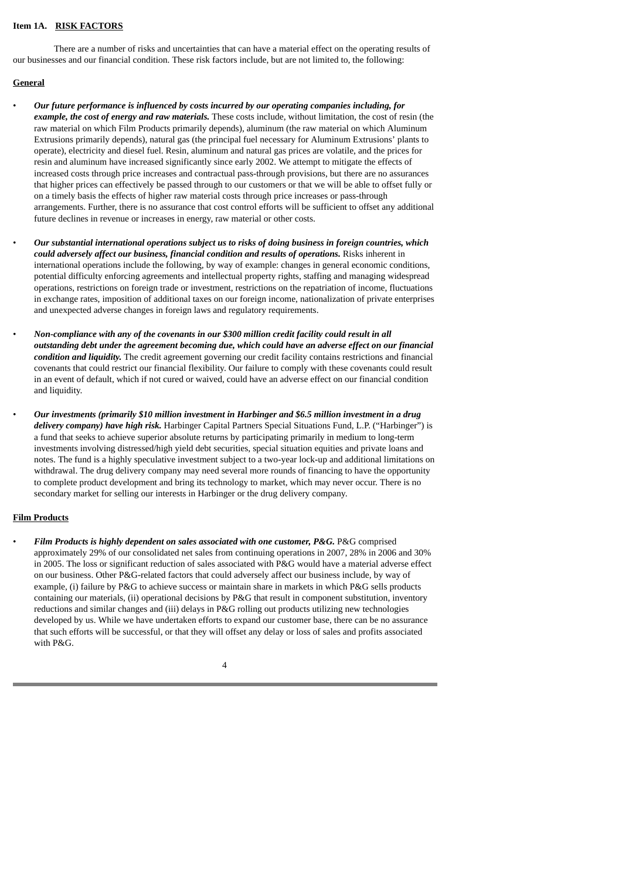**Item 1A. <u>RISK FACTORS</u>**

There are a number of risks and uncertainties that can have a material effect on the operating results of our businesses and our financial condition. These risk factors include, but are not limited to, the following:

**<u>General</u>**

- ***Our future performance is influenced by costs incurred by our operating companies including, for example, the cost of energy and raw materials.*** These costs include, without limitation, the cost of resin (the raw material on which Film Products primarily depends), aluminum (the raw material on which Aluminum Extrusions primarily depends), natural gas (the principal fuel necessary for Aluminum Extrusions' plants to operate), electricity and diesel fuel. Resin, aluminum and natural gas prices are volatile, and the prices for resin and aluminum have increased significantly since early 2002. We attempt to mitigate the effects of increased costs through price increases and contractual pass-through provisions, but there are no assurances that higher prices can effectively be passed through to our customers or that we will be able to offset fully or on a timely basis the effects of higher raw material costs through price increases or pass-through arrangements. Further, there is no assurance that cost control efforts will be sufficient to offset any additional future declines in revenue or increases in energy, raw material or other costs.

- ***Our substantial international operations subject us to risks of doing business in foreign countries, which could adversely affect our business, financial condition and results of operations.*** Risks inherent in international operations include the following, by way of example: changes in general economic conditions, potential difficulty enforcing agreements and intellectual property rights, staffing and managing widespread operations, restrictions on foreign trade or investment, restrictions on the repatriation of income, fluctuations in exchange rates, imposition of additional taxes on our foreign income, nationalization of private enterprises and unexpected adverse changes in foreign laws and regulatory requirements.

- ***Non-compliance with any of the covenants in our $300 million credit facility could result in all outstanding debt under the agreement becoming due, which could have an adverse effect on our financial condition and liquidity.*** The credit agreement governing our credit facility contains restrictions and financial covenants that could restrict our financial flexibility. Our failure to comply with these covenants could result in an event of default, which if not cured or waived, could have an adverse effect on our financial condition and liquidity.

- ***Our investments (primarily $10 million investment in Harbinger and $6.5 million investment in a drug delivery company) have high risk.*** Harbinger Capital Partners Special Situations Fund, L.P. ("Harbinger") is a fund that seeks to achieve superior absolute returns by participating primarily in medium to long-term investments involving distressed/high yield debt securities, special situation equities and private loans and notes. The fund is a highly speculative investment subject to a two-year lock-up and additional limitations on withdrawal. The drug delivery company may need several more rounds of financing to have the opportunity to complete product development and bring its technology to market, which may never occur. There is no secondary market for selling our interests in Harbinger or the drug delivery company.

**<u>Film Products</u>**

- ***Film Products is highly dependent on sales associated with one customer, P&G.*** P&G comprised approximately 29% of our consolidated net sales from continuing operations in 2007, 28% in 2006 and 30% in 2005. The loss or significant reduction of sales associated with P&G would have a material adverse effect on our business. Other P&G-related factors that could adversely affect our business include, by way of example, (i) failure by P&G to achieve success or maintain share in markets in which P&G sells products containing our materials, (ii) operational decisions by P&G that result in component substitution, inventory reductions and similar changes and (iii) delays in P&G rolling out products utilizing new technologies developed by us. While we have undertaken efforts to expand our customer base, there can be no assurance that such efforts will be successful, or that they will offset any delay or loss of sales and profits associated with P&G.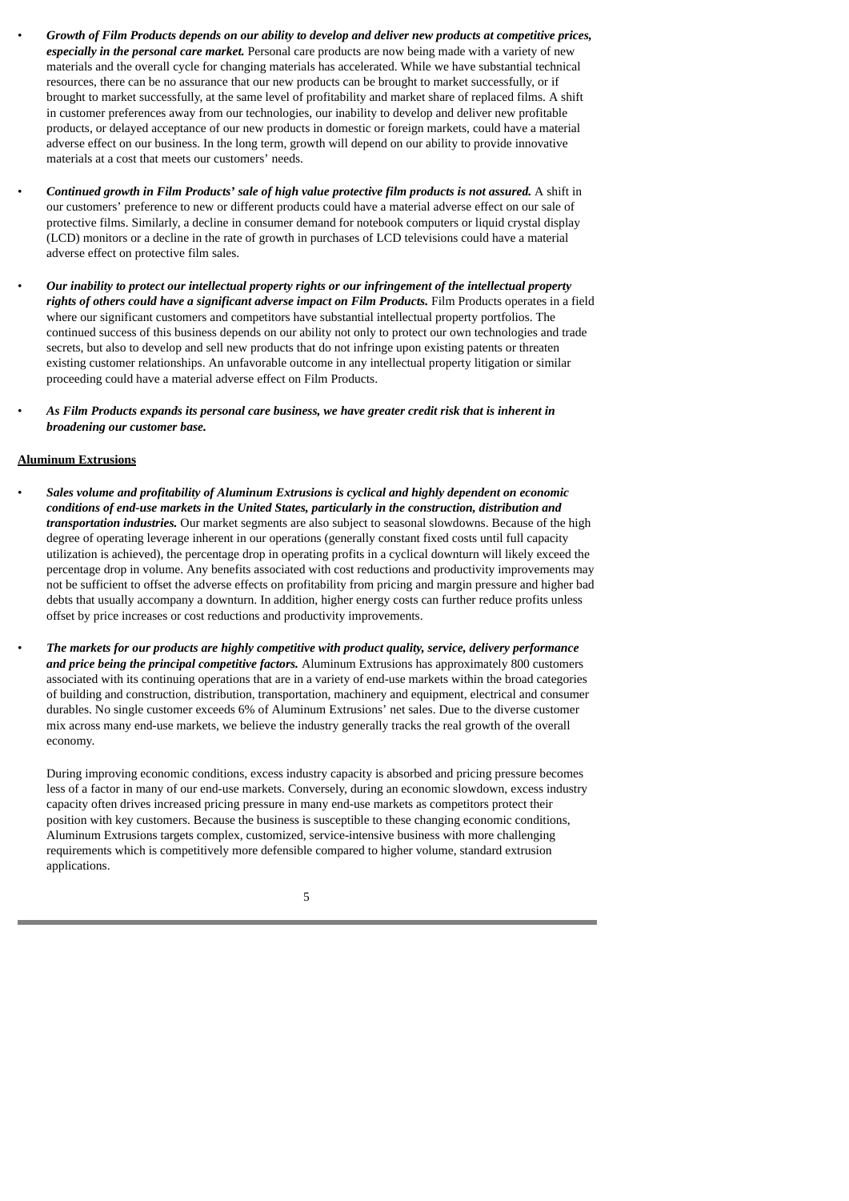- ***Growth of Film Products depends on our ability to develop and deliver new products at competitive prices, especially in the personal care market.*** Personal care products are now being made with a variety of new materials and the overall cycle for changing materials has accelerated. While we have substantial technical resources, there can be no assurance that our new products can be brought to market successfully, or if brought to market successfully, at the same level of profitability and market share of replaced films. A shift in customer preferences away from our technologies, our inability to develop and deliver new profitable products, or delayed acceptance of our new products in domestic or foreign markets, could have a material adverse effect on our business. In the long term, growth will depend on our ability to provide innovative materials at a cost that meets our customers' needs.

- ***Continued growth in Film Products' sale of high value protective film products is not assured.*** A shift in our customers' preference to new or different products could have a material adverse effect on our sale of protective films. Similarly, a decline in consumer demand for notebook computers or liquid crystal display (LCD) monitors or a decline in the rate of growth in purchases of LCD televisions could have a material adverse effect on protective film sales.

- ***Our inability to protect our intellectual property rights or our infringement of the intellectual property rights of others could have a significant adverse impact on Film Products.*** Film Products operates in a field where our significant customers and competitors have substantial intellectual property portfolios. The continued success of this business depends on our ability not only to protect our own technologies and trade secrets, but also to develop and sell new products that do not infringe upon existing patents or threaten existing customer relationships. An unfavorable outcome in any intellectual property litigation or similar proceeding could have a material adverse effect on Film Products.

- ***As Film Products expands its personal care business, we have greater credit risk that is inherent in broadening our customer base.***

**Aluminum Extrusions**

- ***Sales volume and profitability of Aluminum Extrusions is cyclical and highly dependent on economic conditions of end-use markets in the United States, particularly in the construction, distribution and transportation industries.*** Our market segments are also subject to seasonal slowdowns. Because of the high degree of operating leverage inherent in our operations (generally constant fixed costs until full capacity utilization is achieved), the percentage drop in operating profits in a cyclical downturn will likely exceed the percentage drop in volume. Any benefits associated with cost reductions and productivity improvements may not be sufficient to offset the adverse effects on profitability from pricing and margin pressure and higher bad debts that usually accompany a downturn. In addition, higher energy costs can further reduce profits unless offset by price increases or cost reductions and productivity improvements.

- ***The markets for our products are highly competitive with product quality, service, delivery performance and price being the principal competitive factors.*** Aluminum Extrusions has approximately 800 customers associated with its continuing operations that are in a variety of end-use markets within the broad categories of building and construction, distribution, transportation, machinery and equipment, electrical and consumer durables. No single customer exceeds 6% of Aluminum Extrusions' net sales. Due to the diverse customer mix across many end-use markets, we believe the industry generally tracks the real growth of the overall economy.

  During improving economic conditions, excess industry capacity is absorbed and pricing pressure becomes less of a factor in many of our end-use markets. Conversely, during an economic slowdown, excess industry capacity often drives increased pricing pressure in many end-use markets as competitors protect their position with key customers. Because the business is susceptible to these changing economic conditions, Aluminum Extrusions targets complex, customized, service-intensive business with more challenging requirements which is competitively more defensible compared to higher volume, standard extrusion applications.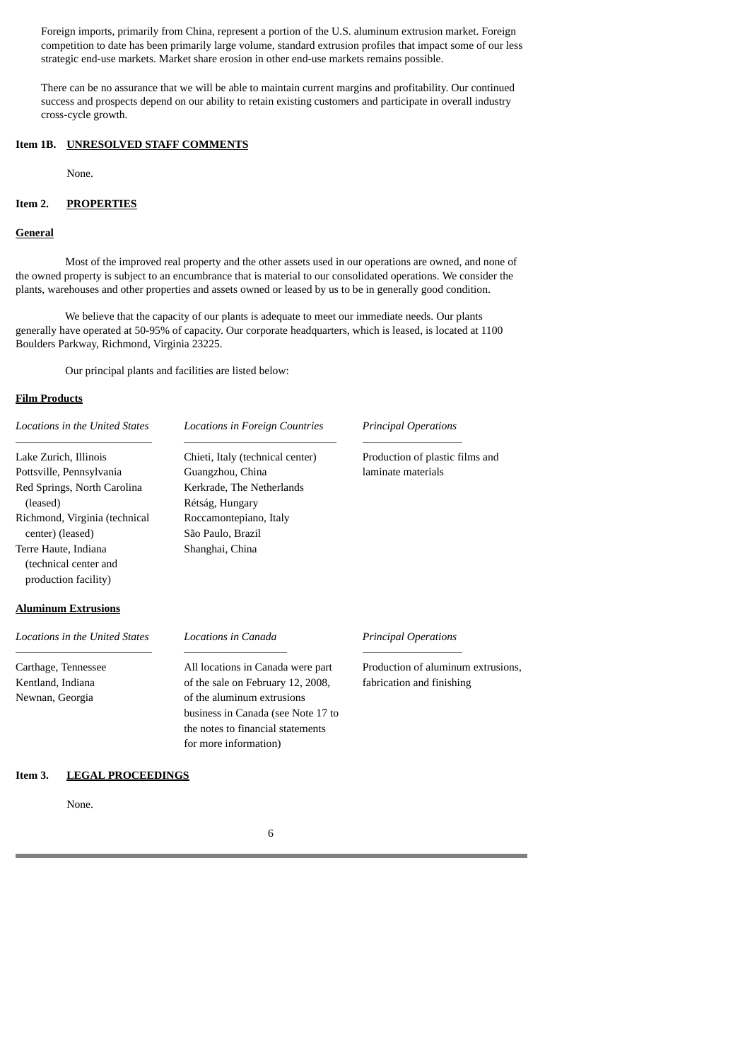Foreign imports, primarily from China, represent a portion of the U.S. aluminum extrusion market. Foreign competition to date has been primarily large volume, standard extrusion profiles that impact some of our less strategic end-use markets. Market share erosion in other end-use markets remains possible.

There can be no assurance that we will be able to maintain current margins and profitability. Our continued success and prospects depend on our ability to retain existing customers and participate in overall industry cross-cycle growth.

**Item 1B. UNRESOLVED STAFF COMMENTS**

None.

**Item 2. PROPERTIES**

**General**

Most of the improved real property and the other assets used in our operations are owned, and none of the owned property is subject to an encumbrance that is material to our consolidated operations. We consider the plants, warehouses and other properties and assets owned or leased by us to be in generally good condition.

We believe that the capacity of our plants is adequate to meet our immediate needs. Our plants generally have operated at 50-95% of capacity. Our corporate headquarters, which is leased, is located at 1100 Boulders Parkway, Richmond, Virginia 23225.

Our principal plants and facilities are listed below:

**Film Products**

| *Locations in the United States* | *Locations in Foreign Countries* | *Principal Operations* |
|---|---|---|
| Lake Zurich, Illinois<br>Pottsville, Pennsylvania<br>Red Springs, North Carolina (leased)<br>Richmond, Virginia (technical center) (leased)<br>Terre Haute, Indiana (technical center and production facility) | Chieti, Italy (technical center)<br>Guangzhou, China<br>Kerkrade, The Netherlands<br>Rétság, Hungary<br>Roccamontepiano, Italy<br>São Paulo, Brazil<br>Shanghai, China | Production of plastic films and laminate materials |

**Aluminum Extrusions**

| *Locations in the United States* | *Locations in Canada* | *Principal Operations* |
|---|---|---|
| Carthage, Tennessee<br>Kentland, Indiana<br>Newnan, Georgia | All locations in Canada were part of the sale on February 12, 2008, of the aluminum extrusions business in Canada (see Note 17 to the notes to financial statements for more information) | Production of aluminum extrusions, fabrication and finishing |

**Item 3. LEGAL PROCEEDINGS**

None.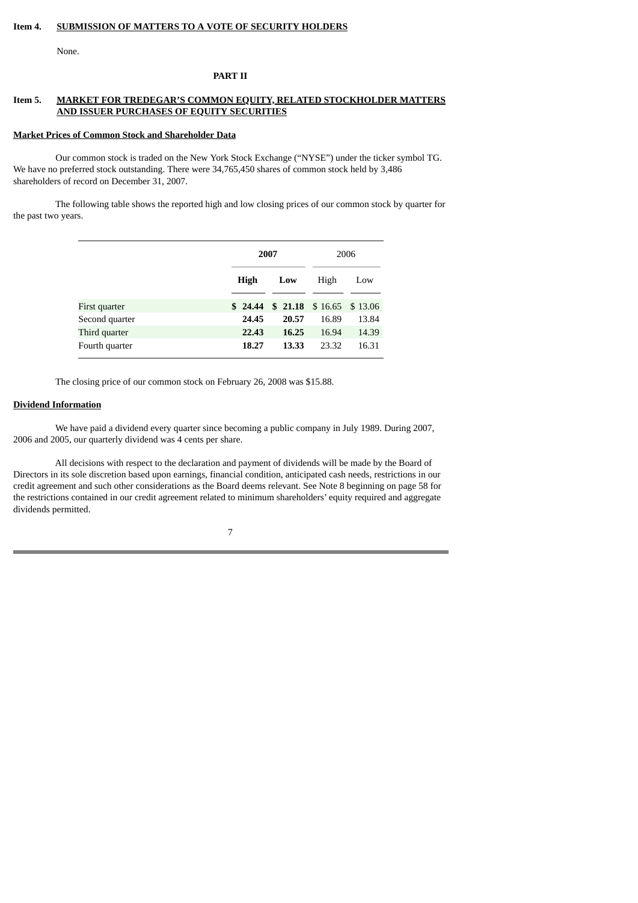**Item 4. SUBMISSION OF MATTERS TO A VOTE OF SECURITY HOLDERS**

None.

**PART II**

**Item 5. MARKET FOR TREDEGAR'S COMMON EQUITY, RELATED STOCKHOLDER MATTERS AND ISSUER PURCHASES OF EQUITY SECURITIES**

**Market Prices of Common Stock and Shareholder Data**

Our common stock is traded on the New York Stock Exchange ("NYSE") under the ticker symbol TG. We have no preferred stock outstanding. There were 34,765,450 shares of common stock held by 3,486 shareholders of record on December 31, 2007.

The following table shows the reported high and low closing prices of our common stock by quarter for the past two years.

| | **2007** | | 2006 | |
|---|---|---|---|---|
| | **High** | **Low** | High | Low |
| First quarter | **$ 24.44** | **$ 21.18** | $ 16.65 | $ 13.06 |
| Second quarter | **24.45** | **20.57** | 16.89 | 13.84 |
| Third quarter | **22.43** | **16.25** | 16.94 | 14.39 |
| Fourth quarter | **18.27** | **13.33** | 23.32 | 16.31 |

The closing price of our common stock on February 26, 2008 was $15.88.

**Dividend Information**

We have paid a dividend every quarter since becoming a public company in July 1989. During 2007, 2006 and 2005, our quarterly dividend was 4 cents per share.

All decisions with respect to the declaration and payment of dividends will be made by the Board of Directors in its sole discretion based upon earnings, financial condition, anticipated cash needs, restrictions in our credit agreement and such other considerations as the Board deems relevant. See Note 8 beginning on page 58 for the restrictions contained in our credit agreement related to minimum shareholders' equity required and aggregate dividends permitted.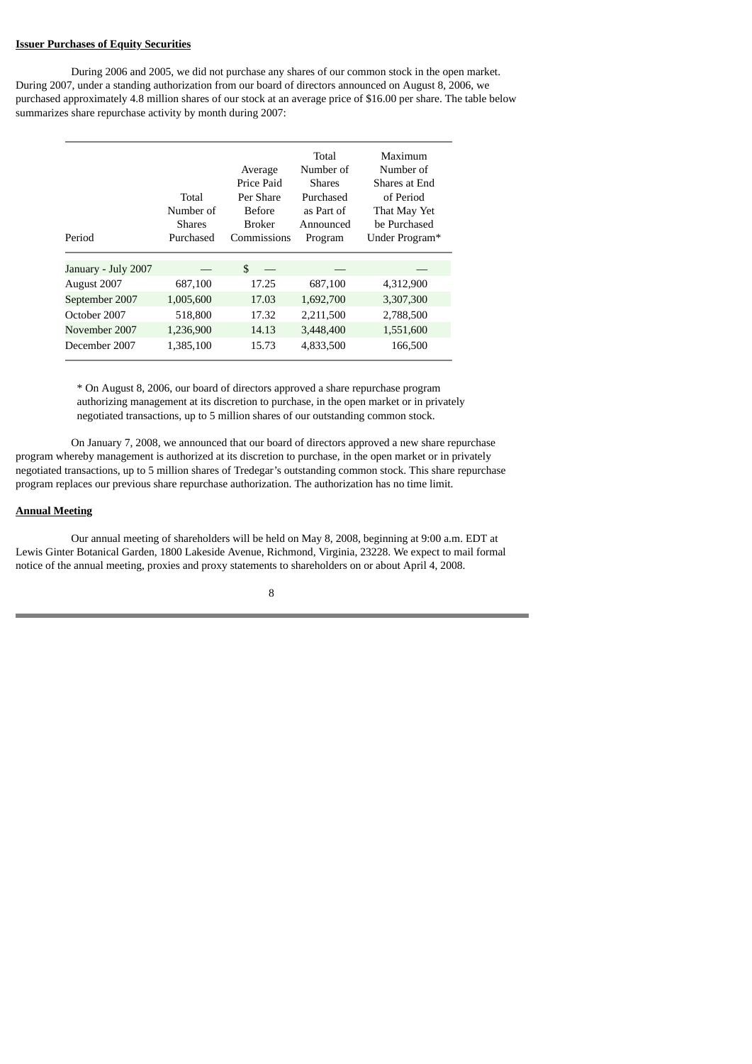**Issuer Purchases of Equity Securities**

During 2006 and 2005, we did not purchase any shares of our common stock in the open market. During 2007, under a standing authorization from our board of directors announced on August 8, 2006, we purchased approximately 4.8 million shares of our stock at an average price of $16.00 per share. The table below summarizes share repurchase activity by month during 2007:

| Period | Total Number of Shares Purchased | Average Price Paid Per Share Before Broker Commissions | Total Number of Shares Purchased as Part of Announced Program | Maximum Number of Shares at End of Period That May Yet be Purchased Under Program* |
|---|---|---|---|---|
| January - July 2007 | — | $ — | — | — |
| August 2007 | 687,100 | 17.25 | 687,100 | 4,312,900 |
| September 2007 | 1,005,600 | 17.03 | 1,692,700 | 3,307,300 |
| October 2007 | 518,800 | 17.32 | 2,211,500 | 2,788,500 |
| November 2007 | 1,236,900 | 14.13 | 3,448,400 | 1,551,600 |
| December 2007 | 1,385,100 | 15.73 | 4,833,500 | 166,500 |

* On August 8, 2006, our board of directors approved a share repurchase program authorizing management at its discretion to purchase, in the open market or in privately negotiated transactions, up to 5 million shares of our outstanding common stock.

On January 7, 2008, we announced that our board of directors approved a new share repurchase program whereby management is authorized at its discretion to purchase, in the open market or in privately negotiated transactions, up to 5 million shares of Tredegar's outstanding common stock. This share repurchase program replaces our previous share repurchase authorization. The authorization has no time limit.

**Annual Meeting**

Our annual meeting of shareholders will be held on May 8, 2008, beginning at 9:00 a.m. EDT at Lewis Ginter Botanical Garden, 1800 Lakeside Avenue, Richmond, Virginia, 23228. We expect to mail formal notice of the annual meeting, proxies and proxy statements to shareholders on or about April 4, 2008.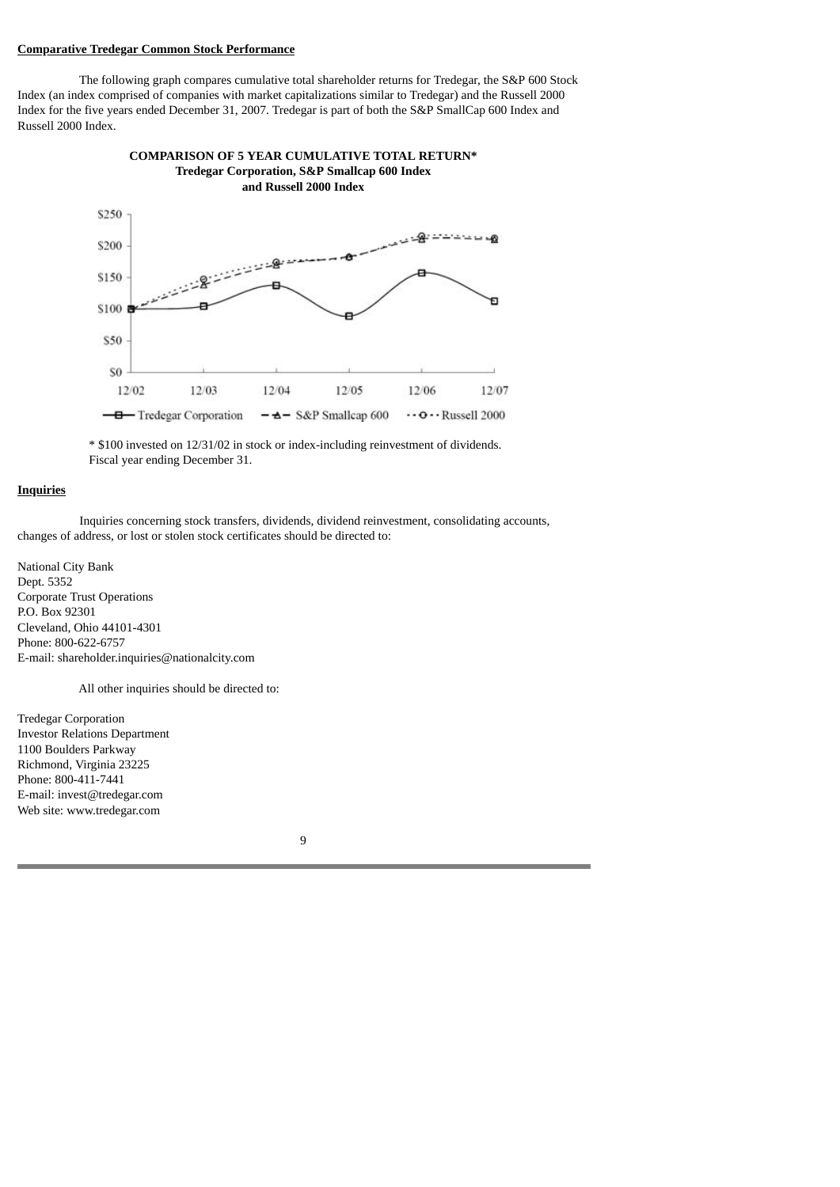**Comparative Tredegar Common Stock Performance**

The following graph compares cumulative total shareholder returns for Tredegar, the S&P 600 Stock Index (an index comprised of companies with market capitalizations similar to Tredegar) and the Russell 2000 Index for the five years ended December 31, 2007. Tredegar is part of both the S&P SmallCap 600 Index and Russell 2000 Index.

**COMPARISON OF 5 YEAR CUMULATIVE TOTAL RETURN***
**Tredegar Corporation, S&P Smallcap 600 Index**
**and Russell 2000 Index**

\* $100 invested on 12/31/02 in stock or index-including reinvestment of dividends.
Fiscal year ending December 31.

**Inquiries**

Inquiries concerning stock transfers, dividends, dividend reinvestment, consolidating accounts, changes of address, or lost or stolen stock certificates should be directed to:

National City Bank
Dept. 5352
Corporate Trust Operations
P.O. Box 92301
Cleveland, Ohio 44101-4301
Phone: 800-622-6757
E-mail: shareholder.inquiries@nationalcity.com

All other inquiries should be directed to:

Tredegar Corporation
Investor Relations Department
1100 Boulders Parkway
Richmond, Virginia 23225
Phone: 800-411-7441
E-mail: invest@tredegar.com
Web site: www.tredegar.com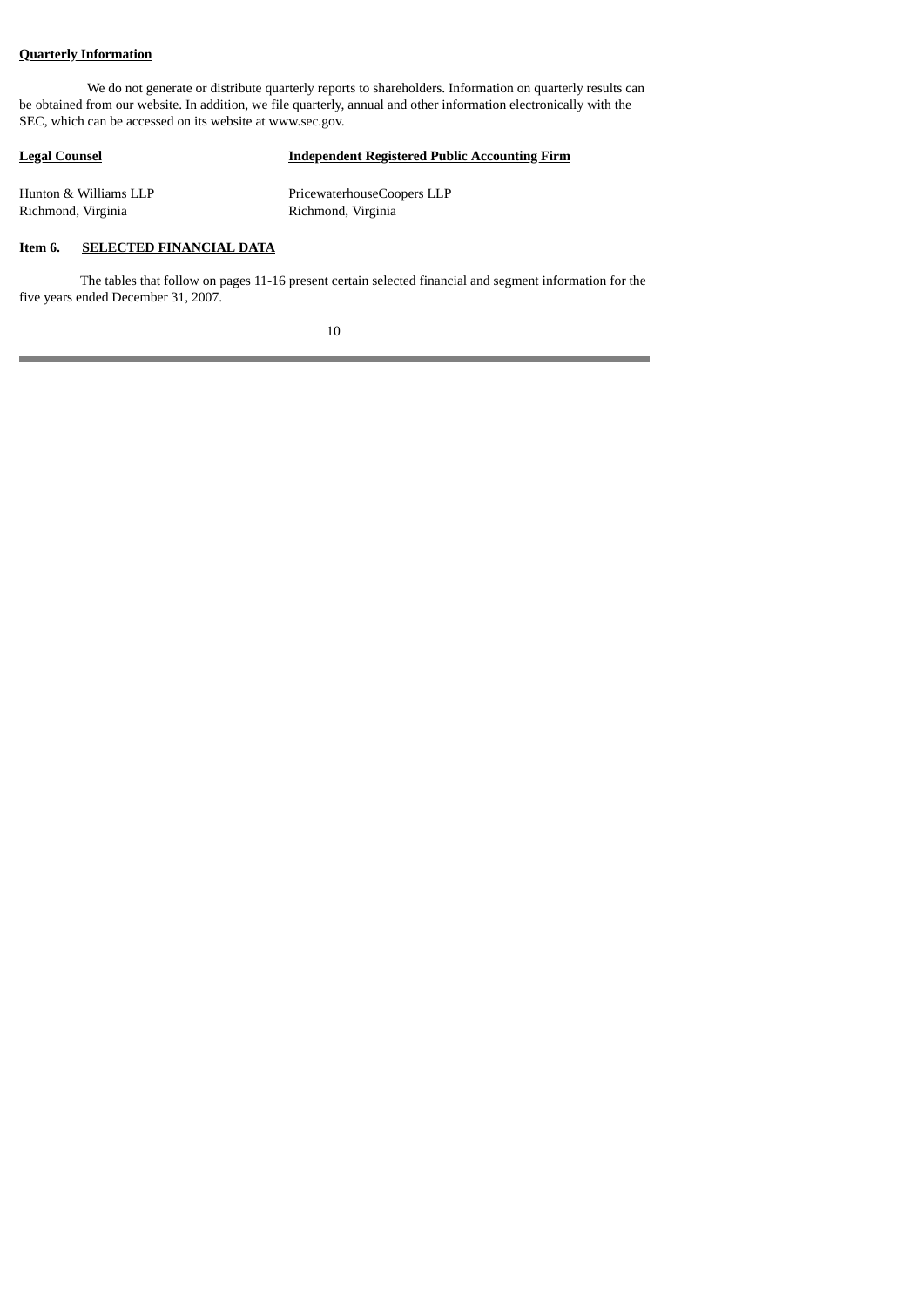**Quarterly Information**

We do not generate or distribute quarterly reports to shareholders. Information on quarterly results can be obtained from our website. In addition, we file quarterly, annual and other information electronically with the SEC, which can be accessed on its website at www.sec.gov.

| **Legal Counsel** | **Independent Registered Public Accounting Firm** |
|---|---|
| Hunton & Williams LLP<br>Richmond, Virginia | PricewaterhouseCoopers LLP<br>Richmond, Virginia |

**Item 6. SELECTED FINANCIAL DATA**

The tables that follow on pages 11-16 present certain selected financial and segment information for the five years ended December 31, 2007.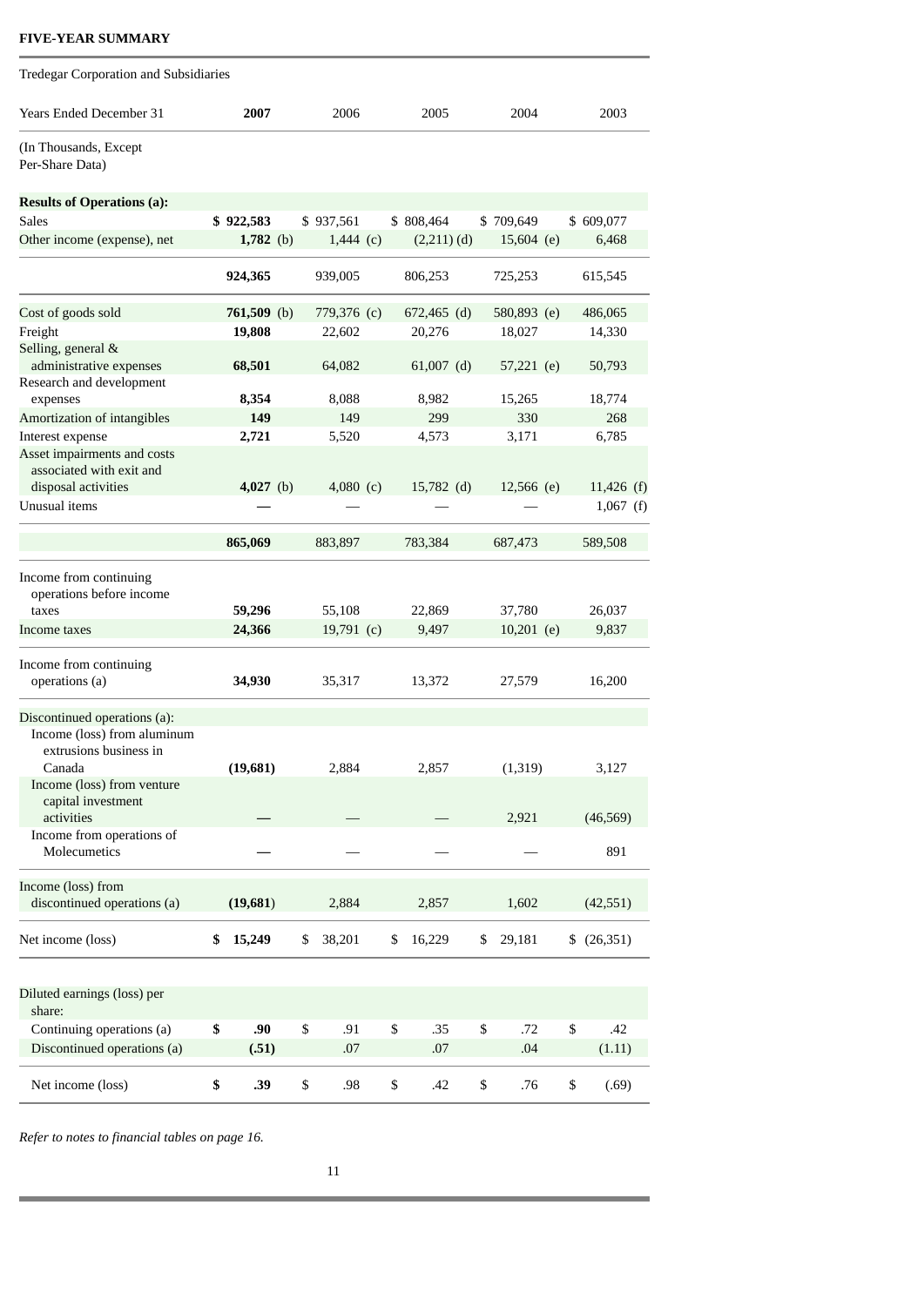**FIVE-YEAR SUMMARY**

Tredegar Corporation and Subsidiaries

| Years Ended December 31<br>(In Thousands, Except Per-Share Data) | **2007** | 2006 | 2005 | 2004 | 2003 |
|---|---|---|---|---|---|
| **Results of Operations (a):** | | | | | |
| Sales | **$ 922,583** | $ 937,561 | $ 808,464 | $ 709,649 | $ 609,077 |
| Other income (expense), net | **1,782** (b) | 1,444 (c) | (2,211) (d) | 15,604 (e) | 6,468 |
| | **924,365** | 939,005 | 806,253 | 725,253 | 615,545 |
| Cost of goods sold | **761,509** (b) | 779,376 (c) | 672,465 (d) | 580,893 (e) | 486,065 |
| Freight | **19,808** | 22,602 | 20,276 | 18,027 | 14,330 |
| Selling, general & administrative expenses | **68,501** | 64,082 | 61,007 (d) | 57,221 (e) | 50,793 |
| Research and development expenses | **8,354** | 8,088 | 8,982 | 15,265 | 18,774 |
| Amortization of intangibles | **149** | 149 | 299 | 330 | 268 |
| Interest expense | **2,721** | 5,520 | 4,573 | 3,171 | 6,785 |
| Asset impairments and costs associated with exit and disposal activities | **4,027** (b) | 4,080 (c) | 15,782 (d) | 12,566 (e) | 11,426 (f) |
| Unusual items | **—** | — | — | — | 1,067 (f) |
| | **865,069** | 883,897 | 783,384 | 687,473 | 589,508 |
| Income from continuing operations before income taxes | **59,296** | 55,108 | 22,869 | 37,780 | 26,037 |
| Income taxes | **24,366** | 19,791 (c) | 9,497 | 10,201 (e) | 9,837 |
| Income from continuing operations (a) | **34,930** | 35,317 | 13,372 | 27,579 | 16,200 |
| Discontinued operations (a): | | | | | |
| Income (loss) from aluminum extrusions business in Canada | **(19,681)** | 2,884 | 2,857 | (1,319) | 3,127 |
| Income (loss) from venture capital investment activities | **—** | — | — | 2,921 | (46,569) |
| Income from operations of Molecumetics | **—** | — | — | — | 891 |
| Income (loss) from discontinued operations (a) | **(19,681)** | 2,884 | 2,857 | 1,602 | (42,551) |
| Net income (loss) | **$ 15,249** | $ 38,201 | $ 16,229 | $ 29,181 | $ (26,351) |
| Diluted earnings (loss) per share: | | | | | |
| Continuing operations (a) | **$ .90** | $ .91 | $ .35 | $ .72 | $ .42 |
| Discontinued operations (a) | **(.51)** | .07 | .07 | .04 | (1.11) |
| Net income (loss) | **$ .39** | $ .98 | $ .42 | $ .76 | $ (.69) |

*Refer to notes to financial tables on page 16.*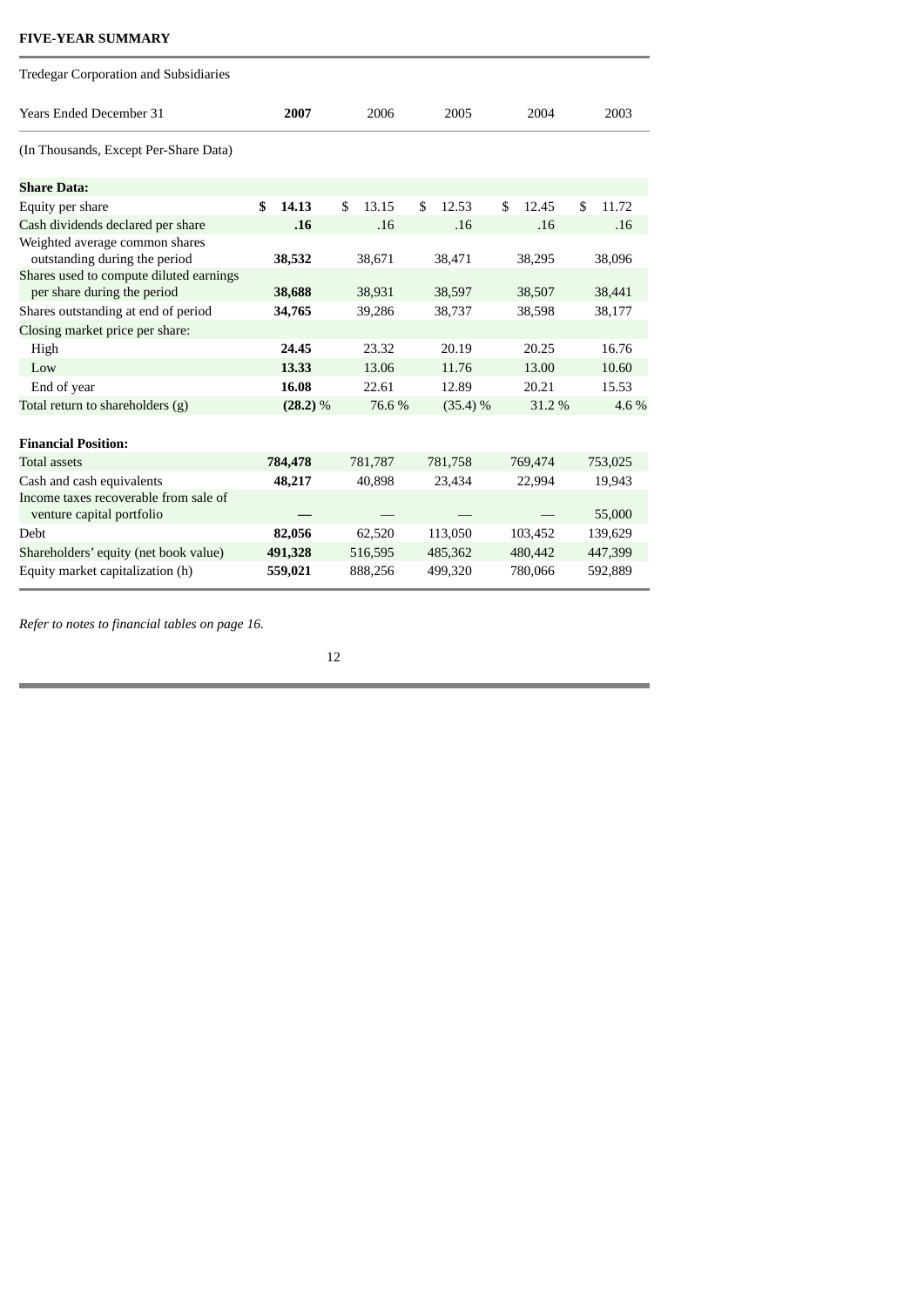**FIVE-YEAR SUMMARY**

Tredegar Corporation and Subsidiaries

| Years Ended December 31 | **2007** | 2006 | 2005 | 2004 | 2003 |
|---|---|---|---|---|---|
| (In Thousands, Except Per-Share Data) | | | | | |
| **Share Data:** | | | | | |
| Equity per share | **$ 14.13** | $ 13.15 | $ 12.53 | $ 12.45 | $ 11.72 |
| Cash dividends declared per share | **.16** | .16 | .16 | .16 | .16 |
| Weighted average common shares outstanding during the period | **38,532** | 38,671 | 38,471 | 38,295 | 38,096 |
| Shares used to compute diluted earnings per share during the period | **38,688** | 38,931 | 38,597 | 38,507 | 38,441 |
| Shares outstanding at end of period | **34,765** | 39,286 | 38,737 | 38,598 | 38,177 |
| Closing market price per share: | | | | | |
| High | **24.45** | 23.32 | 20.19 | 20.25 | 16.76 |
| Low | **13.33** | 13.06 | 11.76 | 13.00 | 10.60 |
| End of year | **16.08** | 22.61 | 12.89 | 20.21 | 15.53 |
| Total return to shareholders (g) | **(28.2) %** | 76.6 % | (35.4) % | 31.2 % | 4.6 % |
| **Financial Position:** | | | | | |
| Total assets | **784,478** | 781,787 | 781,758 | 769,474 | 753,025 |
| Cash and cash equivalents | **48,217** | 40,898 | 23,434 | 22,994 | 19,943 |
| Income taxes recoverable from sale of venture capital portfolio | **—** | — | — | — | 55,000 |
| Debt | **82,056** | 62,520 | 113,050 | 103,452 | 139,629 |
| Shareholders' equity (net book value) | **491,328** | 516,595 | 485,362 | 480,442 | 447,399 |
| Equity market capitalization (h) | **559,021** | 888,256 | 499,320 | 780,066 | 592,889 |

*Refer to notes to financial tables on page 16.*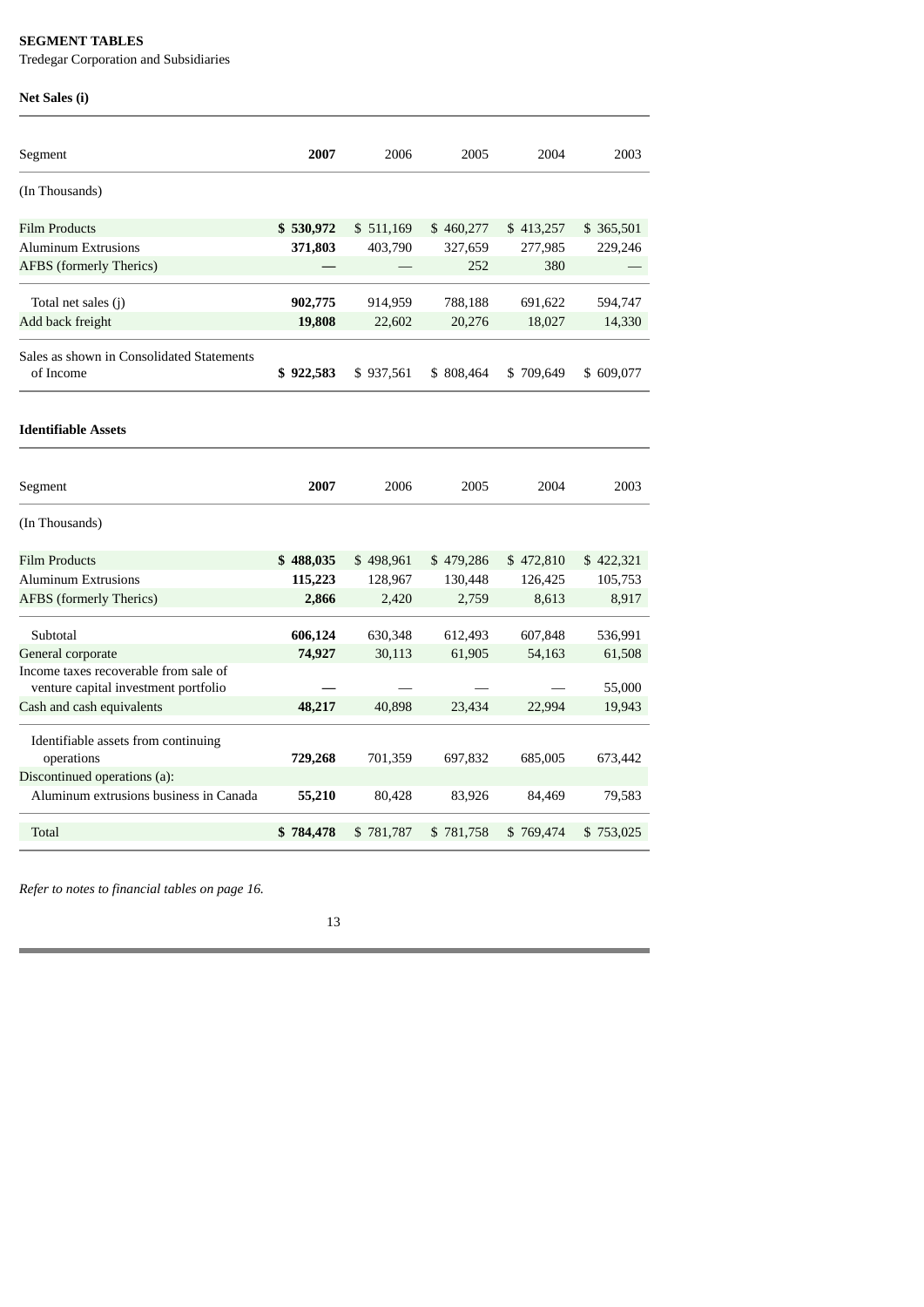**SEGMENT TABLES**

Tredegar Corporation and Subsidiaries

**Net Sales (i)**

| Segment | **2007** | 2006 | 2005 | 2004 | 2003 |
|---|---|---|---|---|---|
| (In Thousands) | | | | | |
| Film Products | **$ 530,972** | $ 511,169 | $ 460,277 | $ 413,257 | $ 365,501 |
| Aluminum Extrusions | **371,803** | 403,790 | 327,659 | 277,985 | 229,246 |
| AFBS (formerly Therics) | **—** | — | 252 | 380 | — |
| Total net sales (j) | **902,775** | 914,959 | 788,188 | 691,622 | 594,747 |
| Add back freight | **19,808** | 22,602 | 20,276 | 18,027 | 14,330 |
| Sales as shown in Consolidated Statements of Income | **$ 922,583** | $ 937,561 | $ 808,464 | $ 709,649 | $ 609,077 |

**Identifiable Assets**

| Segment | **2007** | 2006 | 2005 | 2004 | 2003 |
|---|---|---|---|---|---|
| (In Thousands) | | | | | |
| Film Products | **$ 488,035** | $ 498,961 | $ 479,286 | $ 472,810 | $ 422,321 |
| Aluminum Extrusions | **115,223** | 128,967 | 130,448 | 126,425 | 105,753 |
| AFBS (formerly Therics) | **2,866** | 2,420 | 2,759 | 8,613 | 8,917 |
| Subtotal | **606,124** | 630,348 | 612,493 | 607,848 | 536,991 |
| General corporate | **74,927** | 30,113 | 61,905 | 54,163 | 61,508 |
| Income taxes recoverable from sale of venture capital investment portfolio | **—** | — | — | — | 55,000 |
| Cash and cash equivalents | **48,217** | 40,898 | 23,434 | 22,994 | 19,943 |
| Identifiable assets from continuing operations | **729,268** | 701,359 | 697,832 | 685,005 | 673,442 |
| Discontinued operations (a): | | | | | |
| Aluminum extrusions business in Canada | **55,210** | 80,428 | 83,926 | 84,469 | 79,583 |
| Total | **$ 784,478** | $ 781,787 | $ 781,758 | $ 769,474 | $ 753,025 |

*Refer to notes to financial tables on page 16.*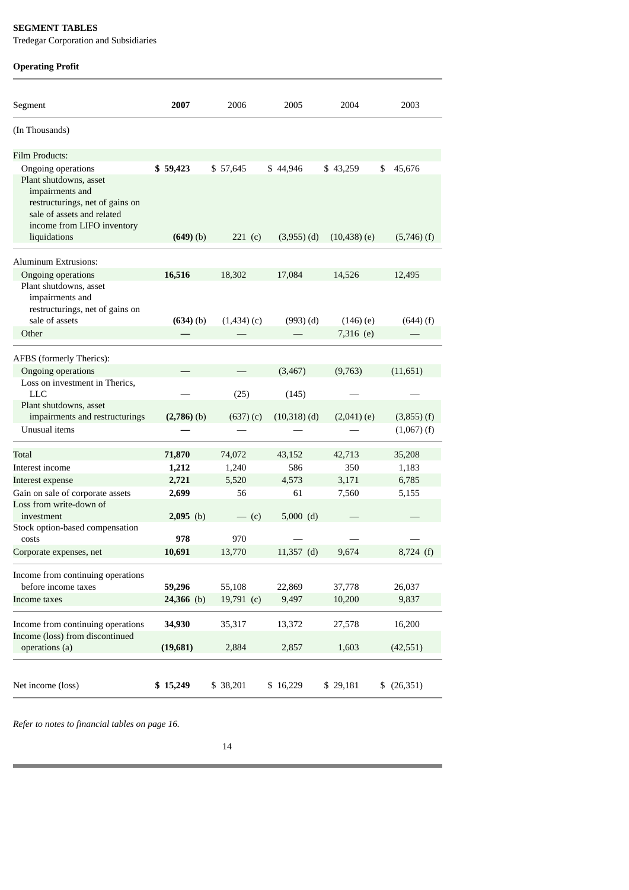**SEGMENT TABLES**

Tredegar Corporation and Subsidiaries

**Operating Profit**

| Segment | **2007** | 2006 | 2005 | 2004 | 2003 |
|---|---|---|---|---|---|
| (In Thousands) | | | | | |
| Film Products: | | | | | |
| Ongoing operations | **$ 59,423** | $ 57,645 | $ 44,946 | $ 43,259 | $ 45,676 |
| Plant shutdowns, asset impairments and restructurings, net of gains on sale of assets and related income from LIFO inventory liquidations | **(649)** (b) | 221 (c) | (3,955) (d) | (10,438) (e) | (5,746) (f) |
| Aluminum Extrusions: | | | | | |
| Ongoing operations | **16,516** | 18,302 | 17,084 | 14,526 | 12,495 |
| Plant shutdowns, asset impairments and restructurings, net of gains on sale of assets | **(634)** (b) | (1,434) (c) | (993) (d) | (146) (e) | (644) (f) |
| Other | **—** | — | — | 7,316 (e) | — |
| AFBS (formerly Therics): | | | | | |
| Ongoing operations | **—** | — | (3,467) | (9,763) | (11,651) |
| Loss on investment in Therics, LLC | **—** | (25) | (145) | — | — |
| Plant shutdowns, asset impairments and restructurings | **(2,786)** (b) | (637) (c) | (10,318) (d) | (2,041) (e) | (3,855) (f) |
| Unusual items | **—** | — | — | — | (1,067) (f) |
| Total | **71,870** | 74,072 | 43,152 | 42,713 | 35,208 |
| Interest income | **1,212** | 1,240 | 586 | 350 | 1,183 |
| Interest expense | **2,721** | 5,520 | 4,573 | 3,171 | 6,785 |
| Gain on sale of corporate assets | **2,699** | 56 | 61 | 7,560 | 5,155 |
| Loss from write-down of investment | **2,095** (b) | — (c) | 5,000 (d) | — | — |
| Stock option-based compensation costs | **978** | 970 | — | — | — |
| Corporate expenses, net | **10,691** | 13,770 | 11,357 (d) | 9,674 | 8,724 (f) |
| Income from continuing operations before income taxes | **59,296** | 55,108 | 22,869 | 37,778 | 26,037 |
| Income taxes | **24,366** (b) | 19,791 (c) | 9,497 | 10,200 | 9,837 |
| Income from continuing operations | **34,930** | 35,317 | 13,372 | 27,578 | 16,200 |
| Income (loss) from discontinued operations (a) | **(19,681)** | 2,884 | 2,857 | 1,603 | (42,551) |
| Net income (loss) | **$ 15,249** | $ 38,201 | $ 16,229 | $ 29,181 | $ (26,351) |

*Refer to notes to financial tables on page 16.*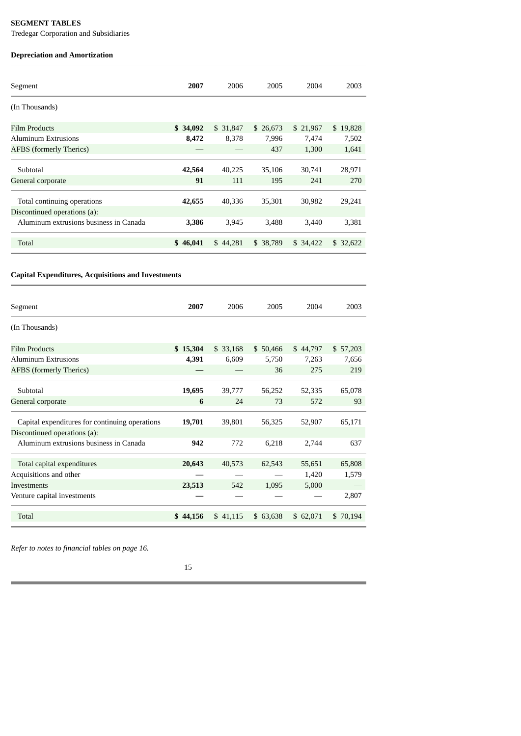**SEGMENT TABLES**

Tredegar Corporation and Subsidiaries

**Depreciation and Amortization**

| Segment | **2007** | 2006 | 2005 | 2004 | 2003 |
|---|---|---|---|---|---|
| (In Thousands) | | | | | |
| Film Products | **$ 34,092** | $ 31,847 | $ 26,673 | $ 21,967 | $ 19,828 |
| Aluminum Extrusions | **8,472** | 8,378 | 7,996 | 7,474 | 7,502 |
| AFBS (formerly Therics) | **—** | — | 437 | 1,300 | 1,641 |
| Subtotal | **42,564** | 40,225 | 35,106 | 30,741 | 28,971 |
| General corporate | **91** | 111 | 195 | 241 | 270 |
| Total continuing operations | **42,655** | 40,336 | 35,301 | 30,982 | 29,241 |
| Discontinued operations (a): | | | | | |
| Aluminum extrusions business in Canada | **3,386** | 3,945 | 3,488 | 3,440 | 3,381 |
| Total | **$ 46,041** | $ 44,281 | $ 38,789 | $ 34,422 | $ 32,622 |

**Capital Expenditures, Acquisitions and Investments**

| Segment | **2007** | 2006 | 2005 | 2004 | 2003 |
|---|---|---|---|---|---|
| (In Thousands) | | | | | |
| Film Products | **$ 15,304** | $ 33,168 | $ 50,466 | $ 44,797 | $ 57,203 |
| Aluminum Extrusions | **4,391** | 6,609 | 5,750 | 7,263 | 7,656 |
| AFBS (formerly Therics) | **—** | — | 36 | 275 | 219 |
| Subtotal | **19,695** | 39,777 | 56,252 | 52,335 | 65,078 |
| General corporate | **6** | 24 | 73 | 572 | 93 |
| Capital expenditures for continuing operations | **19,701** | 39,801 | 56,325 | 52,907 | 65,171 |
| Discontinued operations (a): | | | | | |
| Aluminum extrusions business in Canada | **942** | 772 | 6,218 | 2,744 | 637 |
| Total capital expenditures | **20,643** | 40,573 | 62,543 | 55,651 | 65,808 |
| Acquisitions and other | **—** | — | — | 1,420 | 1,579 |
| Investments | **23,513** | 542 | 1,095 | 5,000 | — |
| Venture capital investments | **—** | — | — | — | 2,807 |
| Total | **$ 44,156** | $ 41,115 | $ 63,638 | $ 62,071 | $ 70,194 |

*Refer to notes to financial tables on page 16.*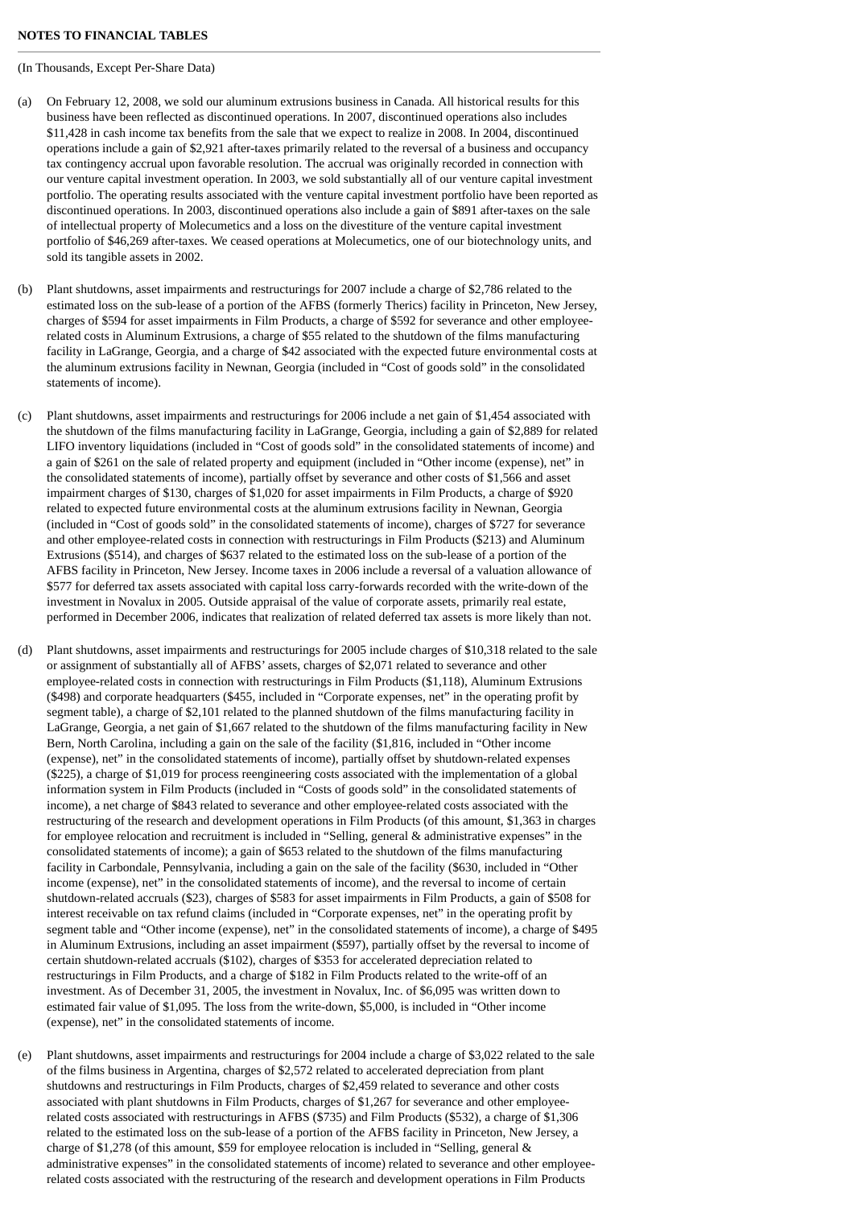**NOTES TO FINANCIAL TABLES**

(In Thousands, Except Per-Share Data)

(a) On February 12, 2008, we sold our aluminum extrusions business in Canada. All historical results for this business have been reflected as discontinued operations. In 2007, discontinued operations also includes $11,428 in cash income tax benefits from the sale that we expect to realize in 2008. In 2004, discontinued operations include a gain of $2,921 after-taxes primarily related to the reversal of a business and occupancy tax contingency accrual upon favorable resolution. The accrual was originally recorded in connection with our venture capital investment operation. In 2003, we sold substantially all of our venture capital investment portfolio. The operating results associated with the venture capital investment portfolio have been reported as discontinued operations. In 2003, discontinued operations also include a gain of $891 after-taxes on the sale of intellectual property of Molecumetics and a loss on the divestiture of the venture capital investment portfolio of $46,269 after-taxes. We ceased operations at Molecumetics, one of our biotechnology units, and sold its tangible assets in 2002.

(b) Plant shutdowns, asset impairments and restructurings for 2007 include a charge of $2,786 related to the estimated loss on the sub-lease of a portion of the AFBS (formerly Therics) facility in Princeton, New Jersey, charges of $594 for asset impairments in Film Products, a charge of $592 for severance and other employee-related costs in Aluminum Extrusions, a charge of $55 related to the shutdown of the films manufacturing facility in LaGrange, Georgia, and a charge of $42 associated with the expected future environmental costs at the aluminum extrusions facility in Newnan, Georgia (included in “Cost of goods sold” in the consolidated statements of income).

(c) Plant shutdowns, asset impairments and restructurings for 2006 include a net gain of $1,454 associated with the shutdown of the films manufacturing facility in LaGrange, Georgia, including a gain of $2,889 for related LIFO inventory liquidations (included in “Cost of goods sold” in the consolidated statements of income) and a gain of $261 on the sale of related property and equipment (included in “Other income (expense), net” in the consolidated statements of income), partially offset by severance and other costs of $1,566 and asset impairment charges of $130, charges of $1,020 for asset impairments in Film Products, a charge of $920 related to expected future environmental costs at the aluminum extrusions facility in Newnan, Georgia (included in “Cost of goods sold” in the consolidated statements of income), charges of $727 for severance and other employee-related costs in connection with restructurings in Film Products ($213) and Aluminum Extrusions ($514), and charges of $637 related to the estimated loss on the sub-lease of a portion of the AFBS facility in Princeton, New Jersey. Income taxes in 2006 include a reversal of a valuation allowance of $577 for deferred tax assets associated with capital loss carry-forwards recorded with the write-down of the investment in Novalux in 2005. Outside appraisal of the value of corporate assets, primarily real estate, performed in December 2006, indicates that realization of related deferred tax assets is more likely than not.

(d) Plant shutdowns, asset impairments and restructurings for 2005 include charges of $10,318 related to the sale or assignment of substantially all of AFBS’ assets, charges of $2,071 related to severance and other employee-related costs in connection with restructurings in Film Products ($1,118), Aluminum Extrusions ($498) and corporate headquarters ($455, included in “Corporate expenses, net” in the operating profit by segment table), a charge of $2,101 related to the planned shutdown of the films manufacturing facility in LaGrange, Georgia, a net gain of $1,667 related to the shutdown of the films manufacturing facility in New Bern, North Carolina, including a gain on the sale of the facility ($1,816, included in “Other income (expense), net” in the consolidated statements of income), partially offset by shutdown-related expenses ($225), a charge of $1,019 for process reengineering costs associated with the implementation of a global information system in Film Products (included in “Costs of goods sold” in the consolidated statements of income), a net charge of $843 related to severance and other employee-related costs associated with the restructuring of the research and development operations in Film Products (of this amount, $1,363 in charges for employee relocation and recruitment is included in “Selling, general & administrative expenses” in the consolidated statements of income); a gain of $653 related to the shutdown of the films manufacturing facility in Carbondale, Pennsylvania, including a gain on the sale of the facility ($630, included in “Other income (expense), net” in the consolidated statements of income), and the reversal to income of certain shutdown-related accruals ($23), charges of $583 for asset impairments in Film Products, a gain of $508 for interest receivable on tax refund claims (included in “Corporate expenses, net” in the operating profit by segment table and “Other income (expense), net” in the consolidated statements of income), a charge of $495 in Aluminum Extrusions, including an asset impairment ($597), partially offset by the reversal to income of certain shutdown-related accruals ($102), charges of $353 for accelerated depreciation related to restructurings in Film Products, and a charge of $182 in Film Products related to the write-off of an investment. As of December 31, 2005, the investment in Novalux, Inc. of $6,095 was written down to estimated fair value of $1,095. The loss from the write-down, $5,000, is included in “Other income (expense), net” in the consolidated statements of income.

(e) Plant shutdowns, asset impairments and restructurings for 2004 include a charge of $3,022 related to the sale of the films business in Argentina, charges of $2,572 related to accelerated depreciation from plant shutdowns and restructurings in Film Products, charges of $2,459 related to severance and other costs associated with plant shutdowns in Film Products, charges of $1,267 for severance and other employee-related costs associated with restructurings in AFBS ($735) and Film Products ($532), a charge of $1,306 related to the estimated loss on the sub-lease of a portion of the AFBS facility in Princeton, New Jersey, a charge of $1,278 (of this amount, $59 for employee relocation is included in “Selling, general & administrative expenses” in the consolidated statements of income) related to severance and other employee-related costs associated with the restructuring of the research and development operations in Film Products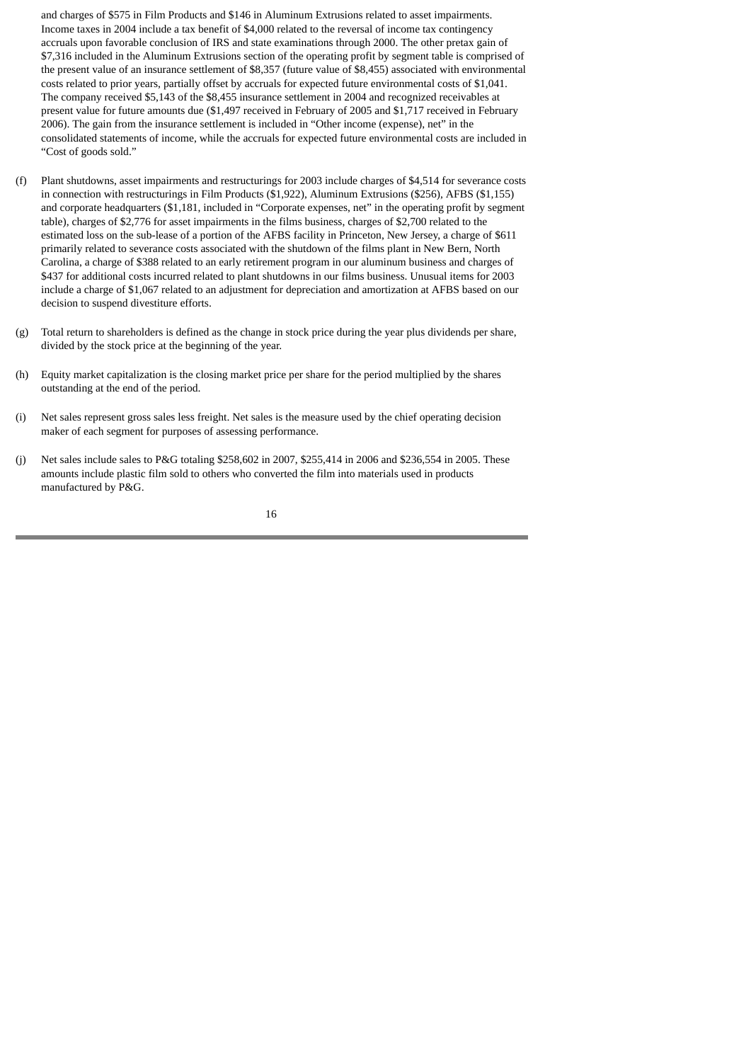and charges of $575 in Film Products and $146 in Aluminum Extrusions related to asset impairments. Income taxes in 2004 include a tax benefit of $4,000 related to the reversal of income tax contingency accruals upon favorable conclusion of IRS and state examinations through 2000. The other pretax gain of $7,316 included in the Aluminum Extrusions section of the operating profit by segment table is comprised of the present value of an insurance settlement of $8,357 (future value of $8,455) associated with environmental costs related to prior years, partially offset by accruals for expected future environmental costs of $1,041. The company received $5,143 of the $8,455 insurance settlement in 2004 and recognized receivables at present value for future amounts due ($1,497 received in February of 2005 and $1,717 received in February 2006). The gain from the insurance settlement is included in "Other income (expense), net" in the consolidated statements of income, while the accruals for expected future environmental costs are included in "Cost of goods sold."

(f) Plant shutdowns, asset impairments and restructurings for 2003 include charges of $4,514 for severance costs in connection with restructurings in Film Products ($1,922), Aluminum Extrusions ($256), AFBS ($1,155) and corporate headquarters ($1,181, included in "Corporate expenses, net" in the operating profit by segment table), charges of $2,776 for asset impairments in the films business, charges of $2,700 related to the estimated loss on the sub-lease of a portion of the AFBS facility in Princeton, New Jersey, a charge of $611 primarily related to severance costs associated with the shutdown of the films plant in New Bern, North Carolina, a charge of $388 related to an early retirement program in our aluminum business and charges of $437 for additional costs incurred related to plant shutdowns in our films business. Unusual items for 2003 include a charge of $1,067 related to an adjustment for depreciation and amortization at AFBS based on our decision to suspend divestiture efforts.

(g) Total return to shareholders is defined as the change in stock price during the year plus dividends per share, divided by the stock price at the beginning of the year.

(h) Equity market capitalization is the closing market price per share for the period multiplied by the shares outstanding at the end of the period.

(i) Net sales represent gross sales less freight. Net sales is the measure used by the chief operating decision maker of each segment for purposes of assessing performance.

(j) Net sales include sales to P&G totaling $258,602 in 2007, $255,414 in 2006 and $236,554 in 2005. These amounts include plastic film sold to others who converted the film into materials used in products manufactured by P&G.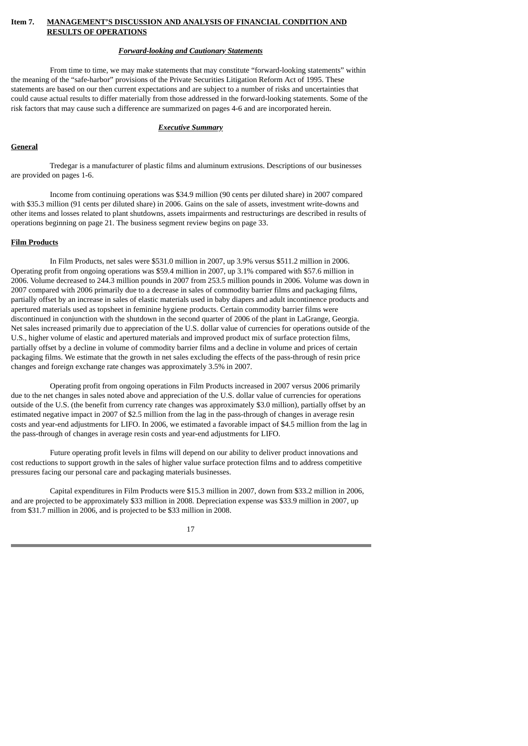**Item 7. MANAGEMENT'S DISCUSSION AND ANALYSIS OF FINANCIAL CONDITION AND RESULTS OF OPERATIONS**

***Forward-looking and Cautionary Statements***

From time to time, we may make statements that may constitute "forward-looking statements" within the meaning of the "safe-harbor" provisions of the Private Securities Litigation Reform Act of 1995. These statements are based on our then current expectations and are subject to a number of risks and uncertainties that could cause actual results to differ materially from those addressed in the forward-looking statements. Some of the risk factors that may cause such a difference are summarized on pages 4-6 and are incorporated herein.

***Executive Summary***

**General**

Tredegar is a manufacturer of plastic films and aluminum extrusions. Descriptions of our businesses are provided on pages 1-6.

Income from continuing operations was $34.9 million (90 cents per diluted share) in 2007 compared with $35.3 million (91 cents per diluted share) in 2006. Gains on the sale of assets, investment write-downs and other items and losses related to plant shutdowns, assets impairments and restructurings are described in results of operations beginning on page 21. The business segment review begins on page 33.

**Film Products**

In Film Products, net sales were $531.0 million in 2007, up 3.9% versus $511.2 million in 2006. Operating profit from ongoing operations was $59.4 million in 2007, up 3.1% compared with $57.6 million in 2006. Volume decreased to 244.3 million pounds in 2007 from 253.5 million pounds in 2006. Volume was down in 2007 compared with 2006 primarily due to a decrease in sales of commodity barrier films and packaging films, partially offset by an increase in sales of elastic materials used in baby diapers and adult incontinence products and apertured materials used as topsheet in feminine hygiene products. Certain commodity barrier films were discontinued in conjunction with the shutdown in the second quarter of 2006 of the plant in LaGrange, Georgia. Net sales increased primarily due to appreciation of the U.S. dollar value of currencies for operations outside of the U.S., higher volume of elastic and apertured materials and improved product mix of surface protection films, partially offset by a decline in volume of commodity barrier films and a decline in volume and prices of certain packaging films. We estimate that the growth in net sales excluding the effects of the pass-through of resin price changes and foreign exchange rate changes was approximately 3.5% in 2007.

Operating profit from ongoing operations in Film Products increased in 2007 versus 2006 primarily due to the net changes in sales noted above and appreciation of the U.S. dollar value of currencies for operations outside of the U.S. (the benefit from currency rate changes was approximately $3.0 million), partially offset by an estimated negative impact in 2007 of $2.5 million from the lag in the pass-through of changes in average resin costs and year-end adjustments for LIFO. In 2006, we estimated a favorable impact of $4.5 million from the lag in the pass-through of changes in average resin costs and year-end adjustments for LIFO.

Future operating profit levels in films will depend on our ability to deliver product innovations and cost reductions to support growth in the sales of higher value surface protection films and to address competitive pressures facing our personal care and packaging materials businesses.

Capital expenditures in Film Products were $15.3 million in 2007, down from $33.2 million in 2006, and are projected to be approximately $33 million in 2008. Depreciation expense was $33.9 million in 2007, up from $31.7 million in 2006, and is projected to be $33 million in 2008.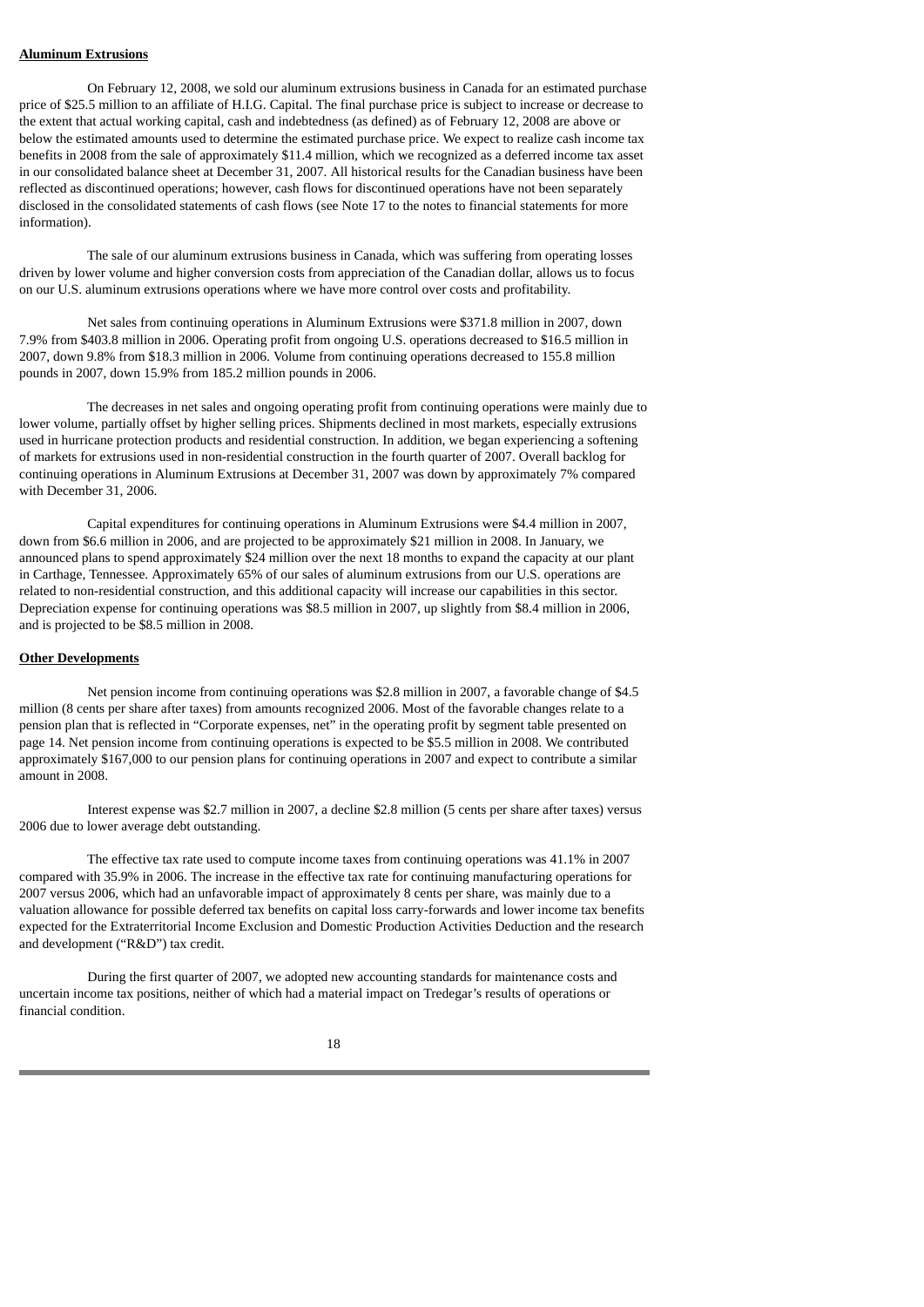**Aluminum Extrusions**

On February 12, 2008, we sold our aluminum extrusions business in Canada for an estimated purchase price of $25.5 million to an affiliate of H.I.G. Capital. The final purchase price is subject to increase or decrease to the extent that actual working capital, cash and indebtedness (as defined) as of February 12, 2008 are above or below the estimated amounts used to determine the estimated purchase price. We expect to realize cash income tax benefits in 2008 from the sale of approximately $11.4 million, which we recognized as a deferred income tax asset in our consolidated balance sheet at December 31, 2007. All historical results for the Canadian business have been reflected as discontinued operations; however, cash flows for discontinued operations have not been separately disclosed in the consolidated statements of cash flows (see Note 17 to the notes to financial statements for more information).

The sale of our aluminum extrusions business in Canada, which was suffering from operating losses driven by lower volume and higher conversion costs from appreciation of the Canadian dollar, allows us to focus on our U.S. aluminum extrusions operations where we have more control over costs and profitability.

Net sales from continuing operations in Aluminum Extrusions were $371.8 million in 2007, down 7.9% from $403.8 million in 2006. Operating profit from ongoing U.S. operations decreased to $16.5 million in 2007, down 9.8% from $18.3 million in 2006. Volume from continuing operations decreased to 155.8 million pounds in 2007, down 15.9% from 185.2 million pounds in 2006.

The decreases in net sales and ongoing operating profit from continuing operations were mainly due to lower volume, partially offset by higher selling prices. Shipments declined in most markets, especially extrusions used in hurricane protection products and residential construction. In addition, we began experiencing a softening of markets for extrusions used in non-residential construction in the fourth quarter of 2007. Overall backlog for continuing operations in Aluminum Extrusions at December 31, 2007 was down by approximately 7% compared with December 31, 2006.

Capital expenditures for continuing operations in Aluminum Extrusions were $4.4 million in 2007, down from $6.6 million in 2006, and are projected to be approximately $21 million in 2008. In January, we announced plans to spend approximately $24 million over the next 18 months to expand the capacity at our plant in Carthage, Tennessee. Approximately 65% of our sales of aluminum extrusions from our U.S. operations are related to non-residential construction, and this additional capacity will increase our capabilities in this sector. Depreciation expense for continuing operations was $8.5 million in 2007, up slightly from $8.4 million in 2006, and is projected to be $8.5 million in 2008.

**Other Developments**

Net pension income from continuing operations was $2.8 million in 2007, a favorable change of $4.5 million (8 cents per share after taxes) from amounts recognized 2006. Most of the favorable changes relate to a pension plan that is reflected in "Corporate expenses, net" in the operating profit by segment table presented on page 14. Net pension income from continuing operations is expected to be $5.5 million in 2008. We contributed approximately $167,000 to our pension plans for continuing operations in 2007 and expect to contribute a similar amount in 2008.

Interest expense was $2.7 million in 2007, a decline $2.8 million (5 cents per share after taxes) versus 2006 due to lower average debt outstanding.

The effective tax rate used to compute income taxes from continuing operations was 41.1% in 2007 compared with 35.9% in 2006. The increase in the effective tax rate for continuing manufacturing operations for 2007 versus 2006, which had an unfavorable impact of approximately 8 cents per share, was mainly due to a valuation allowance for possible deferred tax benefits on capital loss carry-forwards and lower income tax benefits expected for the Extraterritorial Income Exclusion and Domestic Production Activities Deduction and the research and development ("R&D") tax credit.

During the first quarter of 2007, we adopted new accounting standards for maintenance costs and uncertain income tax positions, neither of which had a material impact on Tredegar's results of operations or financial condition.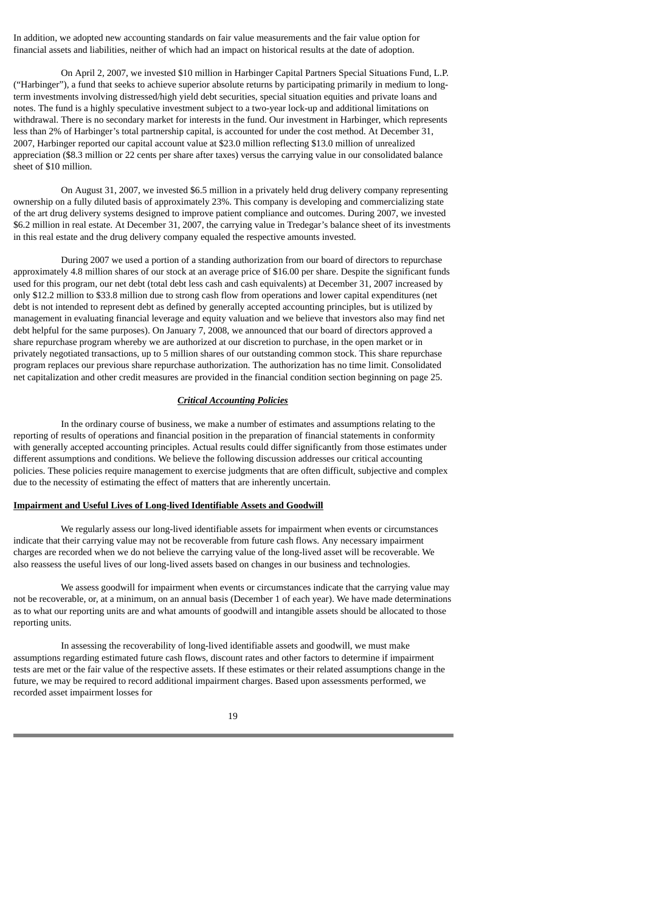In addition, we adopted new accounting standards on fair value measurements and the fair value option for financial assets and liabilities, neither of which had an impact on historical results at the date of adoption.

On April 2, 2007, we invested $10 million in Harbinger Capital Partners Special Situations Fund, L.P. ("Harbinger"), a fund that seeks to achieve superior absolute returns by participating primarily in medium to long-term investments involving distressed/high yield debt securities, special situation equities and private loans and notes. The fund is a highly speculative investment subject to a two-year lock-up and additional limitations on withdrawal. There is no secondary market for interests in the fund. Our investment in Harbinger, which represents less than 2% of Harbinger's total partnership capital, is accounted for under the cost method. At December 31, 2007, Harbinger reported our capital account value at $23.0 million reflecting $13.0 million of unrealized appreciation ($8.3 million or 22 cents per share after taxes) versus the carrying value in our consolidated balance sheet of $10 million.

On August 31, 2007, we invested $6.5 million in a privately held drug delivery company representing ownership on a fully diluted basis of approximately 23%. This company is developing and commercializing state of the art drug delivery systems designed to improve patient compliance and outcomes. During 2007, we invested $6.2 million in real estate. At December 31, 2007, the carrying value in Tredegar's balance sheet of its investments in this real estate and the drug delivery company equaled the respective amounts invested.

During 2007 we used a portion of a standing authorization from our board of directors to repurchase approximately 4.8 million shares of our stock at an average price of $16.00 per share. Despite the significant funds used for this program, our net debt (total debt less cash and cash equivalents) at December 31, 2007 increased by only $12.2 million to $33.8 million due to strong cash flow from operations and lower capital expenditures (net debt is not intended to represent debt as defined by generally accepted accounting principles, but is utilized by management in evaluating financial leverage and equity valuation and we believe that investors also may find net debt helpful for the same purposes). On January 7, 2008, we announced that our board of directors approved a share repurchase program whereby we are authorized at our discretion to purchase, in the open market or in privately negotiated transactions, up to 5 million shares of our outstanding common stock. This share repurchase program replaces our previous share repurchase authorization. The authorization has no time limit. Consolidated net capitalization and other credit measures are provided in the financial condition section beginning on page 25.

## *Critical Accounting Policies*

In the ordinary course of business, we make a number of estimates and assumptions relating to the reporting of results of operations and financial position in the preparation of financial statements in conformity with generally accepted accounting principles. Actual results could differ significantly from those estimates under different assumptions and conditions. We believe the following discussion addresses our critical accounting policies. These policies require management to exercise judgments that are often difficult, subjective and complex due to the necessity of estimating the effect of matters that are inherently uncertain.

### Impairment and Useful Lives of Long-lived Identifiable Assets and Goodwill

We regularly assess our long-lived identifiable assets for impairment when events or circumstances indicate that their carrying value may not be recoverable from future cash flows. Any necessary impairment charges are recorded when we do not believe the carrying value of the long-lived asset will be recoverable. We also reassess the useful lives of our long-lived assets based on changes in our business and technologies.

We assess goodwill for impairment when events or circumstances indicate that the carrying value may not be recoverable, or, at a minimum, on an annual basis (December 1 of each year). We have made determinations as to what our reporting units are and what amounts of goodwill and intangible assets should be allocated to those reporting units.

In assessing the recoverability of long-lived identifiable assets and goodwill, we must make assumptions regarding estimated future cash flows, discount rates and other factors to determine if impairment tests are met or the fair value of the respective assets. If these estimates or their related assumptions change in the future, we may be required to record additional impairment charges. Based upon assessments performed, we recorded asset impairment losses for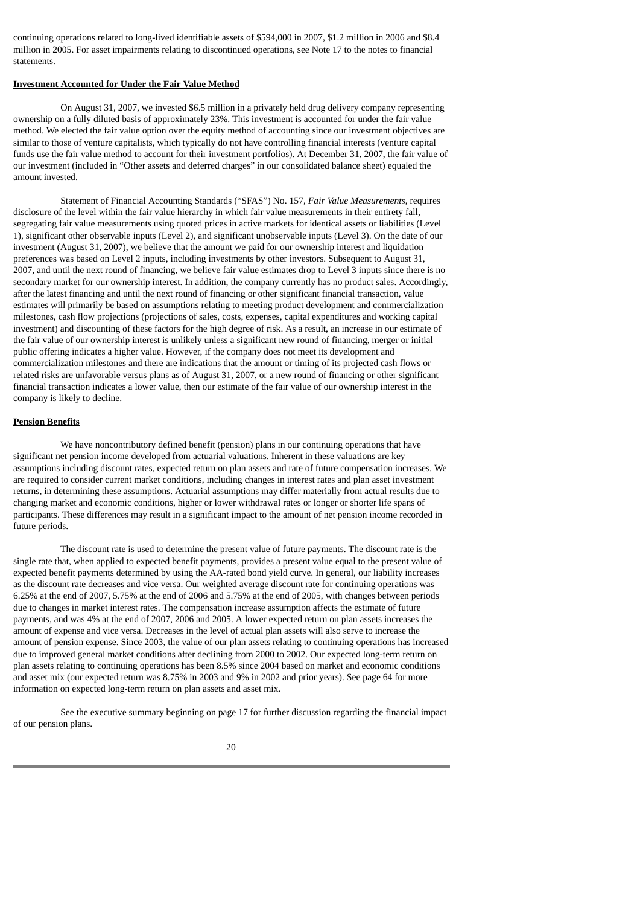continuing operations related to long-lived identifiable assets of $594,000 in 2007, $1.2 million in 2006 and $8.4 million in 2005. For asset impairments relating to discontinued operations, see Note 17 to the notes to financial statements.

**Investment Accounted for Under the Fair Value Method**

On August 31, 2007, we invested $6.5 million in a privately held drug delivery company representing ownership on a fully diluted basis of approximately 23%. This investment is accounted for under the fair value method. We elected the fair value option over the equity method of accounting since our investment objectives are similar to those of venture capitalists, which typically do not have controlling financial interests (venture capital funds use the fair value method to account for their investment portfolios). At December 31, 2007, the fair value of our investment (included in "Other assets and deferred charges" in our consolidated balance sheet) equaled the amount invested.

Statement of Financial Accounting Standards ("SFAS") No. 157, *Fair Value Measurements*, requires disclosure of the level within the fair value hierarchy in which fair value measurements in their entirety fall, segregating fair value measurements using quoted prices in active markets for identical assets or liabilities (Level 1), significant other observable inputs (Level 2), and significant unobservable inputs (Level 3). On the date of our investment (August 31, 2007), we believe that the amount we paid for our ownership interest and liquidation preferences was based on Level 2 inputs, including investments by other investors. Subsequent to August 31, 2007, and until the next round of financing, we believe fair value estimates drop to Level 3 inputs since there is no secondary market for our ownership interest. In addition, the company currently has no product sales. Accordingly, after the latest financing and until the next round of financing or other significant financial transaction, value estimates will primarily be based on assumptions relating to meeting product development and commercialization milestones, cash flow projections (projections of sales, costs, expenses, capital expenditures and working capital investment) and discounting of these factors for the high degree of risk. As a result, an increase in our estimate of the fair value of our ownership interest is unlikely unless a significant new round of financing, merger or initial public offering indicates a higher value. However, if the company does not meet its development and commercialization milestones and there are indications that the amount or timing of its projected cash flows or related risks are unfavorable versus plans as of August 31, 2007, or a new round of financing or other significant financial transaction indicates a lower value, then our estimate of the fair value of our ownership interest in the company is likely to decline.

**Pension Benefits**

We have noncontributory defined benefit (pension) plans in our continuing operations that have significant net pension income developed from actuarial valuations. Inherent in these valuations are key assumptions including discount rates, expected return on plan assets and rate of future compensation increases. We are required to consider current market conditions, including changes in interest rates and plan asset investment returns, in determining these assumptions. Actuarial assumptions may differ materially from actual results due to changing market and economic conditions, higher or lower withdrawal rates or longer or shorter life spans of participants. These differences may result in a significant impact to the amount of net pension income recorded in future periods.

The discount rate is used to determine the present value of future payments. The discount rate is the single rate that, when applied to expected benefit payments, provides a present value equal to the present value of expected benefit payments determined by using the AA-rated bond yield curve. In general, our liability increases as the discount rate decreases and vice versa. Our weighted average discount rate for continuing operations was 6.25% at the end of 2007, 5.75% at the end of 2006 and 5.75% at the end of 2005, with changes between periods due to changes in market interest rates. The compensation increase assumption affects the estimate of future payments, and was 4% at the end of 2007, 2006 and 2005. A lower expected return on plan assets increases the amount of expense and vice versa. Decreases in the level of actual plan assets will also serve to increase the amount of pension expense. Since 2003, the value of our plan assets relating to continuing operations has increased due to improved general market conditions after declining from 2000 to 2002. Our expected long-term return on plan assets relating to continuing operations has been 8.5% since 2004 based on market and economic conditions and asset mix (our expected return was 8.75% in 2003 and 9% in 2002 and prior years). See page 64 for more information on expected long-term return on plan assets and asset mix.

See the executive summary beginning on page 17 for further discussion regarding the financial impact of our pension plans.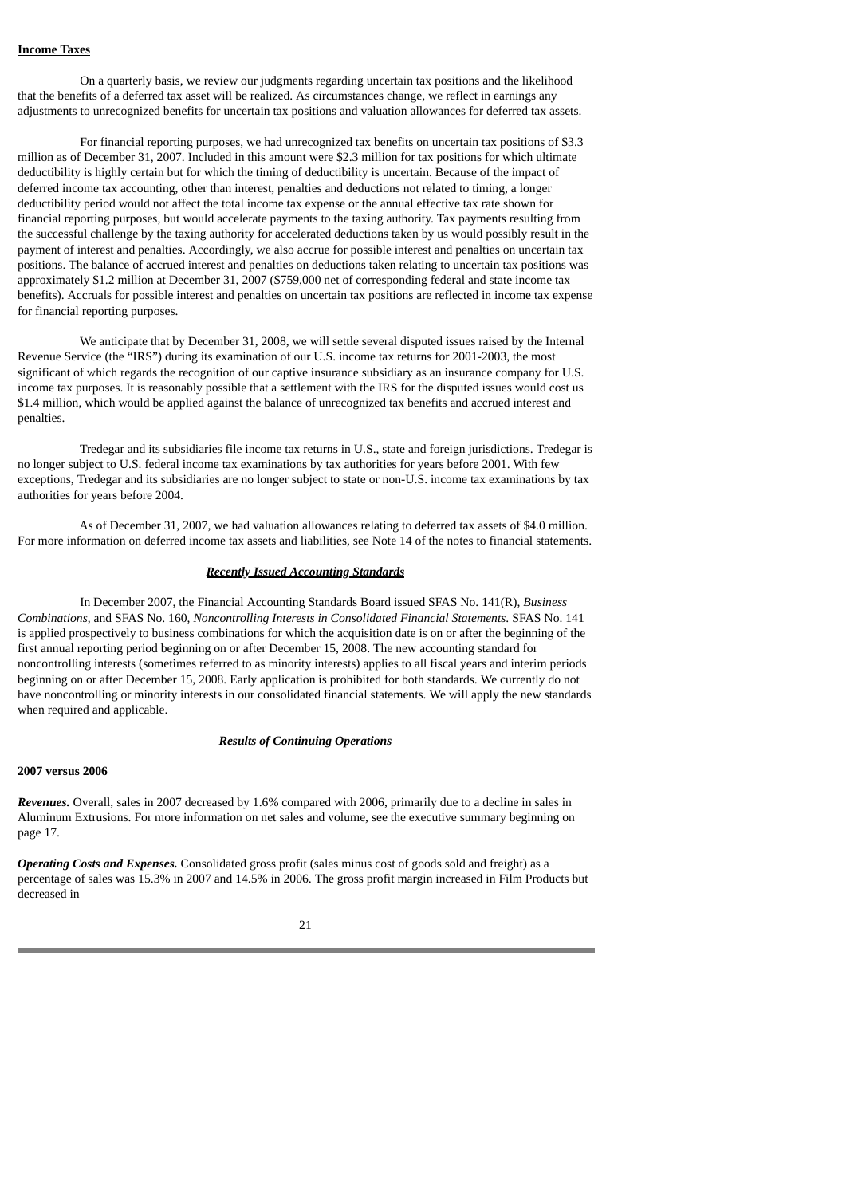**Income Taxes**

On a quarterly basis, we review our judgments regarding uncertain tax positions and the likelihood that the benefits of a deferred tax asset will be realized. As circumstances change, we reflect in earnings any adjustments to unrecognized benefits for uncertain tax positions and valuation allowances for deferred tax assets.

For financial reporting purposes, we had unrecognized tax benefits on uncertain tax positions of $3.3 million as of December 31, 2007. Included in this amount were $2.3 million for tax positions for which ultimate deductibility is highly certain but for which the timing of deductibility is uncertain. Because of the impact of deferred income tax accounting, other than interest, penalties and deductions not related to timing, a longer deductibility period would not affect the total income tax expense or the annual effective tax rate shown for financial reporting purposes, but would accelerate payments to the taxing authority. Tax payments resulting from the successful challenge by the taxing authority for accelerated deductions taken by us would possibly result in the payment of interest and penalties. Accordingly, we also accrue for possible interest and penalties on uncertain tax positions. The balance of accrued interest and penalties on deductions taken relating to uncertain tax positions was approximately $1.2 million at December 31, 2007 ($759,000 net of corresponding federal and state income tax benefits). Accruals for possible interest and penalties on uncertain tax positions are reflected in income tax expense for financial reporting purposes.

We anticipate that by December 31, 2008, we will settle several disputed issues raised by the Internal Revenue Service (the "IRS") during its examination of our U.S. income tax returns for 2001-2003, the most significant of which regards the recognition of our captive insurance subsidiary as an insurance company for U.S. income tax purposes. It is reasonably possible that a settlement with the IRS for the disputed issues would cost us $1.4 million, which would be applied against the balance of unrecognized tax benefits and accrued interest and penalties.

Tredegar and its subsidiaries file income tax returns in U.S., state and foreign jurisdictions. Tredegar is no longer subject to U.S. federal income tax examinations by tax authorities for years before 2001. With few exceptions, Tredegar and its subsidiaries are no longer subject to state or non-U.S. income tax examinations by tax authorities for years before 2004.

As of December 31, 2007, we had valuation allowances relating to deferred tax assets of $4.0 million. For more information on deferred income tax assets and liabilities, see Note 14 of the notes to financial statements.

***Recently Issued Accounting Standards***

In December 2007, the Financial Accounting Standards Board issued SFAS No. 141(R), *Business Combinations*, and SFAS No. 160, *Noncontrolling Interests in Consolidated Financial Statements*. SFAS No. 141 is applied prospectively to business combinations for which the acquisition date is on or after the beginning of the first annual reporting period beginning on or after December 15, 2008. The new accounting standard for noncontrolling interests (sometimes referred to as minority interests) applies to all fiscal years and interim periods beginning on or after December 15, 2008. Early application is prohibited for both standards. We currently do not have noncontrolling or minority interests in our consolidated financial statements. We will apply the new standards when required and applicable.

***Results of Continuing Operations***

**2007 versus 2006**

***Revenues.*** Overall, sales in 2007 decreased by 1.6% compared with 2006, primarily due to a decline in sales in Aluminum Extrusions. For more information on net sales and volume, see the executive summary beginning on page 17.

***Operating Costs and Expenses.*** Consolidated gross profit (sales minus cost of goods sold and freight) as a percentage of sales was 15.3% in 2007 and 14.5% in 2006. The gross profit margin increased in Film Products but decreased in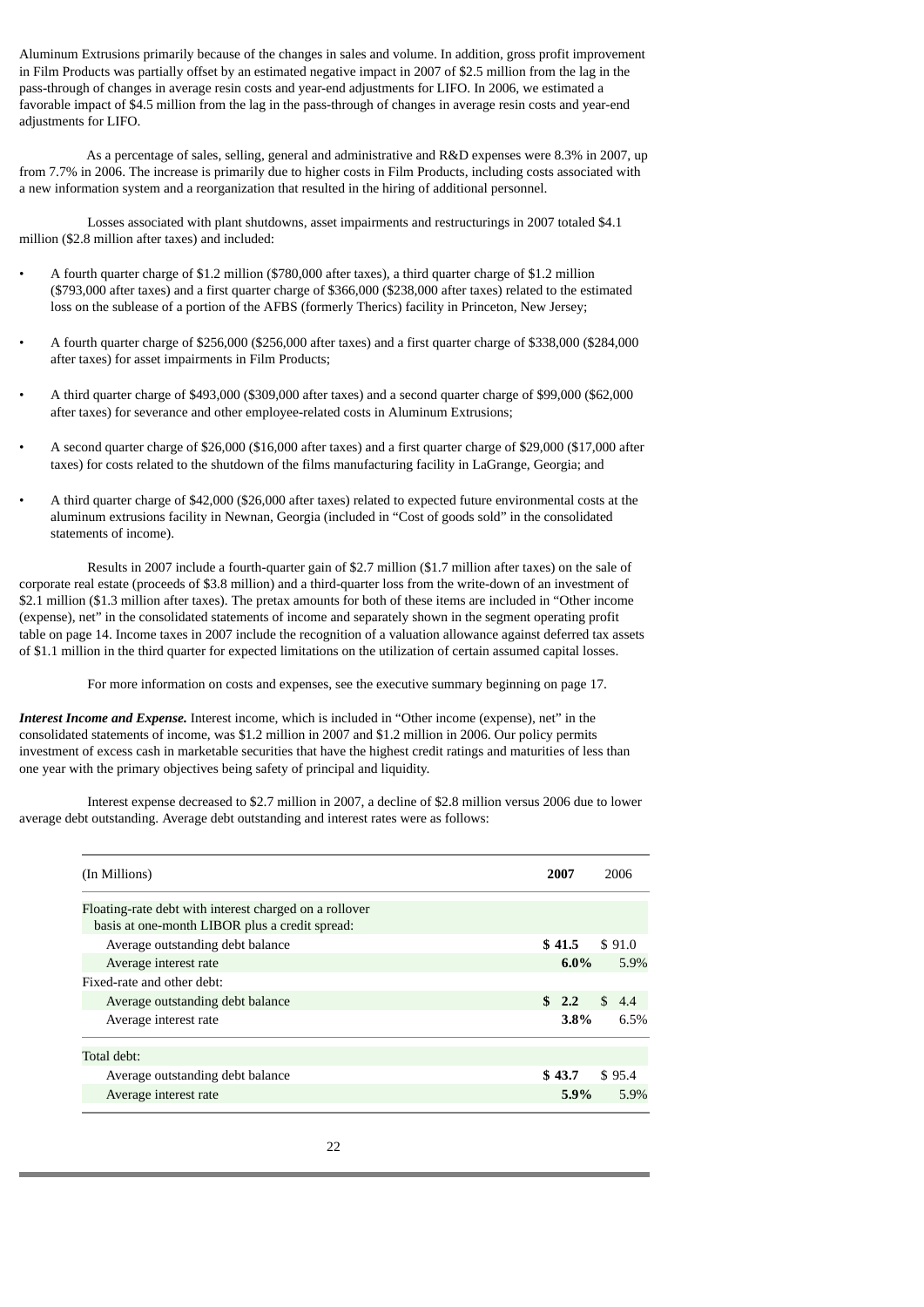Aluminum Extrusions primarily because of the changes in sales and volume. In addition, gross profit improvement in Film Products was partially offset by an estimated negative impact in 2007 of $2.5 million from the lag in the pass-through of changes in average resin costs and year-end adjustments for LIFO. In 2006, we estimated a favorable impact of $4.5 million from the lag in the pass-through of changes in average resin costs and year-end adjustments for LIFO.

As a percentage of sales, selling, general and administrative and R&D expenses were 8.3% in 2007, up from 7.7% in 2006. The increase is primarily due to higher costs in Film Products, including costs associated with a new information system and a reorganization that resulted in the hiring of additional personnel.

Losses associated with plant shutdowns, asset impairments and restructurings in 2007 totaled $4.1 million ($2.8 million after taxes) and included:

- A fourth quarter charge of $1.2 million ($780,000 after taxes), a third quarter charge of $1.2 million ($793,000 after taxes) and a first quarter charge of $366,000 ($238,000 after taxes) related to the estimated loss on the sublease of a portion of the AFBS (formerly Therics) facility in Princeton, New Jersey;
- A fourth quarter charge of $256,000 ($256,000 after taxes) and a first quarter charge of $338,000 ($284,000 after taxes) for asset impairments in Film Products;
- A third quarter charge of $493,000 ($309,000 after taxes) and a second quarter charge of $99,000 ($62,000 after taxes) for severance and other employee-related costs in Aluminum Extrusions;
- A second quarter charge of $26,000 ($16,000 after taxes) and a first quarter charge of $29,000 ($17,000 after taxes) for costs related to the shutdown of the films manufacturing facility in LaGrange, Georgia; and
- A third quarter charge of $42,000 ($26,000 after taxes) related to expected future environmental costs at the aluminum extrusions facility in Newnan, Georgia (included in "Cost of goods sold" in the consolidated statements of income).

Results in 2007 include a fourth-quarter gain of $2.7 million ($1.7 million after taxes) on the sale of corporate real estate (proceeds of $3.8 million) and a third-quarter loss from the write-down of an investment of $2.1 million ($1.3 million after taxes). The pretax amounts for both of these items are included in "Other income (expense), net" in the consolidated statements of income and separately shown in the segment operating profit table on page 14. Income taxes in 2007 include the recognition of a valuation allowance against deferred tax assets of $1.1 million in the third quarter for expected limitations on the utilization of certain assumed capital losses.

For more information on costs and expenses, see the executive summary beginning on page 17.

***Interest Income and Expense.*** Interest income, which is included in "Other income (expense), net" in the consolidated statements of income, was $1.2 million in 2007 and $1.2 million in 2006. Our policy permits investment of excess cash in marketable securities that have the highest credit ratings and maturities of less than one year with the primary objectives being safety of principal and liquidity.

Interest expense decreased to $2.7 million in 2007, a decline of $2.8 million versus 2006 due to lower average debt outstanding. Average debt outstanding and interest rates were as follows:

| (In Millions) | **2007** | 2006 |
|---|---|---|
| Floating-rate debt with interest charged on a rollover basis at one-month LIBOR plus a credit spread: | | |
| Average outstanding debt balance | **$ 41.5** | $ 91.0 |
| Average interest rate | **6.0%** | 5.9% |
| Fixed-rate and other debt: | | |
| Average outstanding debt balance | **$ 2.2** | $ 4.4 |
| Average interest rate | **3.8%** | 6.5% |
| Total debt: | | |
| Average outstanding debt balance | **$ 43.7** | $ 95.4 |
| Average interest rate | **5.9%** | 5.9% |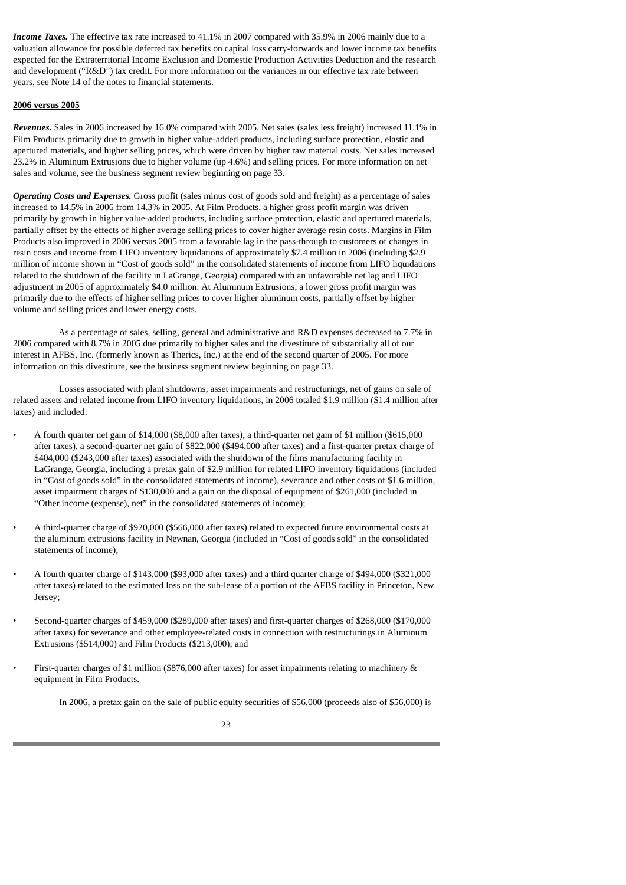***Income Taxes.*** The effective tax rate increased to 41.1% in 2007 compared with 35.9% in 2006 mainly due to a valuation allowance for possible deferred tax benefits on capital loss carry-forwards and lower income tax benefits expected for the Extraterritorial Income Exclusion and Domestic Production Activities Deduction and the research and development ("R&D") tax credit. For more information on the variances in our effective tax rate between years, see Note 14 of the notes to financial statements.

**2006 versus 2005**

***Revenues.*** Sales in 2006 increased by 16.0% compared with 2005. Net sales (sales less freight) increased 11.1% in Film Products primarily due to growth in higher value-added products, including surface protection, elastic and apertured materials, and higher selling prices, which were driven by higher raw material costs. Net sales increased 23.2% in Aluminum Extrusions due to higher volume (up 4.6%) and selling prices. For more information on net sales and volume, see the business segment review beginning on page 33.

***Operating Costs and Expenses.*** Gross profit (sales minus cost of goods sold and freight) as a percentage of sales increased to 14.5% in 2006 from 14.3% in 2005. At Film Products, a higher gross profit margin was driven primarily by growth in higher value-added products, including surface protection, elastic and apertured materials, partially offset by the effects of higher average selling prices to cover higher average resin costs. Margins in Film Products also improved in 2006 versus 2005 from a favorable lag in the pass-through to customers of changes in resin costs and income from LIFO inventory liquidations of approximately $7.4 million in 2006 (including $2.9 million of income shown in "Cost of goods sold" in the consolidated statements of income from LIFO liquidations related to the shutdown of the facility in LaGrange, Georgia) compared with an unfavorable net lag and LIFO adjustment in 2005 of approximately $4.0 million. At Aluminum Extrusions, a lower gross profit margin was primarily due to the effects of higher selling prices to cover higher aluminum costs, partially offset by higher volume and selling prices and lower energy costs.

As a percentage of sales, selling, general and administrative and R&D expenses decreased to 7.7% in 2006 compared with 8.7% in 2005 due primarily to higher sales and the divestiture of substantially all of our interest in AFBS, Inc. (formerly known as Therics, Inc.) at the end of the second quarter of 2005. For more information on this divestiture, see the business segment review beginning on page 33.

Losses associated with plant shutdowns, asset impairments and restructurings, net of gains on sale of related assets and related income from LIFO inventory liquidations, in 2006 totaled $1.9 million ($1.4 million after taxes) and included:

- A fourth quarter net gain of $14,000 ($8,000 after taxes), a third-quarter net gain of $1 million ($615,000 after taxes), a second-quarter net gain of $822,000 ($494,000 after taxes) and a first-quarter pretax charge of $404,000 ($243,000 after taxes) associated with the shutdown of the films manufacturing facility in LaGrange, Georgia, including a pretax gain of $2.9 million for related LIFO inventory liquidations (included in "Cost of goods sold" in the consolidated statements of income), severance and other costs of $1.6 million, asset impairment charges of $130,000 and a gain on the disposal of equipment of $261,000 (included in "Other income (expense), net" in the consolidated statements of income);

- A third-quarter charge of $920,000 ($566,000 after taxes) related to expected future environmental costs at the aluminum extrusions facility in Newnan, Georgia (included in "Cost of goods sold" in the consolidated statements of income);

- A fourth quarter charge of $143,000 ($93,000 after taxes) and a third quarter charge of $494,000 ($321,000 after taxes) related to the estimated loss on the sub-lease of a portion of the AFBS facility in Princeton, New Jersey;

- Second-quarter charges of $459,000 ($289,000 after taxes) and first-quarter charges of $268,000 ($170,000 after taxes) for severance and other employee-related costs in connection with restructurings in Aluminum Extrusions ($514,000) and Film Products ($213,000); and

- First-quarter charges of $1 million ($876,000 after taxes) for asset impairments relating to machinery & equipment in Film Products.

In 2006, a pretax gain on the sale of public equity securities of $56,000 (proceeds also of $56,000) is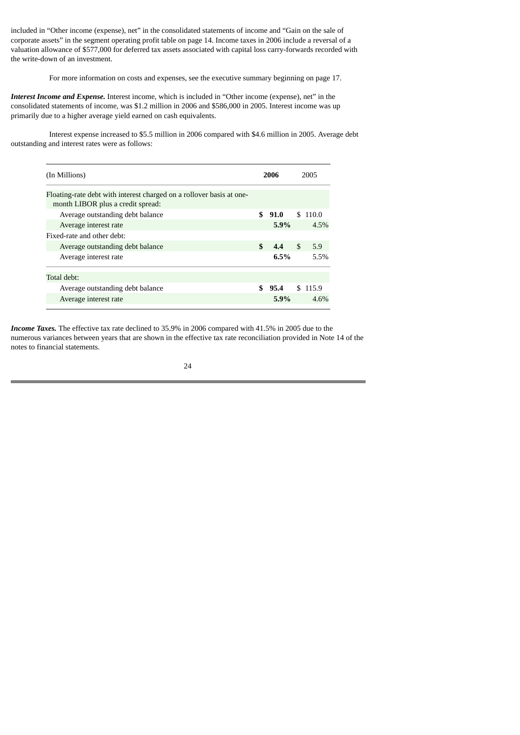included in “Other income (expense), net” in the consolidated statements of income and “Gain on the sale of corporate assets” in the segment operating profit table on page 14. Income taxes in 2006 include a reversal of a valuation allowance of $577,000 for deferred tax assets associated with capital loss carry-forwards recorded with the write-down of an investment.

For more information on costs and expenses, see the executive summary beginning on page 17.

***Interest Income and Expense.*** Interest income, which is included in “Other income (expense), net” in the consolidated statements of income, was $1.2 million in 2006 and $586,000 in 2005. Interest income was up primarily due to a higher average yield earned on cash equivalents.

Interest expense increased to $5.5 million in 2006 compared with $4.6 million in 2005. Average debt outstanding and interest rates were as follows:

| (In Millions) | **2006** | 2005 |
|---|---|---|
| Floating-rate debt with interest charged on a rollover basis at one-month LIBOR plus a credit spread: | | |
| Average outstanding debt balance | **$ 91.0** | $ 110.0 |
| Average interest rate | **5.9%** | 4.5% |
| Fixed-rate and other debt: | | |
| Average outstanding debt balance | **$ 4.4** | $ 5.9 |
| Average interest rate | **6.5%** | 5.5% |
| Total debt: | | |
| Average outstanding debt balance | **$ 95.4** | $ 115.9 |
| Average interest rate | **5.9%** | 4.6% |

***Income Taxes.*** The effective tax rate declined to 35.9% in 2006 compared with 41.5% in 2005 due to the numerous variances between years that are shown in the effective tax rate reconciliation provided in Note 14 of the notes to financial statements.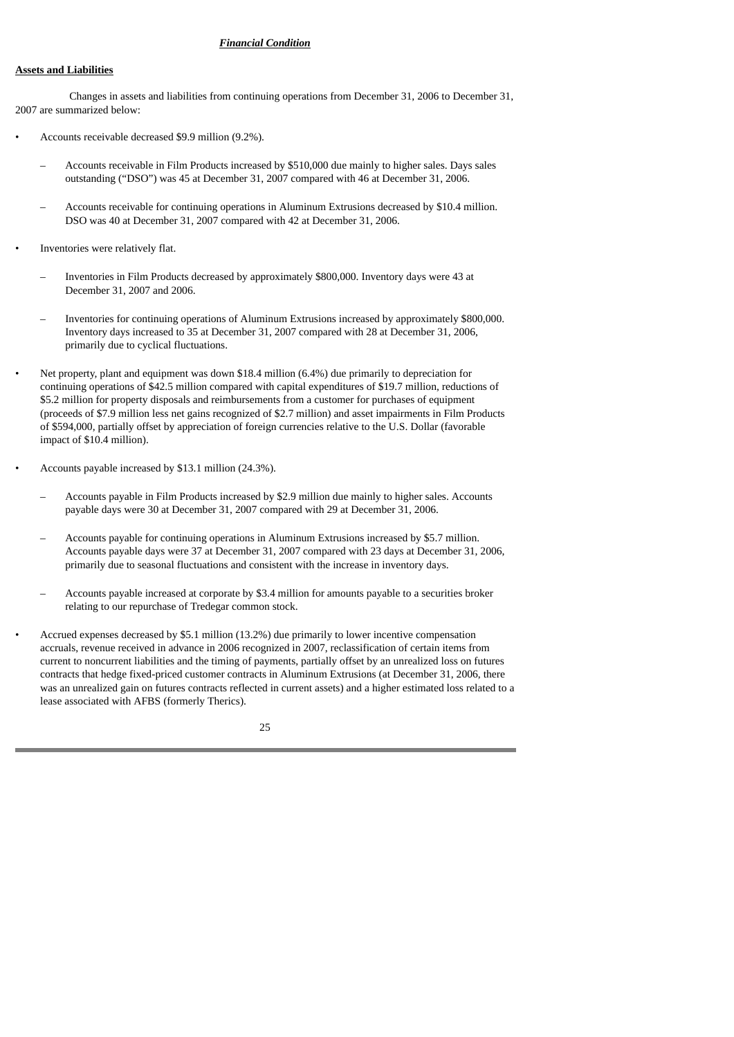***Financial Condition***

**Assets and Liabilities**

Changes in assets and liabilities from continuing operations from December 31, 2006 to December 31, 2007 are summarized below:

- Accounts receivable decreased $9.9 million (9.2%).
  - Accounts receivable in Film Products increased by $510,000 due mainly to higher sales. Days sales outstanding ("DSO") was 45 at December 31, 2007 compared with 46 at December 31, 2006.
  - Accounts receivable for continuing operations in Aluminum Extrusions decreased by $10.4 million. DSO was 40 at December 31, 2007 compared with 42 at December 31, 2006.
- Inventories were relatively flat.
  - Inventories in Film Products decreased by approximately $800,000. Inventory days were 43 at December 31, 2007 and 2006.
  - Inventories for continuing operations of Aluminum Extrusions increased by approximately $800,000. Inventory days increased to 35 at December 31, 2007 compared with 28 at December 31, 2006, primarily due to cyclical fluctuations.
- Net property, plant and equipment was down $18.4 million (6.4%) due primarily to depreciation for continuing operations of $42.5 million compared with capital expenditures of $19.7 million, reductions of $5.2 million for property disposals and reimbursements from a customer for purchases of equipment (proceeds of $7.9 million less net gains recognized of $2.7 million) and asset impairments in Film Products of $594,000, partially offset by appreciation of foreign currencies relative to the U.S. Dollar (favorable impact of $10.4 million).
- Accounts payable increased by $13.1 million (24.3%).
  - Accounts payable in Film Products increased by $2.9 million due mainly to higher sales. Accounts payable days were 30 at December 31, 2007 compared with 29 at December 31, 2006.
  - Accounts payable for continuing operations in Aluminum Extrusions increased by $5.7 million. Accounts payable days were 37 at December 31, 2007 compared with 23 days at December 31, 2006, primarily due to seasonal fluctuations and consistent with the increase in inventory days.
  - Accounts payable increased at corporate by $3.4 million for amounts payable to a securities broker relating to our repurchase of Tredegar common stock.
- Accrued expenses decreased by $5.1 million (13.2%) due primarily to lower incentive compensation accruals, revenue received in advance in 2006 recognized in 2007, reclassification of certain items from current to noncurrent liabilities and the timing of payments, partially offset by an unrealized loss on futures contracts that hedge fixed-priced customer contracts in Aluminum Extrusions (at December 31, 2006, there was an unrealized gain on futures contracts reflected in current assets) and a higher estimated loss related to a lease associated with AFBS (formerly Therics).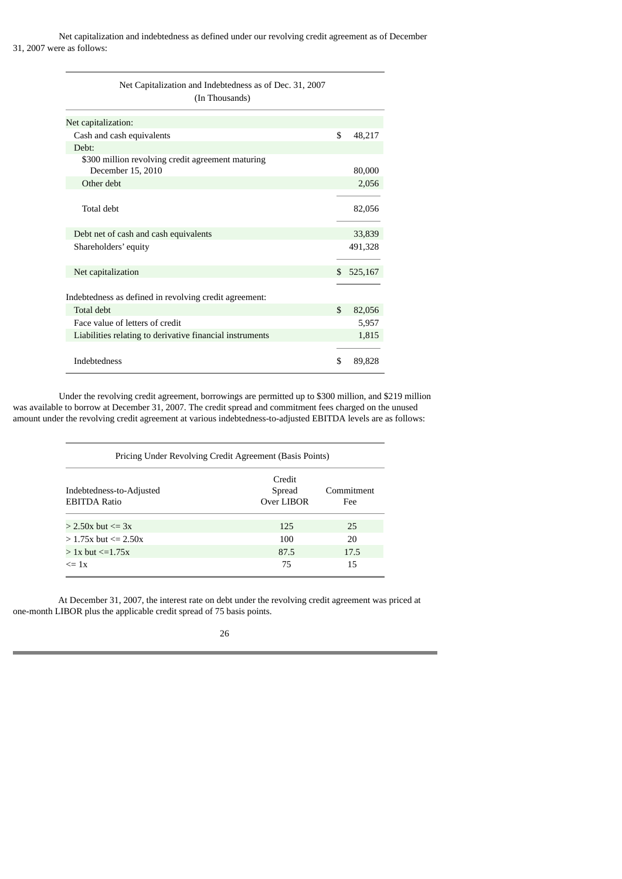Net capitalization and indebtedness as defined under our revolving credit agreement as of December 31, 2007 were as follows:

| Net Capitalization and Indebtedness as of Dec. 31, 2007 (In Thousands) | |
|---|---|
| Net capitalization: | |
| Cash and cash equivalents | $ 48,217 |
| Debt: | |
| $300 million revolving credit agreement maturing December 15, 2010 | 80,000 |
| Other debt | 2,056 |
| Total debt | 82,056 |
| Debt net of cash and cash equivalents | 33,839 |
| Shareholders' equity | 491,328 |
| Net capitalization | $ 525,167 |
| Indebtedness as defined in revolving credit agreement: | |
| Total debt | $ 82,056 |
| Face value of letters of credit | 5,957 |
| Liabilities relating to derivative financial instruments | 1,815 |
| Indebtedness | $ 89,828 |

Under the revolving credit agreement, borrowings are permitted up to $300 million, and $219 million was available to borrow at December 31, 2007. The credit spread and commitment fees charged on the unused amount under the revolving credit agreement at various indebtedness-to-adjusted EBITDA levels are as follows:

| Pricing Under Revolving Credit Agreement (Basis Points) | | |
|---|---|---|
| Indebtedness-to-Adjusted EBITDA Ratio | Credit Spread Over LIBOR | Commitment Fee |
| > 2.50x but <= 3x | 125 | 25 |
| > 1.75x but <= 2.50x | 100 | 20 |
| > 1x but <=1.75x | 87.5 | 17.5 |
| <= 1x | 75 | 15 |

At December 31, 2007, the interest rate on debt under the revolving credit agreement was priced at one-month LIBOR plus the applicable credit spread of 75 basis points.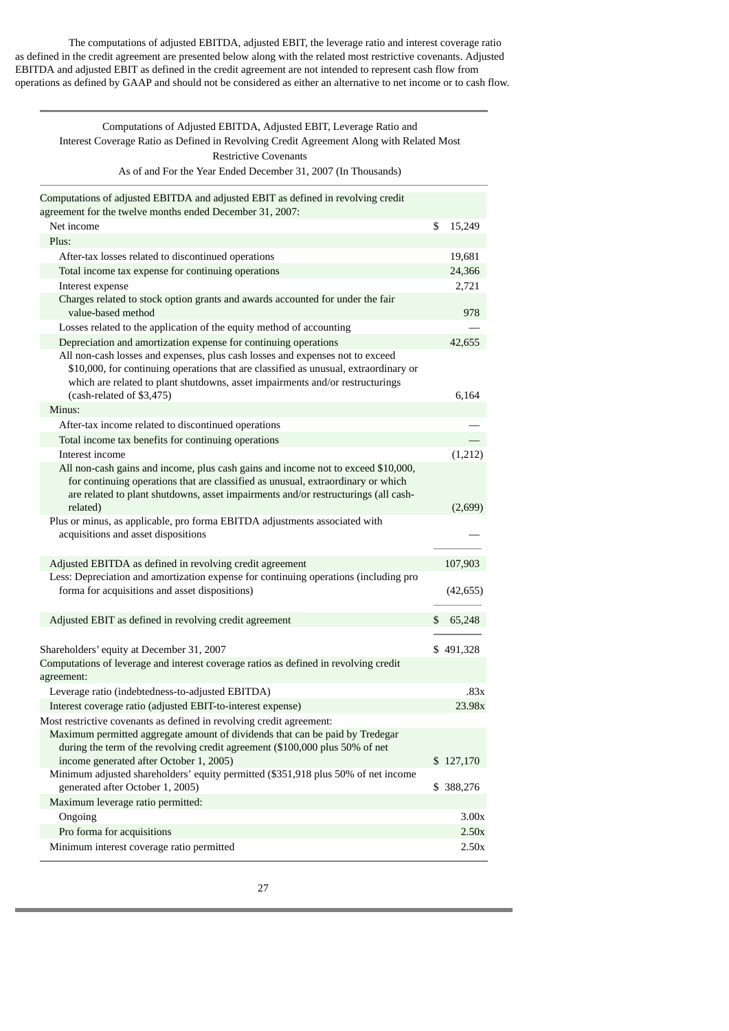The computations of adjusted EBITDA, adjusted EBIT, the leverage ratio and interest coverage ratio as defined in the credit agreement are presented below along with the related most restrictive covenants. Adjusted EBITDA and adjusted EBIT as defined in the credit agreement are not intended to represent cash flow from operations as defined by GAAP and should not be considered as either an alternative to net income or to cash flow.

Computations of Adjusted EBITDA, Adjusted EBIT, Leverage Ratio and Interest Coverage Ratio as Defined in Revolving Credit Agreement Along with Related Most Restrictive Covenants

As of and For the Year Ended December 31, 2007 (In Thousands)

| | |
|---|---|
| Computations of adjusted EBITDA and adjusted EBIT as defined in revolving credit agreement for the twelve months ended December 31, 2007: | |
| Net income | $ 15,249 |
| Plus: | |
| After-tax losses related to discontinued operations | 19,681 |
| Total income tax expense for continuing operations | 24,366 |
| Interest expense | 2,721 |
| Charges related to stock option grants and awards accounted for under the fair value-based method | 978 |
| Losses related to the application of the equity method of accounting | — |
| Depreciation and amortization expense for continuing operations | 42,655 |
| All non-cash losses and expenses, plus cash losses and expenses not to exceed $10,000, for continuing operations that are classified as unusual, extraordinary or which are related to plant shutdowns, asset impairments and/or restructurings (cash-related of $3,475) | 6,164 |
| Minus: | |
| After-tax income related to discontinued operations | — |
| Total income tax benefits for continuing operations | — |
| Interest income | (1,212) |
| All non-cash gains and income, plus cash gains and income not to exceed $10,000, for continuing operations that are classified as unusual, extraordinary or which are related to plant shutdowns, asset impairments and/or restructurings (all cash-related) | (2,699) |
| Plus or minus, as applicable, pro forma EBITDA adjustments associated with acquisitions and asset dispositions | — |
| Adjusted EBITDA as defined in revolving credit agreement | 107,903 |
| Less: Depreciation and amortization expense for continuing operations (including pro forma for acquisitions and asset dispositions) | (42,655) |
| Adjusted EBIT as defined in revolving credit agreement | $ 65,248 |
| Shareholders' equity at December 31, 2007 | $ 491,328 |
| Computations of leverage and interest coverage ratios as defined in revolving credit agreement: | |
| Leverage ratio (indebtedness-to-adjusted EBITDA) | .83x |
| Interest coverage ratio (adjusted EBIT-to-interest expense) | 23.98x |
| Most restrictive covenants as defined in revolving credit agreement: | |
| Maximum permitted aggregate amount of dividends that can be paid by Tredegar during the term of the revolving credit agreement ($100,000 plus 50% of net income generated after October 1, 2005) | $ 127,170 |
| Minimum adjusted shareholders' equity permitted ($351,918 plus 50% of net income generated after October 1, 2005) | $ 388,276 |
| Maximum leverage ratio permitted: | |
| Ongoing | 3.00x |
| Pro forma for acquisitions | 2.50x |
| Minimum interest coverage ratio permitted | 2.50x |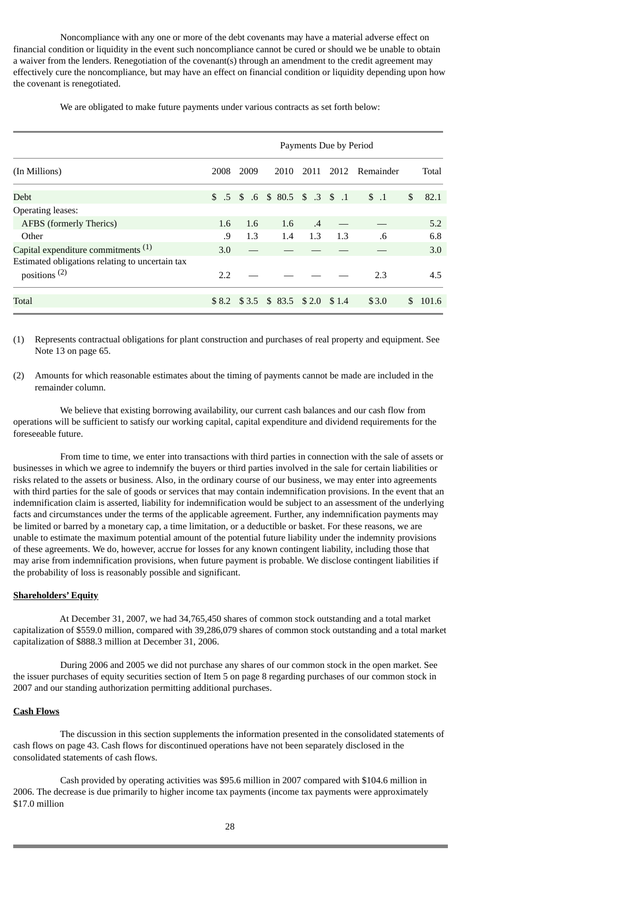Noncompliance with any one or more of the debt covenants may have a material adverse effect on financial condition or liquidity in the event such noncompliance cannot be cured or should we be unable to obtain a waiver from the lenders. Renegotiation of the covenant(s) through an amendment to the credit agreement may effectively cure the noncompliance, but may have an effect on financial condition or liquidity depending upon how the covenant is renegotiated.

We are obligated to make future payments under various contracts as set forth below:

| | Payments Due by Period | | | | | | |
|---|---|---|---|---|---|---|---|
| (In Millions) | 2008 | 2009 | 2010 | 2011 | 2012 | Remainder | Total |
| Debt | $ .5 | $ .6 | $ 80.5 | $ .3 | $ .1 | $ .1 | $ 82.1 |
| Operating leases: | | | | | | | |
| AFBS (formerly Therics) | 1.6 | 1.6 | 1.6 | .4 | — | — | 5.2 |
| Other | .9 | 1.3 | 1.4 | 1.3 | 1.3 | .6 | 6.8 |
| Capital expenditure commitments (1) | 3.0 | — | — | — | — | — | 3.0 |
| Estimated obligations relating to uncertain tax positions (2) | 2.2 | — | — | — | — | 2.3 | 4.5 |
| Total | $ 8.2 | $ 3.5 | $ 83.5 | $ 2.0 | $ 1.4 | $ 3.0 | $ 101.6 |

(1) Represents contractual obligations for plant construction and purchases of real property and equipment. See Note 13 on page 65.

(2) Amounts for which reasonable estimates about the timing of payments cannot be made are included in the remainder column.

We believe that existing borrowing availability, our current cash balances and our cash flow from operations will be sufficient to satisfy our working capital, capital expenditure and dividend requirements for the foreseeable future.

From time to time, we enter into transactions with third parties in connection with the sale of assets or businesses in which we agree to indemnify the buyers or third parties involved in the sale for certain liabilities or risks related to the assets or business. Also, in the ordinary course of our business, we may enter into agreements with third parties for the sale of goods or services that may contain indemnification provisions. In the event that an indemnification claim is asserted, liability for indemnification would be subject to an assessment of the underlying facts and circumstances under the terms of the applicable agreement. Further, any indemnification payments may be limited or barred by a monetary cap, a time limitation, or a deductible or basket. For these reasons, we are unable to estimate the maximum potential amount of the potential future liability under the indemnity provisions of these agreements. We do, however, accrue for losses for any known contingent liability, including those that may arise from indemnification provisions, when future payment is probable. We disclose contingent liabilities if the probability of loss is reasonably possible and significant.

**Shareholders' Equity**

At December 31, 2007, we had 34,765,450 shares of common stock outstanding and a total market capitalization of $559.0 million, compared with 39,286,079 shares of common stock outstanding and a total market capitalization of $888.3 million at December 31, 2006.

During 2006 and 2005 we did not purchase any shares of our common stock in the open market. See the issuer purchases of equity securities section of Item 5 on page 8 regarding purchases of our common stock in 2007 and our standing authorization permitting additional purchases.

**Cash Flows**

The discussion in this section supplements the information presented in the consolidated statements of cash flows on page 43. Cash flows for discontinued operations have not been separately disclosed in the consolidated statements of cash flows.

Cash provided by operating activities was $95.6 million in 2007 compared with $104.6 million in 2006. The decrease is due primarily to higher income tax payments (income tax payments were approximately $17.0 million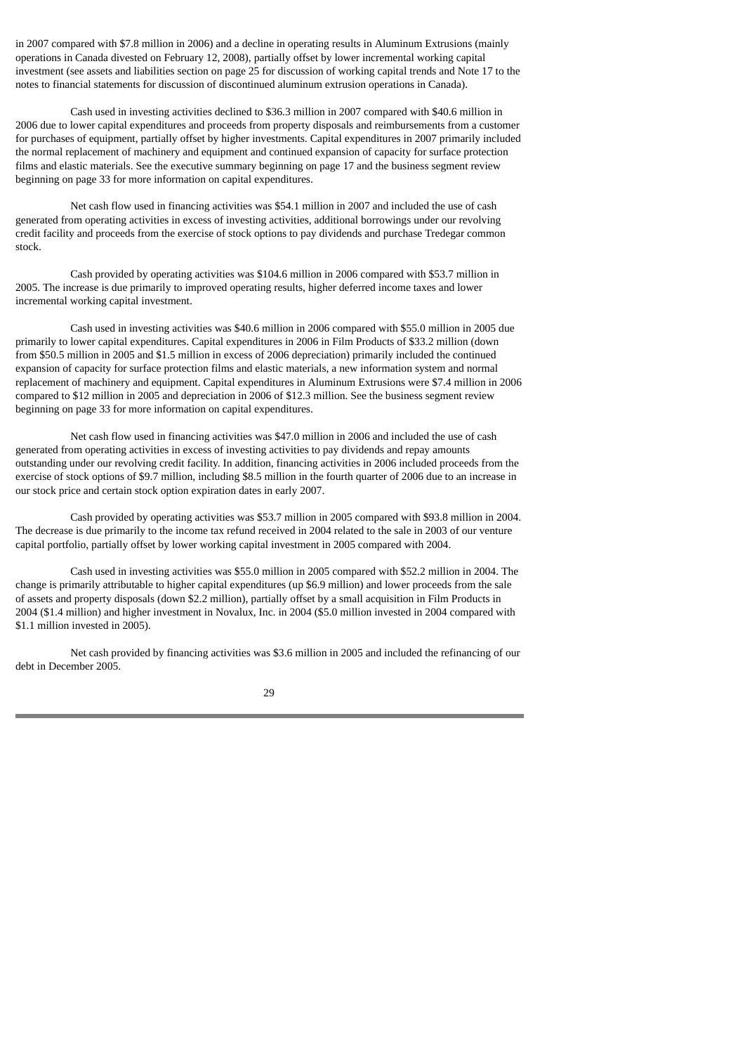in 2007 compared with $7.8 million in 2006) and a decline in operating results in Aluminum Extrusions (mainly operations in Canada divested on February 12, 2008), partially offset by lower incremental working capital investment (see assets and liabilities section on page 25 for discussion of working capital trends and Note 17 to the notes to financial statements for discussion of discontinued aluminum extrusion operations in Canada).

Cash used in investing activities declined to $36.3 million in 2007 compared with $40.6 million in 2006 due to lower capital expenditures and proceeds from property disposals and reimbursements from a customer for purchases of equipment, partially offset by higher investments. Capital expenditures in 2007 primarily included the normal replacement of machinery and equipment and continued expansion of capacity for surface protection films and elastic materials. See the executive summary beginning on page 17 and the business segment review beginning on page 33 for more information on capital expenditures.

Net cash flow used in financing activities was $54.1 million in 2007 and included the use of cash generated from operating activities in excess of investing activities, additional borrowings under our revolving credit facility and proceeds from the exercise of stock options to pay dividends and purchase Tredegar common stock.

Cash provided by operating activities was $104.6 million in 2006 compared with $53.7 million in 2005. The increase is due primarily to improved operating results, higher deferred income taxes and lower incremental working capital investment.

Cash used in investing activities was $40.6 million in 2006 compared with $55.0 million in 2005 due primarily to lower capital expenditures. Capital expenditures in 2006 in Film Products of $33.2 million (down from $50.5 million in 2005 and $1.5 million in excess of 2006 depreciation) primarily included the continued expansion of capacity for surface protection films and elastic materials, a new information system and normal replacement of machinery and equipment. Capital expenditures in Aluminum Extrusions were $7.4 million in 2006 compared to $12 million in 2005 and depreciation in 2006 of $12.3 million. See the business segment review beginning on page 33 for more information on capital expenditures.

Net cash flow used in financing activities was $47.0 million in 2006 and included the use of cash generated from operating activities in excess of investing activities to pay dividends and repay amounts outstanding under our revolving credit facility. In addition, financing activities in 2006 included proceeds from the exercise of stock options of $9.7 million, including $8.5 million in the fourth quarter of 2006 due to an increase in our stock price and certain stock option expiration dates in early 2007.

Cash provided by operating activities was $53.7 million in 2005 compared with $93.8 million in 2004. The decrease is due primarily to the income tax refund received in 2004 related to the sale in 2003 of our venture capital portfolio, partially offset by lower working capital investment in 2005 compared with 2004.

Cash used in investing activities was $55.0 million in 2005 compared with $52.2 million in 2004. The change is primarily attributable to higher capital expenditures (up $6.9 million) and lower proceeds from the sale of assets and property disposals (down $2.2 million), partially offset by a small acquisition in Film Products in 2004 ($1.4 million) and higher investment in Novalux, Inc. in 2004 ($5.0 million invested in 2004 compared with $1.1 million invested in 2005).

Net cash provided by financing activities was $3.6 million in 2005 and included the refinancing of our debt in December 2005.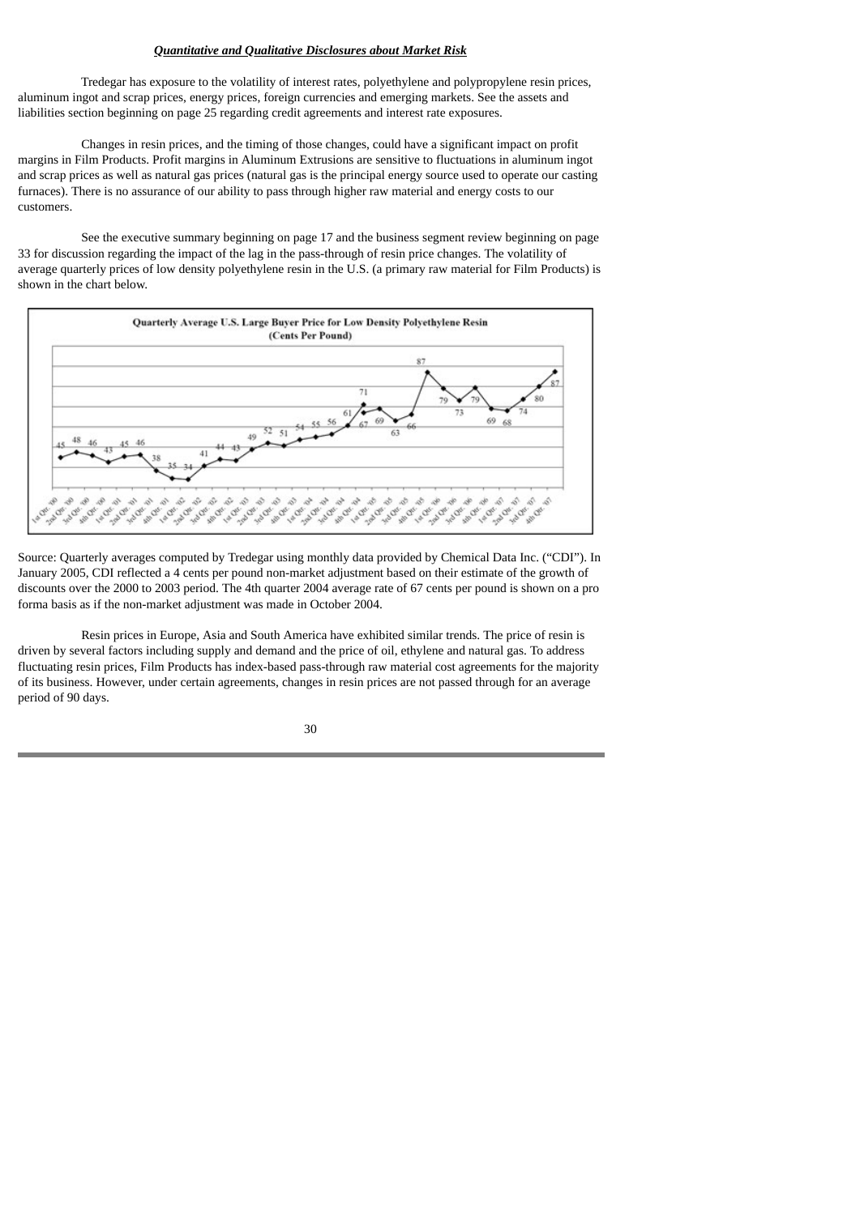***Quantitative and Qualitative Disclosures about Market Risk***

Tredegar has exposure to the volatility of interest rates, polyethylene and polypropylene resin prices, aluminum ingot and scrap prices, energy prices, foreign currencies and emerging markets. See the assets and liabilities section beginning on page 25 regarding credit agreements and interest rate exposures.

Changes in resin prices, and the timing of those changes, could have a significant impact on profit margins in Film Products. Profit margins in Aluminum Extrusions are sensitive to fluctuations in aluminum ingot and scrap prices as well as natural gas prices (natural gas is the principal energy source used to operate our casting furnaces). There is no assurance of our ability to pass through higher raw material and energy costs to our customers.

See the executive summary beginning on page 17 and the business segment review beginning on page 33 for discussion regarding the impact of the lag in the pass-through of resin price changes. The volatility of average quarterly prices of low density polyethylene resin in the U.S. (a primary raw material for Film Products) is shown in the chart below.

**Quarterly Average U.S. Large Buyer Price for Low Density Polyethylene Resin (Cents Per Pound)**

| Quarter | Price |
|---|---|
| 1st Qtr. '00 | 45 |
| 2nd Qtr. '00 | 48 |
| 3rd Qtr. '00 | 46 |
| 4th Qtr. '00 | 43 |
| 1st Qtr. '01 | 45 |
| 2nd Qtr. '01 | 46 |
| 3rd Qtr. '01 | 38 |
| 4th Qtr. '01 | 35 |
| 1st Qtr. '02 | 34 |
| 2nd Qtr. '02 | 41 |
| 3rd Qtr. '02 | 44 |
| 4th Qtr. '02 | 43 |
| 1st Qtr. '03 | 49 |
| 2nd Qtr. '03 | 52 |
| 3rd Qtr. '03 | 51 |
| 4th Qtr. '03 | 54 |
| 1st Qtr. '04 | 55 |
| 2nd Qtr. '04 | 56 |
| 3rd Qtr. '04 | 61 |
| 4th Qtr. '04 | 71 / 67 |
| 1st Qtr. '05 | 69 |
| 2nd Qtr. '05 | 63 |
| 3rd Qtr. '05 | 66 |
| 4th Qtr. '05 | 87 |
| 1st Qtr. '06 | 79 |
| 2nd Qtr. '06 | 73 |
| 3rd Qtr. '06 | 79 |
| 4th Qtr. '06 | 69 |
| 1st Qtr. '07 | 68 |
| 2nd Qtr. '07 | 74 |
| 3rd Qtr. '07 | 80 |
| 4th Qtr. '07 | 87 |

Source: Quarterly averages computed by Tredegar using monthly data provided by Chemical Data Inc. ("CDI"). In January 2005, CDI reflected a 4 cents per pound non-market adjustment based on their estimate of the growth of discounts over the 2000 to 2003 period. The 4th quarter 2004 average rate of 67 cents per pound is shown on a pro forma basis as if the non-market adjustment was made in October 2004.

Resin prices in Europe, Asia and South America have exhibited similar trends. The price of resin is driven by several factors including supply and demand and the price of oil, ethylene and natural gas. To address fluctuating resin prices, Film Products has index-based pass-through raw material cost agreements for the majority of its business. However, under certain agreements, changes in resin prices are not passed through for an average period of 90 days.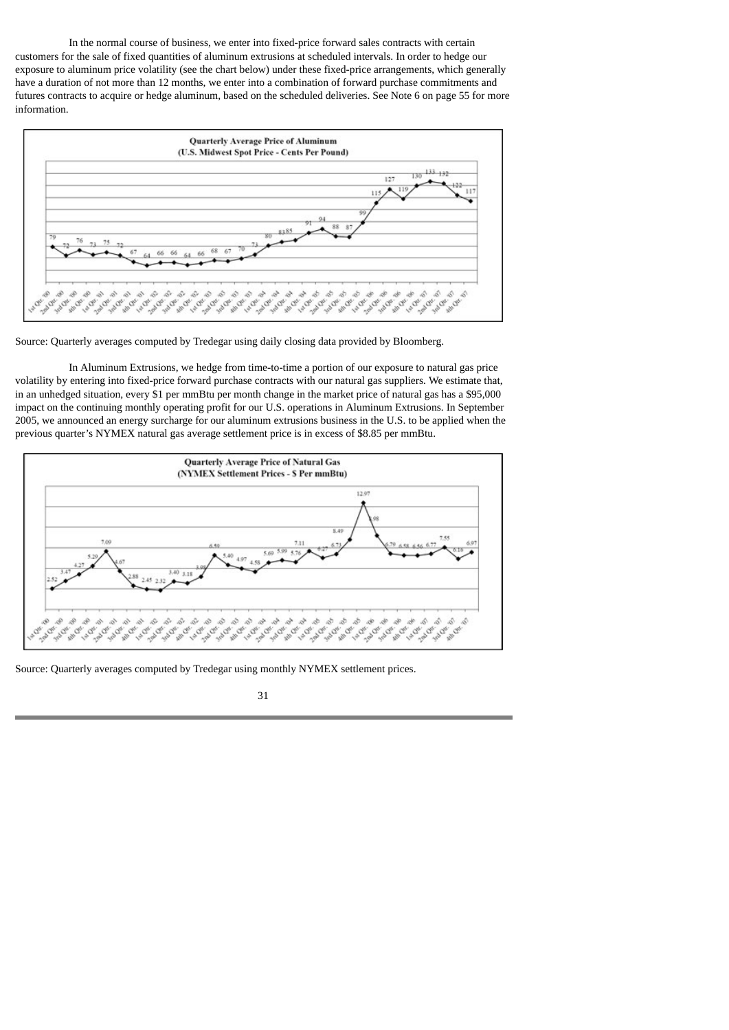In the normal course of business, we enter into fixed-price forward sales contracts with certain customers for the sale of fixed quantities of aluminum extrusions at scheduled intervals. In order to hedge our exposure to aluminum price volatility (see the chart below) under these fixed-price arrangements, which generally have a duration of not more than 12 months, we enter into a combination of forward purchase commitments and futures contracts to acquire or hedge aluminum, based on the scheduled deliveries. See Note 6 on page 55 for more information.

**Quarterly Average Price of Aluminum (U.S. Midwest Spot Price - Cents Per Pound)**

| Quarter | Price |
|---|---|
| 1st Qtr. '00 | 79 |
| 2nd Qtr. '00 | 72 |
| 3rd Qtr. '00 | 76 |
| 4th Qtr. '00 | 73 |
| 1st Qtr. '01 | 75 |
| 2nd Qtr. '01 | 72 |
| 3rd Qtr. '01 | 67 |
| 4th Qtr. '01 | 64 |
| 1st Qtr. '02 | 66 |
| 2nd Qtr. '02 | 66 |
| 3rd Qtr. '02 | 64 |
| 4th Qtr. '02 | 66 |
| 1st Qtr. '03 | 68 |
| 2nd Qtr. '03 | 67 |
| 3rd Qtr. '03 | 70 |
| 4th Qtr. '03 | 73 |
| 1st Qtr. '04 | 80 |
| 2nd Qtr. '04 | 83 |
| 3rd Qtr. '04 | 85 |
| 4th Qtr. '04 | 91 |
| 1st Qtr. '05 | 94 |
| 2nd Qtr. '05 | 88 |
| 3rd Qtr. '05 | 87 |
| 4th Qtr. '05 | 99 |
| 1st Qtr. '06 | 115 |
| 2nd Qtr. '06 | 127 |
| 3rd Qtr. '06 | 119 |
| 4th Qtr. '06 | 130 |
| 1st Qtr. '07 | 133 |
| 2nd Qtr. '07 | 132 |
| 3rd Qtr. '07 | 122 |
| 4th Qtr. '07 | 117 |

Source: Quarterly averages computed by Tredegar using daily closing data provided by Bloomberg.

In Aluminum Extrusions, we hedge from time-to-time a portion of our exposure to natural gas price volatility by entering into fixed-price forward purchase contracts with our natural gas suppliers. We estimate that, in an unhedged situation, every $1 per mmBtu per month change in the market price of natural gas has a $95,000 impact on the continuing monthly operating profit for our U.S. operations in Aluminum Extrusions. In September 2005, we announced an energy surcharge for our aluminum extrusions business in the U.S. to be applied when the previous quarter's NYMEX natural gas average settlement price is in excess of $8.85 per mmBtu.

**Quarterly Average Price of Natural Gas (NYMEX Settlement Prices - $ Per mmBtu)**

| Quarter | Price |
|---|---|
| 1st Qtr. '00 | 2.52 |
| 2nd Qtr. '00 | 3.47 |
| 3rd Qtr. '00 | 4.27 |
| 4th Qtr. '00 | 5.29 |
| 1st Qtr. '01 | 7.09 |
| 2nd Qtr. '01 | 4.67 |
| 3rd Qtr. '01 | 2.88 |
| 4th Qtr. '01 | 2.45 |
| 1st Qtr. '02 | 2.32 |
| 2nd Qtr. '02 | 3.40 |
| 3rd Qtr. '02 | 3.18 |
| 4th Qtr. '02 | 3.99 |
| 1st Qtr. '03 | 6.59 |
| 2nd Qtr. '03 | 5.40 |
| 3rd Qtr. '03 | 4.97 |
| 4th Qtr. '03 | 4.58 |
| 1st Qtr. '04 | 5.69 |
| 2nd Qtr. '04 | 5.99 |
| 3rd Qtr. '04 | 5.76 |
| 4th Qtr. '04 | 7.11 |
| 1st Qtr. '05 | 6.27 |
| 2nd Qtr. '05 | 6.73 |
| 3rd Qtr. '05 | 8.49 |
| 4th Qtr. '05 | 12.97 |
| 1st Qtr. '06 | 8.98 |
| 2nd Qtr. '06 | 6.70 |
| 3rd Qtr. '06 | 6.58 |
| 4th Qtr. '06 | 6.56 |
| 1st Qtr. '07 | 6.77 |
| 2nd Qtr. '07 | 7.55 |
| 3rd Qtr. '07 | 6.16 |
| 4th Qtr. '07 | 6.97 |

Source: Quarterly averages computed by Tredegar using monthly NYMEX settlement prices.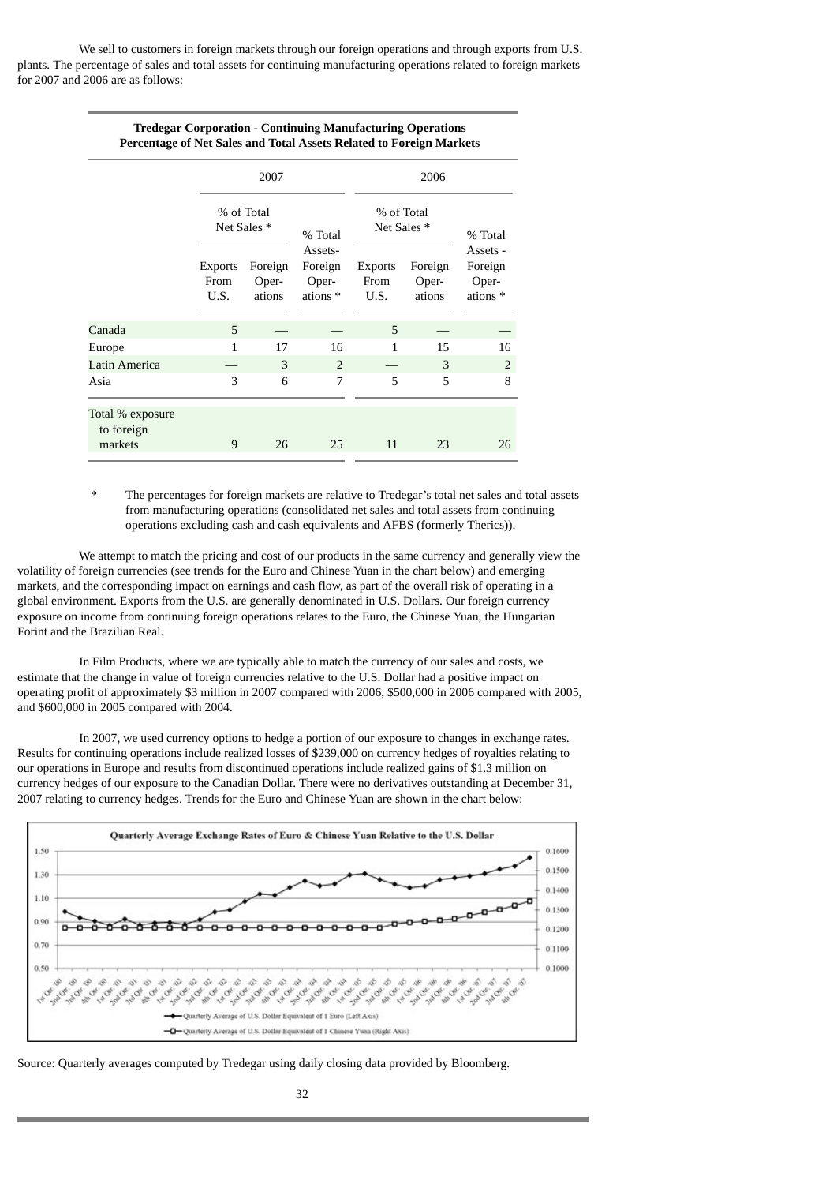We sell to customers in foreign markets through our foreign operations and through exports from U.S. plants. The percentage of sales and total assets for continuing manufacturing operations related to foreign markets for 2007 and 2006 are as follows:

**Tredegar Corporation - Continuing Manufacturing Operations**
**Percentage of Net Sales and Total Assets Related to Foreign Markets**

| | 2007 | | | 2006 | | |
|---|---|---|---|---|---|---|
| | % of Total Net Sales * | | % Total Assets- Foreign Oper-ations * | % of Total Net Sales * | | % Total Assets - Foreign Oper-ations * |
| | Exports From U.S. | Foreign Oper-ations | | Exports From U.S. | Foreign Oper-ations | |
| Canada | 5 | — | — | 5 | — | — |
| Europe | 1 | 17 | 16 | 1 | 15 | 16 |
| Latin America | — | 3 | 2 | — | 3 | 2 |
| Asia | 3 | 6 | 7 | 5 | 5 | 8 |
| Total % exposure to foreign markets | 9 | 26 | 25 | 11 | 23 | 26 |

\* The percentages for foreign markets are relative to Tredegar's total net sales and total assets from manufacturing operations (consolidated net sales and total assets from continuing operations excluding cash and cash equivalents and AFBS (formerly Therics)).

We attempt to match the pricing and cost of our products in the same currency and generally view the volatility of foreign currencies (see trends for the Euro and Chinese Yuan in the chart below) and emerging markets, and the corresponding impact on earnings and cash flow, as part of the overall risk of operating in a global environment. Exports from the U.S. are generally denominated in U.S. Dollars. Our foreign currency exposure on income from continuing foreign operations relates to the Euro, the Chinese Yuan, the Hungarian Forint and the Brazilian Real.

In Film Products, where we are typically able to match the currency of our sales and costs, we estimate that the change in value of foreign currencies relative to the U.S. Dollar had a positive impact on operating profit of approximately $3 million in 2007 compared with 2006, $500,000 in 2006 compared with 2005, and $600,000 in 2005 compared with 2004.

In 2007, we used currency options to hedge a portion of our exposure to changes in exchange rates. Results for continuing operations include realized losses of $239,000 on currency hedges of royalties relating to our operations in Europe and results from discontinued operations include realized gains of $1.3 million on currency hedges of our exposure to the Canadian Dollar. There were no derivatives outstanding at December 31, 2007 relating to currency hedges. Trends for the Euro and Chinese Yuan are shown in the chart below:

**Quarterly Average Exchange Rates of Euro & Chinese Yuan Relative to the U.S. Dollar**

Source: Quarterly averages computed by Tredegar using daily closing data provided by Bloomberg.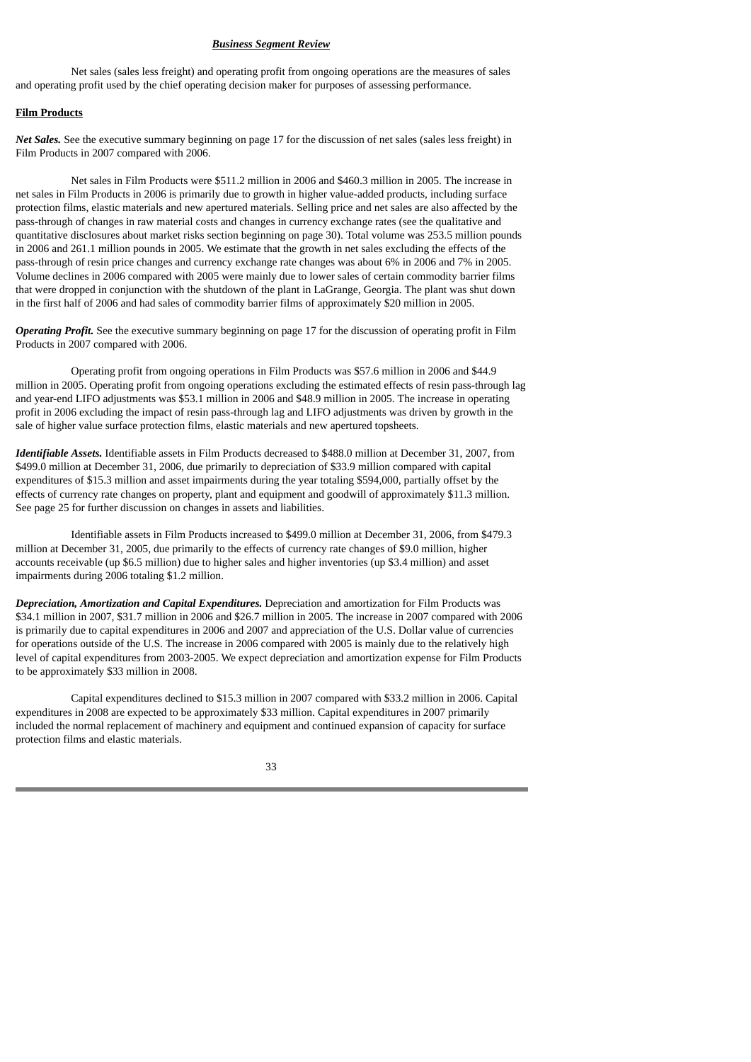## *Business Segment Review*

Net sales (sales less freight) and operating profit from ongoing operations are the measures of sales and operating profit used by the chief operating decision maker for purposes of assessing performance.

### Film Products

***Net Sales.*** See the executive summary beginning on page 17 for the discussion of net sales (sales less freight) in Film Products in 2007 compared with 2006.

Net sales in Film Products were $511.2 million in 2006 and $460.3 million in 2005. The increase in net sales in Film Products in 2006 is primarily due to growth in higher value-added products, including surface protection films, elastic materials and new apertured materials. Selling price and net sales are also affected by the pass-through of changes in raw material costs and changes in currency exchange rates (see the qualitative and quantitative disclosures about market risks section beginning on page 30). Total volume was 253.5 million pounds in 2006 and 261.1 million pounds in 2005. We estimate that the growth in net sales excluding the effects of the pass-through of resin price changes and currency exchange rate changes was about 6% in 2006 and 7% in 2005. Volume declines in 2006 compared with 2005 were mainly due to lower sales of certain commodity barrier films that were dropped in conjunction with the shutdown of the plant in LaGrange, Georgia. The plant was shut down in the first half of 2006 and had sales of commodity barrier films of approximately $20 million in 2005.

***Operating Profit.*** See the executive summary beginning on page 17 for the discussion of operating profit in Film Products in 2007 compared with 2006.

Operating profit from ongoing operations in Film Products was $57.6 million in 2006 and $44.9 million in 2005. Operating profit from ongoing operations excluding the estimated effects of resin pass-through lag and year-end LIFO adjustments was $53.1 million in 2006 and $48.9 million in 2005. The increase in operating profit in 2006 excluding the impact of resin pass-through lag and LIFO adjustments was driven by growth in the sale of higher value surface protection films, elastic materials and new apertured topsheets.

***Identifiable Assets.*** Identifiable assets in Film Products decreased to $488.0 million at December 31, 2007, from $499.0 million at December 31, 2006, due primarily to depreciation of $33.9 million compared with capital expenditures of $15.3 million and asset impairments during the year totaling $594,000, partially offset by the effects of currency rate changes on property, plant and equipment and goodwill of approximately $11.3 million. See page 25 for further discussion on changes in assets and liabilities.

Identifiable assets in Film Products increased to $499.0 million at December 31, 2006, from $479.3 million at December 31, 2005, due primarily to the effects of currency rate changes of $9.0 million, higher accounts receivable (up $6.5 million) due to higher sales and higher inventories (up $3.4 million) and asset impairments during 2006 totaling $1.2 million.

***Depreciation, Amortization and Capital Expenditures.*** Depreciation and amortization for Film Products was $34.1 million in 2007, $31.7 million in 2006 and $26.7 million in 2005. The increase in 2007 compared with 2006 is primarily due to capital expenditures in 2006 and 2007 and appreciation of the U.S. Dollar value of currencies for operations outside of the U.S. The increase in 2006 compared with 2005 is mainly due to the relatively high level of capital expenditures from 2003-2005. We expect depreciation and amortization expense for Film Products to be approximately $33 million in 2008.

Capital expenditures declined to $15.3 million in 2007 compared with $33.2 million in 2006. Capital expenditures in 2008 are expected to be approximately $33 million. Capital expenditures in 2007 primarily included the normal replacement of machinery and equipment and continued expansion of capacity for surface protection films and elastic materials.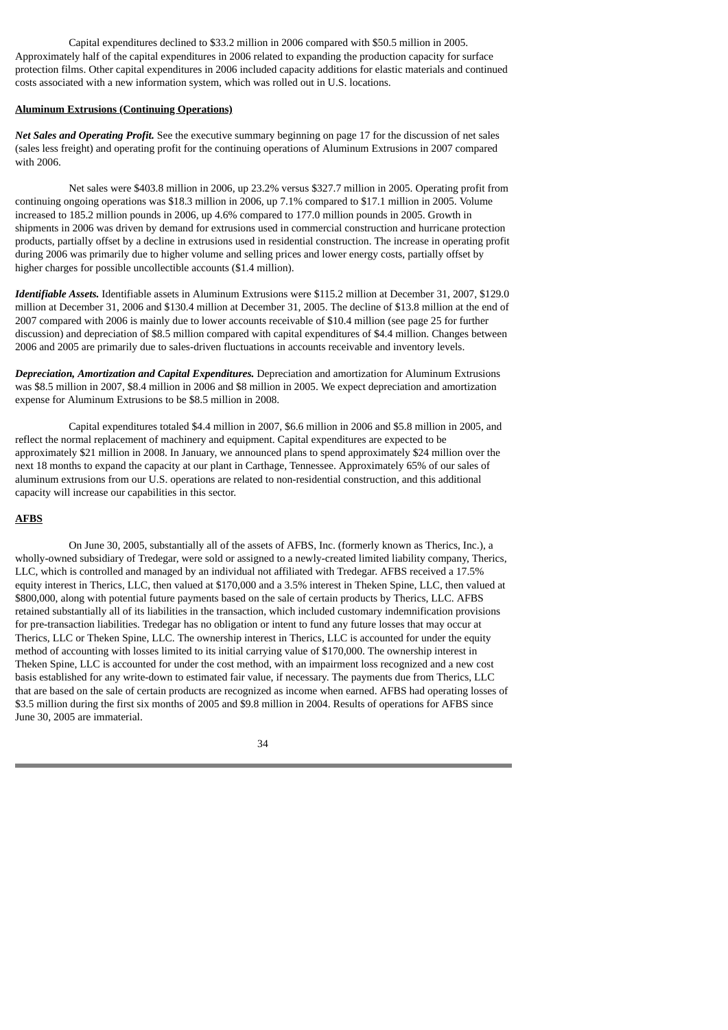Capital expenditures declined to $33.2 million in 2006 compared with $50.5 million in 2005. Approximately half of the capital expenditures in 2006 related to expanding the production capacity for surface protection films. Other capital expenditures in 2006 included capacity additions for elastic materials and continued costs associated with a new information system, which was rolled out in U.S. locations.

**Aluminum Extrusions (Continuing Operations)**

***Net Sales and Operating Profit.*** See the executive summary beginning on page 17 for the discussion of net sales (sales less freight) and operating profit for the continuing operations of Aluminum Extrusions in 2007 compared with 2006.

Net sales were $403.8 million in 2006, up 23.2% versus $327.7 million in 2005. Operating profit from continuing ongoing operations was $18.3 million in 2006, up 7.1% compared to $17.1 million in 2005. Volume increased to 185.2 million pounds in 2006, up 4.6% compared to 177.0 million pounds in 2005. Growth in shipments in 2006 was driven by demand for extrusions used in commercial construction and hurricane protection products, partially offset by a decline in extrusions used in residential construction. The increase in operating profit during 2006 was primarily due to higher volume and selling prices and lower energy costs, partially offset by higher charges for possible uncollectible accounts ($1.4 million).

***Identifiable Assets.*** Identifiable assets in Aluminum Extrusions were $115.2 million at December 31, 2007, $129.0 million at December 31, 2006 and $130.4 million at December 31, 2005. The decline of $13.8 million at the end of 2007 compared with 2006 is mainly due to lower accounts receivable of $10.4 million (see page 25 for further discussion) and depreciation of $8.5 million compared with capital expenditures of $4.4 million. Changes between 2006 and 2005 are primarily due to sales-driven fluctuations in accounts receivable and inventory levels.

***Depreciation, Amortization and Capital Expenditures.*** Depreciation and amortization for Aluminum Extrusions was $8.5 million in 2007, $8.4 million in 2006 and $8 million in 2005. We expect depreciation and amortization expense for Aluminum Extrusions to be $8.5 million in 2008.

Capital expenditures totaled $4.4 million in 2007, $6.6 million in 2006 and $5.8 million in 2005, and reflect the normal replacement of machinery and equipment. Capital expenditures are expected to be approximately $21 million in 2008. In January, we announced plans to spend approximately $24 million over the next 18 months to expand the capacity at our plant in Carthage, Tennessee. Approximately 65% of our sales of aluminum extrusions from our U.S. operations are related to non-residential construction, and this additional capacity will increase our capabilities in this sector.

**AFBS**

On June 30, 2005, substantially all of the assets of AFBS, Inc. (formerly known as Therics, Inc.), a wholly-owned subsidiary of Tredegar, were sold or assigned to a newly-created limited liability company, Therics, LLC, which is controlled and managed by an individual not affiliated with Tredegar. AFBS received a 17.5% equity interest in Therics, LLC, then valued at $170,000 and a 3.5% interest in Theken Spine, LLC, then valued at $800,000, along with potential future payments based on the sale of certain products by Therics, LLC. AFBS retained substantially all of its liabilities in the transaction, which included customary indemnification provisions for pre-transaction liabilities. Tredegar has no obligation or intent to fund any future losses that may occur at Therics, LLC or Theken Spine, LLC. The ownership interest in Therics, LLC is accounted for under the equity method of accounting with losses limited to its initial carrying value of $170,000. The ownership interest in Theken Spine, LLC is accounted for under the cost method, with an impairment loss recognized and a new cost basis established for any write-down to estimated fair value, if necessary. The payments due from Therics, LLC that are based on the sale of certain products are recognized as income when earned. AFBS had operating losses of $3.5 million during the first six months of 2005 and $9.8 million in 2004. Results of operations for AFBS since June 30, 2005 are immaterial.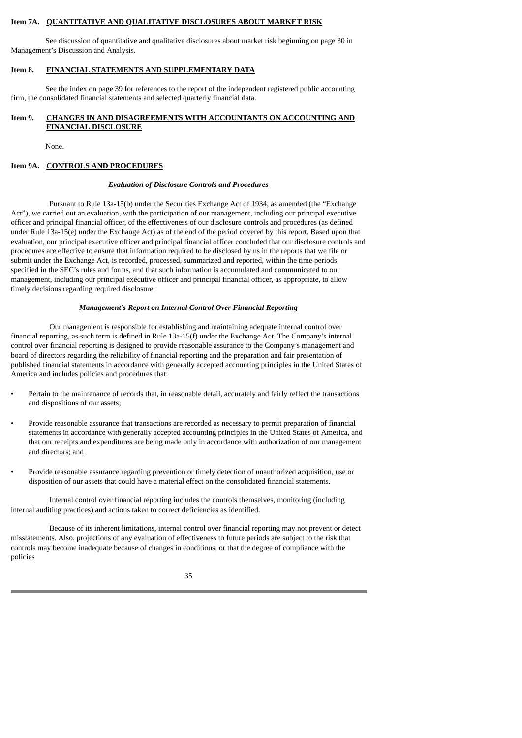## Item 7A. QUANTITATIVE AND QUALITATIVE DISCLOSURES ABOUT MARKET RISK

See discussion of quantitative and qualitative disclosures about market risk beginning on page 30 in Management's Discussion and Analysis.

## Item 8. FINANCIAL STATEMENTS AND SUPPLEMENTARY DATA

See the index on page 39 for references to the report of the independent registered public accounting firm, the consolidated financial statements and selected quarterly financial data.

## Item 9. CHANGES IN AND DISAGREEMENTS WITH ACCOUNTANTS ON ACCOUNTING AND FINANCIAL DISCLOSURE

None.

## Item 9A. CONTROLS AND PROCEDURES

### *Evaluation of Disclosure Controls and Procedures*

Pursuant to Rule 13a-15(b) under the Securities Exchange Act of 1934, as amended (the "Exchange Act"), we carried out an evaluation, with the participation of our management, including our principal executive officer and principal financial officer, of the effectiveness of our disclosure controls and procedures (as defined under Rule 13a-15(e) under the Exchange Act) as of the end of the period covered by this report. Based upon that evaluation, our principal executive officer and principal financial officer concluded that our disclosure controls and procedures are effective to ensure that information required to be disclosed by us in the reports that we file or submit under the Exchange Act, is recorded, processed, summarized and reported, within the time periods specified in the SEC's rules and forms, and that such information is accumulated and communicated to our management, including our principal executive officer and principal financial officer, as appropriate, to allow timely decisions regarding required disclosure.

### *Management's Report on Internal Control Over Financial Reporting*

Our management is responsible for establishing and maintaining adequate internal control over financial reporting, as such term is defined in Rule 13a-15(f) under the Exchange Act. The Company's internal control over financial reporting is designed to provide reasonable assurance to the Company's management and board of directors regarding the reliability of financial reporting and the preparation and fair presentation of published financial statements in accordance with generally accepted accounting principles in the United States of America and includes policies and procedures that:

- Pertain to the maintenance of records that, in reasonable detail, accurately and fairly reflect the transactions and dispositions of our assets;
- Provide reasonable assurance that transactions are recorded as necessary to permit preparation of financial statements in accordance with generally accepted accounting principles in the United States of America, and that our receipts and expenditures are being made only in accordance with authorization of our management and directors; and
- Provide reasonable assurance regarding prevention or timely detection of unauthorized acquisition, use or disposition of our assets that could have a material effect on the consolidated financial statements.

Internal control over financial reporting includes the controls themselves, monitoring (including internal auditing practices) and actions taken to correct deficiencies as identified.

Because of its inherent limitations, internal control over financial reporting may not prevent or detect misstatements. Also, projections of any evaluation of effectiveness to future periods are subject to the risk that controls may become inadequate because of changes in conditions, or that the degree of compliance with the policies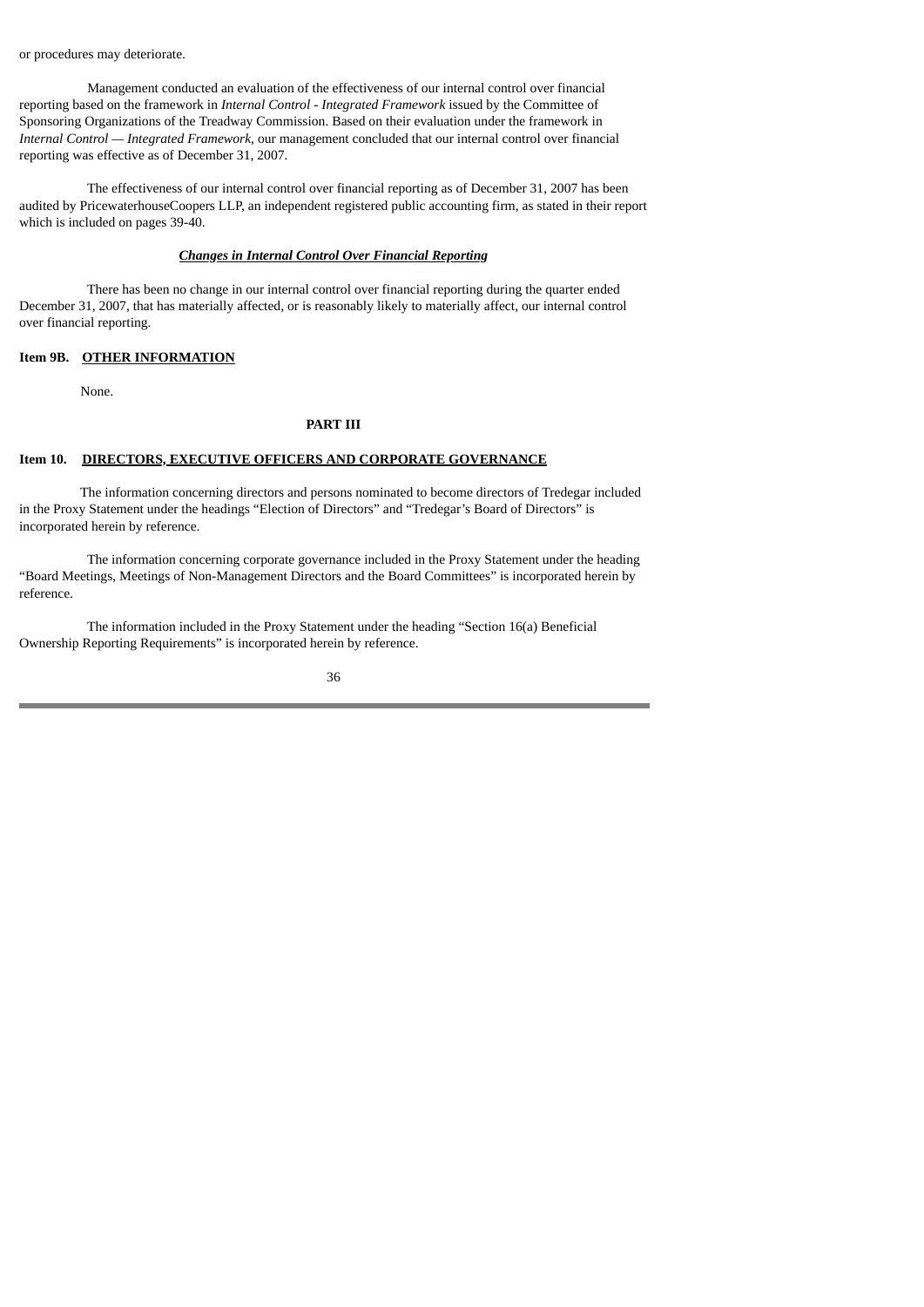or procedures may deteriorate.

Management conducted an evaluation of the effectiveness of our internal control over financial reporting based on the framework in *Internal Control - Integrated Framework* issued by the Committee of Sponsoring Organizations of the Treadway Commission. Based on their evaluation under the framework in *Internal Control — Integrated Framework*, our management concluded that our internal control over financial reporting was effective as of December 31, 2007.

The effectiveness of our internal control over financial reporting as of December 31, 2007 has been audited by PricewaterhouseCoopers LLP, an independent registered public accounting firm, as stated in their report which is included on pages 39-40.

***Changes in Internal Control Over Financial Reporting***

There has been no change in our internal control over financial reporting during the quarter ended December 31, 2007, that has materially affected, or is reasonably likely to materially affect, our internal control over financial reporting.

**Item 9B. OTHER INFORMATION**

None.

## PART III

**Item 10. DIRECTORS, EXECUTIVE OFFICERS AND CORPORATE GOVERNANCE**

The information concerning directors and persons nominated to become directors of Tredegar included in the Proxy Statement under the headings "Election of Directors" and "Tredegar's Board of Directors" is incorporated herein by reference.

The information concerning corporate governance included in the Proxy Statement under the heading "Board Meetings, Meetings of Non-Management Directors and the Board Committees" is incorporated herein by reference.

The information included in the Proxy Statement under the heading "Section 16(a) Beneficial Ownership Reporting Requirements" is incorporated herein by reference.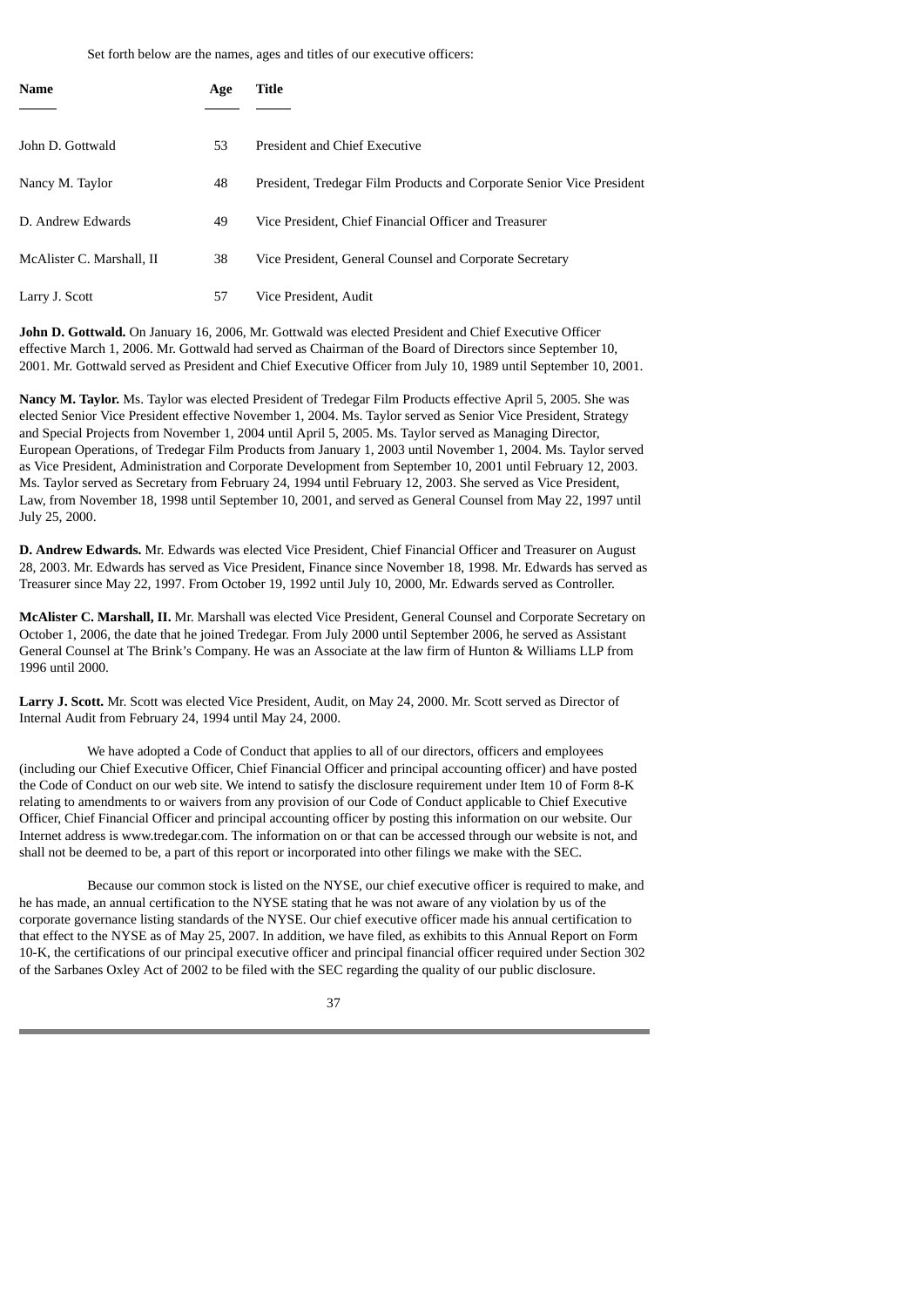Set forth below are the names, ages and titles of our executive officers:

| Name | Age | Title |
| --- | --- | --- |
| John D. Gottwald | 53 | President and Chief Executive |
| Nancy M. Taylor | 48 | President, Tredegar Film Products and Corporate Senior Vice President |
| D. Andrew Edwards | 49 | Vice President, Chief Financial Officer and Treasurer |
| McAlister C. Marshall, II | 38 | Vice President, General Counsel and Corporate Secretary |
| Larry J. Scott | 57 | Vice President, Audit |

**John D. Gottwald.** On January 16, 2006, Mr. Gottwald was elected President and Chief Executive Officer effective March 1, 2006. Mr. Gottwald had served as Chairman of the Board of Directors since September 10, 2001. Mr. Gottwald served as President and Chief Executive Officer from July 10, 1989 until September 10, 2001.

**Nancy M. Taylor.** Ms. Taylor was elected President of Tredegar Film Products effective April 5, 2005. She was elected Senior Vice President effective November 1, 2004. Ms. Taylor served as Senior Vice President, Strategy and Special Projects from November 1, 2004 until April 5, 2005. Ms. Taylor served as Managing Director, European Operations, of Tredegar Film Products from January 1, 2003 until November 1, 2004. Ms. Taylor served as Vice President, Administration and Corporate Development from September 10, 2001 until February 12, 2003. Ms. Taylor served as Secretary from February 24, 1994 until February 12, 2003. She served as Vice President, Law, from November 18, 1998 until September 10, 2001, and served as General Counsel from May 22, 1997 until July 25, 2000.

**D. Andrew Edwards.** Mr. Edwards was elected Vice President, Chief Financial Officer and Treasurer on August 28, 2003. Mr. Edwards has served as Vice President, Finance since November 18, 1998. Mr. Edwards has served as Treasurer since May 22, 1997. From October 19, 1992 until July 10, 2000, Mr. Edwards served as Controller.

**McAlister C. Marshall, II.** Mr. Marshall was elected Vice President, General Counsel and Corporate Secretary on October 1, 2006, the date that he joined Tredegar. From July 2000 until September 2006, he served as Assistant General Counsel at The Brink's Company. He was an Associate at the law firm of Hunton & Williams LLP from 1996 until 2000.

**Larry J. Scott.** Mr. Scott was elected Vice President, Audit, on May 24, 2000. Mr. Scott served as Director of Internal Audit from February 24, 1994 until May 24, 2000.

We have adopted a Code of Conduct that applies to all of our directors, officers and employees (including our Chief Executive Officer, Chief Financial Officer and principal accounting officer) and have posted the Code of Conduct on our web site. We intend to satisfy the disclosure requirement under Item 10 of Form 8-K relating to amendments to or waivers from any provision of our Code of Conduct applicable to Chief Executive Officer, Chief Financial Officer and principal accounting officer by posting this information on our website. Our Internet address is www.tredegar.com. The information on or that can be accessed through our website is not, and shall not be deemed to be, a part of this report or incorporated into other filings we make with the SEC.

Because our common stock is listed on the NYSE, our chief executive officer is required to make, and he has made, an annual certification to the NYSE stating that he was not aware of any violation by us of the corporate governance listing standards of the NYSE. Our chief executive officer made his annual certification to that effect to the NYSE as of May 25, 2007. In addition, we have filed, as exhibits to this Annual Report on Form 10-K, the certifications of our principal executive officer and principal financial officer required under Section 302 of the Sarbanes Oxley Act of 2002 to be filed with the SEC regarding the quality of our public disclosure.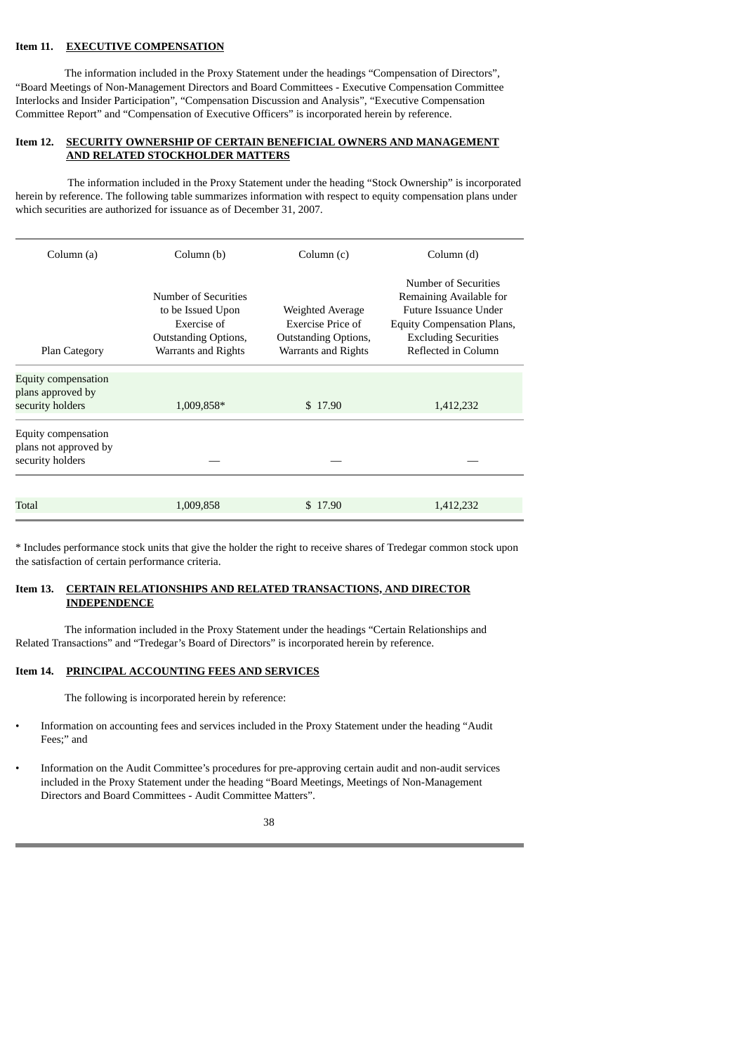**Item 11. EXECUTIVE COMPENSATION**

The information included in the Proxy Statement under the headings "Compensation of Directors", "Board Meetings of Non-Management Directors and Board Committees - Executive Compensation Committee Interlocks and Insider Participation", "Compensation Discussion and Analysis", "Executive Compensation Committee Report" and "Compensation of Executive Officers" is incorporated herein by reference.

**Item 12. SECURITY OWNERSHIP OF CERTAIN BENEFICIAL OWNERS AND MANAGEMENT AND RELATED STOCKHOLDER MATTERS**

The information included in the Proxy Statement under the heading "Stock Ownership" is incorporated herein by reference. The following table summarizes information with respect to equity compensation plans under which securities are authorized for issuance as of December 31, 2007.

| Column (a) | Column (b) | Column (c) | Column (d) |
|---|---|---|---|
| Plan Category | Number of Securities to be Issued Upon Exercise of Outstanding Options, Warrants and Rights | Weighted Average Exercise Price of Outstanding Options, Warrants and Rights | Number of Securities Remaining Available for Future Issuance Under Equity Compensation Plans, Excluding Securities Reflected in Column |
| Equity compensation plans approved by security holders | 1,009,858* | $ 17.90 | 1,412,232 |
| Equity compensation plans not approved by security holders | — | — | — |
| Total | 1,009,858 | $ 17.90 | 1,412,232 |

* Includes performance stock units that give the holder the right to receive shares of Tredegar common stock upon the satisfaction of certain performance criteria.

**Item 13. CERTAIN RELATIONSHIPS AND RELATED TRANSACTIONS, AND DIRECTOR INDEPENDENCE**

The information included in the Proxy Statement under the headings "Certain Relationships and Related Transactions" and "Tredegar's Board of Directors" is incorporated herein by reference.

**Item 14. PRINCIPAL ACCOUNTING FEES AND SERVICES**

The following is incorporated herein by reference:

- Information on accounting fees and services included in the Proxy Statement under the heading "Audit Fees;" and
- Information on the Audit Committee's procedures for pre-approving certain audit and non-audit services included in the Proxy Statement under the heading "Board Meetings, Meetings of Non-Management Directors and Board Committees - Audit Committee Matters".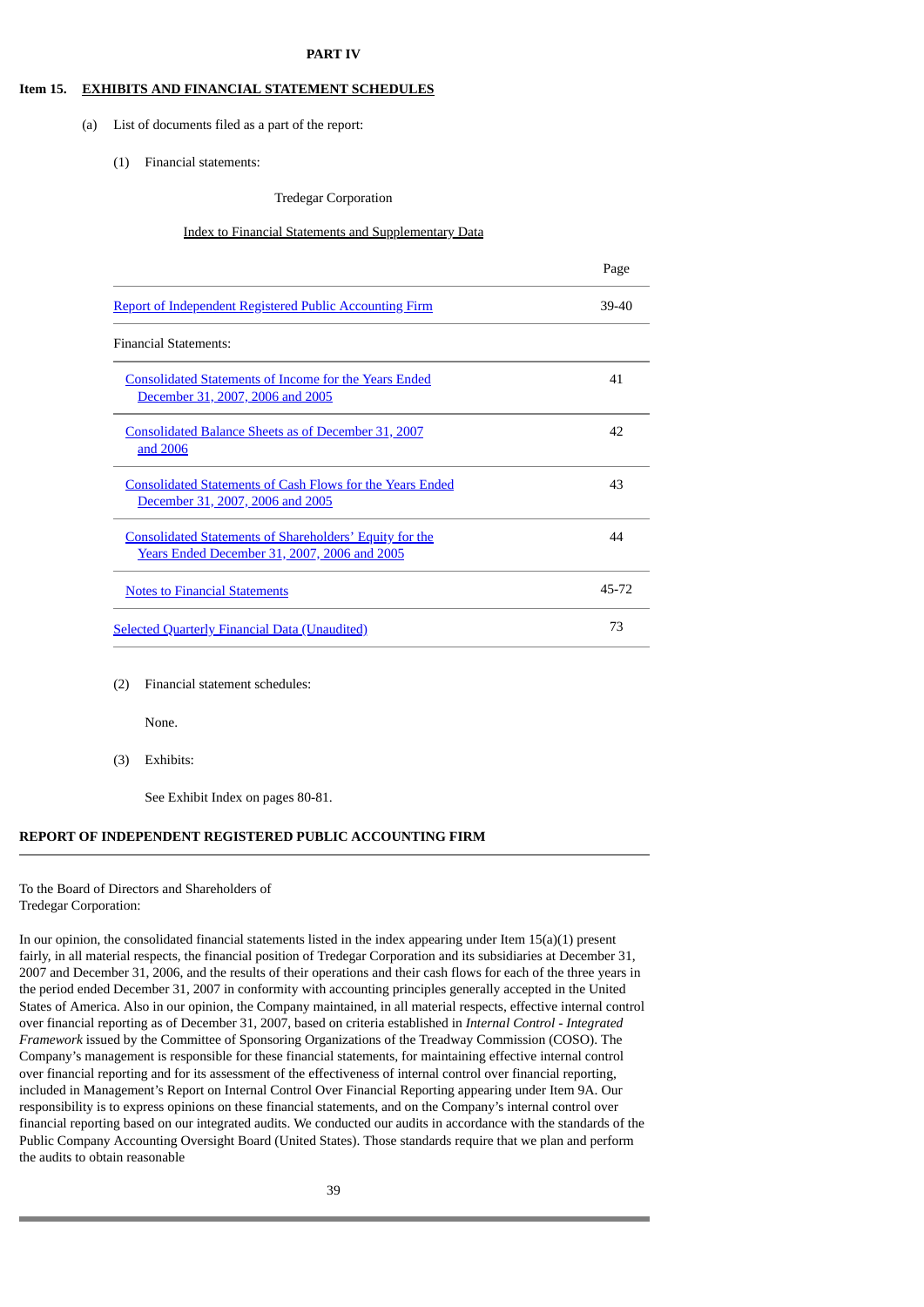**PART IV**

**Item 15. EXHIBITS AND FINANCIAL STATEMENT SCHEDULES**

(a) List of documents filed as a part of the report:

(1) Financial statements:

Tredegar Corporation

Index to Financial Statements and Supplementary Data

| | Page |
|---|---|
| Report of Independent Registered Public Accounting Firm | 39-40 |
| Financial Statements: | |
| Consolidated Statements of Income for the Years Ended December 31, 2007, 2006 and 2005 | 41 |
| Consolidated Balance Sheets as of December 31, 2007 and 2006 | 42 |
| Consolidated Statements of Cash Flows for the Years Ended December 31, 2007, 2006 and 2005 | 43 |
| Consolidated Statements of Shareholders' Equity for the Years Ended December 31, 2007, 2006 and 2005 | 44 |
| Notes to Financial Statements | 45-72 |
| Selected Quarterly Financial Data (Unaudited) | 73 |

(2) Financial statement schedules:

None.

(3) Exhibits:

See Exhibit Index on pages 80-81.

**REPORT OF INDEPENDENT REGISTERED PUBLIC ACCOUNTING FIRM**

To the Board of Directors and Shareholders of
Tredegar Corporation:

In our opinion, the consolidated financial statements listed in the index appearing under Item 15(a)(1) present fairly, in all material respects, the financial position of Tredegar Corporation and its subsidiaries at December 31, 2007 and December 31, 2006, and the results of their operations and their cash flows for each of the three years in the period ended December 31, 2007 in conformity with accounting principles generally accepted in the United States of America. Also in our opinion, the Company maintained, in all material respects, effective internal control over financial reporting as of December 31, 2007, based on criteria established in *Internal Control - Integrated Framework* issued by the Committee of Sponsoring Organizations of the Treadway Commission (COSO). The Company's management is responsible for these financial statements, for maintaining effective internal control over financial reporting and for its assessment of the effectiveness of internal control over financial reporting, included in Management's Report on Internal Control Over Financial Reporting appearing under Item 9A. Our responsibility is to express opinions on these financial statements, and on the Company's internal control over financial reporting based on our integrated audits. We conducted our audits in accordance with the standards of the Public Company Accounting Oversight Board (United States). Those standards require that we plan and perform the audits to obtain reasonable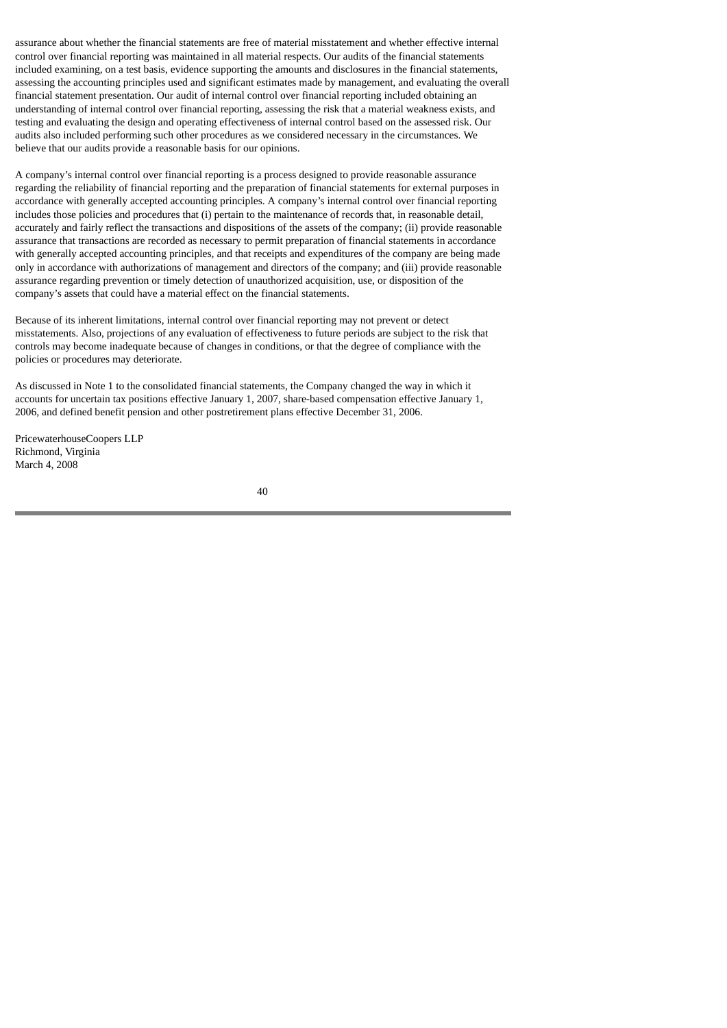assurance about whether the financial statements are free of material misstatement and whether effective internal control over financial reporting was maintained in all material respects. Our audits of the financial statements included examining, on a test basis, evidence supporting the amounts and disclosures in the financial statements, assessing the accounting principles used and significant estimates made by management, and evaluating the overall financial statement presentation. Our audit of internal control over financial reporting included obtaining an understanding of internal control over financial reporting, assessing the risk that a material weakness exists, and testing and evaluating the design and operating effectiveness of internal control based on the assessed risk. Our audits also included performing such other procedures as we considered necessary in the circumstances. We believe that our audits provide a reasonable basis for our opinions.

A company's internal control over financial reporting is a process designed to provide reasonable assurance regarding the reliability of financial reporting and the preparation of financial statements for external purposes in accordance with generally accepted accounting principles. A company's internal control over financial reporting includes those policies and procedures that (i) pertain to the maintenance of records that, in reasonable detail, accurately and fairly reflect the transactions and dispositions of the assets of the company; (ii) provide reasonable assurance that transactions are recorded as necessary to permit preparation of financial statements in accordance with generally accepted accounting principles, and that receipts and expenditures of the company are being made only in accordance with authorizations of management and directors of the company; and (iii) provide reasonable assurance regarding prevention or timely detection of unauthorized acquisition, use, or disposition of the company's assets that could have a material effect on the financial statements.

Because of its inherent limitations, internal control over financial reporting may not prevent or detect misstatements. Also, projections of any evaluation of effectiveness to future periods are subject to the risk that controls may become inadequate because of changes in conditions, or that the degree of compliance with the policies or procedures may deteriorate.

As discussed in Note 1 to the consolidated financial statements, the Company changed the way in which it accounts for uncertain tax positions effective January 1, 2007, share-based compensation effective January 1, 2006, and defined benefit pension and other postretirement plans effective December 31, 2006.

PricewaterhouseCoopers LLP
Richmond, Virginia
March 4, 2008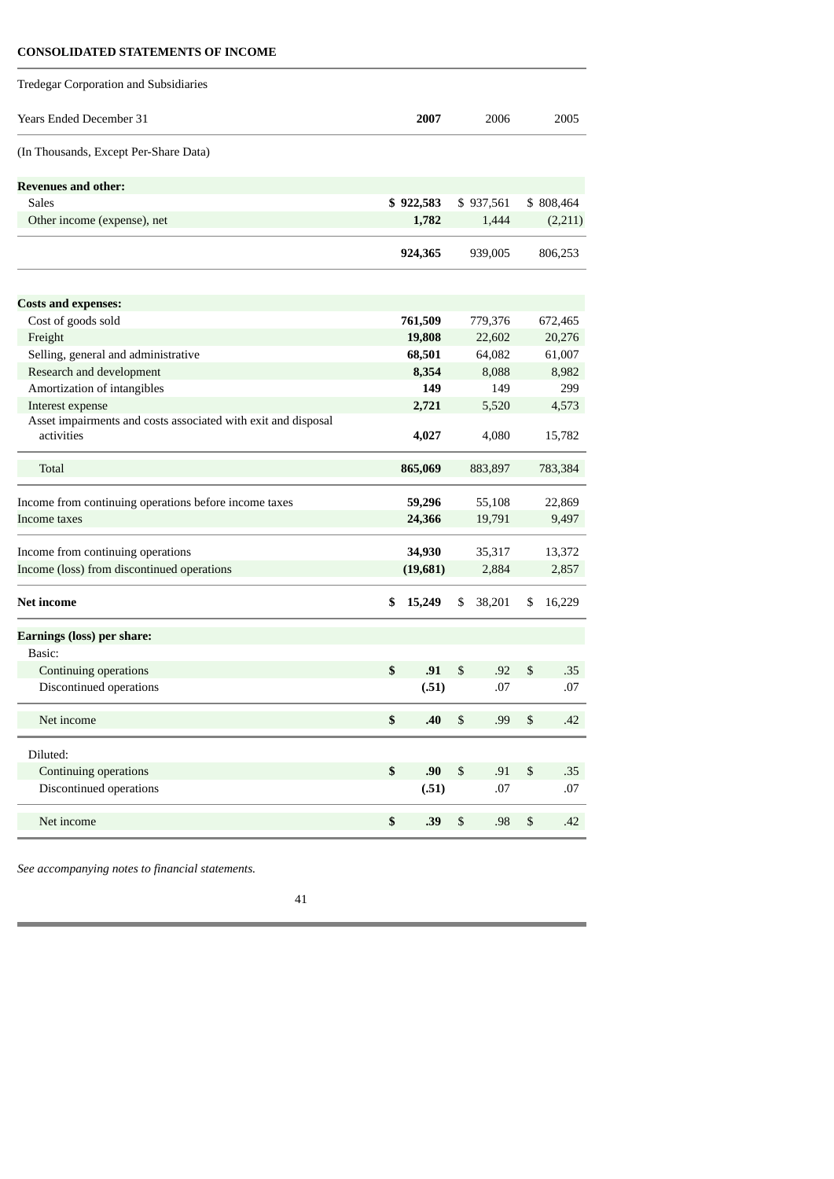**CONSOLIDATED STATEMENTS OF INCOME**

Tredegar Corporation and Subsidiaries

| Years Ended December 31 | 2007 | 2006 | 2005 |
|---|---|---|---|
| (In Thousands, Except Per-Share Data) | | | |
| **Revenues and other:** | | | |
| Sales | **$ 922,583** | $ 937,561 | $ 808,464 |
| Other income (expense), net | **1,782** | 1,444 | (2,211) |
| | **924,365** | 939,005 | 806,253 |
| **Costs and expenses:** | | | |
| Cost of goods sold | **761,509** | 779,376 | 672,465 |
| Freight | **19,808** | 22,602 | 20,276 |
| Selling, general and administrative | **68,501** | 64,082 | 61,007 |
| Research and development | **8,354** | 8,088 | 8,982 |
| Amortization of intangibles | **149** | 149 | 299 |
| Interest expense | **2,721** | 5,520 | 4,573 |
| Asset impairments and costs associated with exit and disposal activities | **4,027** | 4,080 | 15,782 |
| Total | **865,069** | 883,897 | 783,384 |
| Income from continuing operations before income taxes | **59,296** | 55,108 | 22,869 |
| Income taxes | **24,366** | 19,791 | 9,497 |
| Income from continuing operations | **34,930** | 35,317 | 13,372 |
| Income (loss) from discontinued operations | **(19,681)** | 2,884 | 2,857 |
| **Net income** | **$ 15,249** | $ 38,201 | $ 16,229 |
| **Earnings (loss) per share:** | | | |
| Basic: | | | |
| Continuing operations | **$ .91** | $ .92 | $ .35 |
| Discontinued operations | **(.51)** | .07 | .07 |
| Net income | **$ .40** | $ .99 | $ .42 |
| Diluted: | | | |
| Continuing operations | **$ .90** | $ .91 | $ .35 |
| Discontinued operations | **(.51)** | .07 | .07 |
| Net income | **$ .39** | $ .98 | $ .42 |

*See accompanying notes to financial statements.*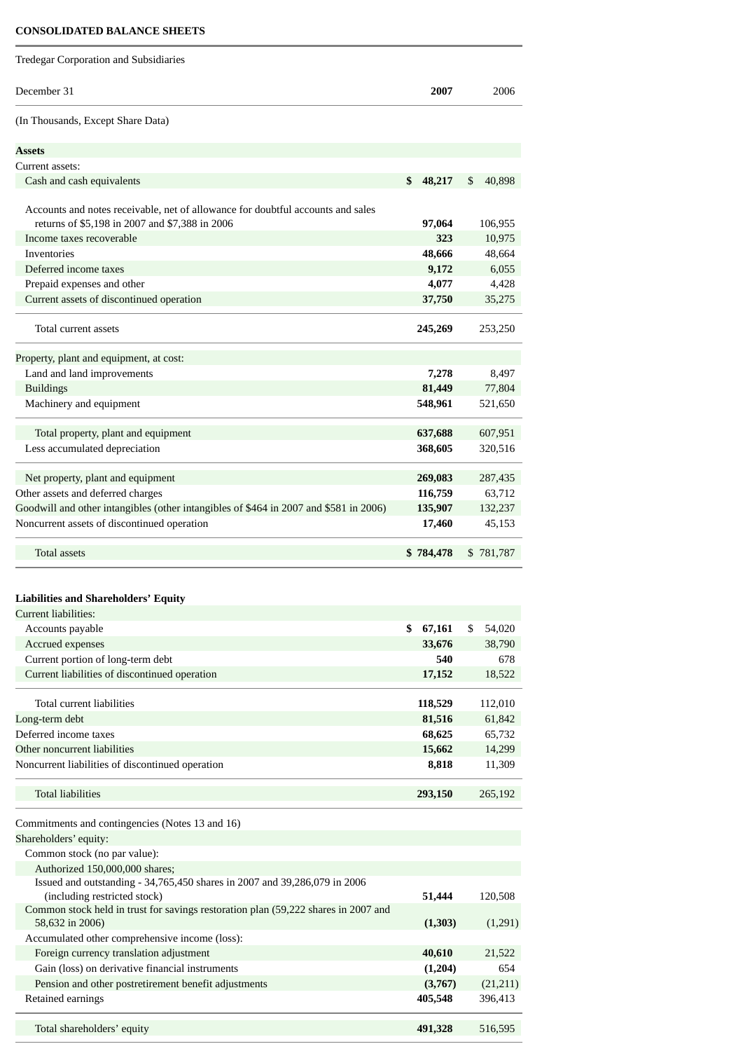**CONSOLIDATED BALANCE SHEETS**

Tredegar Corporation and Subsidiaries

| December 31 | 2007 | 2006 |
|---|---|---|
| (In Thousands, Except Share Data) | | |
| **Assets** | | |
| Current assets: | | |
| Cash and cash equivalents | $ 48,217 | $ 40,898 |
| Accounts and notes receivable, net of allowance for doubtful accounts and sales returns of $5,198 in 2007 and $7,388 in 2006 | 97,064 | 106,955 |
| Income taxes recoverable | 323 | 10,975 |
| Inventories | 48,666 | 48,664 |
| Deferred income taxes | 9,172 | 6,055 |
| Prepaid expenses and other | 4,077 | 4,428 |
| Current assets of discontinued operation | 37,750 | 35,275 |
| Total current assets | 245,269 | 253,250 |
| Property, plant and equipment, at cost: | | |
| Land and land improvements | 7,278 | 8,497 |
| Buildings | 81,449 | 77,804 |
| Machinery and equipment | 548,961 | 521,650 |
| Total property, plant and equipment | 637,688 | 607,951 |
| Less accumulated depreciation | 368,605 | 320,516 |
| Net property, plant and equipment | 269,083 | 287,435 |
| Other assets and deferred charges | 116,759 | 63,712 |
| Goodwill and other intangibles (other intangibles of $464 in 2007 and $581 in 2006) | 135,907 | 132,237 |
| Noncurrent assets of discontinued operation | 17,460 | 45,153 |
| Total assets | $ 784,478 | $ 781,787 |
| **Liabilities and Shareholders' Equity** | | |
| Current liabilities: | | |
| Accounts payable | $ 67,161 | $ 54,020 |
| Accrued expenses | 33,676 | 38,790 |
| Current portion of long-term debt | 540 | 678 |
| Current liabilities of discontinued operation | 17,152 | 18,522 |
| Total current liabilities | 118,529 | 112,010 |
| Long-term debt | 81,516 | 61,842 |
| Deferred income taxes | 68,625 | 65,732 |
| Other noncurrent liabilities | 15,662 | 14,299 |
| Noncurrent liabilities of discontinued operation | 8,818 | 11,309 |
| Total liabilities | 293,150 | 265,192 |
| Commitments and contingencies (Notes 13 and 16) | | |
| Shareholders' equity: | | |
| Common stock (no par value): | | |
| Authorized 150,000,000 shares; | | |
| Issued and outstanding - 34,765,450 shares in 2007 and 39,286,079 in 2006 (including restricted stock) | 51,444 | 120,508 |
| Common stock held in trust for savings restoration plan (59,222 shares in 2007 and 58,632 in 2006) | (1,303) | (1,291) |
| Accumulated other comprehensive income (loss): | | |
| Foreign currency translation adjustment | 40,610 | 21,522 |
| Gain (loss) on derivative financial instruments | (1,204) | 654 |
| Pension and other postretirement benefit adjustments | (3,767) | (21,211) |
| Retained earnings | 405,548 | 396,413 |
| Total shareholders' equity | 491,328 | 516,595 |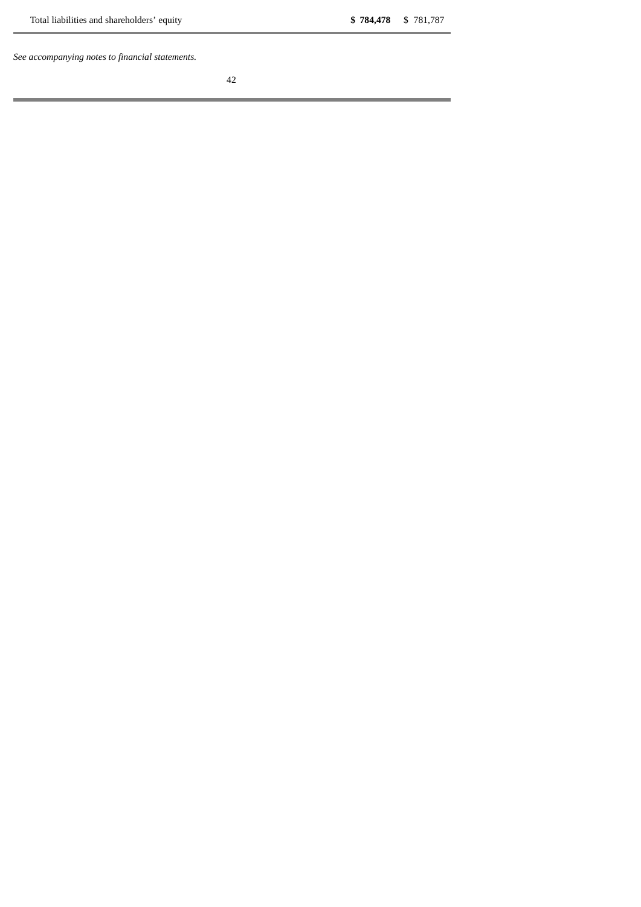| | | |
|---|---|---|
| Total liabilities and shareholders’ equity | **$ 784,478** | $ 781,787 |

*See accompanying notes to financial statements.*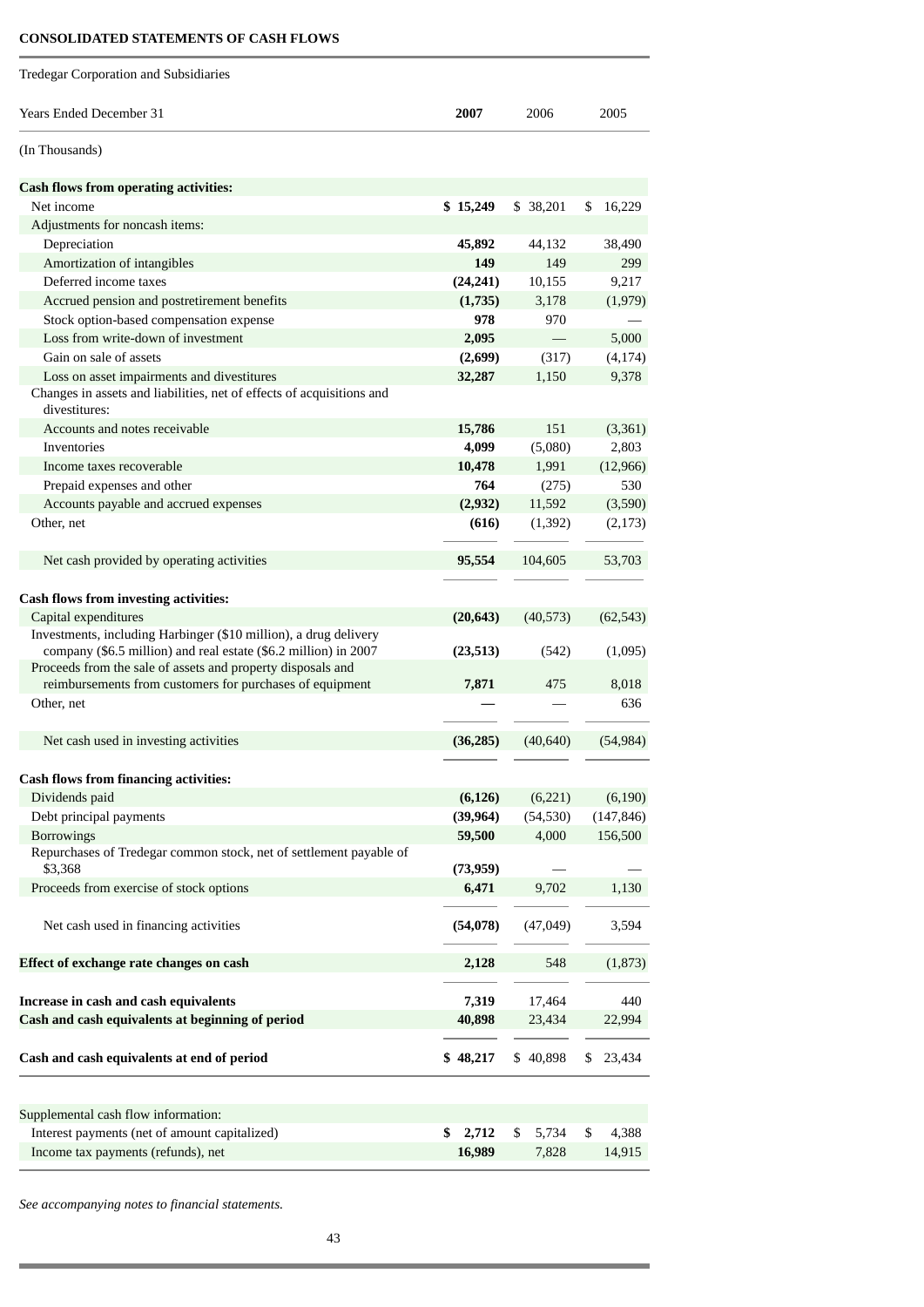**CONSOLIDATED STATEMENTS OF CASH FLOWS**

Tredegar Corporation and Subsidiaries

| Years Ended December 31 | **2007** | 2006 | 2005 |
|---|---|---|---|
| (In Thousands) | | | |
| **Cash flows from operating activities:** | | | |
| Net income | **$ 15,249** | $ 38,201 | $ 16,229 |
| Adjustments for noncash items: | | | |
| Depreciation | **45,892** | 44,132 | 38,490 |
| Amortization of intangibles | **149** | 149 | 299 |
| Deferred income taxes | **(24,241)** | 10,155 | 9,217 |
| Accrued pension and postretirement benefits | **(1,735)** | 3,178 | (1,979) |
| Stock option-based compensation expense | **978** | 970 | — |
| Loss from write-down of investment | **2,095** | — | 5,000 |
| Gain on sale of assets | **(2,699)** | (317) | (4,174) |
| Loss on asset impairments and divestitures | **32,287** | 1,150 | 9,378 |
| Changes in assets and liabilities, net of effects of acquisitions and divestitures: | | | |
| Accounts and notes receivable | **15,786** | 151 | (3,361) |
| Inventories | **4,099** | (5,080) | 2,803 |
| Income taxes recoverable | **10,478** | 1,991 | (12,966) |
| Prepaid expenses and other | **764** | (275) | 530 |
| Accounts payable and accrued expenses | **(2,932)** | 11,592 | (3,590) |
| Other, net | **(616)** | (1,392) | (2,173) |
| Net cash provided by operating activities | **95,554** | 104,605 | 53,703 |
| **Cash flows from investing activities:** | | | |
| Capital expenditures | **(20,643)** | (40,573) | (62,543) |
| Investments, including Harbinger ($10 million), a drug delivery company ($6.5 million) and real estate ($6.2 million) in 2007 | **(23,513)** | (542) | (1,095) |
| Proceeds from the sale of assets and property disposals and reimbursements from customers for purchases of equipment | **7,871** | 475 | 8,018 |
| Other, net | **—** | — | 636 |
| Net cash used in investing activities | **(36,285)** | (40,640) | (54,984) |
| **Cash flows from financing activities:** | | | |
| Dividends paid | **(6,126)** | (6,221) | (6,190) |
| Debt principal payments | **(39,964)** | (54,530) | (147,846) |
| Borrowings | **59,500** | 4,000 | 156,500 |
| Repurchases of Tredegar common stock, net of settlement payable of $3,368 | **(73,959)** | — | — |
| Proceeds from exercise of stock options | **6,471** | 9,702 | 1,130 |
| Net cash used in financing activities | **(54,078)** | (47,049) | 3,594 |
| **Effect of exchange rate changes on cash** | **2,128** | 548 | (1,873) |
| **Increase in cash and cash equivalents** | **7,319** | 17,464 | 440 |
| **Cash and cash equivalents at beginning of period** | **40,898** | 23,434 | 22,994 |
| **Cash and cash equivalents at end of period** | **$ 48,217** | $ 40,898 | $ 23,434 |
| Supplemental cash flow information: | | | |
| Interest payments (net of amount capitalized) | **$ 2,712** | $ 5,734 | $ 4,388 |
| Income tax payments (refunds), net | **16,989** | 7,828 | 14,915 |

*See accompanying notes to financial statements.*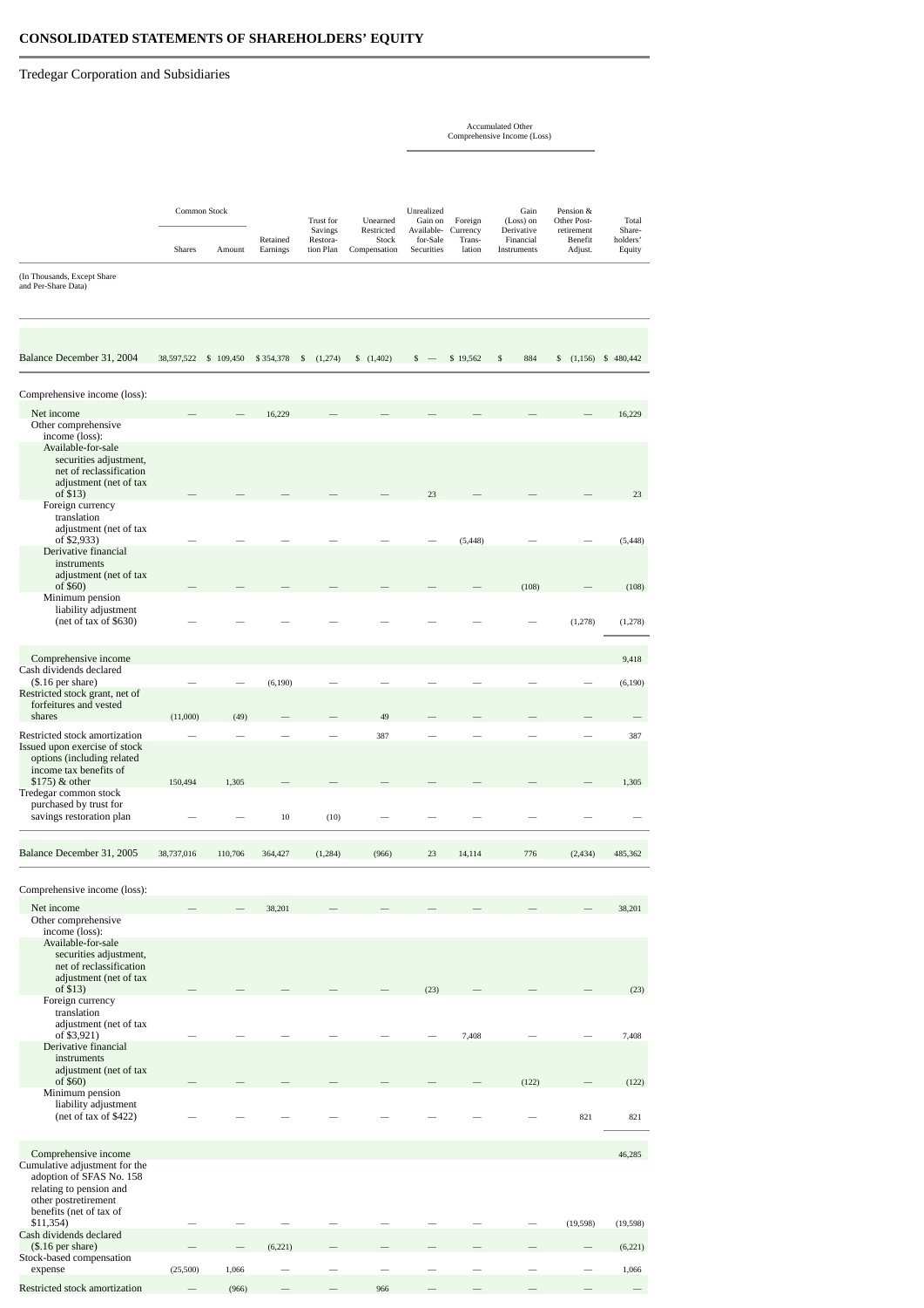## CONSOLIDATED STATEMENTS OF SHAREHOLDERS' EQUITY

Tredegar Corporation and Subsidiaries

| (In Thousands, Except Share and Per-Share Data) | Common Stock | | Retained Earnings | Trust for Savings Restora-tion Plan | Unearned Restricted Stock Compensation | Accumulated Other Comprehensive Income (Loss) | | | | Total Share-holders' Equity |
|---|---|---|---|---|---|---|---|---|---|---|
| | Shares | Amount | | | | Unrealized Gain on Available-for-Sale Securities | Foreign Currency Trans-lation | Gain (Loss) on Derivative Financial Instruments | Pension & Other Post-retirement Benefit Adjust. | |
| Balance December 31, 2004 | 38,597,522 | $ 109,450 | $ 354,378 | $ (1,274) | $ (1,402) | $ — | $ 19,562 | $ 884 | $ (1,156) | $ 480,442 |
| Comprehensive income (loss): | | | | | | | | | | |
| Net income | — | — | 16,229 | — | — | — | — | — | — | 16,229 |
| Other comprehensive income (loss): | | | | | | | | | | |
| Available-for-sale securities adjustment, net of reclassification adjustment (net of tax of $13) | — | — | — | — | — | 23 | — | — | — | 23 |
| Foreign currency translation adjustment (net of tax of $2,933) | — | — | — | — | — | — | (5,448) | — | — | (5,448) |
| Derivative financial instruments adjustment (net of tax of $60) | — | — | — | — | — | — | — | (108) | — | (108) |
| Minimum pension liability adjustment (net of tax of $630) | — | — | — | — | — | — | — | — | (1,278) | (1,278) |
| Comprehensive income | | | | | | | | | | 9,418 |
| Cash dividends declared ($.16 per share) | — | — | (6,190) | — | — | — | — | — | — | (6,190) |
| Restricted stock grant, net of forfeitures and vested shares | (11,000) | (49) | — | — | 49 | — | — | — | — | — |
| Restricted stock amortization | — | — | — | — | 387 | — | — | — | — | 387 |
| Issued upon exercise of stock options (including related income tax benefits of $175) & other | 150,494 | 1,305 | — | — | — | — | — | — | — | 1,305 |
| Tredegar common stock purchased by trust for savings restoration plan | — | — | 10 | (10) | — | — | — | — | — | — |
| Balance December 31, 2005 | 38,737,016 | 110,706 | 364,427 | (1,284) | (966) | 23 | 14,114 | 776 | (2,434) | 485,362 |
| Comprehensive income (loss): | | | | | | | | | | |
| Net income | — | — | 38,201 | — | — | — | — | — | — | 38,201 |
| Other comprehensive income (loss): | | | | | | | | | | |
| Available-for-sale securities adjustment, net of reclassification adjustment (net of tax of $13) | — | — | — | — | — | (23) | — | — | — | (23) |
| Foreign currency translation adjustment (net of tax of $3,921) | — | — | — | — | — | — | 7,408 | — | — | 7,408 |
| Derivative financial instruments adjustment (net of tax of $60) | — | — | — | — | — | — | — | (122) | — | (122) |
| Minimum pension liability adjustment (net of tax of $422) | — | — | — | — | — | — | — | — | 821 | 821 |
| Comprehensive income | | | | | | | | | | 46,285 |
| Cumulative adjustment for the adoption of SFAS No. 158 relating to pension and other postretirement benefits (net of tax of $11,354) | — | — | — | — | — | — | — | — | (19,598) | (19,598) |
| Cash dividends declared ($.16 per share) | — | — | (6,221) | — | — | — | — | — | — | (6,221) |
| Stock-based compensation expense | (25,500) | 1,066 | — | — | — | — | — | — | — | 1,066 |
| Restricted stock amortization | — | (966) | — | — | 966 | — | — | — | — | — |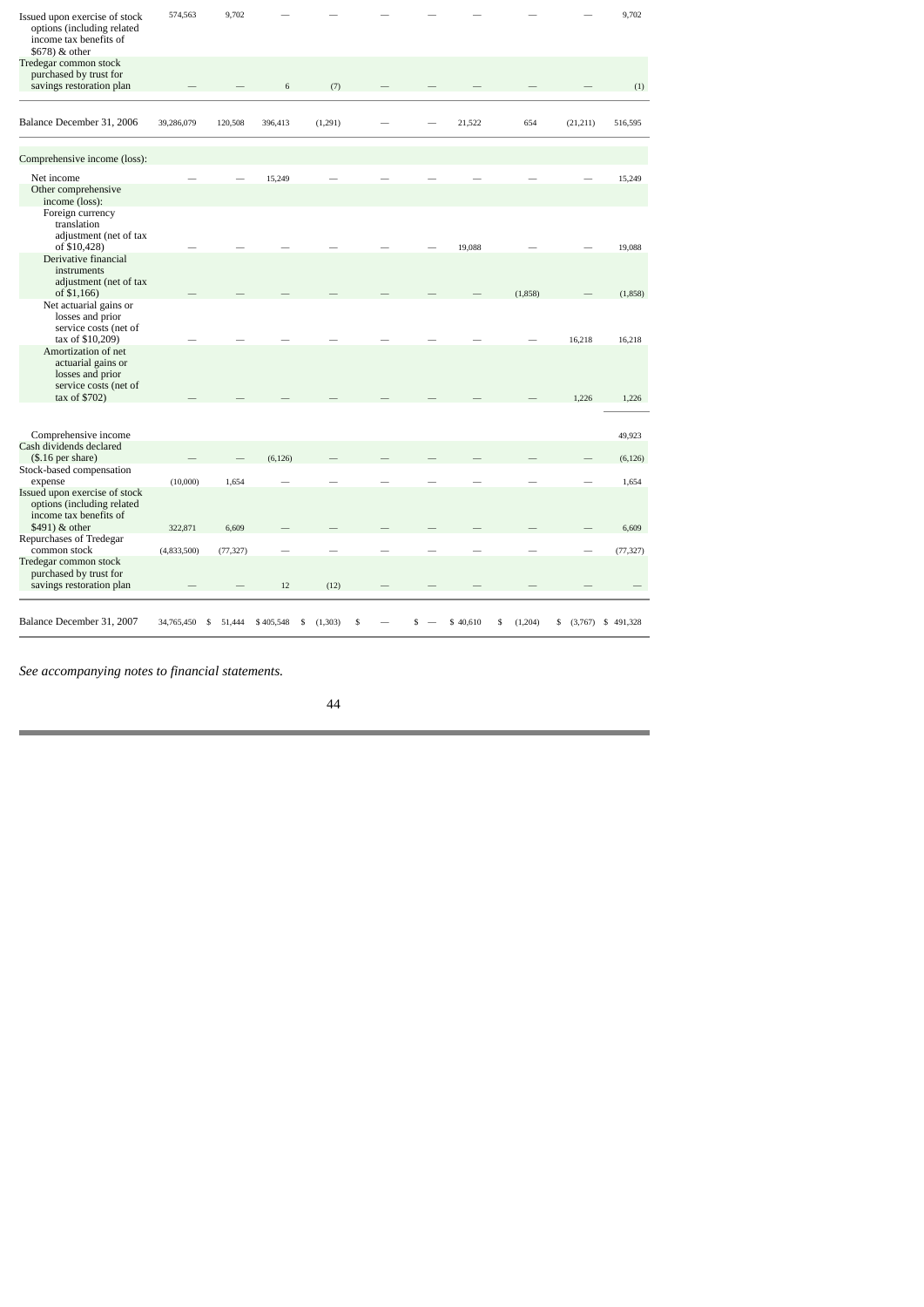| | | | | | | | | | | |
|---|---|---|---|---|---|---|---|---|---|---|
| Issued upon exercise of stock options (including related income tax benefits of $678) & other | 574,563 | 9,702 | — | — | — | — | — | — | — | 9,702 |
| Tredegar common stock purchased by trust for savings restoration plan | — | — | 6 | (7) | — | — | — | — | — | (1) |
| Balance December 31, 2006 | 39,286,079 | 120,508 | 396,413 | (1,291) | — | — | 21,522 | 654 | (21,211) | 516,595 |
| Comprehensive income (loss): | | | | | | | | | | |
| Net income | — | — | 15,249 | — | — | — | — | — | — | 15,249 |
| Other comprehensive income (loss): | | | | | | | | | | |
| Foreign currency translation adjustment (net of tax of $10,428) | — | — | — | — | — | — | 19,088 | — | — | 19,088 |
| Derivative financial instruments adjustment (net of tax of $1,166) | — | — | — | — | — | — | — | (1,858) | — | (1,858) |
| Net actuarial gains or losses and prior service costs (net of tax of $10,209) | — | — | — | — | — | — | — | — | 16,218 | 16,218 |
| Amortization of net actuarial gains or losses and prior service costs (net of tax of $702) | — | — | — | — | — | — | — | — | 1,226 | 1,226 |
| Comprehensive income | | | | | | | | | | 49,923 |
| Cash dividends declared ($.16 per share) | — | — | (6,126) | — | — | — | — | — | — | (6,126) |
| Stock-based compensation expense | (10,000) | 1,654 | — | — | — | — | — | — | — | 1,654 |
| Issued upon exercise of stock options (including related income tax benefits of $491) & other | 322,871 | 6,609 | — | — | — | — | — | — | — | 6,609 |
| Repurchases of Tredegar common stock | (4,833,500) | (77,327) | — | — | — | — | — | — | — | (77,327) |
| Tredegar common stock purchased by trust for savings restoration plan | — | — | 12 | (12) | — | — | — | — | — | — |
| Balance December 31, 2007 | 34,765,450 | $ 51,444 | $ 405,548 | $ (1,303) | $ — | $ — | $ 40,610 | $ (1,204) | $ (3,767) | $ 491,328 |

*See accompanying notes to financial statements.*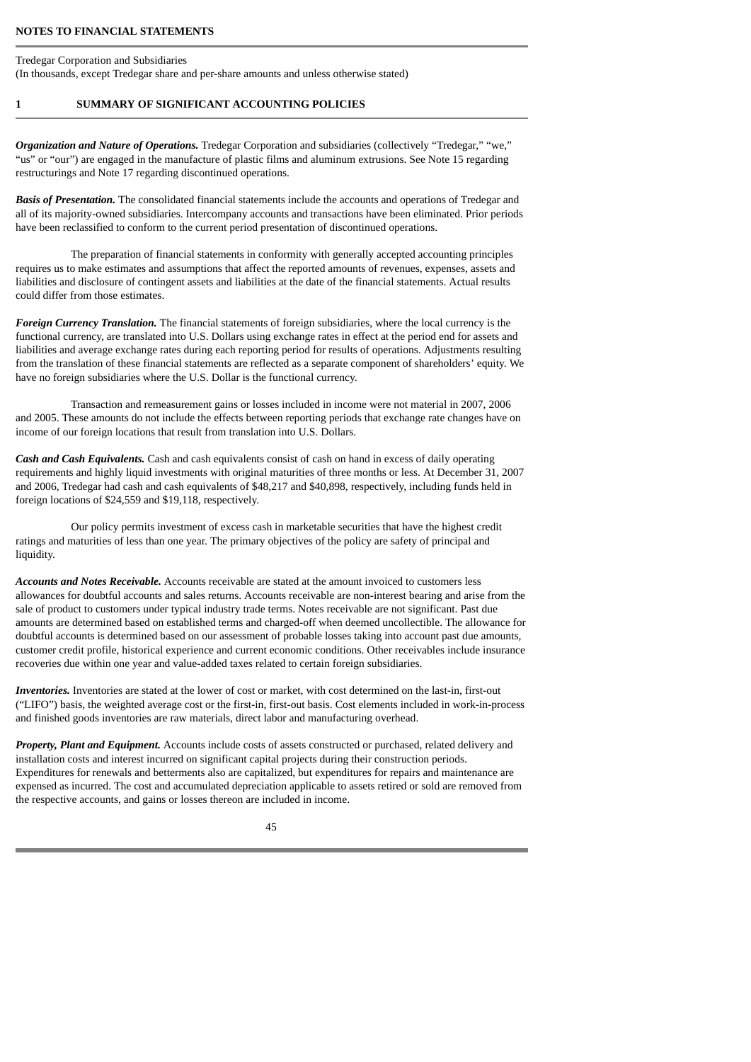**NOTES TO FINANCIAL STATEMENTS**

Tredegar Corporation and Subsidiaries
(In thousands, except Tredegar share and per-share amounts and unless otherwise stated)

## 1 SUMMARY OF SIGNIFICANT ACCOUNTING POLICIES

***Organization and Nature of Operations.*** Tredegar Corporation and subsidiaries (collectively "Tredegar," "we," "us" or "our") are engaged in the manufacture of plastic films and aluminum extrusions. See Note 15 regarding restructurings and Note 17 regarding discontinued operations.

***Basis of Presentation.*** The consolidated financial statements include the accounts and operations of Tredegar and all of its majority-owned subsidiaries. Intercompany accounts and transactions have been eliminated. Prior periods have been reclassified to conform to the current period presentation of discontinued operations.

The preparation of financial statements in conformity with generally accepted accounting principles requires us to make estimates and assumptions that affect the reported amounts of revenues, expenses, assets and liabilities and disclosure of contingent assets and liabilities at the date of the financial statements. Actual results could differ from those estimates.

***Foreign Currency Translation.*** The financial statements of foreign subsidiaries, where the local currency is the functional currency, are translated into U.S. Dollars using exchange rates in effect at the period end for assets and liabilities and average exchange rates during each reporting period for results of operations. Adjustments resulting from the translation of these financial statements are reflected as a separate component of shareholders' equity. We have no foreign subsidiaries where the U.S. Dollar is the functional currency.

Transaction and remeasurement gains or losses included in income were not material in 2007, 2006 and 2005. These amounts do not include the effects between reporting periods that exchange rate changes have on income of our foreign locations that result from translation into U.S. Dollars.

***Cash and Cash Equivalents.*** Cash and cash equivalents consist of cash on hand in excess of daily operating requirements and highly liquid investments with original maturities of three months or less. At December 31, 2007 and 2006, Tredegar had cash and cash equivalents of $48,217 and $40,898, respectively, including funds held in foreign locations of $24,559 and $19,118, respectively.

Our policy permits investment of excess cash in marketable securities that have the highest credit ratings and maturities of less than one year. The primary objectives of the policy are safety of principal and liquidity.

***Accounts and Notes Receivable.*** Accounts receivable are stated at the amount invoiced to customers less allowances for doubtful accounts and sales returns. Accounts receivable are non-interest bearing and arise from the sale of product to customers under typical industry trade terms. Notes receivable are not significant. Past due amounts are determined based on established terms and charged-off when deemed uncollectible. The allowance for doubtful accounts is determined based on our assessment of probable losses taking into account past due amounts, customer credit profile, historical experience and current economic conditions. Other receivables include insurance recoveries due within one year and value-added taxes related to certain foreign subsidiaries.

***Inventories.*** Inventories are stated at the lower of cost or market, with cost determined on the last-in, first-out ("LIFO") basis, the weighted average cost or the first-in, first-out basis. Cost elements included in work-in-process and finished goods inventories are raw materials, direct labor and manufacturing overhead.

***Property, Plant and Equipment.*** Accounts include costs of assets constructed or purchased, related delivery and installation costs and interest incurred on significant capital projects during their construction periods. Expenditures for renewals and betterments also are capitalized, but expenditures for repairs and maintenance are expensed as incurred. The cost and accumulated depreciation applicable to assets retired or sold are removed from the respective accounts, and gains or losses thereon are included in income.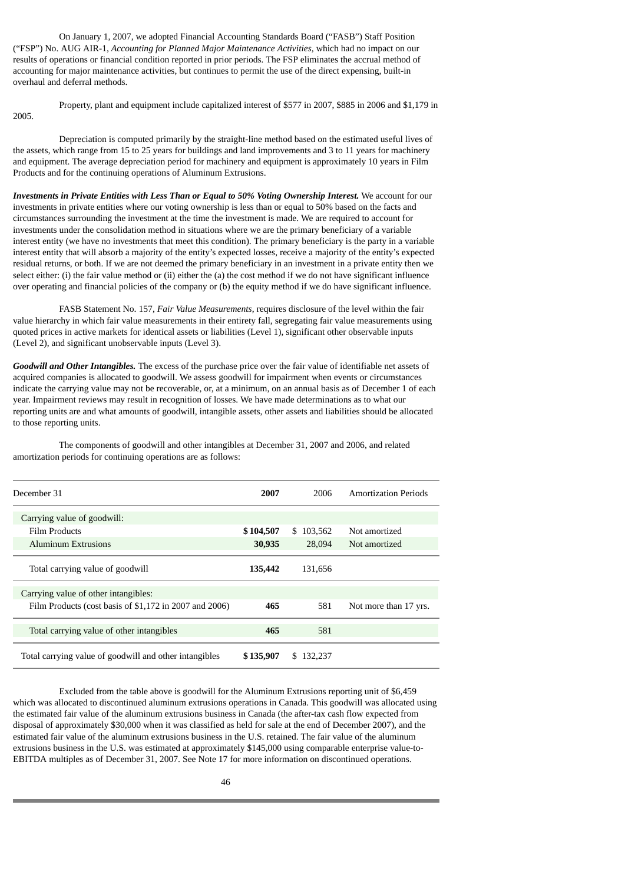On January 1, 2007, we adopted Financial Accounting Standards Board ("FASB") Staff Position ("FSP") No. AUG AIR-1, *Accounting for Planned Major Maintenance Activities*, which had no impact on our results of operations or financial condition reported in prior periods. The FSP eliminates the accrual method of accounting for major maintenance activities, but continues to permit the use of the direct expensing, built-in overhaul and deferral methods.

Property, plant and equipment include capitalized interest of $577 in 2007, $885 in 2006 and $1,179 in 2005.

Depreciation is computed primarily by the straight-line method based on the estimated useful lives of the assets, which range from 15 to 25 years for buildings and land improvements and 3 to 11 years for machinery and equipment. The average depreciation period for machinery and equipment is approximately 10 years in Film Products and for the continuing operations of Aluminum Extrusions.

***Investments in Private Entities with Less Than or Equal to 50% Voting Ownership Interest.*** We account for our investments in private entities where our voting ownership is less than or equal to 50% based on the facts and circumstances surrounding the investment at the time the investment is made. We are required to account for investments under the consolidation method in situations where we are the primary beneficiary of a variable interest entity (we have no investments that meet this condition). The primary beneficiary is the party in a variable interest entity that will absorb a majority of the entity's expected losses, receive a majority of the entity's expected residual returns, or both. If we are not deemed the primary beneficiary in an investment in a private entity then we select either: (i) the fair value method or (ii) either the (a) the cost method if we do not have significant influence over operating and financial policies of the company or (b) the equity method if we do have significant influence.

FASB Statement No. 157, *Fair Value Measurements*, requires disclosure of the level within the fair value hierarchy in which fair value measurements in their entirety fall, segregating fair value measurements using quoted prices in active markets for identical assets or liabilities (Level 1), significant other observable inputs (Level 2), and significant unobservable inputs (Level 3).

***Goodwill and Other Intangibles.*** The excess of the purchase price over the fair value of identifiable net assets of acquired companies is allocated to goodwill. We assess goodwill for impairment when events or circumstances indicate the carrying value may not be recoverable, or, at a minimum, on an annual basis as of December 1 of each year. Impairment reviews may result in recognition of losses. We have made determinations as to what our reporting units are and what amounts of goodwill, intangible assets, other assets and liabilities should be allocated to those reporting units.

The components of goodwill and other intangibles at December 31, 2007 and 2006, and related amortization periods for continuing operations are as follows:

| December 31 | 2007 | 2006 | Amortization Periods |
|---|---|---|---|
| Carrying value of goodwill: | | | |
| Film Products | $104,507 | $ 103,562 | Not amortized |
| Aluminum Extrusions | 30,935 | 28,094 | Not amortized |
| Total carrying value of goodwill | 135,442 | 131,656 | |
| Carrying value of other intangibles: | | | |
| Film Products (cost basis of $1,172 in 2007 and 2006) | 465 | 581 | Not more than 17 yrs. |
| Total carrying value of other intangibles | 465 | 581 | |
| Total carrying value of goodwill and other intangibles | $135,907 | $ 132,237 | |

Excluded from the table above is goodwill for the Aluminum Extrusions reporting unit of $6,459 which was allocated to discontinued aluminum extrusions operations in Canada. This goodwill was allocated using the estimated fair value of the aluminum extrusions business in Canada (the after-tax cash flow expected from disposal of approximately $30,000 when it was classified as held for sale at the end of December 2007), and the estimated fair value of the aluminum extrusions business in the U.S. retained. The fair value of the aluminum extrusions business in the U.S. was estimated at approximately $145,000 using comparable enterprise value-to-EBITDA multiples as of December 31, 2007. See Note 17 for more information on discontinued operations.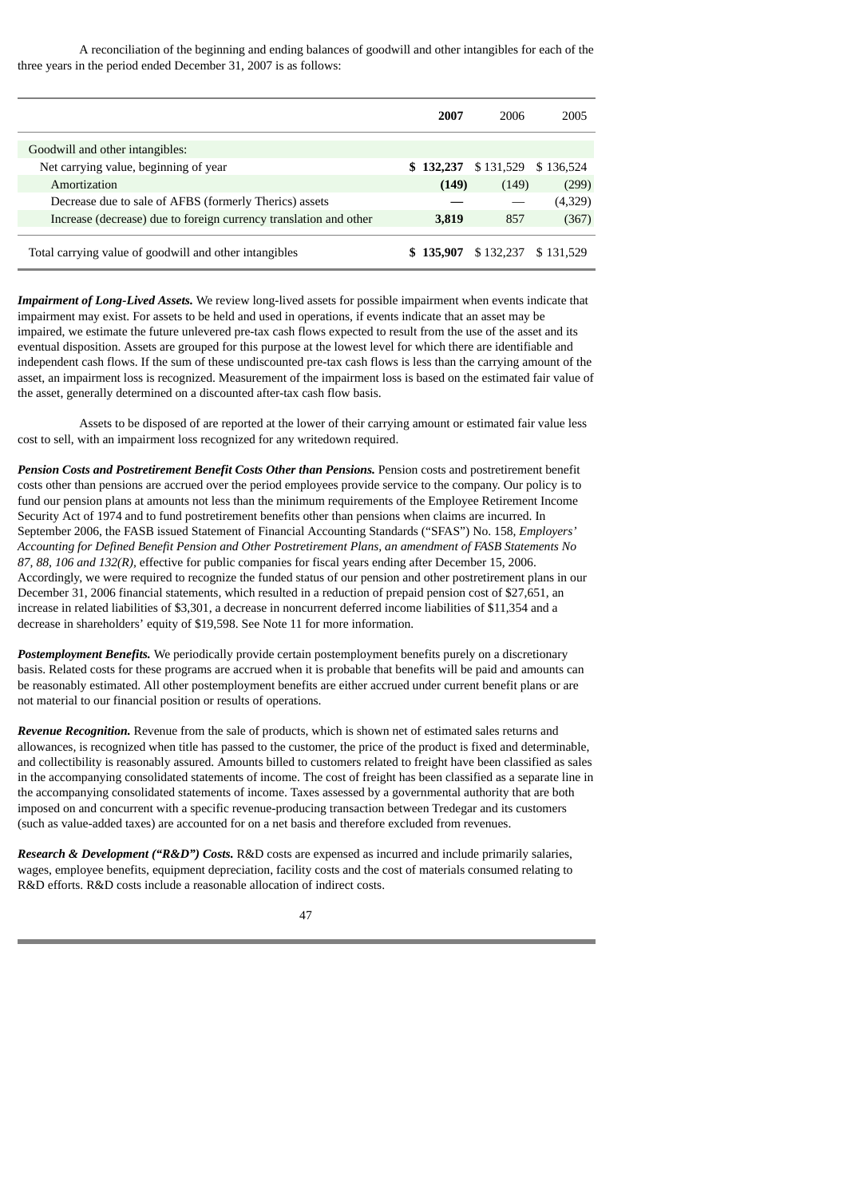A reconciliation of the beginning and ending balances of goodwill and other intangibles for each of the three years in the period ended December 31, 2007 is as follows:

| | 2007 | 2006 | 2005 |
|---|---|---|---|
| Goodwill and other intangibles: | | | |
| Net carrying value, beginning of year | $ 132,237 | $ 131,529 | $ 136,524 |
| Amortization | (149) | (149) | (299) |
| Decrease due to sale of AFBS (formerly Therics) assets | — | — | (4,329) |
| Increase (decrease) due to foreign currency translation and other | 3,819 | 857 | (367) |
| Total carrying value of goodwill and other intangibles | $ 135,907 | $ 132,237 | $ 131,529 |

***Impairment of Long-Lived Assets.*** We review long-lived assets for possible impairment when events indicate that impairment may exist. For assets to be held and used in operations, if events indicate that an asset may be impaired, we estimate the future unlevered pre-tax cash flows expected to result from the use of the asset and its eventual disposition. Assets are grouped for this purpose at the lowest level for which there are identifiable and independent cash flows. If the sum of these undiscounted pre-tax cash flows is less than the carrying amount of the asset, an impairment loss is recognized. Measurement of the impairment loss is based on the estimated fair value of the asset, generally determined on a discounted after-tax cash flow basis.

Assets to be disposed of are reported at the lower of their carrying amount or estimated fair value less cost to sell, with an impairment loss recognized for any writedown required.

***Pension Costs and Postretirement Benefit Costs Other than Pensions.*** Pension costs and postretirement benefit costs other than pensions are accrued over the period employees provide service to the company. Our policy is to fund our pension plans at amounts not less than the minimum requirements of the Employee Retirement Income Security Act of 1974 and to fund postretirement benefits other than pensions when claims are incurred. In September 2006, the FASB issued Statement of Financial Accounting Standards ("SFAS") No. 158, *Employers' Accounting for Defined Benefit Pension and Other Postretirement Plans, an amendment of FASB Statements No 87, 88, 106 and 132(R)*, effective for public companies for fiscal years ending after December 15, 2006. Accordingly, we were required to recognize the funded status of our pension and other postretirement plans in our December 31, 2006 financial statements, which resulted in a reduction of prepaid pension cost of $27,651, an increase in related liabilities of $3,301, a decrease in noncurrent deferred income liabilities of $11,354 and a decrease in shareholders' equity of $19,598. See Note 11 for more information.

***Postemployment Benefits.*** We periodically provide certain postemployment benefits purely on a discretionary basis. Related costs for these programs are accrued when it is probable that benefits will be paid and amounts can be reasonably estimated. All other postemployment benefits are either accrued under current benefit plans or are not material to our financial position or results of operations.

***Revenue Recognition.*** Revenue from the sale of products, which is shown net of estimated sales returns and allowances, is recognized when title has passed to the customer, the price of the product is fixed and determinable, and collectibility is reasonably assured. Amounts billed to customers related to freight have been classified as sales in the accompanying consolidated statements of income. The cost of freight has been classified as a separate line in the accompanying consolidated statements of income. Taxes assessed by a governmental authority that are both imposed on and concurrent with a specific revenue-producing transaction between Tredegar and its customers (such as value-added taxes) are accounted for on a net basis and therefore excluded from revenues.

***Research & Development ("R&D") Costs.*** R&D costs are expensed as incurred and include primarily salaries, wages, employee benefits, equipment depreciation, facility costs and the cost of materials consumed relating to R&D efforts. R&D costs include a reasonable allocation of indirect costs.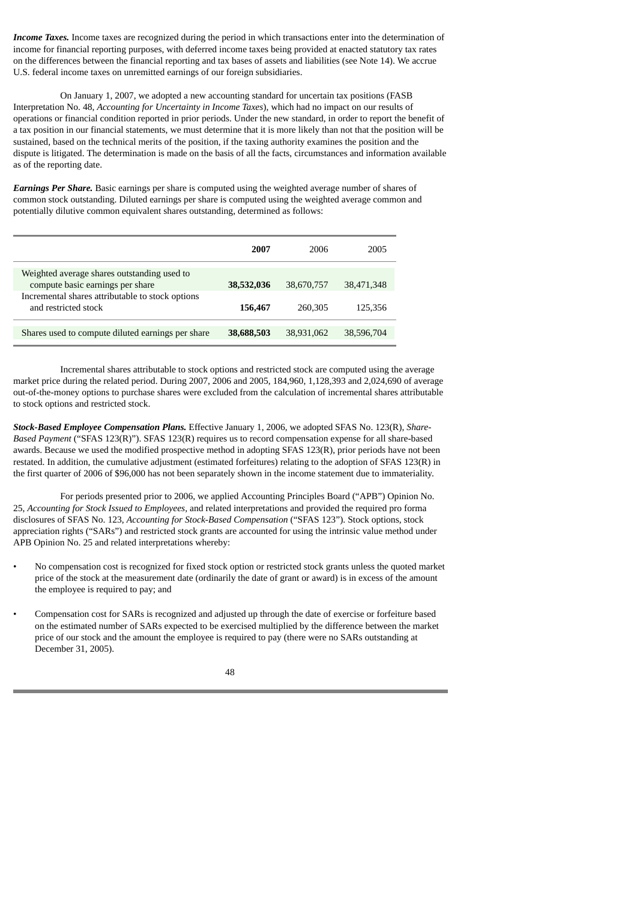***Income Taxes.*** Income taxes are recognized during the period in which transactions enter into the determination of income for financial reporting purposes, with deferred income taxes being provided at enacted statutory tax rates on the differences between the financial reporting and tax bases of assets and liabilities (see Note 14). We accrue U.S. federal income taxes on unremitted earnings of our foreign subsidiaries.

On January 1, 2007, we adopted a new accounting standard for uncertain tax positions (FASB Interpretation No. 48, *Accounting for Uncertainty in Income Taxes*), which had no impact on our results of operations or financial condition reported in prior periods. Under the new standard, in order to report the benefit of a tax position in our financial statements, we must determine that it is more likely than not that the position will be sustained, based on the technical merits of the position, if the taxing authority examines the position and the dispute is litigated. The determination is made on the basis of all the facts, circumstances and information available as of the reporting date.

***Earnings Per Share.*** Basic earnings per share is computed using the weighted average number of shares of common stock outstanding. Diluted earnings per share is computed using the weighted average common and potentially dilutive common equivalent shares outstanding, determined as follows:

| | **2007** | 2006 | 2005 |
|---|---|---|---|
| Weighted average shares outstanding used to compute basic earnings per share | **38,532,036** | 38,670,757 | 38,471,348 |
| Incremental shares attributable to stock options and restricted stock | **156,467** | 260,305 | 125,356 |
| Shares used to compute diluted earnings per share | **38,688,503** | 38,931,062 | 38,596,704 |

Incremental shares attributable to stock options and restricted stock are computed using the average market price during the related period. During 2007, 2006 and 2005, 184,960, 1,128,393 and 2,024,690 of average out-of-the-money options to purchase shares were excluded from the calculation of incremental shares attributable to stock options and restricted stock.

***Stock-Based Employee Compensation Plans.*** Effective January 1, 2006, we adopted SFAS No. 123(R), *Share-Based Payment* ("SFAS 123(R)"). SFAS 123(R) requires us to record compensation expense for all share-based awards. Because we used the modified prospective method in adopting SFAS 123(R), prior periods have not been restated. In addition, the cumulative adjustment (estimated forfeitures) relating to the adoption of SFAS 123(R) in the first quarter of 2006 of $96,000 has not been separately shown in the income statement due to immateriality.

For periods presented prior to 2006, we applied Accounting Principles Board ("APB") Opinion No. 25, *Accounting for Stock Issued to Employees*, and related interpretations and provided the required pro forma disclosures of SFAS No. 123, *Accounting for Stock-Based Compensation* ("SFAS 123"). Stock options, stock appreciation rights ("SARs") and restricted stock grants are accounted for using the intrinsic value method under APB Opinion No. 25 and related interpretations whereby:

- No compensation cost is recognized for fixed stock option or restricted stock grants unless the quoted market price of the stock at the measurement date (ordinarily the date of grant or award) is in excess of the amount the employee is required to pay; and
- Compensation cost for SARs is recognized and adjusted up through the date of exercise or forfeiture based on the estimated number of SARs expected to be exercised multiplied by the difference between the market price of our stock and the amount the employee is required to pay (there were no SARs outstanding at December 31, 2005).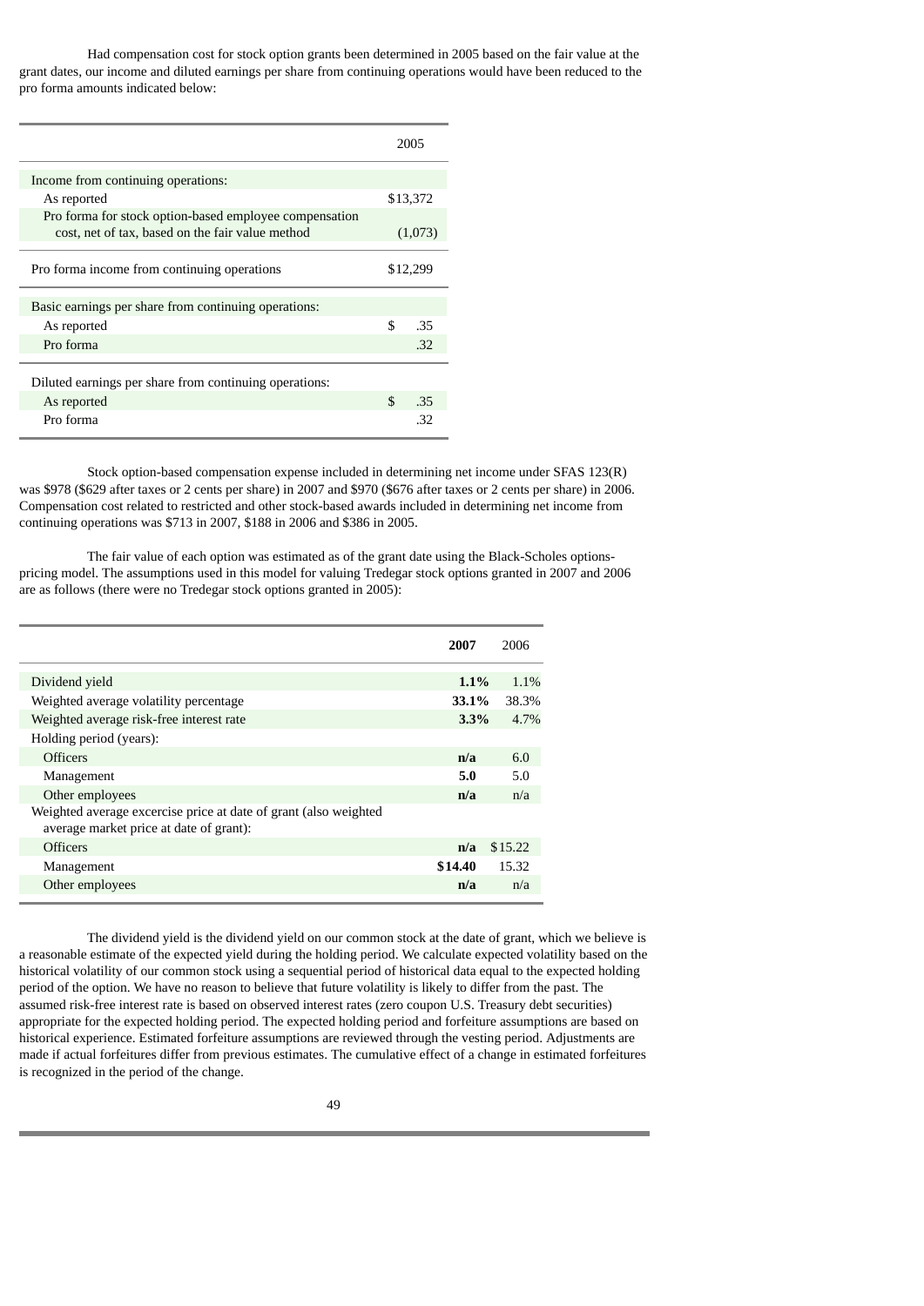Had compensation cost for stock option grants been determined in 2005 based on the fair value at the grant dates, our income and diluted earnings per share from continuing operations would have been reduced to the pro forma amounts indicated below:

| | 2005 |
|---|---|
| Income from continuing operations: | |
| As reported | $13,372 |
| Pro forma for stock option-based employee compensation cost, net of tax, based on the fair value method | (1,073) |
| Pro forma income from continuing operations | $12,299 |
| Basic earnings per share from continuing operations: | |
| As reported | $ .35 |
| Pro forma | .32 |
| Diluted earnings per share from continuing operations: | |
| As reported | $ .35 |
| Pro forma | .32 |

Stock option-based compensation expense included in determining net income under SFAS 123(R) was $978 ($629 after taxes or 2 cents per share) in 2007 and $970 ($676 after taxes or 2 cents per share) in 2006. Compensation cost related to restricted and other stock-based awards included in determining net income from continuing operations was $713 in 2007, $188 in 2006 and $386 in 2005.

The fair value of each option was estimated as of the grant date using the Black-Scholes options-pricing model. The assumptions used in this model for valuing Tredegar stock options granted in 2007 and 2006 are as follows (there were no Tredegar stock options granted in 2005):

| | **2007** | 2006 |
|---|---|---|
| Dividend yield | **1.1%** | 1.1% |
| Weighted average volatility percentage | **33.1%** | 38.3% |
| Weighted average risk-free interest rate | **3.3%** | 4.7% |
| Holding period (years): | | |
| Officers | **n/a** | 6.0 |
| Management | **5.0** | 5.0 |
| Other employees | **n/a** | n/a |
| Weighted average excercise price at date of grant (also weighted average market price at date of grant): | | |
| Officers | **n/a** | $15.22 |
| Management | **$14.40** | 15.32 |
| Other employees | **n/a** | n/a |

The dividend yield is the dividend yield on our common stock at the date of grant, which we believe is a reasonable estimate of the expected yield during the holding period. We calculate expected volatility based on the historical volatility of our common stock using a sequential period of historical data equal to the expected holding period of the option. We have no reason to believe that future volatility is likely to differ from the past. The assumed risk-free interest rate is based on observed interest rates (zero coupon U.S. Treasury debt securities) appropriate for the expected holding period. The expected holding period and forfeiture assumptions are based on historical experience. Estimated forfeiture assumptions are reviewed through the vesting period. Adjustments are made if actual forfeitures differ from previous estimates. The cumulative effect of a change in estimated forfeitures is recognized in the period of the change.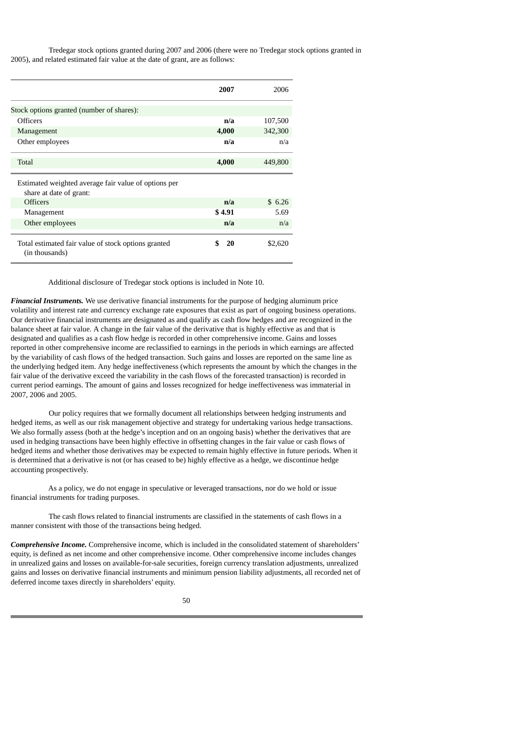Tredegar stock options granted during 2007 and 2006 (there were no Tredegar stock options granted in 2005), and related estimated fair value at the date of grant, are as follows:

| | **2007** | 2006 |
|---|---|---|
| Stock options granted (number of shares): | | |
| Officers | **n/a** | 107,500 |
| Management | **4,000** | 342,300 |
| Other employees | **n/a** | n/a |
| Total | **4,000** | 449,800 |
| Estimated weighted average fair value of options per share at date of grant: | | |
| Officers | **n/a** | $ 6.26 |
| Management | **$ 4.91** | 5.69 |
| Other employees | **n/a** | n/a |
| Total estimated fair value of stock options granted (in thousands) | **$ 20** | $2,620 |

Additional disclosure of Tredegar stock options is included in Note 10.

***Financial Instruments.*** We use derivative financial instruments for the purpose of hedging aluminum price volatility and interest rate and currency exchange rate exposures that exist as part of ongoing business operations. Our derivative financial instruments are designated as and qualify as cash flow hedges and are recognized in the balance sheet at fair value. A change in the fair value of the derivative that is highly effective as and that is designated and qualifies as a cash flow hedge is recorded in other comprehensive income. Gains and losses reported in other comprehensive income are reclassified to earnings in the periods in which earnings are affected by the variability of cash flows of the hedged transaction. Such gains and losses are reported on the same line as the underlying hedged item. Any hedge ineffectiveness (which represents the amount by which the changes in the fair value of the derivative exceed the variability in the cash flows of the forecasted transaction) is recorded in current period earnings. The amount of gains and losses recognized for hedge ineffectiveness was immaterial in 2007, 2006 and 2005.

Our policy requires that we formally document all relationships between hedging instruments and hedged items, as well as our risk management objective and strategy for undertaking various hedge transactions. We also formally assess (both at the hedge's inception and on an ongoing basis) whether the derivatives that are used in hedging transactions have been highly effective in offsetting changes in the fair value or cash flows of hedged items and whether those derivatives may be expected to remain highly effective in future periods. When it is determined that a derivative is not (or has ceased to be) highly effective as a hedge, we discontinue hedge accounting prospectively.

As a policy, we do not engage in speculative or leveraged transactions, nor do we hold or issue financial instruments for trading purposes.

The cash flows related to financial instruments are classified in the statements of cash flows in a manner consistent with those of the transactions being hedged.

***Comprehensive Income.*** Comprehensive income, which is included in the consolidated statement of shareholders' equity, is defined as net income and other comprehensive income. Other comprehensive income includes changes in unrealized gains and losses on available-for-sale securities, foreign currency translation adjustments, unrealized gains and losses on derivative financial instruments and minimum pension liability adjustments, all recorded net of deferred income taxes directly in shareholders' equity.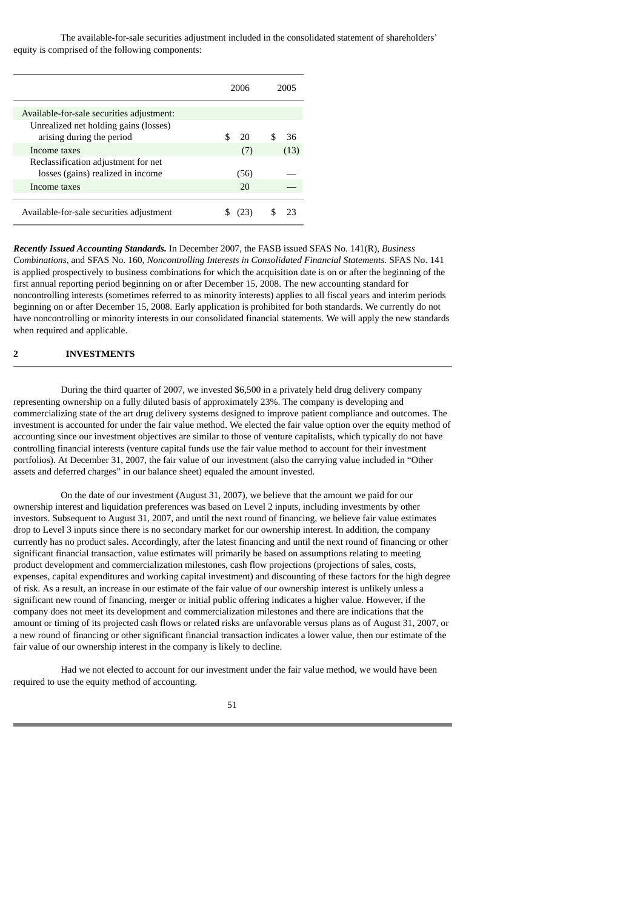The available-for-sale securities adjustment included in the consolidated statement of shareholders' equity is comprised of the following components:

| | 2006 | 2005 |
|---|---|---|
| Available-for-sale securities adjustment: | | |
| Unrealized net holding gains (losses) arising during the period | $ 20 | $ 36 |
| Income taxes | (7) | (13) |
| Reclassification adjustment for net losses (gains) realized in income | (56) | — |
| Income taxes | 20 | — |
| Available-for-sale securities adjustment | $ (23) | $ 23 |

***Recently Issued Accounting Standards.*** In December 2007, the FASB issued SFAS No. 141(R), *Business Combinations*, and SFAS No. 160, *Noncontrolling Interests in Consolidated Financial Statements*. SFAS No. 141 is applied prospectively to business combinations for which the acquisition date is on or after the beginning of the first annual reporting period beginning on or after December 15, 2008. The new accounting standard for noncontrolling interests (sometimes referred to as minority interests) applies to all fiscal years and interim periods beginning on or after December 15, 2008. Early application is prohibited for both standards. We currently do not have noncontrolling or minority interests in our consolidated financial statements. We will apply the new standards when required and applicable.

## 2 INVESTMENTS

During the third quarter of 2007, we invested $6,500 in a privately held drug delivery company representing ownership on a fully diluted basis of approximately 23%. The company is developing and commercializing state of the art drug delivery systems designed to improve patient compliance and outcomes. The investment is accounted for under the fair value method. We elected the fair value option over the equity method of accounting since our investment objectives are similar to those of venture capitalists, which typically do not have controlling financial interests (venture capital funds use the fair value method to account for their investment portfolios). At December 31, 2007, the fair value of our investment (also the carrying value included in "Other assets and deferred charges" in our balance sheet) equaled the amount invested.

On the date of our investment (August 31, 2007), we believe that the amount we paid for our ownership interest and liquidation preferences was based on Level 2 inputs, including investments by other investors. Subsequent to August 31, 2007, and until the next round of financing, we believe fair value estimates drop to Level 3 inputs since there is no secondary market for our ownership interest. In addition, the company currently has no product sales. Accordingly, after the latest financing and until the next round of financing or other significant financial transaction, value estimates will primarily be based on assumptions relating to meeting product development and commercialization milestones, cash flow projections (projections of sales, costs, expenses, capital expenditures and working capital investment) and discounting of these factors for the high degree of risk. As a result, an increase in our estimate of the fair value of our ownership interest is unlikely unless a significant new round of financing, merger or initial public offering indicates a higher value. However, if the company does not meet its development and commercialization milestones and there are indications that the amount or timing of its projected cash flows or related risks are unfavorable versus plans as of August 31, 2007, or a new round of financing or other significant financial transaction indicates a lower value, then our estimate of the fair value of our ownership interest in the company is likely to decline.

Had we not elected to account for our investment under the fair value method, we would have been required to use the equity method of accounting.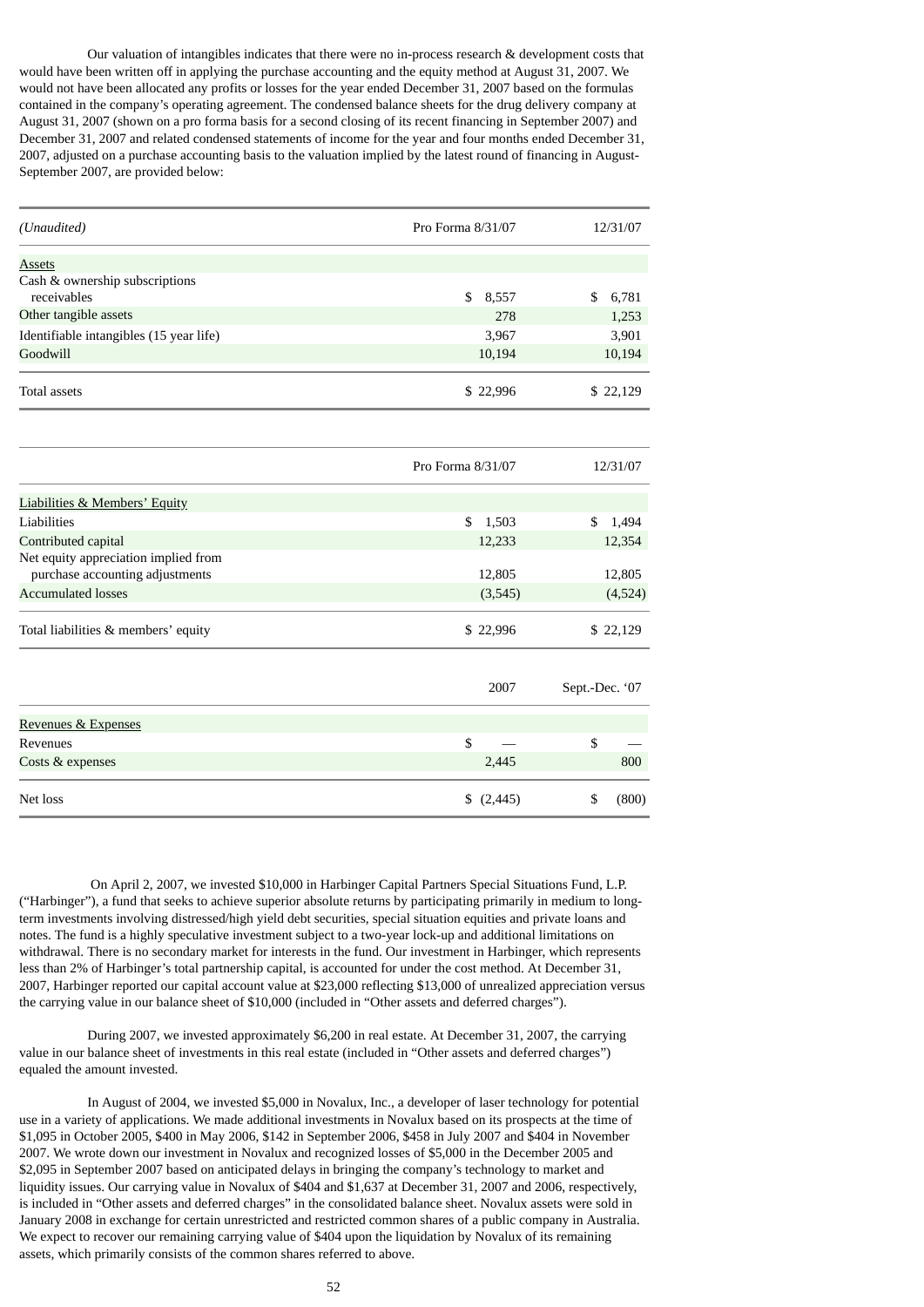Our valuation of intangibles indicates that there were no in-process research & development costs that would have been written off in applying the purchase accounting and the equity method at August 31, 2007. We would not have been allocated any profits or losses for the year ended December 31, 2007 based on the formulas contained in the company's operating agreement. The condensed balance sheets for the drug delivery company at August 31, 2007 (shown on a pro forma basis for a second closing of its recent financing in September 2007) and December 31, 2007 and related condensed statements of income for the year and four months ended December 31, 2007, adjusted on a purchase accounting basis to the valuation implied by the latest round of financing in August-September 2007, are provided below:

| *(Unaudited)* | Pro Forma 8/31/07 | 12/31/07 |
|---|---|---|
| Assets | | |
| Cash & ownership subscriptions receivables | $ 8,557 | $ 6,781 |
| Other tangible assets | 278 | 1,253 |
| Identifiable intangibles (15 year life) | 3,967 | 3,901 |
| Goodwill | 10,194 | 10,194 |
| Total assets | $ 22,996 | $ 22,129 |

| | Pro Forma 8/31/07 | 12/31/07 |
|---|---|---|
| Liabilities & Members' Equity | | |
| Liabilities | $ 1,503 | $ 1,494 |
| Contributed capital | 12,233 | 12,354 |
| Net equity appreciation implied from purchase accounting adjustments | 12,805 | 12,805 |
| Accumulated losses | (3,545) | (4,524) |
| Total liabilities & members' equity | $ 22,996 | $ 22,129 |

| | 2007 | Sept.-Dec. '07 |
|---|---|---|
| Revenues & Expenses | | |
| Revenues | $ — | $ — |
| Costs & expenses | 2,445 | 800 |
| Net loss | $ (2,445) | $ (800) |

On April 2, 2007, we invested $10,000 in Harbinger Capital Partners Special Situations Fund, L.P. ("Harbinger"), a fund that seeks to achieve superior absolute returns by participating primarily in medium to long-term investments involving distressed/high yield debt securities, special situation equities and private loans and notes. The fund is a highly speculative investment subject to a two-year lock-up and additional limitations on withdrawal. There is no secondary market for interests in the fund. Our investment in Harbinger, which represents less than 2% of Harbinger's total partnership capital, is accounted for under the cost method. At December 31, 2007, Harbinger reported our capital account value at $23,000 reflecting $13,000 of unrealized appreciation versus the carrying value in our balance sheet of $10,000 (included in "Other assets and deferred charges").

During 2007, we invested approximately $6,200 in real estate. At December 31, 2007, the carrying value in our balance sheet of investments in this real estate (included in "Other assets and deferred charges") equaled the amount invested.

In August of 2004, we invested $5,000 in Novalux, Inc., a developer of laser technology for potential use in a variety of applications. We made additional investments in Novalux based on its prospects at the time of $1,095 in October 2005, $400 in May 2006, $142 in September 2006, $458 in July 2007 and $404 in November 2007. We wrote down our investment in Novalux and recognized losses of $5,000 in the December 2005 and $2,095 in September 2007 based on anticipated delays in bringing the company's technology to market and liquidity issues. Our carrying value in Novalux of $404 and $1,637 at December 31, 2007 and 2006, respectively, is included in "Other assets and deferred charges" in the consolidated balance sheet. Novalux assets were sold in January 2008 in exchange for certain unrestricted and restricted common shares of a public company in Australia. We expect to recover our remaining carrying value of $404 upon the liquidation by Novalux of its remaining assets, which primarily consists of the common shares referred to above.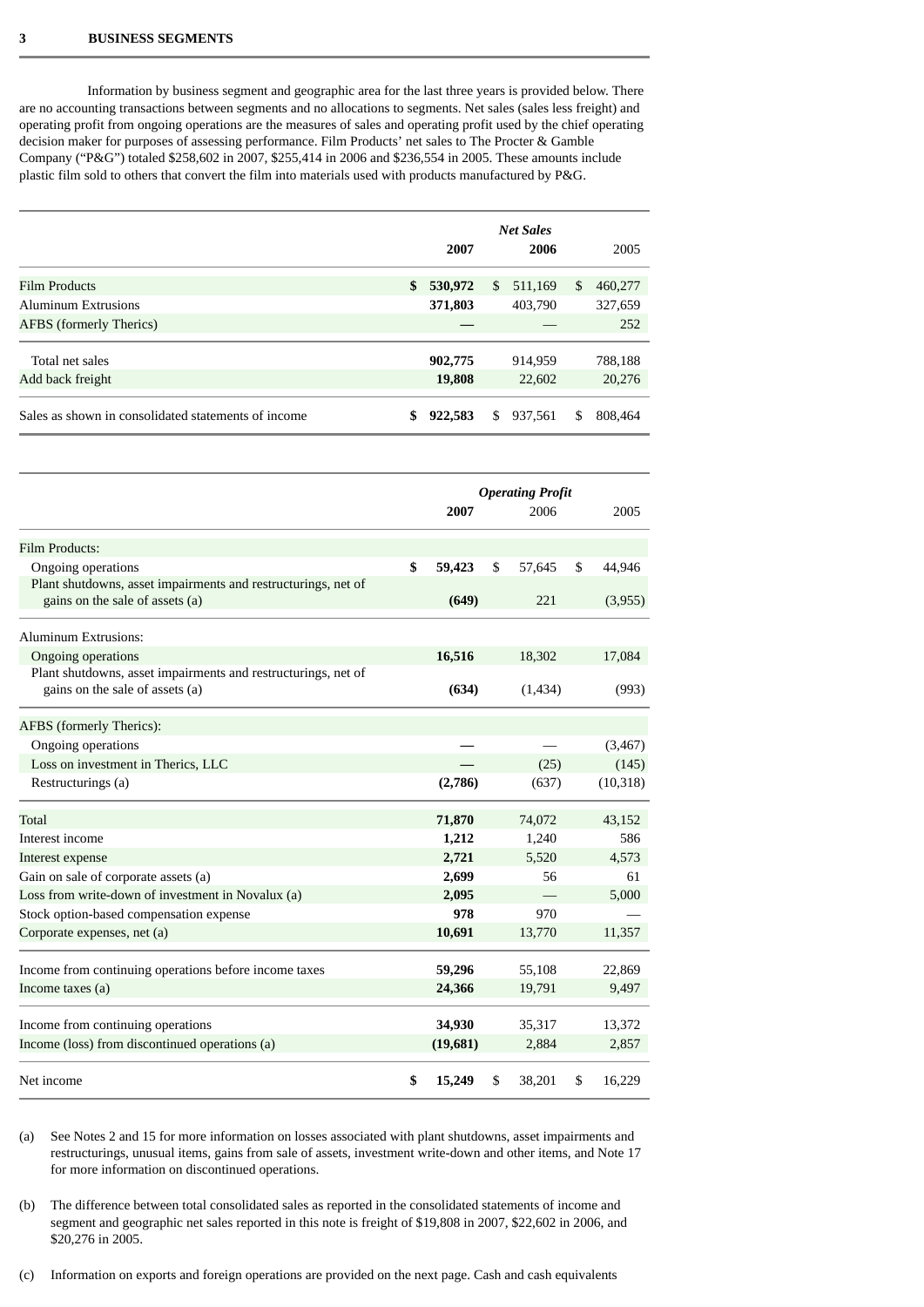## 3 BUSINESS SEGMENTS

Information by business segment and geographic area for the last three years is provided below. There are no accounting transactions between segments and no allocations to segments. Net sales (sales less freight) and operating profit from ongoing operations are the measures of sales and operating profit used by the chief operating decision maker for purposes of assessing performance. Film Products' net sales to The Procter & Gamble Company ("P&G") totaled $258,602 in 2007, $255,414 in 2006 and $236,554 in 2005. These amounts include plastic film sold to others that convert the film into materials used with products manufactured by P&G.

| | | *Net Sales* | |
|---|---|---|---|
| | **2007** | **2006** | 2005 |
| Film Products | **$ 530,972** | $ 511,169 | $ 460,277 |
| Aluminum Extrusions | **371,803** | 403,790 | 327,659 |
| AFBS (formerly Therics) | **—** | — | 252 |
| Total net sales | **902,775** | 914,959 | 788,188 |
| Add back freight | **19,808** | 22,602 | 20,276 |
| Sales as shown in consolidated statements of income | **$ 922,583** | $ 937,561 | $ 808,464 |

| | | *Operating Profit* | |
|---|---|---|---|
| | **2007** | 2006 | 2005 |
| Film Products: | | | |
| Ongoing operations | **$ 59,423** | $ 57,645 | $ 44,946 |
| Plant shutdowns, asset impairments and restructurings, net of gains on the sale of assets (a) | **(649)** | 221 | (3,955) |
| Aluminum Extrusions: | | | |
| Ongoing operations | **16,516** | 18,302 | 17,084 |
| Plant shutdowns, asset impairments and restructurings, net of gains on the sale of assets (a) | **(634)** | (1,434) | (993) |
| AFBS (formerly Therics): | | | |
| Ongoing operations | **—** | — | (3,467) |
| Loss on investment in Therics, LLC | **—** | (25) | (145) |
| Restructurings (a) | **(2,786)** | (637) | (10,318) |
| Total | **71,870** | 74,072 | 43,152 |
| Interest income | **1,212** | 1,240 | 586 |
| Interest expense | **2,721** | 5,520 | 4,573 |
| Gain on sale of corporate assets (a) | **2,699** | 56 | 61 |
| Loss from write-down of investment in Novalux (a) | **2,095** | — | 5,000 |
| Stock option-based compensation expense | **978** | 970 | — |
| Corporate expenses, net (a) | **10,691** | 13,770 | 11,357 |
| Income from continuing operations before income taxes | **59,296** | 55,108 | 22,869 |
| Income taxes (a) | **24,366** | 19,791 | 9,497 |
| Income from continuing operations | **34,930** | 35,317 | 13,372 |
| Income (loss) from discontinued operations (a) | **(19,681)** | 2,884 | 2,857 |
| Net income | **$ 15,249** | $ 38,201 | $ 16,229 |

(a) See Notes 2 and 15 for more information on losses associated with plant shutdowns, asset impairments and restructurings, unusual items, gains from sale of assets, investment write-down and other items, and Note 17 for more information on discontinued operations.

(b) The difference between total consolidated sales as reported in the consolidated statements of income and segment and geographic net sales reported in this note is freight of $19,808 in 2007, $22,602 in 2006, and $20,276 in 2005.

(c) Information on exports and foreign operations are provided on the next page. Cash and cash equivalents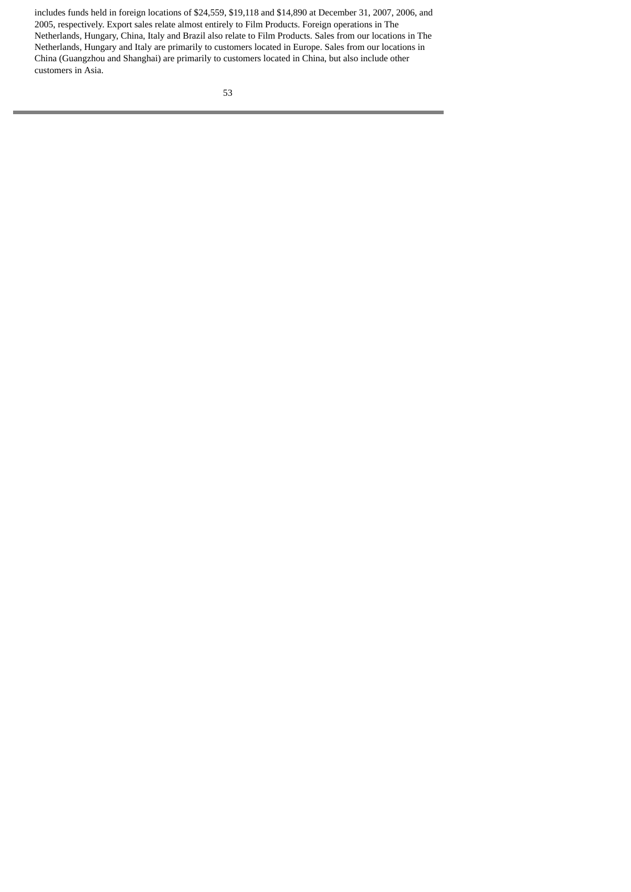includes funds held in foreign locations of $24,559, $19,118 and $14,890 at December 31, 2007, 2006, and 2005, respectively. Export sales relate almost entirely to Film Products. Foreign operations in The Netherlands, Hungary, China, Italy and Brazil also relate to Film Products. Sales from our locations in The Netherlands, Hungary and Italy are primarily to customers located in Europe. Sales from our locations in China (Guangzhou and Shanghai) are primarily to customers located in China, but also include other customers in Asia.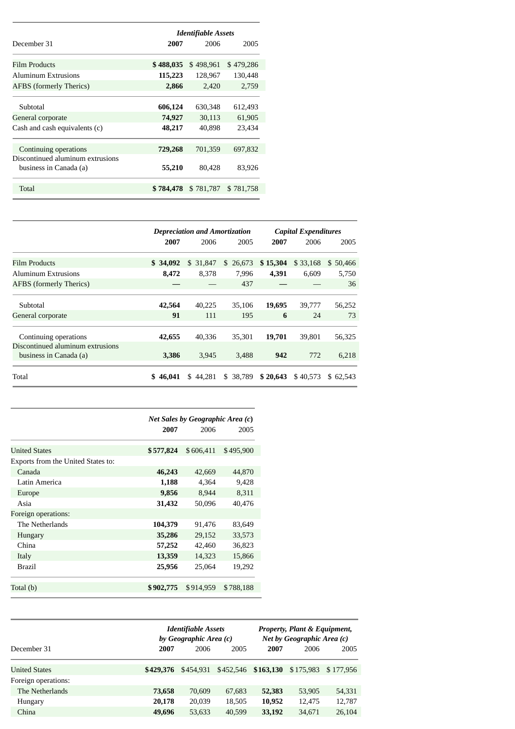| December 31 | Identifiable Assets | | |
|---|---|---|---|
| | **2007** | 2006 | 2005 |
| Film Products | **$ 488,035** | $ 498,961 | $ 479,286 |
| Aluminum Extrusions | **115,223** | 128,967 | 130,448 |
| AFBS (formerly Therics) | **2,866** | 2,420 | 2,759 |
| Subtotal | **606,124** | 630,348 | 612,493 |
| General corporate | **74,927** | 30,113 | 61,905 |
| Cash and cash equivalents (c) | **48,217** | 40,898 | 23,434 |
| Continuing operations | **729,268** | 701,359 | 697,832 |
| Discontinued aluminum extrusions business in Canada (a) | **55,210** | 80,428 | 83,926 |
| Total | **$ 784,478** | $ 781,787 | $ 781,758 |

| | Depreciation and Amortization | | | Capital Expenditures | | |
|---|---|---|---|---|---|---|
| | **2007** | 2006 | 2005 | **2007** | 2006 | 2005 |
| Film Products | **$ 34,092** | $ 31,847 | $ 26,673 | **$ 15,304** | $ 33,168 | $ 50,466 |
| Aluminum Extrusions | **8,472** | 8,378 | 7,996 | **4,391** | 6,609 | 5,750 |
| AFBS (formerly Therics) | **—** | — | 437 | **—** | — | 36 |
| Subtotal | **42,564** | 40,225 | 35,106 | **19,695** | 39,777 | 56,252 |
| General corporate | **91** | 111 | 195 | **6** | 24 | 73 |
| Continuing operations | **42,655** | 40,336 | 35,301 | **19,701** | 39,801 | 56,325 |
| Discontinued aluminum extrusions business in Canada (a) | **3,386** | 3,945 | 3,488 | **942** | 772 | 6,218 |
| Total | **$ 46,041** | $ 44,281 | $ 38,789 | **$ 20,643** | $ 40,573 | $ 62,543 |

| | Net Sales by Geographic Area (c) | | |
|---|---|---|---|
| | **2007** | 2006 | 2005 |
| United States | **$ 577,824** | $ 606,411 | $ 495,900 |
| Exports from the United States to: | | | |
| Canada | **46,243** | 42,669 | 44,870 |
| Latin America | **1,188** | 4,364 | 9,428 |
| Europe | **9,856** | 8,944 | 8,311 |
| Asia | **31,432** | 50,096 | 40,476 |
| Foreign operations: | | | |
| The Netherlands | **104,379** | 91,476 | 83,649 |
| Hungary | **35,286** | 29,152 | 33,573 |
| China | **57,252** | 42,460 | 36,823 |
| Italy | **13,359** | 14,323 | 15,866 |
| Brazil | **25,956** | 25,064 | 19,292 |
| Total (b) | **$ 902,775** | $ 914,959 | $ 788,188 |

| December 31 | Identifiable Assets by Geographic Area (c) | | | Property, Plant & Equipment, Net by Geographic Area (c) | | |
|---|---|---|---|---|---|---|
| | **2007** | 2006 | 2005 | **2007** | 2006 | 2005 |
| United States | **$ 429,376** | $ 454,931 | $ 452,546 | **$ 163,130** | $ 175,983 | $ 177,956 |
| Foreign operations: | | | | | | |
| The Netherlands | **73,658** | 70,609 | 67,683 | **52,383** | 53,905 | 54,331 |
| Hungary | **20,178** | 20,039 | 18,505 | **10,952** | 12,475 | 12,787 |
| China | **49,696** | 53,633 | 40,599 | **33,192** | 34,671 | 26,104 |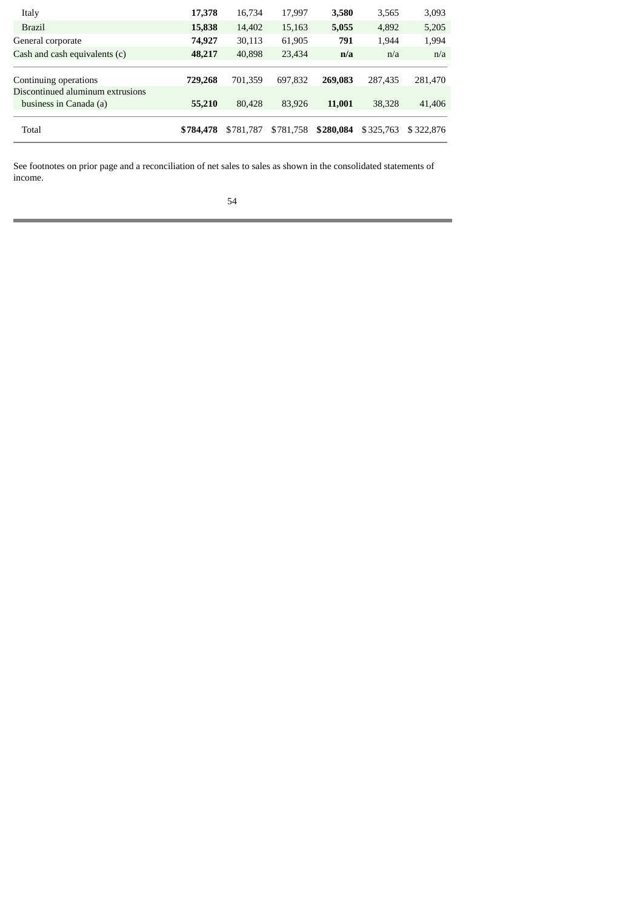| | | | | | | |
|---|---|---|---|---|---|---|
| Italy | **17,378** | 16,734 | 17,997 | **3,580** | 3,565 | 3,093 |
| Brazil | **15,838** | 14,402 | 15,163 | **5,055** | 4,892 | 5,205 |
| General corporate | **74,927** | 30,113 | 61,905 | **791** | 1,944 | 1,994 |
| Cash and cash equivalents (c) | **48,217** | 40,898 | 23,434 | **n/a** | n/a | n/a |
| Continuing operations | **729,268** | 701,359 | 697,832 | **269,083** | 287,435 | 281,470 |
| Discontinued aluminum extrusions business in Canada (a) | **55,210** | 80,428 | 83,926 | **11,001** | 38,328 | 41,406 |
| Total | **$784,478** | $781,787 | $781,758 | **$280,084** | $325,763 | $322,876 |

See footnotes on prior page and a reconciliation of net sales to sales as shown in the consolidated statements of income.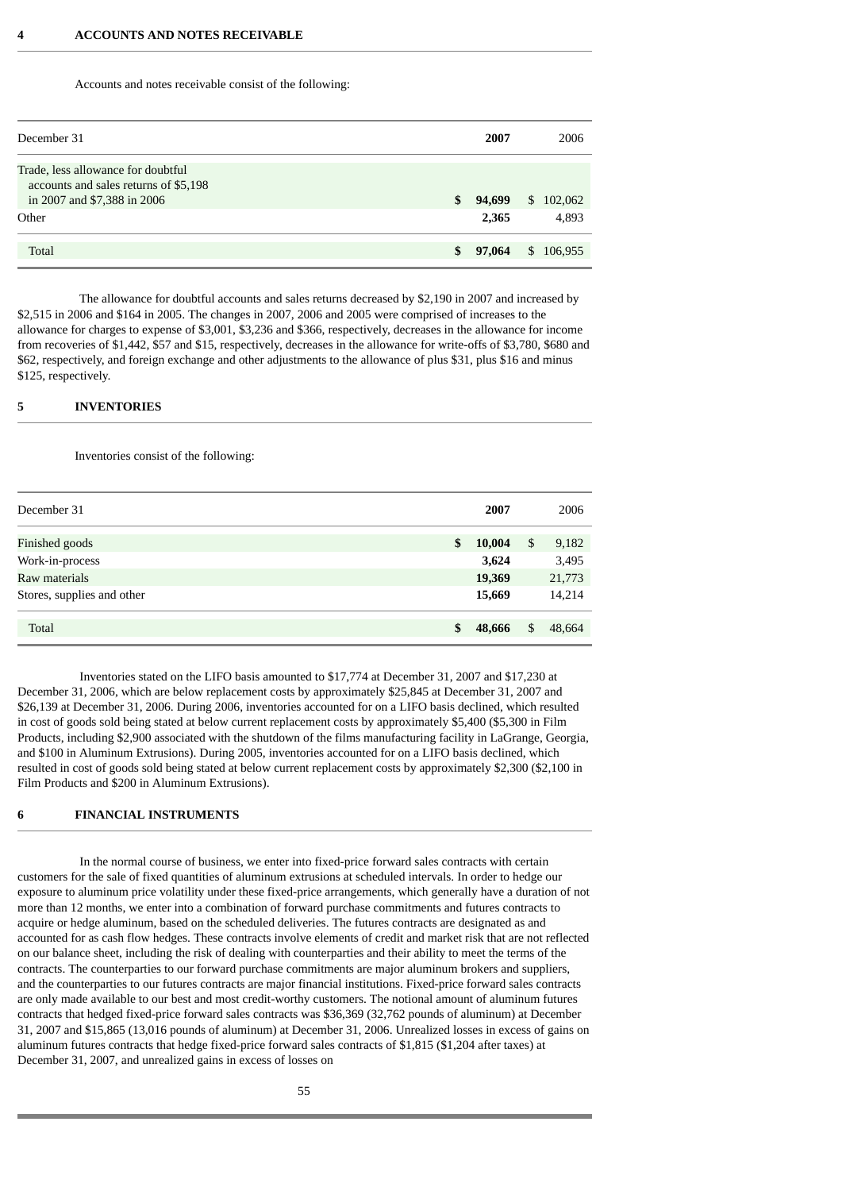## 4 ACCOUNTS AND NOTES RECEIVABLE

Accounts and notes receivable consist of the following:

| December 31 | 2007 | 2006 |
|---|---|---|
| Trade, less allowance for doubtful accounts and sales returns of $5,198 in 2007 and $7,388 in 2006 | $ 94,699 | $ 102,062 |
| Other | 2,365 | 4,893 |
| Total | $ 97,064 | $ 106,955 |

The allowance for doubtful accounts and sales returns decreased by $2,190 in 2007 and increased by $2,515 in 2006 and $164 in 2005. The changes in 2007, 2006 and 2005 were comprised of increases to the allowance for charges to expense of $3,001, $3,236 and $366, respectively, decreases in the allowance for income from recoveries of $1,442, $57 and $15, respectively, decreases in the allowance for write-offs of $3,780, $680 and $62, respectively, and foreign exchange and other adjustments to the allowance of plus $31, plus $16 and minus $125, respectively.

## 5 INVENTORIES

Inventories consist of the following:

| December 31 | 2007 | 2006 |
|---|---|---|
| Finished goods | $ 10,004 | $ 9,182 |
| Work-in-process | 3,624 | 3,495 |
| Raw materials | 19,369 | 21,773 |
| Stores, supplies and other | 15,669 | 14,214 |
| Total | $ 48,666 | $ 48,664 |

Inventories stated on the LIFO basis amounted to $17,774 at December 31, 2007 and $17,230 at December 31, 2006, which are below replacement costs by approximately $25,845 at December 31, 2007 and $26,139 at December 31, 2006. During 2006, inventories accounted for on a LIFO basis declined, which resulted in cost of goods sold being stated at below current replacement costs by approximately $5,400 ($5,300 in Film Products, including $2,900 associated with the shutdown of the films manufacturing facility in LaGrange, Georgia, and $100 in Aluminum Extrusions). During 2005, inventories accounted for on a LIFO basis declined, which resulted in cost of goods sold being stated at below current replacement costs by approximately $2,300 ($2,100 in Film Products and $200 in Aluminum Extrusions).

## 6 FINANCIAL INSTRUMENTS

In the normal course of business, we enter into fixed-price forward sales contracts with certain customers for the sale of fixed quantities of aluminum extrusions at scheduled intervals. In order to hedge our exposure to aluminum price volatility under these fixed-price arrangements, which generally have a duration of not more than 12 months, we enter into a combination of forward purchase commitments and futures contracts to acquire or hedge aluminum, based on the scheduled deliveries. The futures contracts are designated as and accounted for as cash flow hedges. These contracts involve elements of credit and market risk that are not reflected on our balance sheet, including the risk of dealing with counterparties and their ability to meet the terms of the contracts. The counterparties to our forward purchase commitments are major aluminum brokers and suppliers, and the counterparties to our futures contracts are major financial institutions. Fixed-price forward sales contracts are only made available to our best and most credit-worthy customers. The notional amount of aluminum futures contracts that hedged fixed-price forward sales contracts was $36,369 (32,762 pounds of aluminum) at December 31, 2007 and $15,865 (13,016 pounds of aluminum) at December 31, 2006. Unrealized losses in excess of gains on aluminum futures contracts that hedge fixed-price forward sales contracts of $1,815 ($1,204 after taxes) at December 31, 2007, and unrealized gains in excess of losses on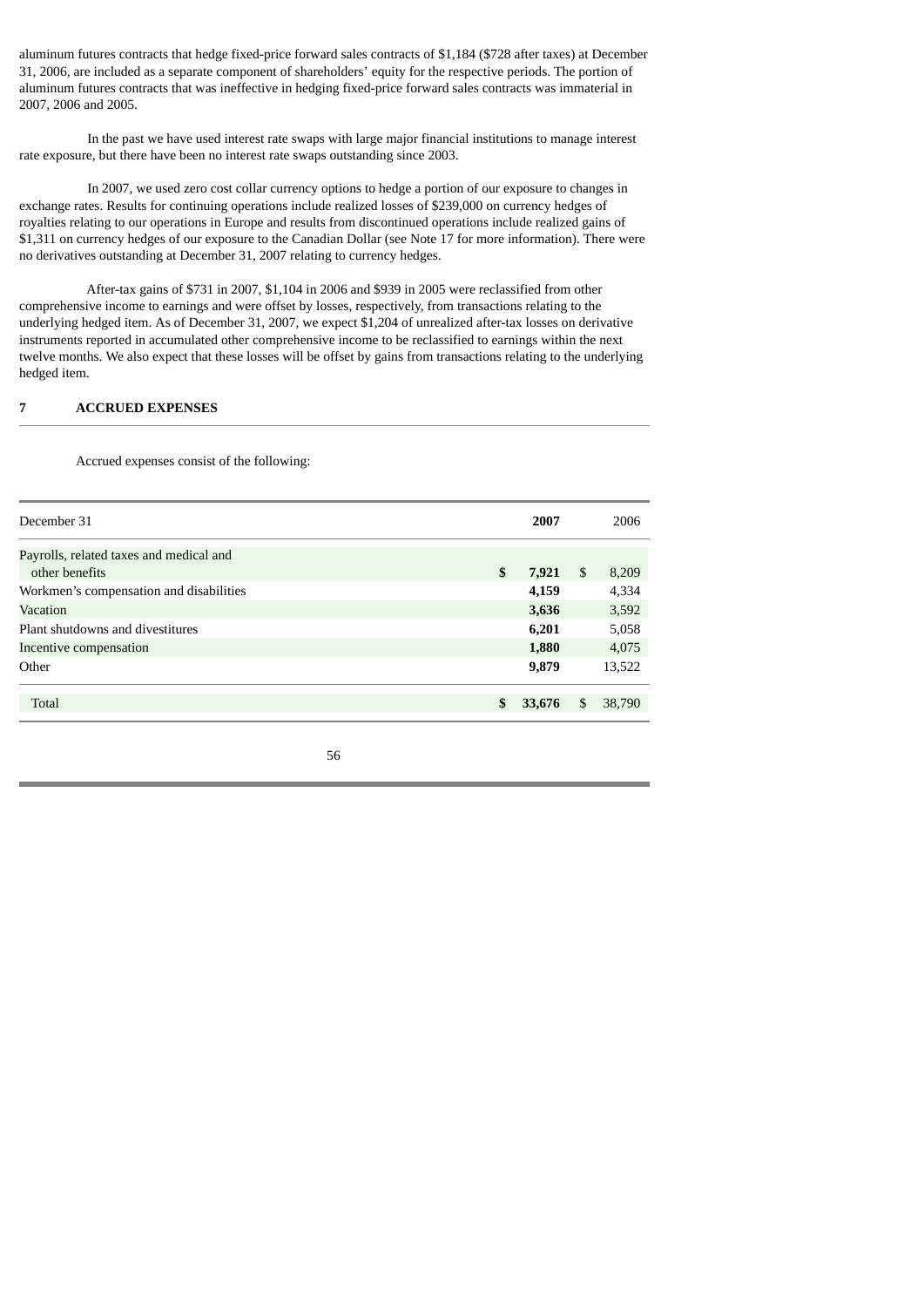aluminum futures contracts that hedge fixed-price forward sales contracts of $1,184 ($728 after taxes) at December 31, 2006, are included as a separate component of shareholders' equity for the respective periods. The portion of aluminum futures contracts that was ineffective in hedging fixed-price forward sales contracts was immaterial in 2007, 2006 and 2005.

In the past we have used interest rate swaps with large major financial institutions to manage interest rate exposure, but there have been no interest rate swaps outstanding since 2003.

In 2007, we used zero cost collar currency options to hedge a portion of our exposure to changes in exchange rates. Results for continuing operations include realized losses of $239,000 on currency hedges of royalties relating to our operations in Europe and results from discontinued operations include realized gains of $1,311 on currency hedges of our exposure to the Canadian Dollar (see Note 17 for more information). There were no derivatives outstanding at December 31, 2007 relating to currency hedges.

After-tax gains of $731 in 2007, $1,104 in 2006 and $939 in 2005 were reclassified from other comprehensive income to earnings and were offset by losses, respectively, from transactions relating to the underlying hedged item. As of December 31, 2007, we expect $1,204 of unrealized after-tax losses on derivative instruments reported in accumulated other comprehensive income to be reclassified to earnings within the next twelve months. We also expect that these losses will be offset by gains from transactions relating to the underlying hedged item.

## 7 ACCRUED EXPENSES

Accrued expenses consist of the following:

| December 31 | 2007 | 2006 |
|---|---|---|
| Payrolls, related taxes and medical and other benefits | **$ 7,921** | $ 8,209 |
| Workmen's compensation and disabilities | **4,159** | 4,334 |
| Vacation | **3,636** | 3,592 |
| Plant shutdowns and divestitures | **6,201** | 5,058 |
| Incentive compensation | **1,880** | 4,075 |
| Other | **9,879** | 13,522 |
| Total | **$ 33,676** | $ 38,790 |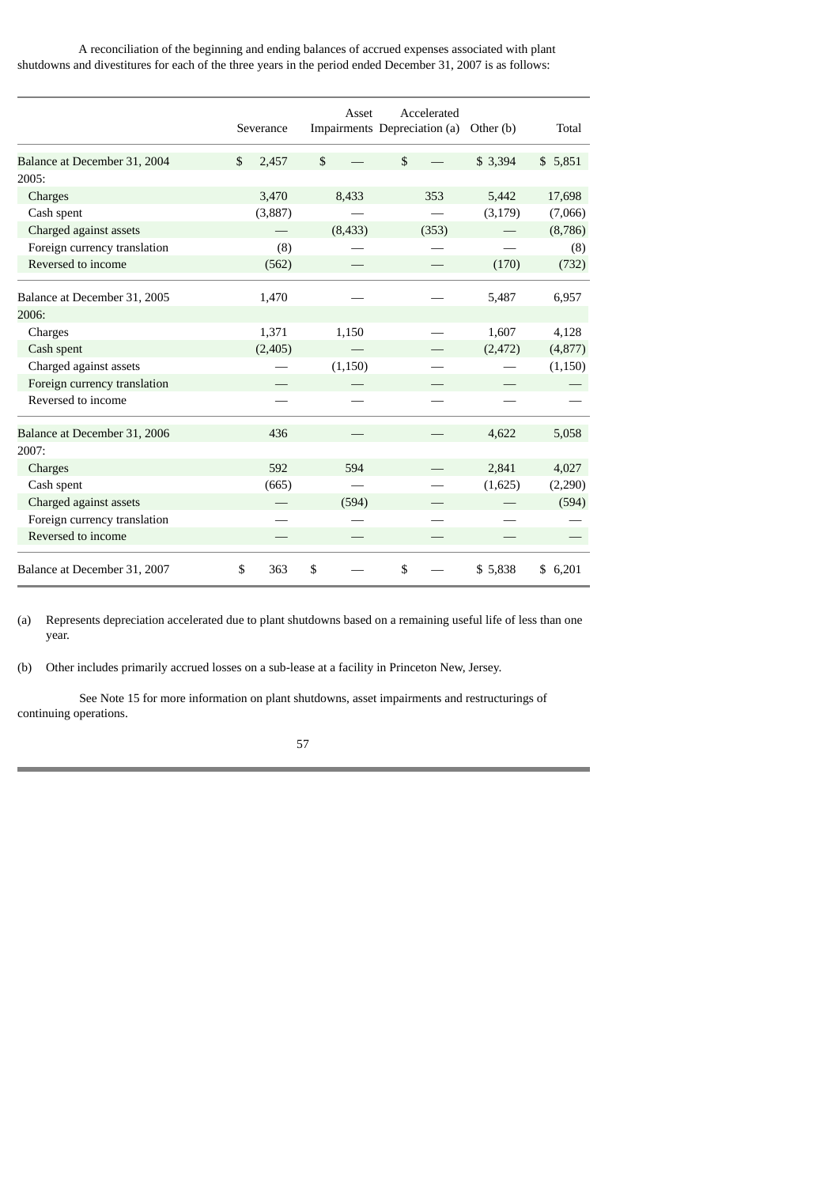A reconciliation of the beginning and ending balances of accrued expenses associated with plant shutdowns and divestitures for each of the three years in the period ended December 31, 2007 is as follows:

| | Severance | Asset Impairments | Accelerated Depreciation (a) | Other (b) | Total |
|---|---|---|---|---|---|
| Balance at December 31, 2004 | $ 2,457 | $ — | $ — | $ 3,394 | $ 5,851 |
| 2005: | | | | | |
| Charges | 3,470 | 8,433 | 353 | 5,442 | 17,698 |
| Cash spent | (3,887) | — | — | (3,179) | (7,066) |
| Charged against assets | — | (8,433) | (353) | — | (8,786) |
| Foreign currency translation | (8) | — | — | — | (8) |
| Reversed to income | (562) | — | — | (170) | (732) |
| Balance at December 31, 2005 | 1,470 | — | — | 5,487 | 6,957 |
| 2006: | | | | | |
| Charges | 1,371 | 1,150 | — | 1,607 | 4,128 |
| Cash spent | (2,405) | — | — | (2,472) | (4,877) |
| Charged against assets | — | (1,150) | — | — | (1,150) |
| Foreign currency translation | — | — | — | — | — |
| Reversed to income | — | — | — | — | — |
| Balance at December 31, 2006 | 436 | — | — | 4,622 | 5,058 |
| 2007: | | | | | |
| Charges | 592 | 594 | — | 2,841 | 4,027 |
| Cash spent | (665) | — | — | (1,625) | (2,290) |
| Charged against assets | — | (594) | — | — | (594) |
| Foreign currency translation | — | — | — | — | — |
| Reversed to income | — | — | — | — | — |
| Balance at December 31, 2007 | $ 363 | $ — | $ — | $ 5,838 | $ 6,201 |

(a) Represents depreciation accelerated due to plant shutdowns based on a remaining useful life of less than one year.

(b) Other includes primarily accrued losses on a sub-lease at a facility in Princeton New, Jersey.

See Note 15 for more information on plant shutdowns, asset impairments and restructurings of continuing operations.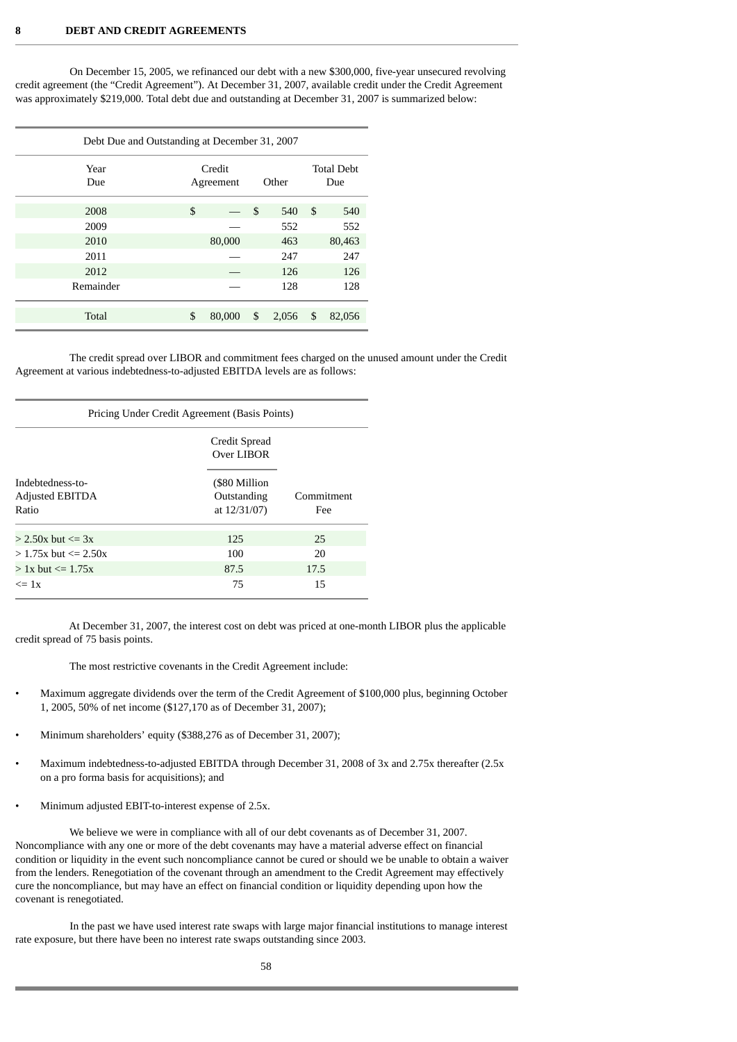## 8 DEBT AND CREDIT AGREEMENTS

On December 15, 2005, we refinanced our debt with a new $300,000, five-year unsecured revolving credit agreement (the “Credit Agreement”). At December 31, 2007, available credit under the Credit Agreement was approximately $219,000. Total debt due and outstanding at December 31, 2007 is summarized below:

| Debt Due and Outstanding at December 31, 2007 | | | |
|---|---|---|---|
| Year Due | Credit Agreement | Other | Total Debt Due |
| 2008 | $ — | $ 540 | $ 540 |
| 2009 | — | 552 | 552 |
| 2010 | 80,000 | 463 | 80,463 |
| 2011 | — | 247 | 247 |
| 2012 | — | 126 | 126 |
| Remainder | — | 128 | 128 |
| Total | $ 80,000 | $ 2,056 | $ 82,056 |

The credit spread over LIBOR and commitment fees charged on the unused amount under the Credit Agreement at various indebtedness-to-adjusted EBITDA levels are as follows:

| Pricing Under Credit Agreement (Basis Points) | | |
|---|---|---|
| | Credit Spread Over LIBOR | |
| Indebtedness-to-Adjusted EBITDA Ratio | ($80 Million Outstanding at 12/31/07) | Commitment Fee |
| > 2.50x but <= 3x | 125 | 25 |
| > 1.75x but <= 2.50x | 100 | 20 |
| > 1x but <= 1.75x | 87.5 | 17.5 |
| <= 1x | 75 | 15 |

At December 31, 2007, the interest cost on debt was priced at one-month LIBOR plus the applicable credit spread of 75 basis points.

The most restrictive covenants in the Credit Agreement include:

- Maximum aggregate dividends over the term of the Credit Agreement of $100,000 plus, beginning October 1, 2005, 50% of net income ($127,170 as of December 31, 2007);
- Minimum shareholders’ equity ($388,276 as of December 31, 2007);
- Maximum indebtedness-to-adjusted EBITDA through December 31, 2008 of 3x and 2.75x thereafter (2.5x on a pro forma basis for acquisitions); and
- Minimum adjusted EBIT-to-interest expense of 2.5x.

We believe we were in compliance with all of our debt covenants as of December 31, 2007. Noncompliance with any one or more of the debt covenants may have a material adverse effect on financial condition or liquidity in the event such noncompliance cannot be cured or should we be unable to obtain a waiver from the lenders. Renegotiation of the covenant through an amendment to the Credit Agreement may effectively cure the noncompliance, but may have an effect on financial condition or liquidity depending upon how the covenant is renegotiated.

In the past we have used interest rate swaps with large major financial institutions to manage interest rate exposure, but there have been no interest rate swaps outstanding since 2003.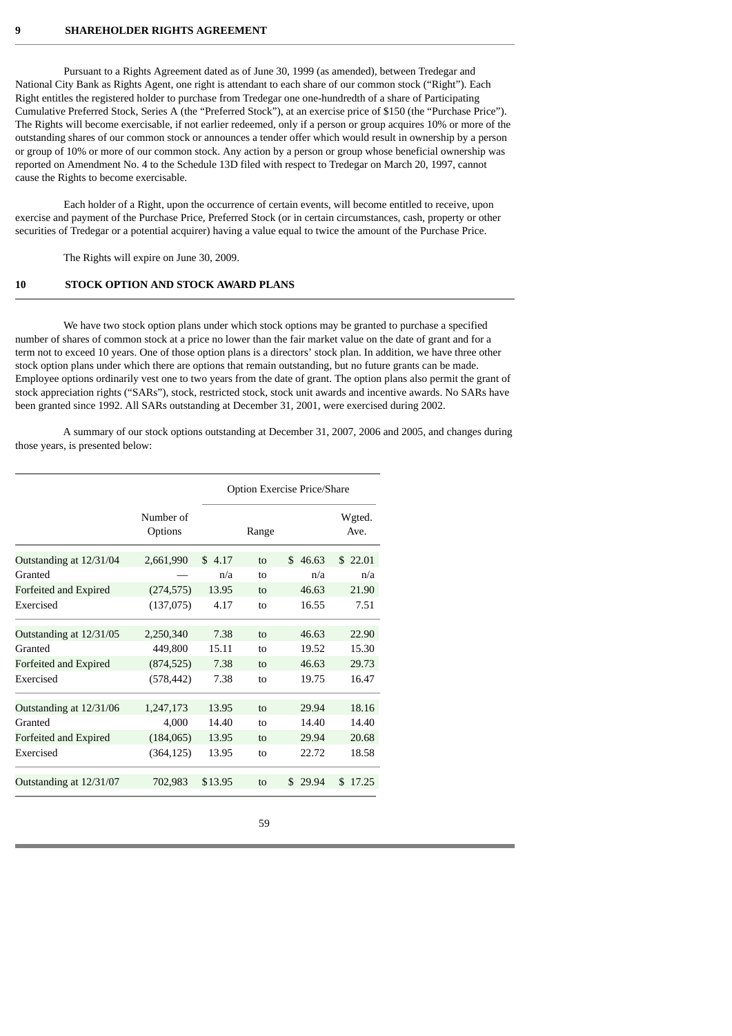## 9 SHAREHOLDER RIGHTS AGREEMENT

Pursuant to a Rights Agreement dated as of June 30, 1999 (as amended), between Tredegar and National City Bank as Rights Agent, one right is attendant to each share of our common stock ("Right"). Each Right entitles the registered holder to purchase from Tredegar one one-hundredth of a share of Participating Cumulative Preferred Stock, Series A (the "Preferred Stock"), at an exercise price of $150 (the "Purchase Price"). The Rights will become exercisable, if not earlier redeemed, only if a person or group acquires 10% or more of the outstanding shares of our common stock or announces a tender offer which would result in ownership by a person or group of 10% or more of our common stock. Any action by a person or group whose beneficial ownership was reported on Amendment No. 4 to the Schedule 13D filed with respect to Tredegar on March 20, 1997, cannot cause the Rights to become exercisable.

Each holder of a Right, upon the occurrence of certain events, will become entitled to receive, upon exercise and payment of the Purchase Price, Preferred Stock (or in certain circumstances, cash, property or other securities of Tredegar or a potential acquirer) having a value equal to twice the amount of the Purchase Price.

The Rights will expire on June 30, 2009.

## 10 STOCK OPTION AND STOCK AWARD PLANS

We have two stock option plans under which stock options may be granted to purchase a specified number of shares of common stock at a price no lower than the fair market value on the date of grant and for a term not to exceed 10 years. One of those option plans is a directors' stock plan. In addition, we have three other stock option plans under which there are options that remain outstanding, but no future grants can be made. Employee options ordinarily vest one to two years from the date of grant. The option plans also permit the grant of stock appreciation rights ("SARs"), stock, restricted stock, stock unit awards and incentive awards. No SARs have been granted since 1992. All SARs outstanding at December 31, 2001, were exercised during 2002.

A summary of our stock options outstanding at December 31, 2007, 2006 and 2005, and changes during those years, is presented below:

| | Number of Options | Option Exercise Price/Share | | | |
|---|---|---|---|---|---|
| | | Range | | | Wgted. Ave. |
| Outstanding at 12/31/04 | 2,661,990 | $ 4.17 | to | $ 46.63 | $ 22.01 |
| Granted | — | n/a | to | n/a | n/a |
| Forfeited and Expired | (274,575) | 13.95 | to | 46.63 | 21.90 |
| Exercised | (137,075) | 4.17 | to | 16.55 | 7.51 |
| Outstanding at 12/31/05 | 2,250,340 | 7.38 | to | 46.63 | 22.90 |
| Granted | 449,800 | 15.11 | to | 19.52 | 15.30 |
| Forfeited and Expired | (874,525) | 7.38 | to | 46.63 | 29.73 |
| Exercised | (578,442) | 7.38 | to | 19.75 | 16.47 |
| Outstanding at 12/31/06 | 1,247,173 | 13.95 | to | 29.94 | 18.16 |
| Granted | 4,000 | 14.40 | to | 14.40 | 14.40 |
| Forfeited and Expired | (184,065) | 13.95 | to | 29.94 | 20.68 |
| Exercised | (364,125) | 13.95 | to | 22.72 | 18.58 |
| Outstanding at 12/31/07 | 702,983 | $13.95 | to | $ 29.94 | $ 17.25 |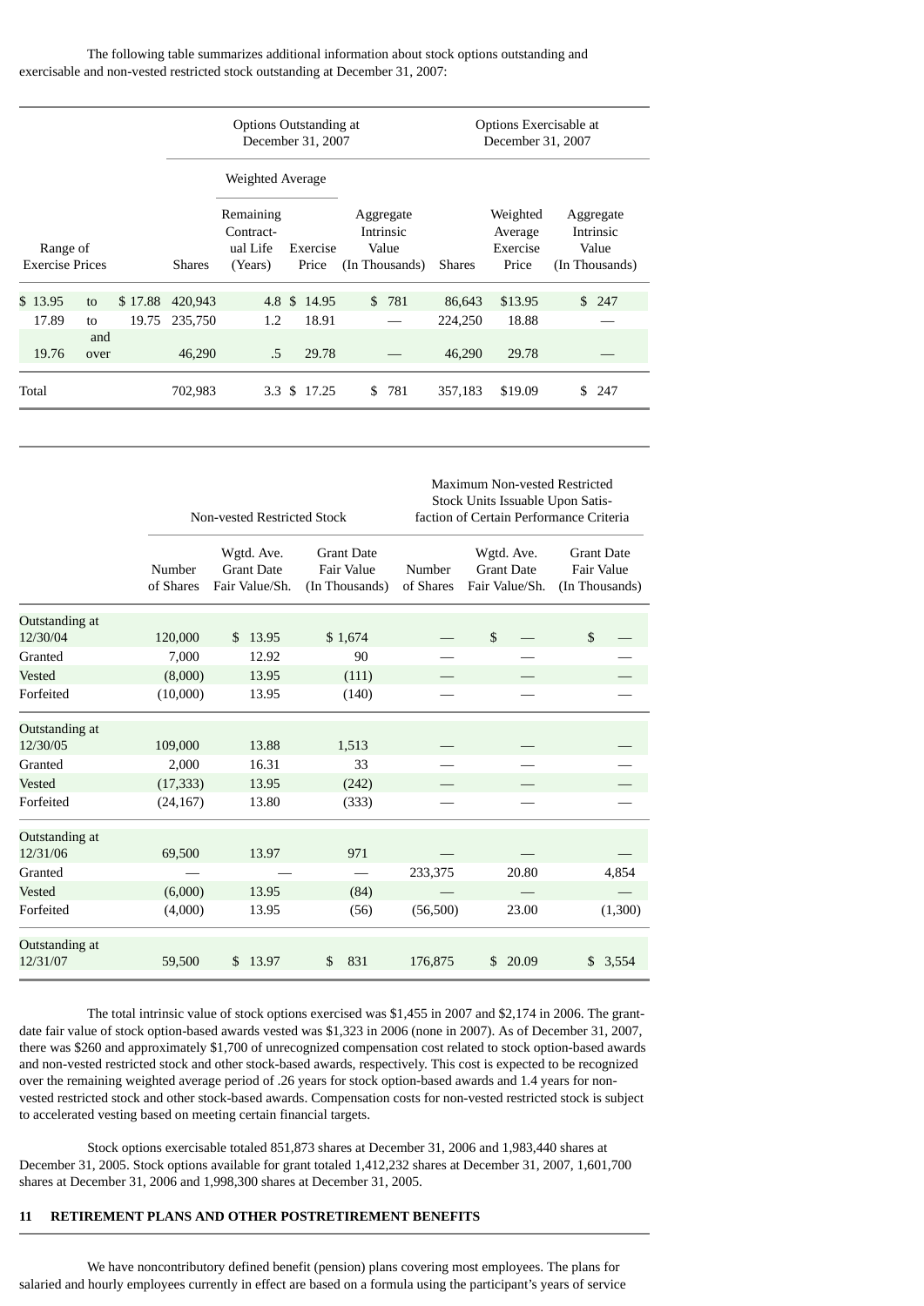The following table summarizes additional information about stock options outstanding and exercisable and non-vested restricted stock outstanding at December 31, 2007:

| Range of Exercise Prices | | | Options Outstanding at December 31, 2007 Shares | Weighted Average Remaining Contractual Life (Years) | Weighted Average Exercise Price | Aggregate Intrinsic Value (In Thousands) | Options Exercisable at December 31, 2007 Shares | Weighted Average Exercise Price | Aggregate Intrinsic Value (In Thousands) |
|---|---|---|---|---|---|---|---|---|---|
| $ 13.95 | to | $ 17.88 | 420,943 | 4.8 | $ 14.95 | $ 781 | 86,643 | $13.95 | $ 247 |
| 17.89 | to | 19.75 | 235,750 | 1.2 | 18.91 | — | 224,250 | 18.88 | — |
| 19.76 | and over | | 46,290 | .5 | 29.78 | — | 46,290 | 29.78 | — |
| Total | | | 702,983 | 3.3 | $ 17.25 | $ 781 | 357,183 | $19.09 | $ 247 |

| | Non-vested Restricted Stock | | | Maximum Non-vested Restricted Stock Units Issuable Upon Satisfaction of Certain Performance Criteria | | |
|---|---|---|---|---|---|---|
| | Number of Shares | Wgtd. Ave. Grant Date Fair Value/Sh. | Grant Date Fair Value (In Thousands) | Number of Shares | Wgtd. Ave. Grant Date Fair Value/Sh. | Grant Date Fair Value (In Thousands) |
| Outstanding at 12/30/04 | 120,000 | $ 13.95 | $ 1,674 | — | $ — | $ — |
| Granted | 7,000 | 12.92 | 90 | — | — | — |
| Vested | (8,000) | 13.95 | (111) | — | — | — |
| Forfeited | (10,000) | 13.95 | (140) | — | — | — |
| Outstanding at 12/30/05 | 109,000 | 13.88 | 1,513 | — | — | — |
| Granted | 2,000 | 16.31 | 33 | — | — | — |
| Vested | (17,333) | 13.95 | (242) | — | — | — |
| Forfeited | (24,167) | 13.80 | (333) | — | — | — |
| Outstanding at 12/31/06 | 69,500 | 13.97 | 971 | — | — | — |
| Granted | — | — | — | 233,375 | 20.80 | 4,854 |
| Vested | (6,000) | 13.95 | (84) | — | — | — |
| Forfeited | (4,000) | 13.95 | (56) | (56,500) | 23.00 | (1,300) |
| Outstanding at 12/31/07 | 59,500 | $ 13.97 | $ 831 | 176,875 | $ 20.09 | $ 3,554 |

The total intrinsic value of stock options exercised was $1,455 in 2007 and $2,174 in 2006. The grant-date fair value of stock option-based awards vested was $1,323 in 2006 (none in 2007). As of December 31, 2007, there was $260 and approximately $1,700 of unrecognized compensation cost related to stock option-based awards and non-vested restricted stock and other stock-based awards, respectively. This cost is expected to be recognized over the remaining weighted average period of .26 years for stock option-based awards and 1.4 years for non-vested restricted stock and other stock-based awards. Compensation costs for non-vested restricted stock is subject to accelerated vesting based on meeting certain financial targets.

Stock options exercisable totaled 851,873 shares at December 31, 2006 and 1,983,440 shares at December 31, 2005. Stock options available for grant totaled 1,412,232 shares at December 31, 2007, 1,601,700 shares at December 31, 2006 and 1,998,300 shares at December 31, 2005.

## 11 RETIREMENT PLANS AND OTHER POSTRETIREMENT BENEFITS

We have noncontributory defined benefit (pension) plans covering most employees. The plans for salaried and hourly employees currently in effect are based on a formula using the participant's years of service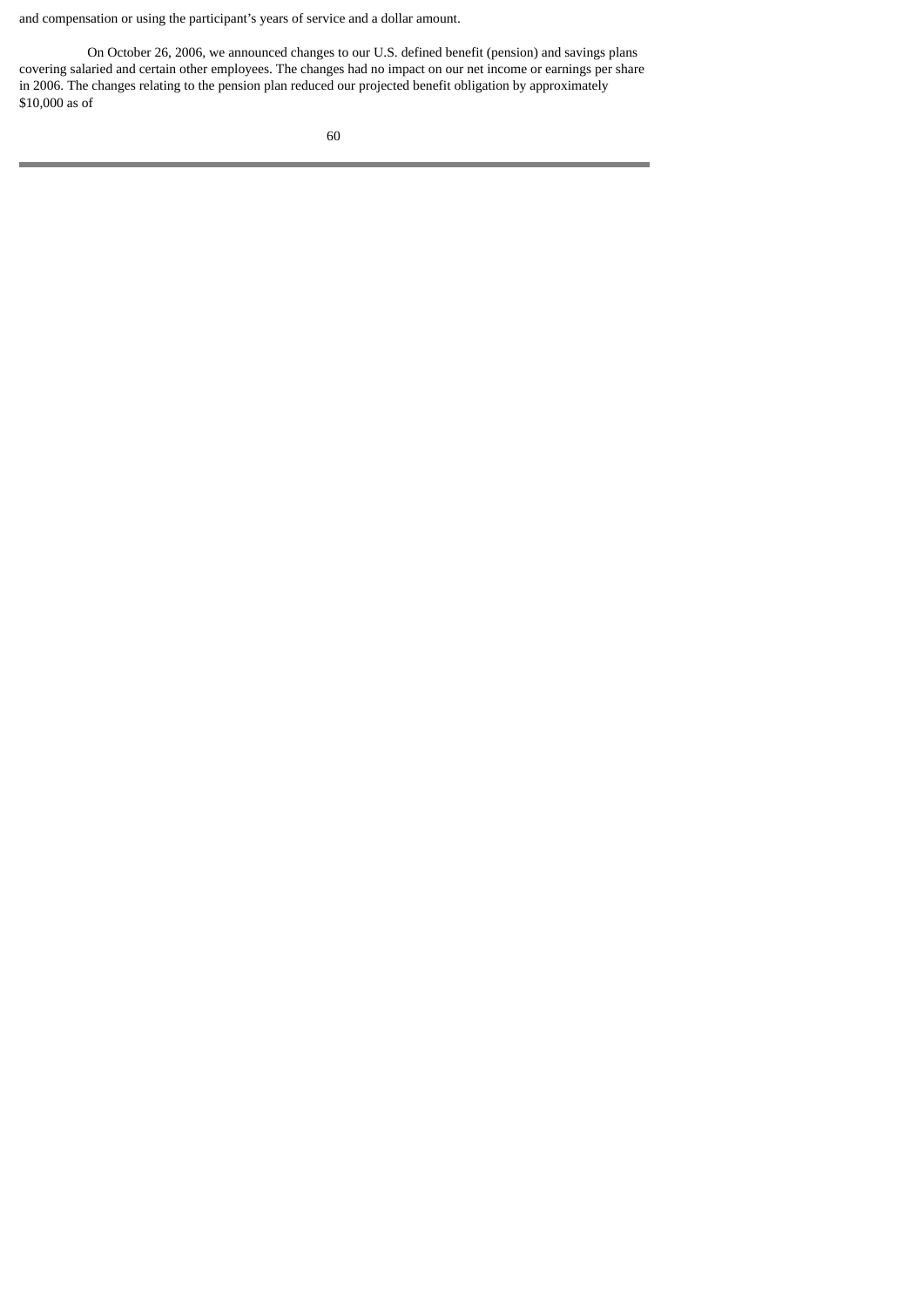and compensation or using the participant's years of service and a dollar amount.

On October 26, 2006, we announced changes to our U.S. defined benefit (pension) and savings plans covering salaried and certain other employees. The changes had no impact on our net income or earnings per share in 2006. The changes relating to the pension plan reduced our projected benefit obligation by approximately $10,000 as of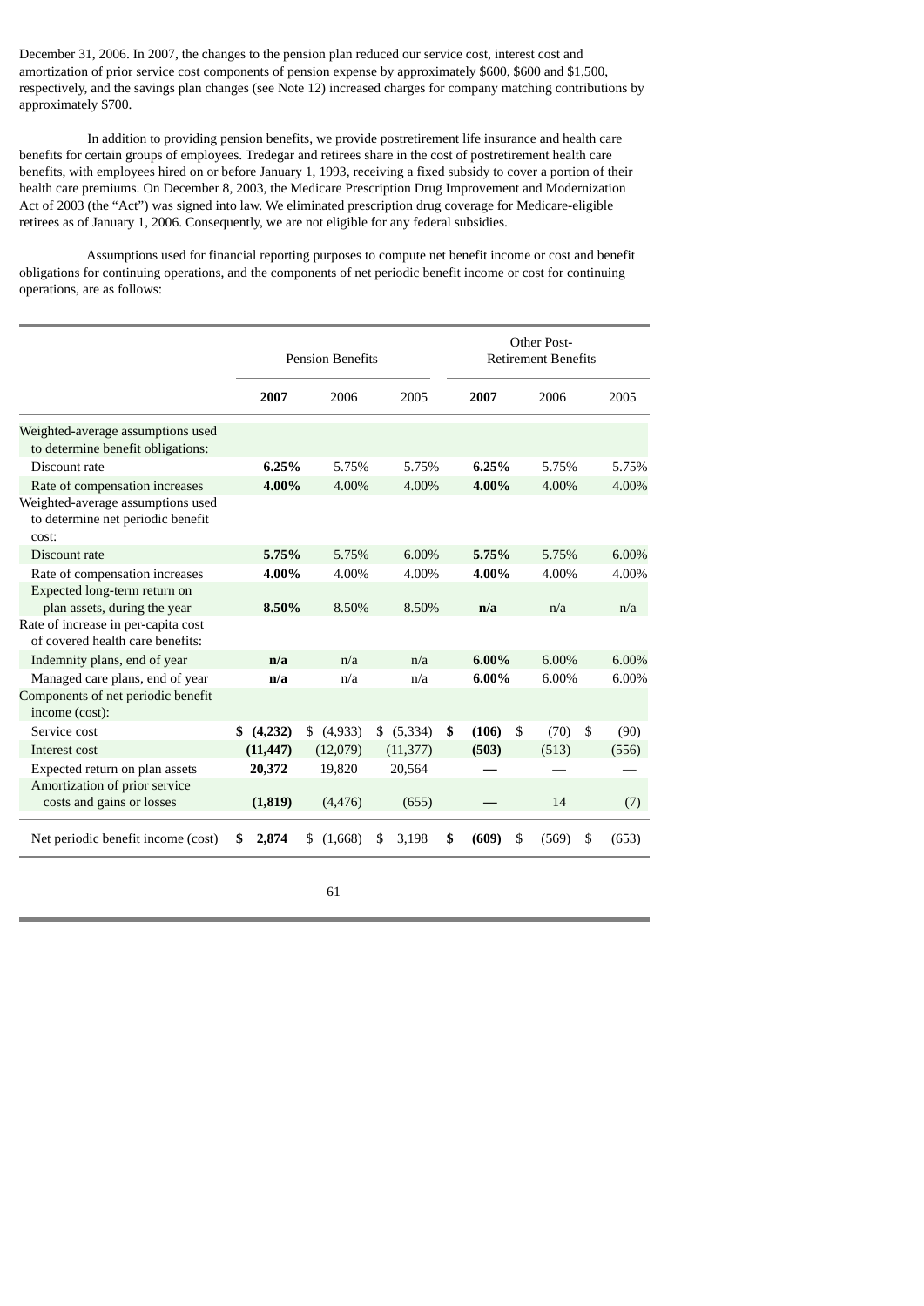December 31, 2006. In 2007, the changes to the pension plan reduced our service cost, interest cost and amortization of prior service cost components of pension expense by approximately $600, $600 and $1,500, respectively, and the savings plan changes (see Note 12) increased charges for company matching contributions by approximately $700.

In addition to providing pension benefits, we provide postretirement life insurance and health care benefits for certain groups of employees. Tredegar and retirees share in the cost of postretirement health care benefits, with employees hired on or before January 1, 1993, receiving a fixed subsidy to cover a portion of their health care premiums. On December 8, 2003, the Medicare Prescription Drug Improvement and Modernization Act of 2003 (the "Act") was signed into law. We eliminated prescription drug coverage for Medicare-eligible retirees as of January 1, 2006. Consequently, we are not eligible for any federal subsidies.

Assumptions used for financial reporting purposes to compute net benefit income or cost and benefit obligations for continuing operations, and the components of net periodic benefit income or cost for continuing operations, are as follows:

| | Pension Benefits | | | Other Post-Retirement Benefits | | |
|---|---|---|---|---|---|---|
| | **2007** | 2006 | 2005 | **2007** | 2006 | 2005 |
| Weighted-average assumptions used to determine benefit obligations: | | | | | | |
| Discount rate | **6.25%** | 5.75% | 5.75% | **6.25%** | 5.75% | 5.75% |
| Rate of compensation increases | **4.00%** | 4.00% | 4.00% | **4.00%** | 4.00% | 4.00% |
| Weighted-average assumptions used to determine net periodic benefit cost: | | | | | | |
| Discount rate | **5.75%** | 5.75% | 6.00% | **5.75%** | 5.75% | 6.00% |
| Rate of compensation increases | **4.00%** | 4.00% | 4.00% | **4.00%** | 4.00% | 4.00% |
| Expected long-term return on plan assets, during the year | **8.50%** | 8.50% | 8.50% | **n/a** | n/a | n/a |
| Rate of increase in per-capita cost of covered health care benefits: | | | | | | |
| Indemnity plans, end of year | **n/a** | n/a | n/a | **6.00%** | 6.00% | 6.00% |
| Managed care plans, end of year | **n/a** | n/a | n/a | **6.00%** | 6.00% | 6.00% |
| Components of net periodic benefit income (cost): | | | | | | |
| Service cost | **$ (4,232)** | $ (4,933) | $ (5,334) | **$ (106)** | $ (70) | $ (90) |
| Interest cost | **(11,447)** | (12,079) | (11,377) | **(503)** | (513) | (556) |
| Expected return on plan assets | **20,372** | 19,820 | 20,564 | **—** | — | — |
| Amortization of prior service costs and gains or losses | **(1,819)** | (4,476) | (655) | **—** | 14 | (7) |
| Net periodic benefit income (cost) | **$ 2,874** | $ (1,668) | $ 3,198 | **$ (609)** | $ (569) | $ (653) |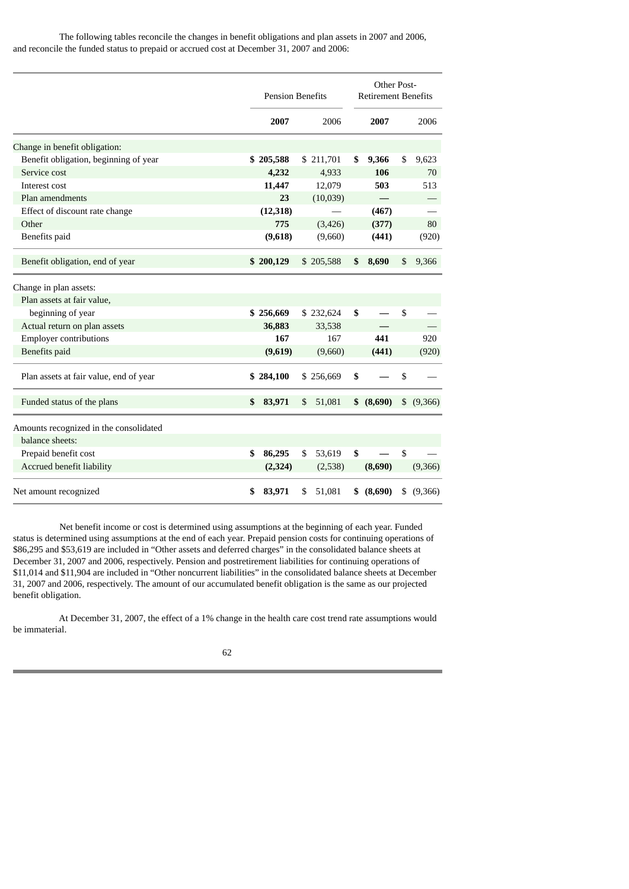The following tables reconcile the changes in benefit obligations and plan assets in 2007 and 2006, and reconcile the funded status to prepaid or accrued cost at December 31, 2007 and 2006:

| | Pension Benefits | | Other Post-Retirement Benefits | |
|---|---|---|---|---|
| | **2007** | 2006 | **2007** | 2006 |
| Change in benefit obligation: | | | | |
| Benefit obligation, beginning of year | **$ 205,588** | $ 211,701 | **$ 9,366** | $ 9,623 |
| Service cost | **4,232** | 4,933 | **106** | 70 |
| Interest cost | **11,447** | 12,079 | **503** | 513 |
| Plan amendments | **23** | (10,039) | **—** | — |
| Effect of discount rate change | **(12,318)** | — | **(467)** | — |
| Other | **775** | (3,426) | **(377)** | 80 |
| Benefits paid | **(9,618)** | (9,660) | **(441)** | (920) |
| Benefit obligation, end of year | **$ 200,129** | $ 205,588 | **$ 8,690** | $ 9,366 |
| Change in plan assets: | | | | |
| Plan assets at fair value, beginning of year | **$ 256,669** | $ 232,624 | **$ —** | $ — |
| Actual return on plan assets | **36,883** | 33,538 | **—** | — |
| Employer contributions | **167** | 167 | **441** | 920 |
| Benefits paid | **(9,619)** | (9,660) | **(441)** | (920) |
| Plan assets at fair value, end of year | **$ 284,100** | $ 256,669 | **$ —** | $ — |
| Funded status of the plans | **$ 83,971** | $ 51,081 | **$ (8,690)** | $ (9,366) |
| Amounts recognized in the consolidated balance sheets: | | | | |
| Prepaid benefit cost | **$ 86,295** | $ 53,619 | **$ —** | $ — |
| Accrued benefit liability | **(2,324)** | (2,538) | **(8,690)** | (9,366) |
| Net amount recognized | **$ 83,971** | $ 51,081 | **$ (8,690)** | $ (9,366) |

Net benefit income or cost is determined using assumptions at the beginning of each year. Funded status is determined using assumptions at the end of each year. Prepaid pension costs for continuing operations of $86,295 and $53,619 are included in "Other assets and deferred charges" in the consolidated balance sheets at December 31, 2007 and 2006, respectively. Pension and postretirement liabilities for continuing operations of $11,014 and $11,904 are included in "Other noncurrent liabilities" in the consolidated balance sheets at December 31, 2007 and 2006, respectively. The amount of our accumulated benefit obligation is the same as our projected benefit obligation.

At December 31, 2007, the effect of a 1% change in the health care cost trend rate assumptions would be immaterial.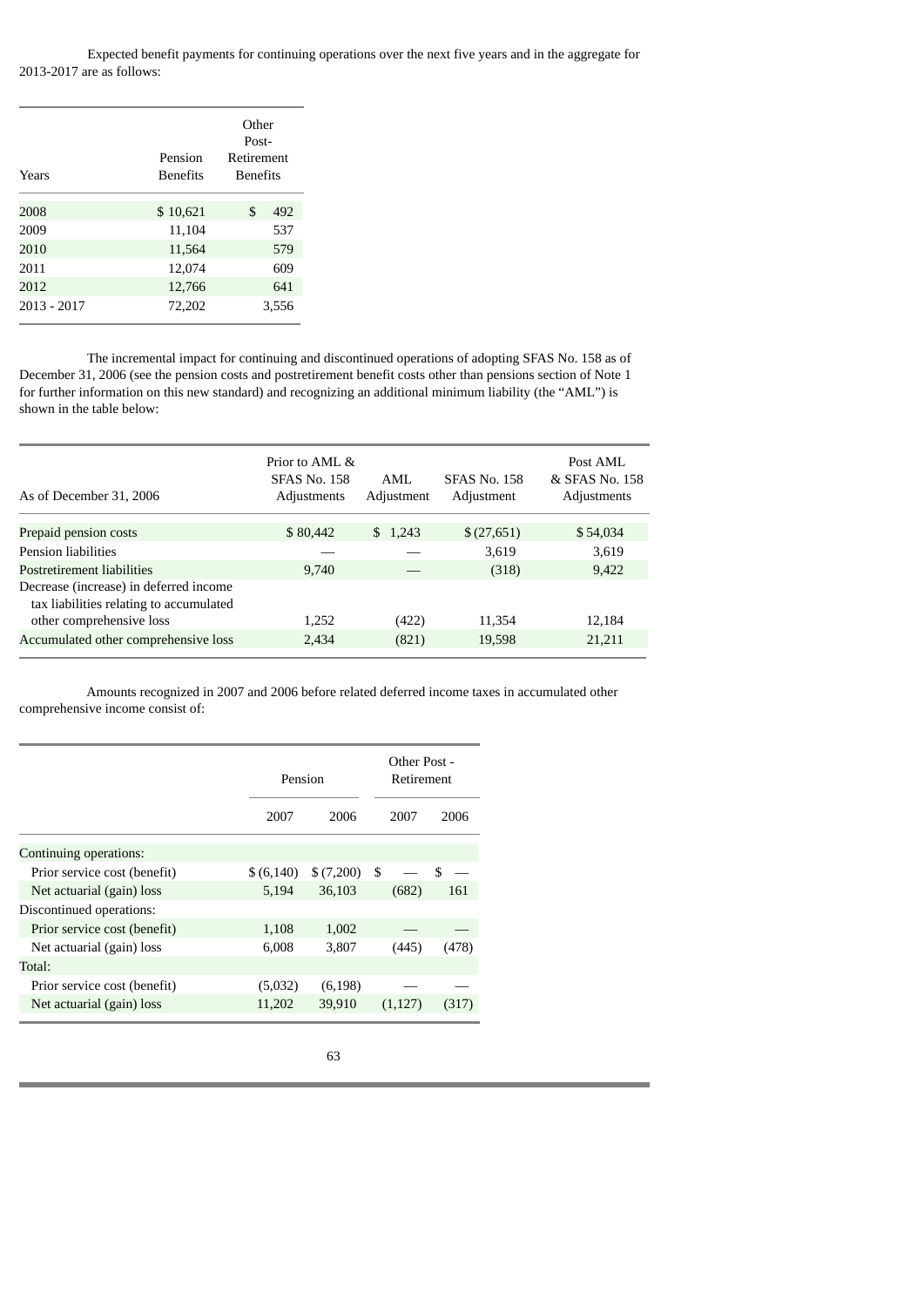Expected benefit payments for continuing operations over the next five years and in the aggregate for 2013-2017 are as follows:

| Years | Pension Benefits | Other Post-Retirement Benefits |
|---|---|---|
| 2008 | $ 10,621 | $ 492 |
| 2009 | 11,104 | 537 |
| 2010 | 11,564 | 579 |
| 2011 | 12,074 | 609 |
| 2012 | 12,766 | 641 |
| 2013 - 2017 | 72,202 | 3,556 |

The incremental impact for continuing and discontinued operations of adopting SFAS No. 158 as of December 31, 2006 (see the pension costs and postretirement benefit costs other than pensions section of Note 1 for further information on this new standard) and recognizing an additional minimum liability (the "AML") is shown in the table below:

| As of December 31, 2006 | Prior to AML & SFAS No. 158 Adjustments | AML Adjustment | SFAS No. 158 Adjustment | Post AML & SFAS No. 158 Adjustments |
|---|---|---|---|---|
| Prepaid pension costs | $ 80,442 | $ 1,243 | $ (27,651) | $ 54,034 |
| Pension liabilities | — | — | 3,619 | 3,619 |
| Postretirement liabilities | 9,740 | — | (318) | 9,422 |
| Decrease (increase) in deferred income tax liabilities relating to accumulated other comprehensive loss | 1,252 | (422) | 11,354 | 12,184 |
| Accumulated other comprehensive loss | 2,434 | (821) | 19,598 | 21,211 |

Amounts recognized in 2007 and 2006 before related deferred income taxes in accumulated other comprehensive income consist of:

| | Pension | | Other Post - Retirement | |
|---|---|---|---|---|
| | 2007 | 2006 | 2007 | 2006 |
| Continuing operations: | | | | |
| Prior service cost (benefit) | $ (6,140) | $ (7,200) | $ — | $ — |
| Net actuarial (gain) loss | 5,194 | 36,103 | (682) | 161 |
| Discontinued operations: | | | | |
| Prior service cost (benefit) | 1,108 | 1,002 | — | — |
| Net actuarial (gain) loss | 6,008 | 3,807 | (445) | (478) |
| Total: | | | | |
| Prior service cost (benefit) | (5,032) | (6,198) | — | — |
| Net actuarial (gain) loss | 11,202 | 39,910 | (1,127) | (317) |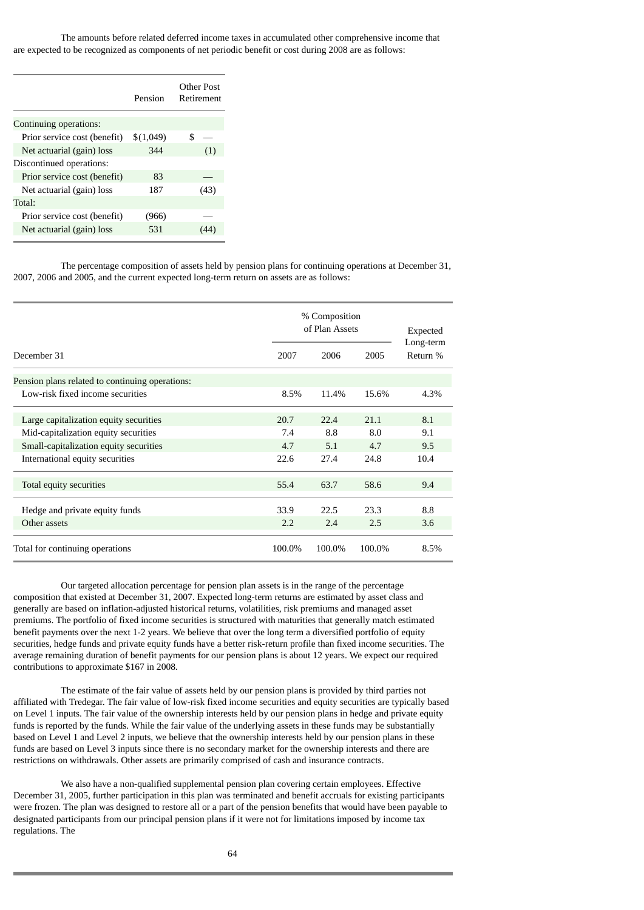The amounts before related deferred income taxes in accumulated other comprehensive income that are expected to be recognized as components of net periodic benefit or cost during 2008 are as follows:

| | Pension | Other Post Retirement |
|---|---|---|
| Continuing operations: | | |
| Prior service cost (benefit) | $(1,049) | $ — |
| Net actuarial (gain) loss | 344 | (1) |
| Discontinued operations: | | |
| Prior service cost (benefit) | 83 | — |
| Net actuarial (gain) loss | 187 | (43) |
| Total: | | |
| Prior service cost (benefit) | (966) | — |
| Net actuarial (gain) loss | 531 | (44) |

The percentage composition of assets held by pension plans for continuing operations at December 31, 2007, 2006 and 2005, and the current expected long-term return on assets are as follows:

| December 31 | % Composition of Plan Assets | | | Expected Long-term Return % |
|---|---|---|---|---|
| | 2007 | 2006 | 2005 | |
| Pension plans related to continuing operations: | | | | |
| Low-risk fixed income securities | 8.5% | 11.4% | 15.6% | 4.3% |
| Large capitalization equity securities | 20.7 | 22.4 | 21.1 | 8.1 |
| Mid-capitalization equity securities | 7.4 | 8.8 | 8.0 | 9.1 |
| Small-capitalization equity securities | 4.7 | 5.1 | 4.7 | 9.5 |
| International equity securities | 22.6 | 27.4 | 24.8 | 10.4 |
| Total equity securities | 55.4 | 63.7 | 58.6 | 9.4 |
| Hedge and private equity funds | 33.9 | 22.5 | 23.3 | 8.8 |
| Other assets | 2.2 | 2.4 | 2.5 | 3.6 |
| Total for continuing operations | 100.0% | 100.0% | 100.0% | 8.5% |

Our targeted allocation percentage for pension plan assets is in the range of the percentage composition that existed at December 31, 2007. Expected long-term returns are estimated by asset class and generally are based on inflation-adjusted historical returns, volatilities, risk premiums and managed asset premiums. The portfolio of fixed income securities is structured with maturities that generally match estimated benefit payments over the next 1-2 years. We believe that over the long term a diversified portfolio of equity securities, hedge funds and private equity funds have a better risk-return profile than fixed income securities. The average remaining duration of benefit payments for our pension plans is about 12 years. We expect our required contributions to approximate $167 in 2008.

The estimate of the fair value of assets held by our pension plans is provided by third parties not affiliated with Tredegar. The fair value of low-risk fixed income securities and equity securities are typically based on Level 1 inputs. The fair value of the ownership interests held by our pension plans in hedge and private equity funds is reported by the funds. While the fair value of the underlying assets in these funds may be substantially based on Level 1 and Level 2 inputs, we believe that the ownership interests held by our pension plans in these funds are based on Level 3 inputs since there is no secondary market for the ownership interests and there are restrictions on withdrawals. Other assets are primarily comprised of cash and insurance contracts.

We also have a non-qualified supplemental pension plan covering certain employees. Effective December 31, 2005, further participation in this plan was terminated and benefit accruals for existing participants were frozen. The plan was designed to restore all or a part of the pension benefits that would have been payable to designated participants from our principal pension plans if it were not for limitations imposed by income tax regulations. The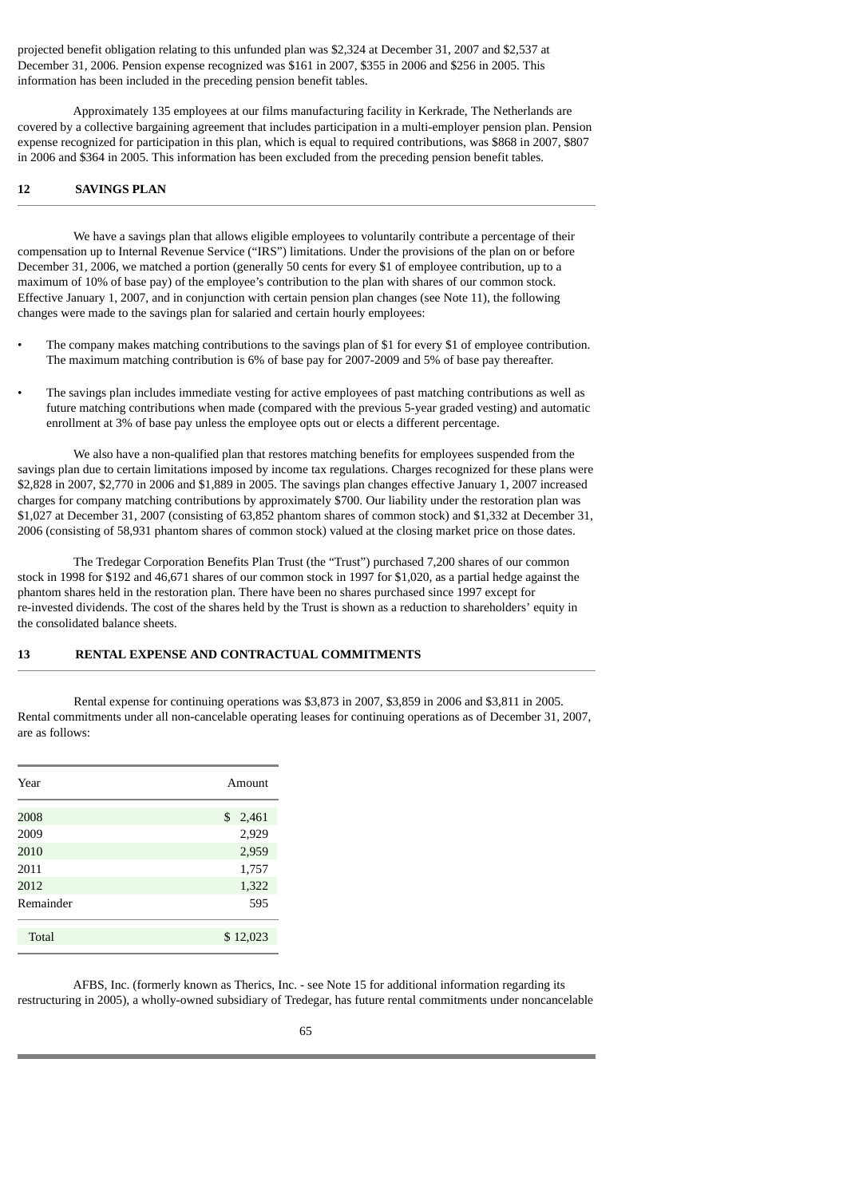projected benefit obligation relating to this unfunded plan was $2,324 at December 31, 2007 and $2,537 at December 31, 2006. Pension expense recognized was $161 in 2007, $355 in 2006 and $256 in 2005. This information has been included in the preceding pension benefit tables.

Approximately 135 employees at our films manufacturing facility in Kerkrade, The Netherlands are covered by a collective bargaining agreement that includes participation in a multi-employer pension plan. Pension expense recognized for participation in this plan, which is equal to required contributions, was $868 in 2007, $807 in 2006 and $364 in 2005. This information has been excluded from the preceding pension benefit tables.

## 12 SAVINGS PLAN

We have a savings plan that allows eligible employees to voluntarily contribute a percentage of their compensation up to Internal Revenue Service ("IRS") limitations. Under the provisions of the plan on or before December 31, 2006, we matched a portion (generally 50 cents for every $1 of employee contribution, up to a maximum of 10% of base pay) of the employee's contribution to the plan with shares of our common stock. Effective January 1, 2007, and in conjunction with certain pension plan changes (see Note 11), the following changes were made to the savings plan for salaried and certain hourly employees:

- The company makes matching contributions to the savings plan of $1 for every $1 of employee contribution. The maximum matching contribution is 6% of base pay for 2007-2009 and 5% of base pay thereafter.
- The savings plan includes immediate vesting for active employees of past matching contributions as well as future matching contributions when made (compared with the previous 5-year graded vesting) and automatic enrollment at 3% of base pay unless the employee opts out or elects a different percentage.

We also have a non-qualified plan that restores matching benefits for employees suspended from the savings plan due to certain limitations imposed by income tax regulations. Charges recognized for these plans were $2,828 in 2007, $2,770 in 2006 and $1,889 in 2005. The savings plan changes effective January 1, 2007 increased charges for company matching contributions by approximately $700. Our liability under the restoration plan was $1,027 at December 31, 2007 (consisting of 63,852 phantom shares of common stock) and $1,332 at December 31, 2006 (consisting of 58,931 phantom shares of common stock) valued at the closing market price on those dates.

The Tredegar Corporation Benefits Plan Trust (the "Trust") purchased 7,200 shares of our common stock in 1998 for $192 and 46,671 shares of our common stock in 1997 for $1,020, as a partial hedge against the phantom shares held in the restoration plan. There have been no shares purchased since 1997 except for re-invested dividends. The cost of the shares held by the Trust is shown as a reduction to shareholders' equity in the consolidated balance sheets.

## 13 RENTAL EXPENSE AND CONTRACTUAL COMMITMENTS

Rental expense for continuing operations was $3,873 in 2007, $3,859 in 2006 and $3,811 in 2005. Rental commitments under all non-cancelable operating leases for continuing operations as of December 31, 2007, are as follows:

| Year | Amount |
|---|---|
| 2008 | $ 2,461 |
| 2009 | 2,929 |
| 2010 | 2,959 |
| 2011 | 1,757 |
| 2012 | 1,322 |
| Remainder | 595 |
| Total | $ 12,023 |

AFBS, Inc. (formerly known as Therics, Inc. - see Note 15 for additional information regarding its restructuring in 2005), a wholly-owned subsidiary of Tredegar, has future rental commitments under noncancelable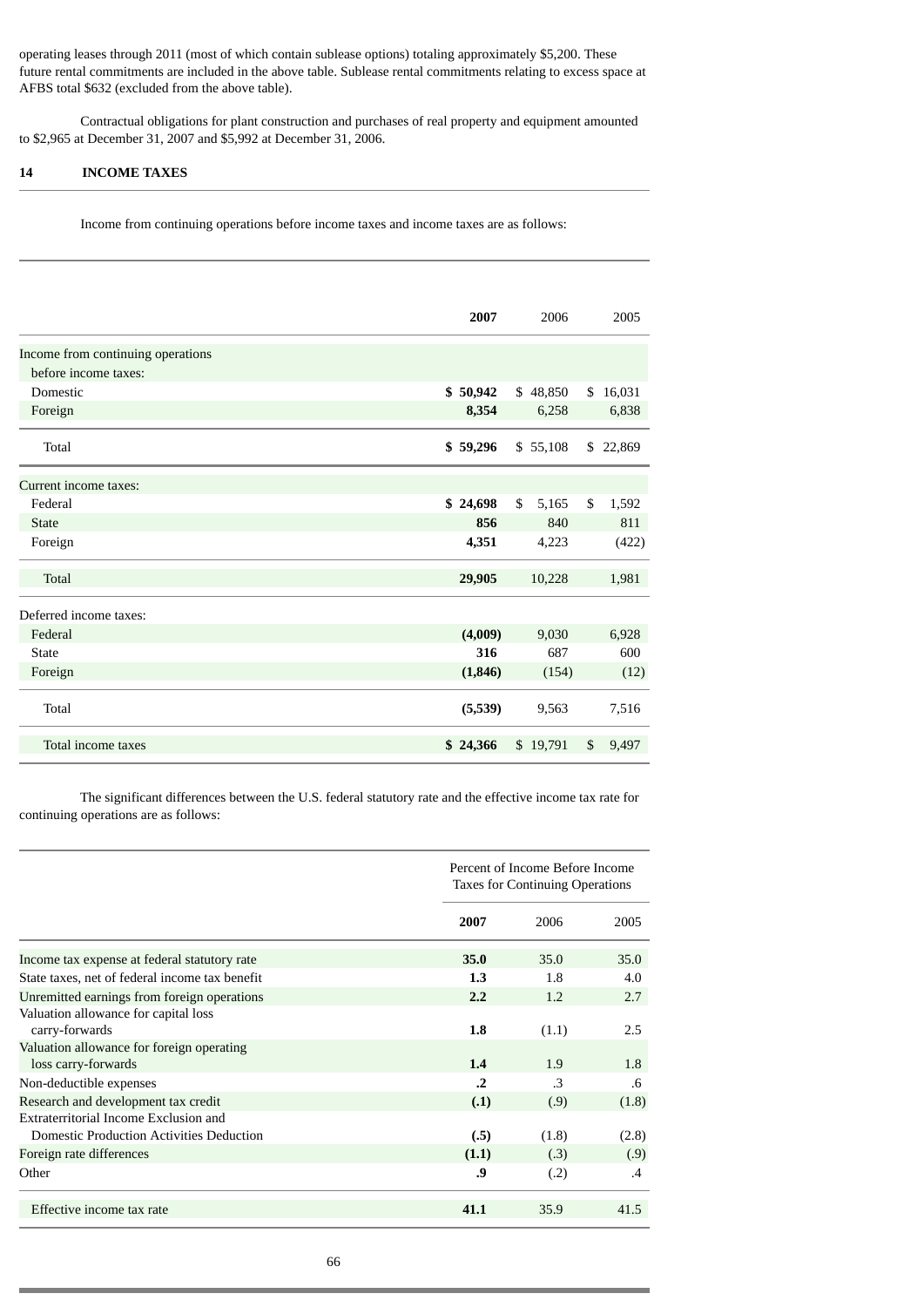operating leases through 2011 (most of which contain sublease options) totaling approximately $5,200. These future rental commitments are included in the above table. Sublease rental commitments relating to excess space at AFBS total $632 (excluded from the above table).

Contractual obligations for plant construction and purchases of real property and equipment amounted to $2,965 at December 31, 2007 and $5,992 at December 31, 2006.

## 14 INCOME TAXES

Income from continuing operations before income taxes and income taxes are as follows:

| | **2007** | 2006 | 2005 |
|---|---|---|---|
| Income from continuing operations before income taxes: | | | |
| Domestic | **$ 50,942** | $ 48,850 | $ 16,031 |
| Foreign | **8,354** | 6,258 | 6,838 |
| Total | **$ 59,296** | $ 55,108 | $ 22,869 |
| Current income taxes: | | | |
| Federal | **$ 24,698** | $ 5,165 | $ 1,592 |
| State | **856** | 840 | 811 |
| Foreign | **4,351** | 4,223 | (422) |
| Total | **29,905** | 10,228 | 1,981 |
| Deferred income taxes: | | | |
| Federal | **(4,009)** | 9,030 | 6,928 |
| State | **316** | 687 | 600 |
| Foreign | **(1,846)** | (154) | (12) |
| Total | **(5,539)** | 9,563 | 7,516 |
| Total income taxes | **$ 24,366** | $ 19,791 | $ 9,497 |

The significant differences between the U.S. federal statutory rate and the effective income tax rate for continuing operations are as follows:

| | Percent of Income Before Income Taxes for Continuing Operations | | |
|---|---|---|---|
| | **2007** | 2006 | 2005 |
| Income tax expense at federal statutory rate | **35.0** | 35.0 | 35.0 |
| State taxes, net of federal income tax benefit | **1.3** | 1.8 | 4.0 |
| Unremitted earnings from foreign operations | **2.2** | 1.2 | 2.7 |
| Valuation allowance for capital loss carry-forwards | **1.8** | (1.1) | 2.5 |
| Valuation allowance for foreign operating loss carry-forwards | **1.4** | 1.9 | 1.8 |
| Non-deductible expenses | **.2** | .3 | .6 |
| Research and development tax credit | **(.1)** | (.9) | (1.8) |
| Extraterritorial Income Exclusion and Domestic Production Activities Deduction | **(.5)** | (1.8) | (2.8) |
| Foreign rate differences | **(1.1)** | (.3) | (.9) |
| Other | **.9** | (.2) | .4 |
| Effective income tax rate | **41.1** | 35.9 | 41.5 |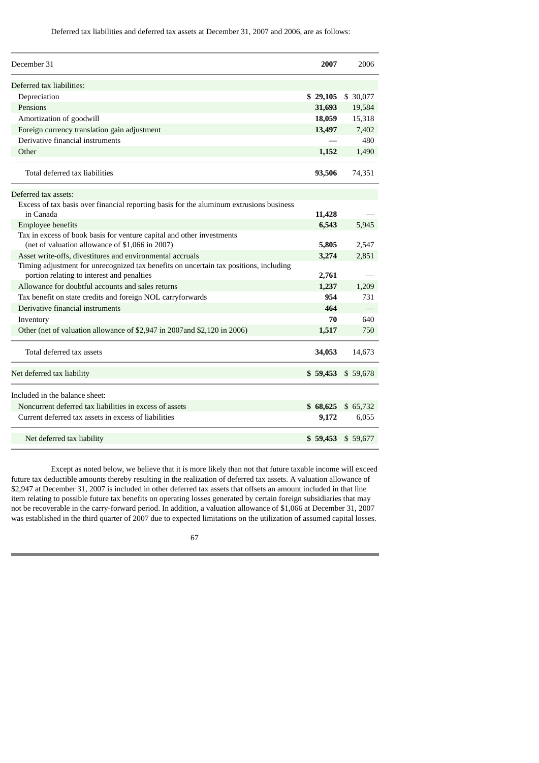Deferred tax liabilities and deferred tax assets at December 31, 2007 and 2006, are as follows:

| December 31 | 2007 | 2006 |
|---|---|---|
| Deferred tax liabilities: | | |
| Depreciation | **$ 29,105** | $ 30,077 |
| Pensions | **31,693** | 19,584 |
| Amortization of goodwill | **18,059** | 15,318 |
| Foreign currency translation gain adjustment | **13,497** | 7,402 |
| Derivative financial instruments | **—** | 480 |
| Other | **1,152** | 1,490 |
| Total deferred tax liabilities | **93,506** | 74,351 |
| Deferred tax assets: | | |
| Excess of tax basis over financial reporting basis for the aluminum extrusions business in Canada | **11,428** | — |
| Employee benefits | **6,543** | 5,945 |
| Tax in excess of book basis for venture capital and other investments (net of valuation allowance of $1,066 in 2007) | **5,805** | 2,547 |
| Asset write-offs, divestitures and environmental accruals | **3,274** | 2,851 |
| Timing adjustment for unrecognized tax benefits on uncertain tax positions, including portion relating to interest and penalties | **2,761** | — |
| Allowance for doubtful accounts and sales returns | **1,237** | 1,209 |
| Tax benefit on state credits and foreign NOL carryforwards | **954** | 731 |
| Derivative financial instruments | **464** | — |
| Inventory | **70** | 640 |
| Other (net of valuation allowance of $2,947 in 2007and $2,120 in 2006) | **1,517** | 750 |
| Total deferred tax assets | **34,053** | 14,673 |
| Net deferred tax liability | **$ 59,453** | $ 59,678 |
| Included in the balance sheet: | | |
| Noncurrent deferred tax liabilities in excess of assets | **$ 68,625** | $ 65,732 |
| Current deferred tax assets in excess of liabilities | **9,172** | 6,055 |
| Net deferred tax liability | **$ 59,453** | $ 59,677 |

Except as noted below, we believe that it is more likely than not that future taxable income will exceed future tax deductible amounts thereby resulting in the realization of deferred tax assets. A valuation allowance of $2,947 at December 31, 2007 is included in other deferred tax assets that offsets an amount included in that line item relating to possible future tax benefits on operating losses generated by certain foreign subsidiaries that may not be recoverable in the carry-forward period. In addition, a valuation allowance of $1,066 at December 31, 2007 was established in the third quarter of 2007 due to expected limitations on the utilization of assumed capital losses.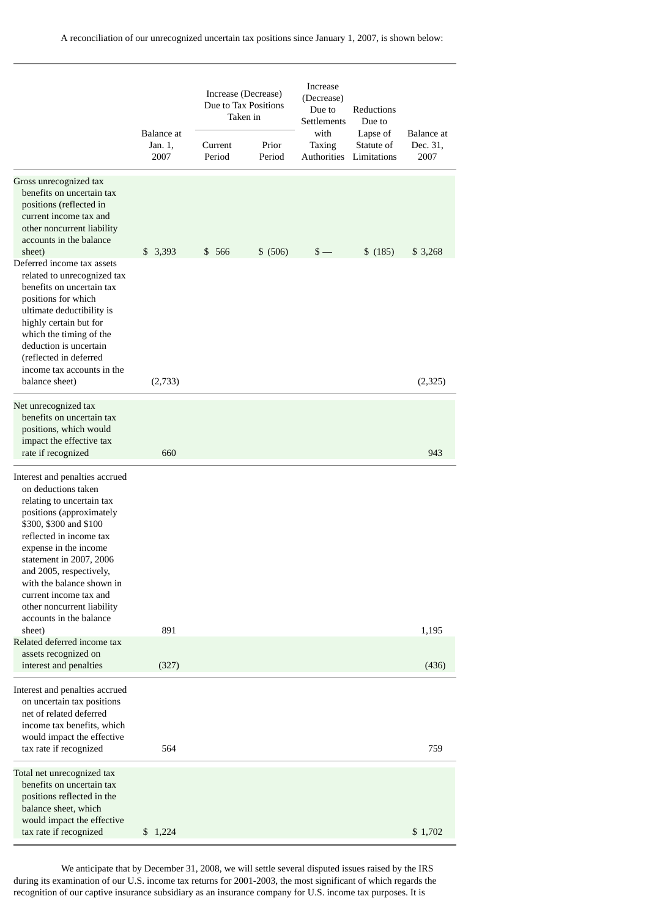A reconciliation of our unrecognized uncertain tax positions since January 1, 2007, is shown below:

| | Balance at Jan. 1, 2007 | Increase (Decrease) Due to Tax Positions Taken in | | Increase (Decrease) Due to Settlements with Taxing Authorities | Reductions Due to Lapse of Statute of Limitations | Balance at Dec. 31, 2007 |
|---|---|---|---|---|---|---|
| | | Current Period | Prior Period | | | |
| Gross unrecognized tax benefits on uncertain tax positions (reflected in current income tax and other noncurrent liability accounts in the balance sheet) | $ 3,393 | $ 566 | $ (506) | $ — | $ (185) | $ 3,268 |
| Deferred income tax assets related to unrecognized tax benefits on uncertain tax positions for which ultimate deductibility is highly certain but for which the timing of the deduction is uncertain (reflected in deferred income tax accounts in the balance sheet) | (2,733) | | | | | (2,325) |
| Net unrecognized tax benefits on uncertain tax positions, which would impact the effective tax rate if recognized | 660 | | | | | 943 |
| Interest and penalties accrued on deductions taken relating to uncertain tax positions (approximately $300, $300 and $100 reflected in income tax expense in the income statement in 2007, 2006 and 2005, respectively, with the balance shown in current income tax and other noncurrent liability accounts in the balance sheet) | 891 | | | | | 1,195 |
| Related deferred income tax assets recognized on interest and penalties | (327) | | | | | (436) |
| Interest and penalties accrued on uncertain tax positions net of related deferred income tax benefits, which would impact the effective tax rate if recognized | 564 | | | | | 759 |
| Total net unrecognized tax benefits on uncertain tax positions reflected in the balance sheet, which would impact the effective tax rate if recognized | $ 1,224 | | | | | $ 1,702 |

We anticipate that by December 31, 2008, we will settle several disputed issues raised by the IRS during its examination of our U.S. income tax returns for 2001-2003, the most significant of which regards the recognition of our captive insurance subsidiary as an insurance company for U.S. income tax purposes. It is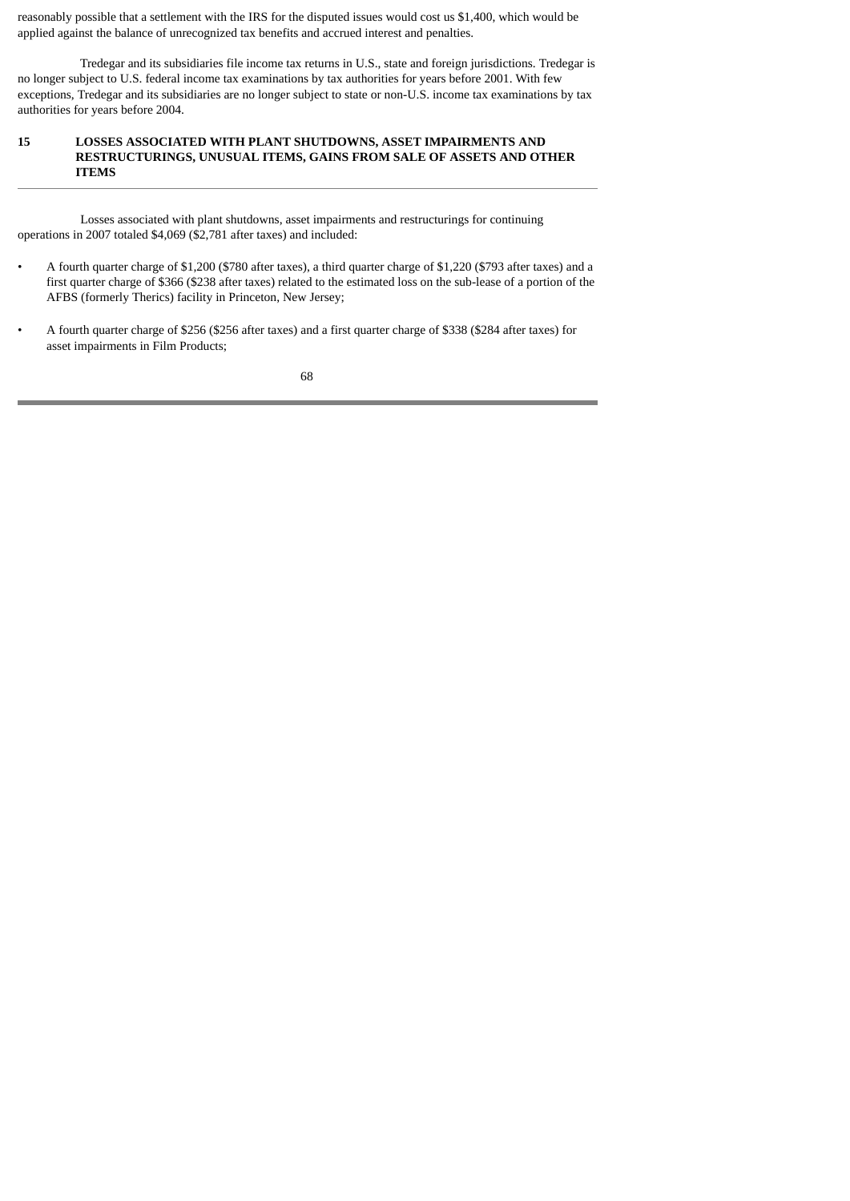reasonably possible that a settlement with the IRS for the disputed issues would cost us $1,400, which would be applied against the balance of unrecognized tax benefits and accrued interest and penalties.

Tredegar and its subsidiaries file income tax returns in U.S., state and foreign jurisdictions. Tredegar is no longer subject to U.S. federal income tax examinations by tax authorities for years before 2001. With few exceptions, Tredegar and its subsidiaries are no longer subject to state or non-U.S. income tax examinations by tax authorities for years before 2004.

## 15 LOSSES ASSOCIATED WITH PLANT SHUTDOWNS, ASSET IMPAIRMENTS AND RESTRUCTURINGS, UNUSUAL ITEMS, GAINS FROM SALE OF ASSETS AND OTHER ITEMS

Losses associated with plant shutdowns, asset impairments and restructurings for continuing operations in 2007 totaled $4,069 ($2,781 after taxes) and included:

- A fourth quarter charge of $1,200 ($780 after taxes), a third quarter charge of $1,220 ($793 after taxes) and a first quarter charge of $366 ($238 after taxes) related to the estimated loss on the sub-lease of a portion of the AFBS (formerly Therics) facility in Princeton, New Jersey;
- A fourth quarter charge of $256 ($256 after taxes) and a first quarter charge of $338 ($284 after taxes) for asset impairments in Film Products;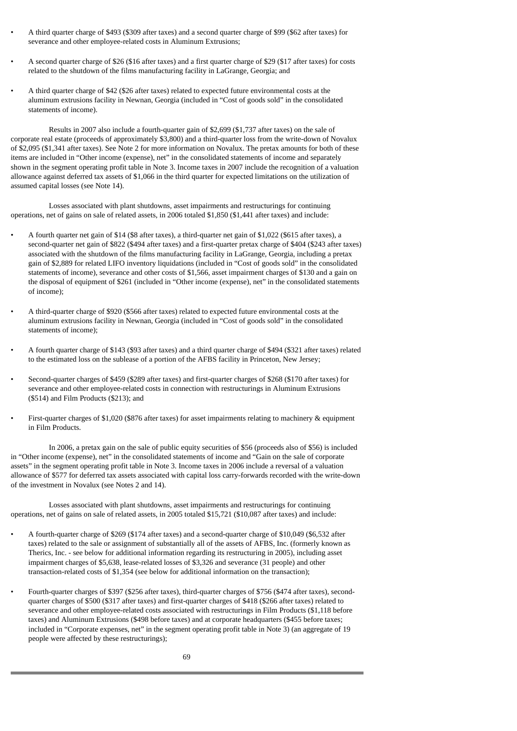- A third quarter charge of $493 ($309 after taxes) and a second quarter charge of $99 ($62 after taxes) for severance and other employee-related costs in Aluminum Extrusions;

- A second quarter charge of $26 ($16 after taxes) and a first quarter charge of $29 ($17 after taxes) for costs related to the shutdown of the films manufacturing facility in LaGrange, Georgia; and

- A third quarter charge of $42 ($26 after taxes) related to expected future environmental costs at the aluminum extrusions facility in Newnan, Georgia (included in "Cost of goods sold" in the consolidated statements of income).

Results in 2007 also include a fourth-quarter gain of $2,699 ($1,737 after taxes) on the sale of corporate real estate (proceeds of approximately $3,800) and a third-quarter loss from the write-down of Novalux of $2,095 ($1,341 after taxes). See Note 2 for more information on Novalux. The pretax amounts for both of these items are included in "Other income (expense), net" in the consolidated statements of income and separately shown in the segment operating profit table in Note 3. Income taxes in 2007 include the recognition of a valuation allowance against deferred tax assets of $1,066 in the third quarter for expected limitations on the utilization of assumed capital losses (see Note 14).

Losses associated with plant shutdowns, asset impairments and restructurings for continuing operations, net of gains on sale of related assets, in 2006 totaled $1,850 ($1,441 after taxes) and include:

- A fourth quarter net gain of $14 ($8 after taxes), a third-quarter net gain of $1,022 ($615 after taxes), a second-quarter net gain of $822 ($494 after taxes) and a first-quarter pretax charge of $404 ($243 after taxes) associated with the shutdown of the films manufacturing facility in LaGrange, Georgia, including a pretax gain of $2,889 for related LIFO inventory liquidations (included in "Cost of goods sold" in the consolidated statements of income), severance and other costs of $1,566, asset impairment charges of $130 and a gain on the disposal of equipment of $261 (included in "Other income (expense), net" in the consolidated statements of income);

- A third-quarter charge of $920 ($566 after taxes) related to expected future environmental costs at the aluminum extrusions facility in Newnan, Georgia (included in "Cost of goods sold" in the consolidated statements of income);

- A fourth quarter charge of $143 ($93 after taxes) and a third quarter charge of $494 ($321 after taxes) related to the estimated loss on the sublease of a portion of the AFBS facility in Princeton, New Jersey;

- Second-quarter charges of $459 ($289 after taxes) and first-quarter charges of $268 ($170 after taxes) for severance and other employee-related costs in connection with restructurings in Aluminum Extrusions ($514) and Film Products ($213); and

- First-quarter charges of $1,020 ($876 after taxes) for asset impairments relating to machinery & equipment in Film Products.

In 2006, a pretax gain on the sale of public equity securities of $56 (proceeds also of $56) is included in "Other income (expense), net" in the consolidated statements of income and "Gain on the sale of corporate assets" in the segment operating profit table in Note 3. Income taxes in 2006 include a reversal of a valuation allowance of $577 for deferred tax assets associated with capital loss carry-forwards recorded with the write-down of the investment in Novalux (see Notes 2 and 14).

Losses associated with plant shutdowns, asset impairments and restructurings for continuing operations, net of gains on sale of related assets, in 2005 totaled $15,721 ($10,087 after taxes) and include:

- A fourth-quarter charge of $269 ($174 after taxes) and a second-quarter charge of $10,049 ($6,532 after taxes) related to the sale or assignment of substantially all of the assets of AFBS, Inc. (formerly known as Therics, Inc. - see below for additional information regarding its restructuring in 2005), including asset impairment charges of $5,638, lease-related losses of $3,326 and severance (31 people) and other transaction-related costs of $1,354 (see below for additional information on the transaction);

- Fourth-quarter charges of $397 ($256 after taxes), third-quarter charges of $756 ($474 after taxes), second-quarter charges of $500 ($317 after taxes) and first-quarter charges of $418 ($266 after taxes) related to severance and other employee-related costs associated with restructurings in Film Products ($1,118 before taxes) and Aluminum Extrusions ($498 before taxes) and at corporate headquarters ($455 before taxes; included in "Corporate expenses, net" in the segment operating profit table in Note 3) (an aggregate of 19 people were affected by these restructurings);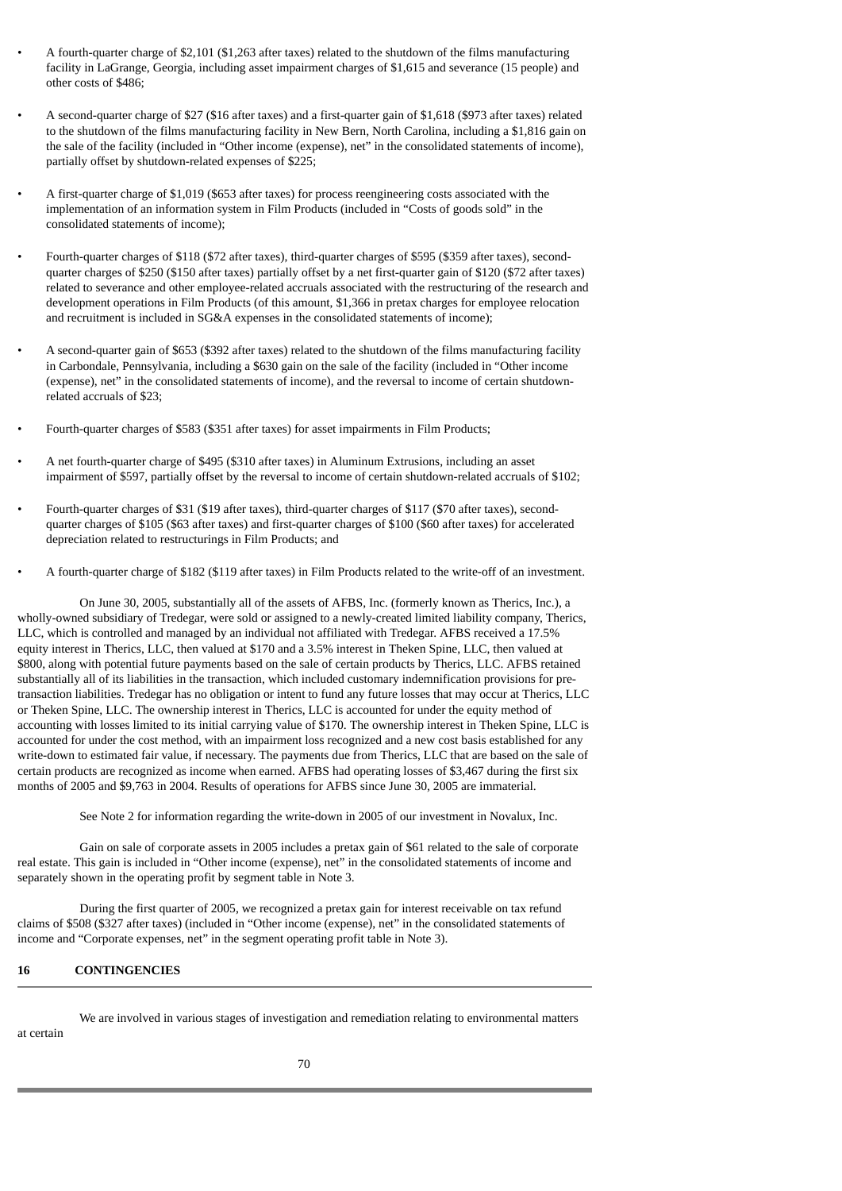- A fourth-quarter charge of $2,101 ($1,263 after taxes) related to the shutdown of the films manufacturing facility in LaGrange, Georgia, including asset impairment charges of $1,615 and severance (15 people) and other costs of $486;

- A second-quarter charge of $27 ($16 after taxes) and a first-quarter gain of $1,618 ($973 after taxes) related to the shutdown of the films manufacturing facility in New Bern, North Carolina, including a $1,816 gain on the sale of the facility (included in "Other income (expense), net" in the consolidated statements of income), partially offset by shutdown-related expenses of $225;

- A first-quarter charge of $1,019 ($653 after taxes) for process reengineering costs associated with the implementation of an information system in Film Products (included in "Costs of goods sold" in the consolidated statements of income);

- Fourth-quarter charges of $118 ($72 after taxes), third-quarter charges of $595 ($359 after taxes), second-quarter charges of $250 ($150 after taxes) partially offset by a net first-quarter gain of $120 ($72 after taxes) related to severance and other employee-related accruals associated with the restructuring of the research and development operations in Film Products (of this amount, $1,366 in pretax charges for employee relocation and recruitment is included in SG&A expenses in the consolidated statements of income);

- A second-quarter gain of $653 ($392 after taxes) related to the shutdown of the films manufacturing facility in Carbondale, Pennsylvania, including a $630 gain on the sale of the facility (included in "Other income (expense), net" in the consolidated statements of income), and the reversal to income of certain shutdown-related accruals of $23;

- Fourth-quarter charges of $583 ($351 after taxes) for asset impairments in Film Products;

- A net fourth-quarter charge of $495 ($310 after taxes) in Aluminum Extrusions, including an asset impairment of $597, partially offset by the reversal to income of certain shutdown-related accruals of $102;

- Fourth-quarter charges of $31 ($19 after taxes), third-quarter charges of $117 ($70 after taxes), second-quarter charges of $105 ($63 after taxes) and first-quarter charges of $100 ($60 after taxes) for accelerated depreciation related to restructurings in Film Products; and

- A fourth-quarter charge of $182 ($119 after taxes) in Film Products related to the write-off of an investment.

On June 30, 2005, substantially all of the assets of AFBS, Inc. (formerly known as Therics, Inc.), a wholly-owned subsidiary of Tredegar, were sold or assigned to a newly-created limited liability company, Therics, LLC, which is controlled and managed by an individual not affiliated with Tredegar. AFBS received a 17.5% equity interest in Therics, LLC, then valued at $170 and a 3.5% interest in Theken Spine, LLC, then valued at $800, along with potential future payments based on the sale of certain products by Therics, LLC. AFBS retained substantially all of its liabilities in the transaction, which included customary indemnification provisions for pre-transaction liabilities. Tredegar has no obligation or intent to fund any future losses that may occur at Therics, LLC or Theken Spine, LLC. The ownership interest in Therics, LLC is accounted for under the equity method of accounting with losses limited to its initial carrying value of $170. The ownership interest in Theken Spine, LLC is accounted for under the cost method, with an impairment loss recognized and a new cost basis established for any write-down to estimated fair value, if necessary. The payments due from Therics, LLC that are based on the sale of certain products are recognized as income when earned. AFBS had operating losses of $3,467 during the first six months of 2005 and $9,763 in 2004. Results of operations for AFBS since June 30, 2005 are immaterial.

See Note 2 for information regarding the write-down in 2005 of our investment in Novalux, Inc.

Gain on sale of corporate assets in 2005 includes a pretax gain of $61 related to the sale of corporate real estate. This gain is included in "Other income (expense), net" in the consolidated statements of income and separately shown in the operating profit by segment table in Note 3.

During the first quarter of 2005, we recognized a pretax gain for interest receivable on tax refund claims of $508 ($327 after taxes) (included in "Other income (expense), net" in the consolidated statements of income and "Corporate expenses, net" in the segment operating profit table in Note 3).

## 16 CONTINGENCIES

We are involved in various stages of investigation and remediation relating to environmental matters at certain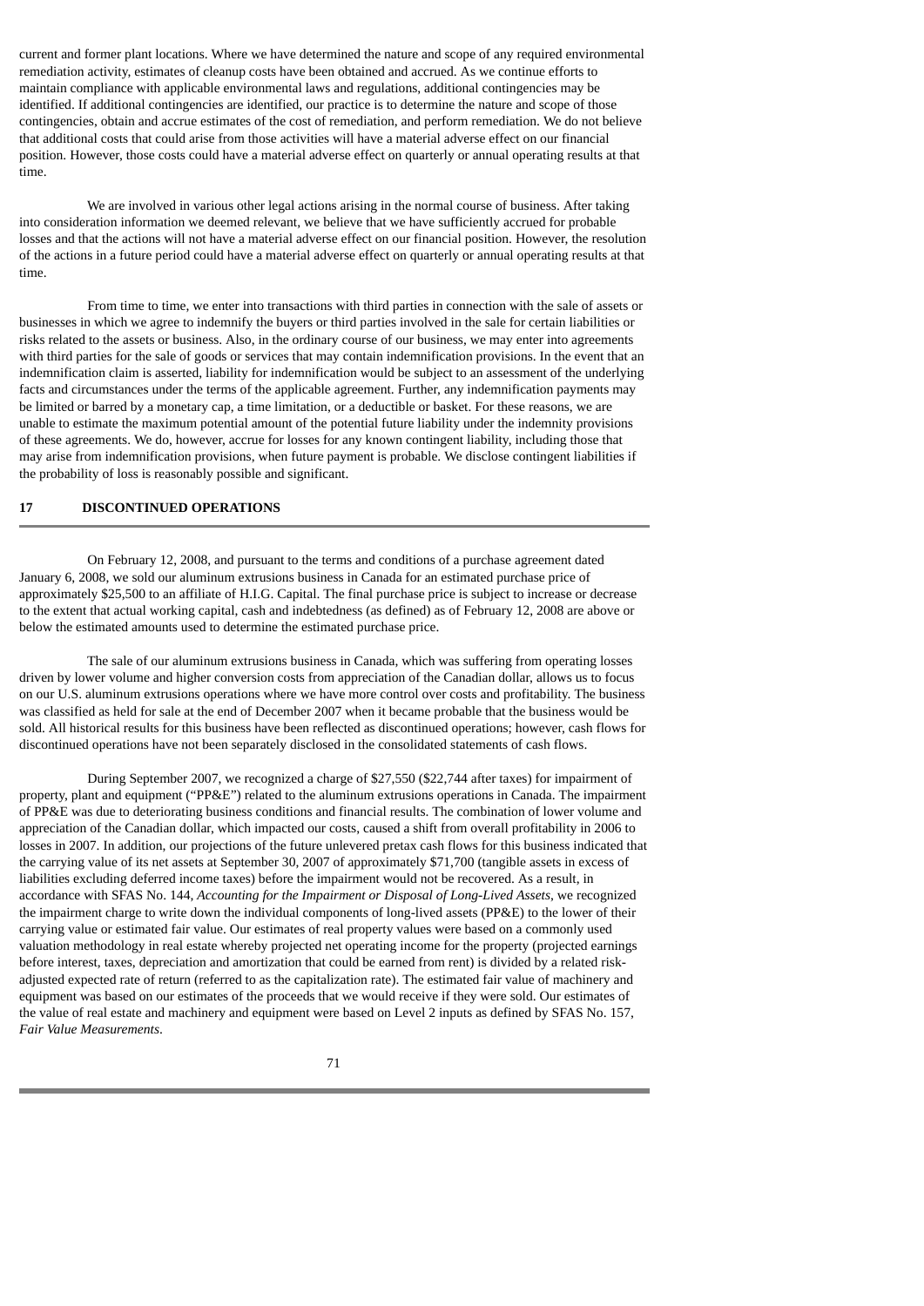current and former plant locations. Where we have determined the nature and scope of any required environmental remediation activity, estimates of cleanup costs have been obtained and accrued. As we continue efforts to maintain compliance with applicable environmental laws and regulations, additional contingencies may be identified. If additional contingencies are identified, our practice is to determine the nature and scope of those contingencies, obtain and accrue estimates of the cost of remediation, and perform remediation. We do not believe that additional costs that could arise from those activities will have a material adverse effect on our financial position. However, those costs could have a material adverse effect on quarterly or annual operating results at that time.

We are involved in various other legal actions arising in the normal course of business. After taking into consideration information we deemed relevant, we believe that we have sufficiently accrued for probable losses and that the actions will not have a material adverse effect on our financial position. However, the resolution of the actions in a future period could have a material adverse effect on quarterly or annual operating results at that time.

From time to time, we enter into transactions with third parties in connection with the sale of assets or businesses in which we agree to indemnify the buyers or third parties involved in the sale for certain liabilities or risks related to the assets or business. Also, in the ordinary course of our business, we may enter into agreements with third parties for the sale of goods or services that may contain indemnification provisions. In the event that an indemnification claim is asserted, liability for indemnification would be subject to an assessment of the underlying facts and circumstances under the terms of the applicable agreement. Further, any indemnification payments may be limited or barred by a monetary cap, a time limitation, or a deductible or basket. For these reasons, we are unable to estimate the maximum potential amount of the potential future liability under the indemnity provisions of these agreements. We do, however, accrue for losses for any known contingent liability, including those that may arise from indemnification provisions, when future payment is probable. We disclose contingent liabilities if the probability of loss is reasonably possible and significant.

## 17 DISCONTINUED OPERATIONS

On February 12, 2008, and pursuant to the terms and conditions of a purchase agreement dated January 6, 2008, we sold our aluminum extrusions business in Canada for an estimated purchase price of approximately $25,500 to an affiliate of H.I.G. Capital. The final purchase price is subject to increase or decrease to the extent that actual working capital, cash and indebtedness (as defined) as of February 12, 2008 are above or below the estimated amounts used to determine the estimated purchase price.

The sale of our aluminum extrusions business in Canada, which was suffering from operating losses driven by lower volume and higher conversion costs from appreciation of the Canadian dollar, allows us to focus on our U.S. aluminum extrusions operations where we have more control over costs and profitability. The business was classified as held for sale at the end of December 2007 when it became probable that the business would be sold. All historical results for this business have been reflected as discontinued operations; however, cash flows for discontinued operations have not been separately disclosed in the consolidated statements of cash flows.

During September 2007, we recognized a charge of $27,550 ($22,744 after taxes) for impairment of property, plant and equipment ("PP&E") related to the aluminum extrusions operations in Canada. The impairment of PP&E was due to deteriorating business conditions and financial results. The combination of lower volume and appreciation of the Canadian dollar, which impacted our costs, caused a shift from overall profitability in 2006 to losses in 2007. In addition, our projections of the future unlevered pretax cash flows for this business indicated that the carrying value of its net assets at September 30, 2007 of approximately $71,700 (tangible assets in excess of liabilities excluding deferred income taxes) before the impairment would not be recovered. As a result, in accordance with SFAS No. 144, *Accounting for the Impairment or Disposal of Long-Lived Assets*, we recognized the impairment charge to write down the individual components of long-lived assets (PP&E) to the lower of their carrying value or estimated fair value. Our estimates of real property values were based on a commonly used valuation methodology in real estate whereby projected net operating income for the property (projected earnings before interest, taxes, depreciation and amortization that could be earned from rent) is divided by a related risk-adjusted expected rate of return (referred to as the capitalization rate). The estimated fair value of machinery and equipment was based on our estimates of the proceeds that we would receive if they were sold. Our estimates of the value of real estate and machinery and equipment were based on Level 2 inputs as defined by SFAS No. 157, *Fair Value Measurements*.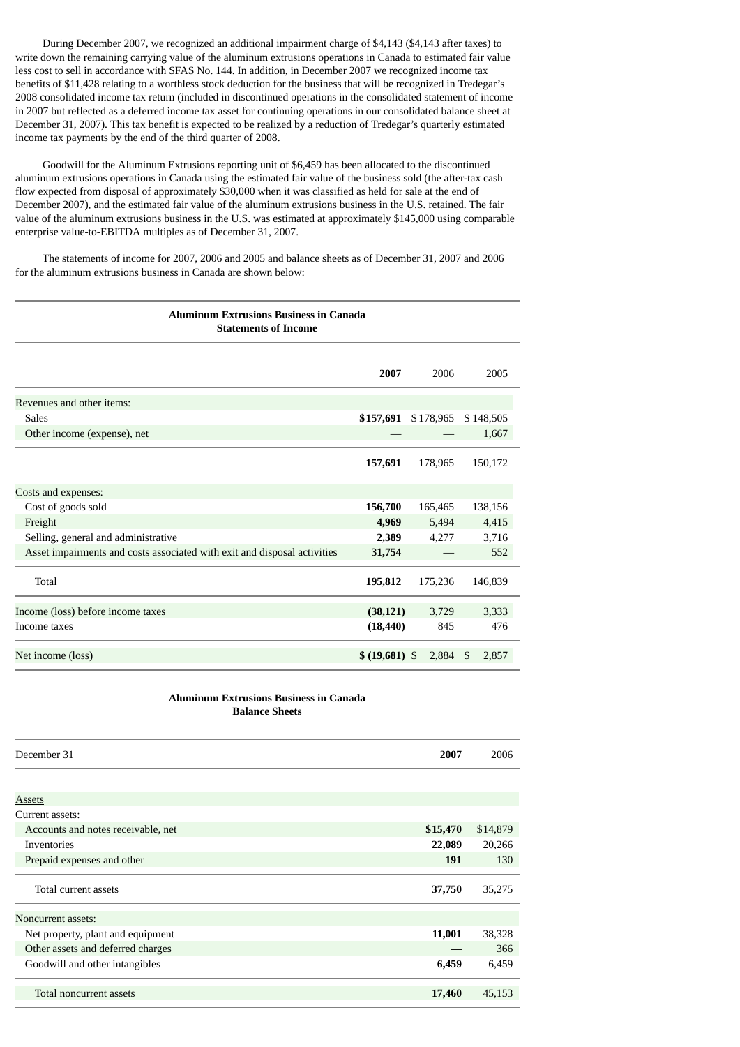During December 2007, we recognized an additional impairment charge of $4,143 ($4,143 after taxes) to write down the remaining carrying value of the aluminum extrusions operations in Canada to estimated fair value less cost to sell in accordance with SFAS No. 144. In addition, in December 2007 we recognized income tax benefits of $11,428 relating to a worthless stock deduction for the business that will be recognized in Tredegar's 2008 consolidated income tax return (included in discontinued operations in the consolidated statement of income in 2007 but reflected as a deferred income tax asset for continuing operations in our consolidated balance sheet at December 31, 2007). This tax benefit is expected to be realized by a reduction of Tredegar's quarterly estimated income tax payments by the end of the third quarter of 2008.

Goodwill for the Aluminum Extrusions reporting unit of $6,459 has been allocated to the discontinued aluminum extrusions operations in Canada using the estimated fair value of the business sold (the after-tax cash flow expected from disposal of approximately $30,000 when it was classified as held for sale at the end of December 2007), and the estimated fair value of the aluminum extrusions business in the U.S. retained. The fair value of the aluminum extrusions business in the U.S. was estimated at approximately $145,000 using comparable enterprise value-to-EBITDA multiples as of December 31, 2007.

The statements of income for 2007, 2006 and 2005 and balance sheets as of December 31, 2007 and 2006 for the aluminum extrusions business in Canada are shown below:

**Aluminum Extrusions Business in Canada**
**Statements of Income**

| | **2007** | 2006 | 2005 |
|---|---|---|---|
| Revenues and other items: | | | |
| Sales | **$157,691** | $178,965 | $148,505 |
| Other income (expense), net | **—** | — | 1,667 |
| | **157,691** | 178,965 | 150,172 |
| Costs and expenses: | | | |
| Cost of goods sold | **156,700** | 165,465 | 138,156 |
| Freight | **4,969** | 5,494 | 4,415 |
| Selling, general and administrative | **2,389** | 4,277 | 3,716 |
| Asset impairments and costs associated with exit and disposal activities | **31,754** | — | 552 |
| Total | **195,812** | 175,236 | 146,839 |
| Income (loss) before income taxes | **(38,121)** | 3,729 | 3,333 |
| Income taxes | **(18,440)** | 845 | 476 |
| Net income (loss) | **$ (19,681)** | $ 2,884 | $ 2,857 |

**Aluminum Extrusions Business in Canada**
**Balance Sheets**

| December 31 | **2007** | 2006 |
|---|---|---|
| Assets | | |
| Current assets: | | |
| Accounts and notes receivable, net | **$15,470** | $14,879 |
| Inventories | **22,089** | 20,266 |
| Prepaid expenses and other | **191** | 130 |
| Total current assets | **37,750** | 35,275 |
| Noncurrent assets: | | |
| Net property, plant and equipment | **11,001** | 38,328 |
| Other assets and deferred charges | **—** | 366 |
| Goodwill and other intangibles | **6,459** | 6,459 |
| Total noncurrent assets | **17,460** | 45,153 |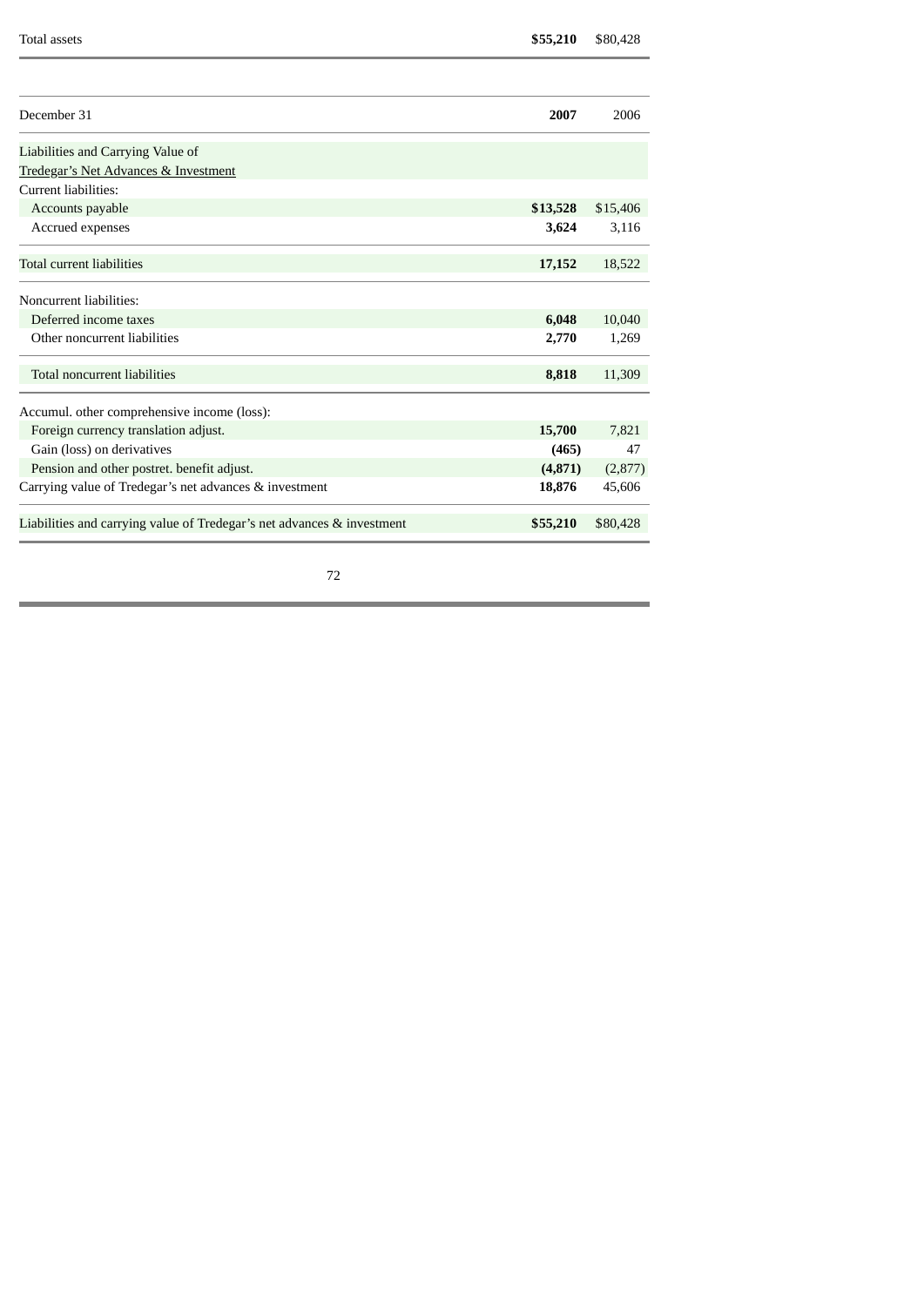| Total assets | **$55,210** | $80,428 |
|---|---|---|

| December 31 | **2007** | 2006 |
|---|---|---|
| Liabilities and Carrying Value of Tredegar’s Net Advances & Investment | | |
| Current liabilities: | | |
| Accounts payable | **$13,528** | $15,406 |
| Accrued expenses | **3,624** | 3,116 |
| Total current liabilities | **17,152** | 18,522 |
| Noncurrent liabilities: | | |
| Deferred income taxes | **6,048** | 10,040 |
| Other noncurrent liabilities | **2,770** | 1,269 |
| Total noncurrent liabilities | **8,818** | 11,309 |
| Accumul. other comprehensive income (loss): | | |
| Foreign currency translation adjust. | **15,700** | 7,821 |
| Gain (loss) on derivatives | **(465)** | 47 |
| Pension and other postret. benefit adjust. | **(4,871)** | (2,877) |
| Carrying value of Tredegar’s net advances & investment | **18,876** | 45,606 |
| Liabilities and carrying value of Tredegar’s net advances & investment | **$55,210** | $80,428 |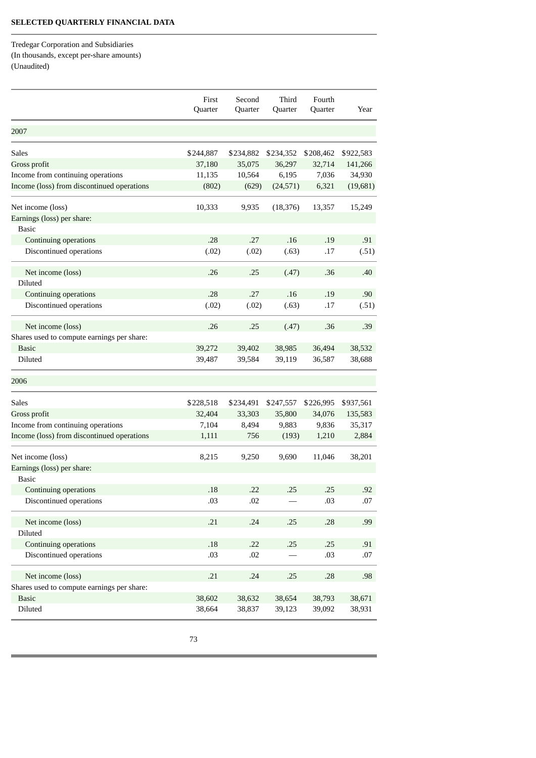## SELECTED QUARTERLY FINANCIAL DATA

Tredegar Corporation and Subsidiaries
(In thousands, except per-share amounts)
(Unaudited)

| | First Quarter | Second Quarter | Third Quarter | Fourth Quarter | Year |
|---|---|---|---|---|---|
| **2007** | | | | | |
| Sales | $244,887 | $234,882 | $234,352 | $208,462 | $922,583 |
| Gross profit | 37,180 | 35,075 | 36,297 | 32,714 | 141,266 |
| Income from continuing operations | 11,135 | 10,564 | 6,195 | 7,036 | 34,930 |
| Income (loss) from discontinued operations | (802) | (629) | (24,571) | 6,321 | (19,681) |
| Net income (loss) | 10,333 | 9,935 | (18,376) | 13,357 | 15,249 |
| Earnings (loss) per share: | | | | | |
| Basic | | | | | |
| Continuing operations | .28 | .27 | .16 | .19 | .91 |
| Discontinued operations | (.02) | (.02) | (.63) | .17 | (.51) |
| Net income (loss) | .26 | .25 | (.47) | .36 | .40 |
| Diluted | | | | | |
| Continuing operations | .28 | .27 | .16 | .19 | .90 |
| Discontinued operations | (.02) | (.02) | (.63) | .17 | (.51) |
| Net income (loss) | .26 | .25 | (.47) | .36 | .39 |
| Shares used to compute earnings per share: | | | | | |
| Basic | 39,272 | 39,402 | 38,985 | 36,494 | 38,532 |
| Diluted | 39,487 | 39,584 | 39,119 | 36,587 | 38,688 |
| **2006** | | | | | |
| Sales | $228,518 | $234,491 | $247,557 | $226,995 | $937,561 |
| Gross profit | 32,404 | 33,303 | 35,800 | 34,076 | 135,583 |
| Income from continuing operations | 7,104 | 8,494 | 9,883 | 9,836 | 35,317 |
| Income (loss) from discontinued operations | 1,111 | 756 | (193) | 1,210 | 2,884 |
| Net income (loss) | 8,215 | 9,250 | 9,690 | 11,046 | 38,201 |
| Earnings (loss) per share: | | | | | |
| Basic | | | | | |
| Continuing operations | .18 | .22 | .25 | .25 | .92 |
| Discontinued operations | .03 | .02 | — | .03 | .07 |
| Net income (loss) | .21 | .24 | .25 | .28 | .99 |
| Diluted | | | | | |
| Continuing operations | .18 | .22 | .25 | .25 | .91 |
| Discontinued operations | .03 | .02 | — | .03 | .07 |
| Net income (loss) | .21 | .24 | .25 | .28 | .98 |
| Shares used to compute earnings per share: | | | | | |
| Basic | 38,602 | 38,632 | 38,654 | 38,793 | 38,671 |
| Diluted | 38,664 | 38,837 | 39,123 | 39,092 | 38,931 |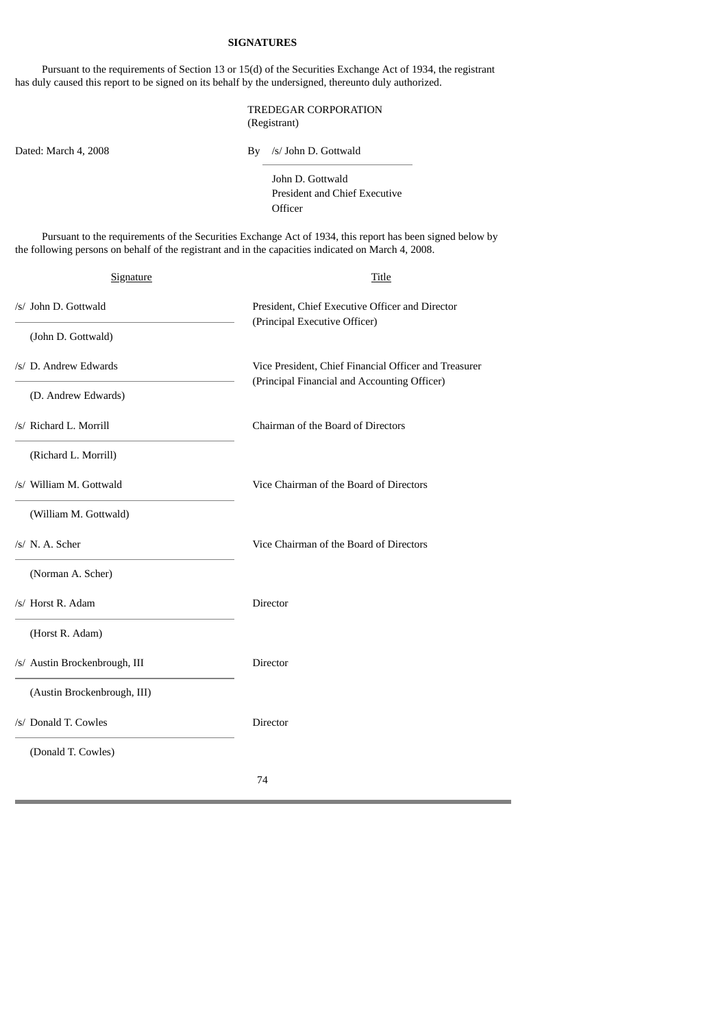**SIGNATURES**

Pursuant to the requirements of Section 13 or 15(d) of the Securities Exchange Act of 1934, the registrant has duly caused this report to be signed on its behalf by the undersigned, thereunto duly authorized.

TREDEGAR CORPORATION
(Registrant)

Dated: March 4, 2008

By /s/ John D. Gottwald

John D. Gottwald
President and Chief Executive Officer

Pursuant to the requirements of the Securities Exchange Act of 1934, this report has been signed below by the following persons on behalf of the registrant and in the capacities indicated on March 4, 2008.

| Signature | Title |
|---|---|
| /s/ John D. Gottwald<br>(John D. Gottwald) | President, Chief Executive Officer and Director<br>(Principal Executive Officer) |
| /s/ D. Andrew Edwards<br>(D. Andrew Edwards) | Vice President, Chief Financial Officer and Treasurer<br>(Principal Financial and Accounting Officer) |
| /s/ Richard L. Morrill<br>(Richard L. Morrill) | Chairman of the Board of Directors |
| /s/ William M. Gottwald<br>(William M. Gottwald) | Vice Chairman of the Board of Directors |
| /s/ N. A. Scher<br>(Norman A. Scher) | Vice Chairman of the Board of Directors |
| /s/ Horst R. Adam<br>(Horst R. Adam) | Director |
| /s/ Austin Brockenbrough, III<br>(Austin Brockenbrough, III) | Director |
| /s/ Donald T. Cowles<br>(Donald T. Cowles) | Director |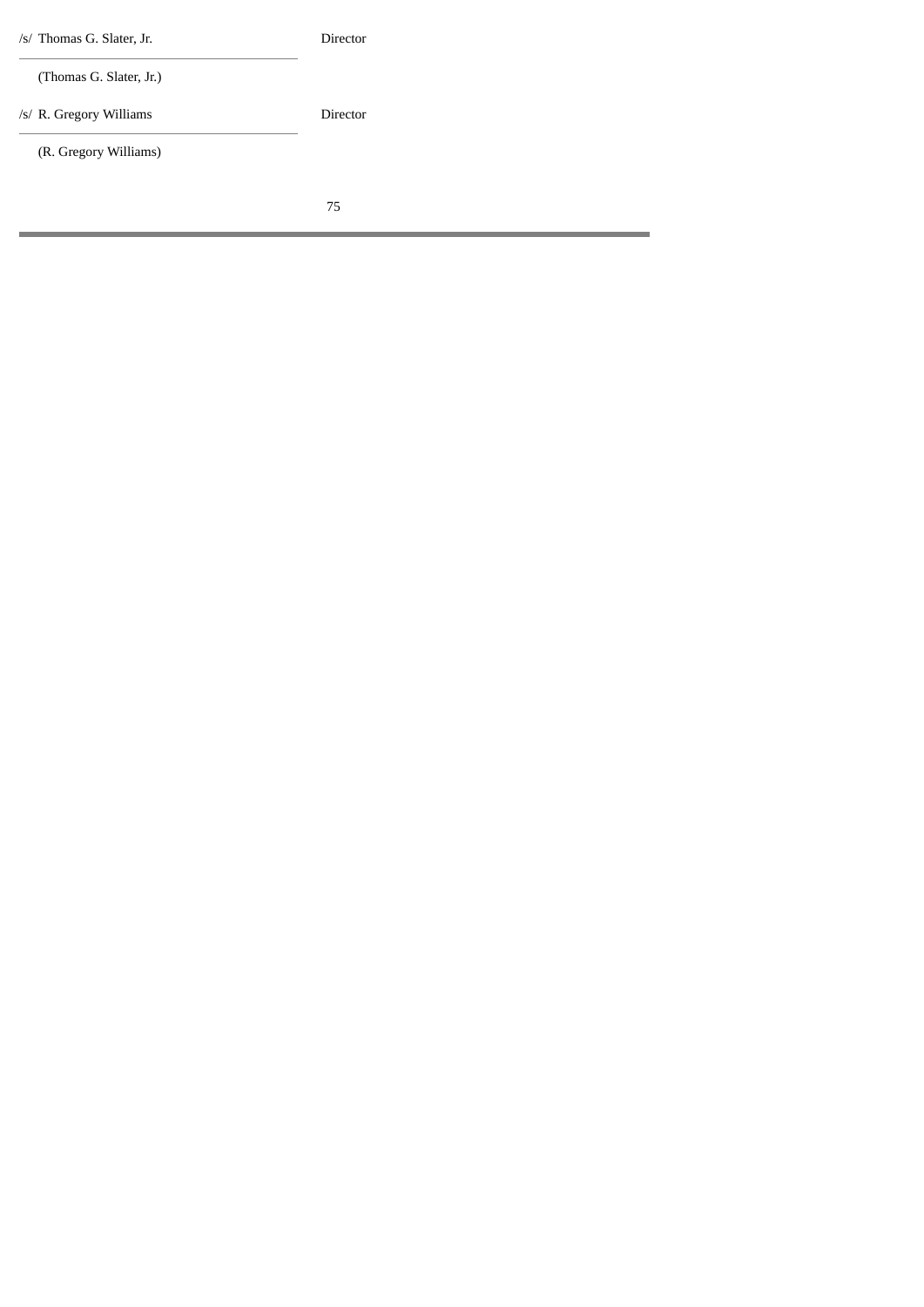| | |
|---|---|
| /s/ Thomas G. Slater, Jr. | Director |
| (Thomas G. Slater, Jr.) | |
| /s/ R. Gregory Williams | Director |
| (R. Gregory Williams) | |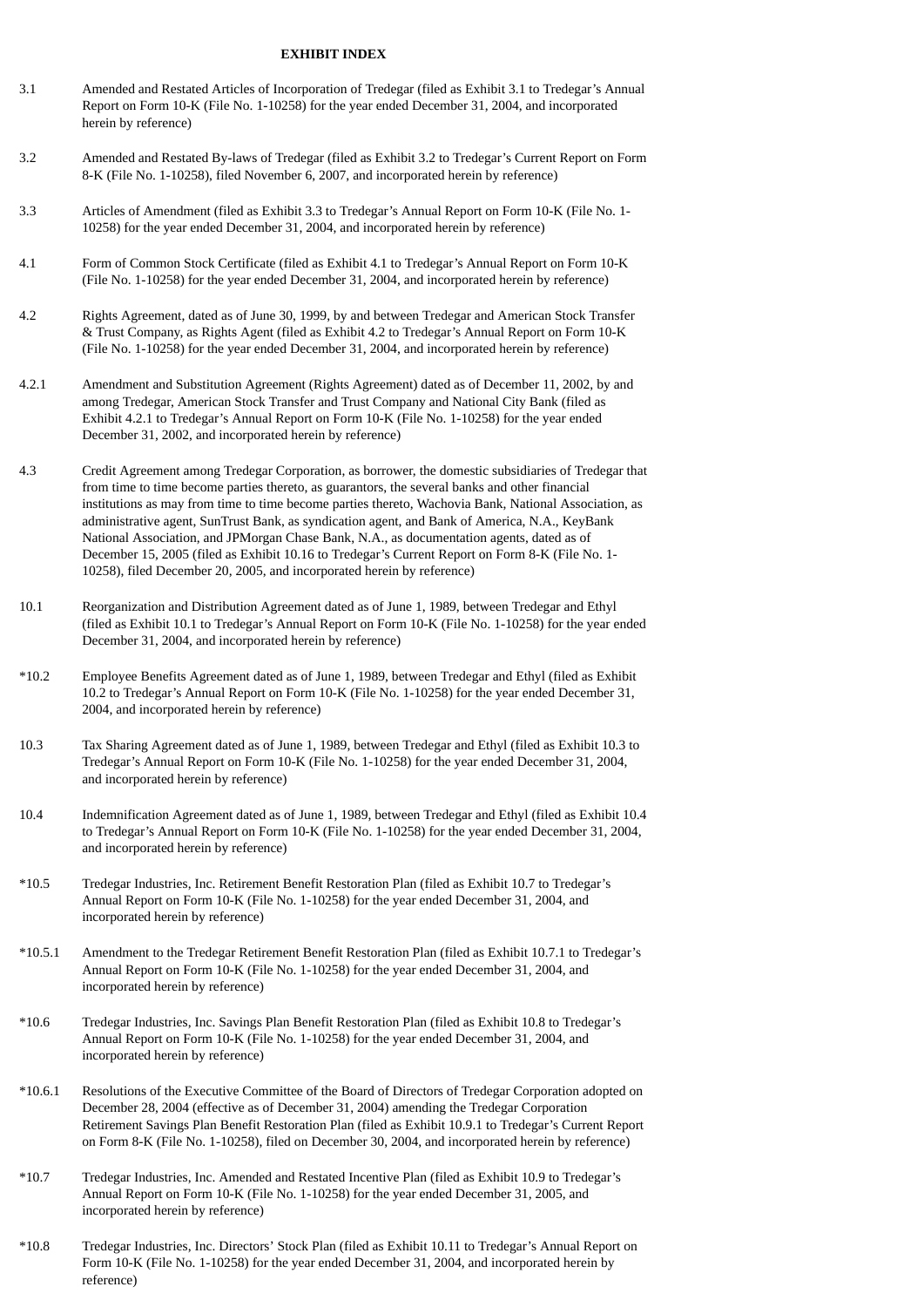**EXHIBIT INDEX**

| | |
|---|---|
| 3.1 | Amended and Restated Articles of Incorporation of Tredegar (filed as Exhibit 3.1 to Tredegar's Annual Report on Form 10-K (File No. 1-10258) for the year ended December 31, 2004, and incorporated herein by reference) |
| 3.2 | Amended and Restated By-laws of Tredegar (filed as Exhibit 3.2 to Tredegar's Current Report on Form 8-K (File No. 1-10258), filed November 6, 2007, and incorporated herein by reference) |
| 3.3 | Articles of Amendment (filed as Exhibit 3.3 to Tredegar's Annual Report on Form 10-K (File No. 1-10258) for the year ended December 31, 2004, and incorporated herein by reference) |
| 4.1 | Form of Common Stock Certificate (filed as Exhibit 4.1 to Tredegar's Annual Report on Form 10-K (File No. 1-10258) for the year ended December 31, 2004, and incorporated herein by reference) |
| 4.2 | Rights Agreement, dated as of June 30, 1999, by and between Tredegar and American Stock Transfer & Trust Company, as Rights Agent (filed as Exhibit 4.2 to Tredegar's Annual Report on Form 10-K (File No. 1-10258) for the year ended December 31, 2004, and incorporated herein by reference) |
| 4.2.1 | Amendment and Substitution Agreement (Rights Agreement) dated as of December 11, 2002, by and among Tredegar, American Stock Transfer and Trust Company and National City Bank (filed as Exhibit 4.2.1 to Tredegar's Annual Report on Form 10-K (File No. 1-10258) for the year ended December 31, 2002, and incorporated herein by reference) |
| 4.3 | Credit Agreement among Tredegar Corporation, as borrower, the domestic subsidiaries of Tredegar that from time to time become parties thereto, as guarantors, the several banks and other financial institutions as may from time to time become parties thereto, Wachovia Bank, National Association, as administrative agent, SunTrust Bank, as syndication agent, and Bank of America, N.A., KeyBank National Association, and JPMorgan Chase Bank, N.A., as documentation agents, dated as of December 15, 2005 (filed as Exhibit 10.16 to Tredegar's Current Report on Form 8-K (File No. 1-10258), filed December 20, 2005, and incorporated herein by reference) |
| 10.1 | Reorganization and Distribution Agreement dated as of June 1, 1989, between Tredegar and Ethyl (filed as Exhibit 10.1 to Tredegar's Annual Report on Form 10-K (File No. 1-10258) for the year ended December 31, 2004, and incorporated herein by reference) |
| *10.2 | Employee Benefits Agreement dated as of June 1, 1989, between Tredegar and Ethyl (filed as Exhibit 10.2 to Tredegar's Annual Report on Form 10-K (File No. 1-10258) for the year ended December 31, 2004, and incorporated herein by reference) |
| 10.3 | Tax Sharing Agreement dated as of June 1, 1989, between Tredegar and Ethyl (filed as Exhibit 10.3 to Tredegar's Annual Report on Form 10-K (File No. 1-10258) for the year ended December 31, 2004, and incorporated herein by reference) |
| 10.4 | Indemnification Agreement dated as of June 1, 1989, between Tredegar and Ethyl (filed as Exhibit 10.4 to Tredegar's Annual Report on Form 10-K (File No. 1-10258) for the year ended December 31, 2004, and incorporated herein by reference) |
| *10.5 | Tredegar Industries, Inc. Retirement Benefit Restoration Plan (filed as Exhibit 10.7 to Tredegar's Annual Report on Form 10-K (File No. 1-10258) for the year ended December 31, 2004, and incorporated herein by reference) |
| *10.5.1 | Amendment to the Tredegar Retirement Benefit Restoration Plan (filed as Exhibit 10.7.1 to Tredegar's Annual Report on Form 10-K (File No. 1-10258) for the year ended December 31, 2004, and incorporated herein by reference) |
| *10.6 | Tredegar Industries, Inc. Savings Plan Benefit Restoration Plan (filed as Exhibit 10.8 to Tredegar's Annual Report on Form 10-K (File No. 1-10258) for the year ended December 31, 2004, and incorporated herein by reference) |
| *10.6.1 | Resolutions of the Executive Committee of the Board of Directors of Tredegar Corporation adopted on December 28, 2004 (effective as of December 31, 2004) amending the Tredegar Corporation Retirement Savings Plan Benefit Restoration Plan (filed as Exhibit 10.9.1 to Tredegar's Current Report on Form 8-K (File No. 1-10258), filed on December 30, 2004, and incorporated herein by reference) |
| *10.7 | Tredegar Industries, Inc. Amended and Restated Incentive Plan (filed as Exhibit 10.9 to Tredegar's Annual Report on Form 10-K (File No. 1-10258) for the year ended December 31, 2005, and incorporated herein by reference) |
| *10.8 | Tredegar Industries, Inc. Directors' Stock Plan (filed as Exhibit 10.11 to Tredegar's Annual Report on Form 10-K (File No. 1-10258) for the year ended December 31, 2004, and incorporated herein by reference) |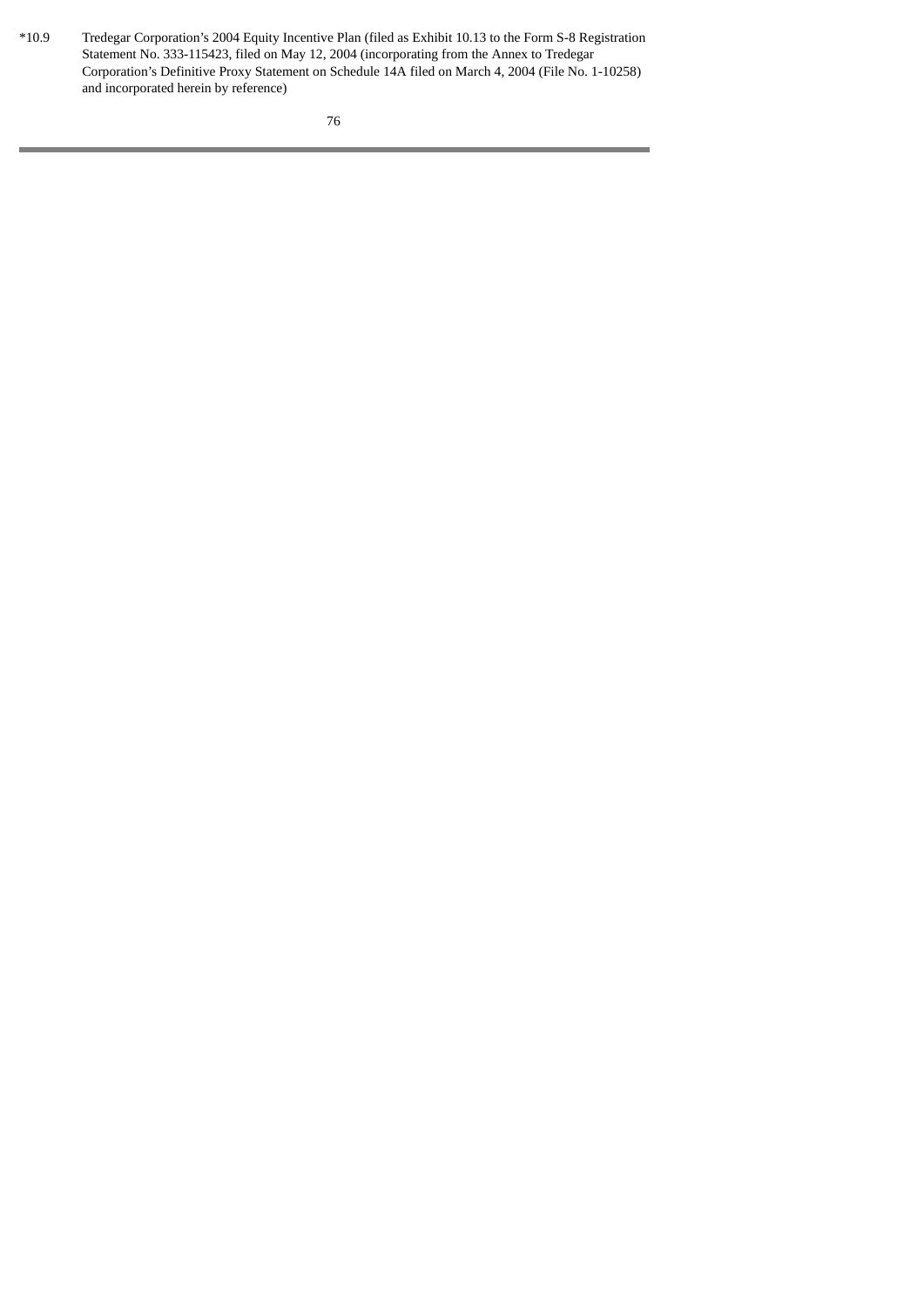| | |
|---|---|
| *10.9 | Tredegar Corporation's 2004 Equity Incentive Plan (filed as Exhibit 10.13 to the Form S-8 Registration Statement No. 333-115423, filed on May 12, 2004 (incorporating from the Annex to Tredegar Corporation's Definitive Proxy Statement on Schedule 14A filed on March 4, 2004 (File No. 1-10258) and incorporated herein by reference) |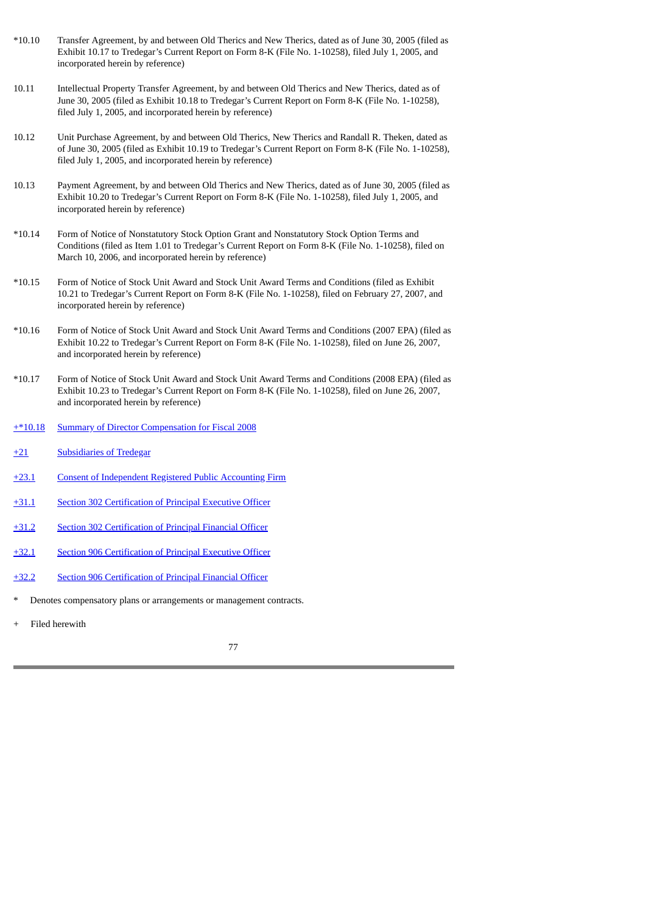| | |
|---|---|
| *10.10 | Transfer Agreement, by and between Old Therics and New Therics, dated as of June 30, 2005 (filed as Exhibit 10.17 to Tredegar's Current Report on Form 8-K (File No. 1-10258), filed July 1, 2005, and incorporated herein by reference) |
| 10.11 | Intellectual Property Transfer Agreement, by and between Old Therics and New Therics, dated as of June 30, 2005 (filed as Exhibit 10.18 to Tredegar's Current Report on Form 8-K (File No. 1-10258), filed July 1, 2005, and incorporated herein by reference) |
| 10.12 | Unit Purchase Agreement, by and between Old Therics, New Therics and Randall R. Theken, dated as of June 30, 2005 (filed as Exhibit 10.19 to Tredegar's Current Report on Form 8-K (File No. 1-10258), filed July 1, 2005, and incorporated herein by reference) |
| 10.13 | Payment Agreement, by and between Old Therics and New Therics, dated as of June 30, 2005 (filed as Exhibit 10.20 to Tredegar's Current Report on Form 8-K (File No. 1-10258), filed July 1, 2005, and incorporated herein by reference) |
| *10.14 | Form of Notice of Nonstatutory Stock Option Grant and Nonstatutory Stock Option Terms and Conditions (filed as Item 1.01 to Tredegar's Current Report on Form 8-K (File No. 1-10258), filed on March 10, 2006, and incorporated herein by reference) |
| *10.15 | Form of Notice of Stock Unit Award and Stock Unit Award Terms and Conditions (filed as Exhibit 10.21 to Tredegar's Current Report on Form 8-K (File No. 1-10258), filed on February 27, 2007, and incorporated herein by reference) |
| *10.16 | Form of Notice of Stock Unit Award and Stock Unit Award Terms and Conditions (2007 EPA) (filed as Exhibit 10.22 to Tredegar's Current Report on Form 8-K (File No. 1-10258), filed on June 26, 2007, and incorporated herein by reference) |
| *10.17 | Form of Notice of Stock Unit Award and Stock Unit Award Terms and Conditions (2008 EPA) (filed as Exhibit 10.23 to Tredegar's Current Report on Form 8-K (File No. 1-10258), filed on June 26, 2007, and incorporated herein by reference) |
| +*10.18 | Summary of Director Compensation for Fiscal 2008 |
| +21 | Subsidiaries of Tredegar |
| +23.1 | Consent of Independent Registered Public Accounting Firm |
| +31.1 | Section 302 Certification of Principal Executive Officer |
| +31.2 | Section 302 Certification of Principal Financial Officer |
| +32.1 | Section 906 Certification of Principal Executive Officer |
| +32.2 | Section 906 Certification of Principal Financial Officer |

\* Denotes compensatory plans or arrangements or management contracts.

\+ Filed herewith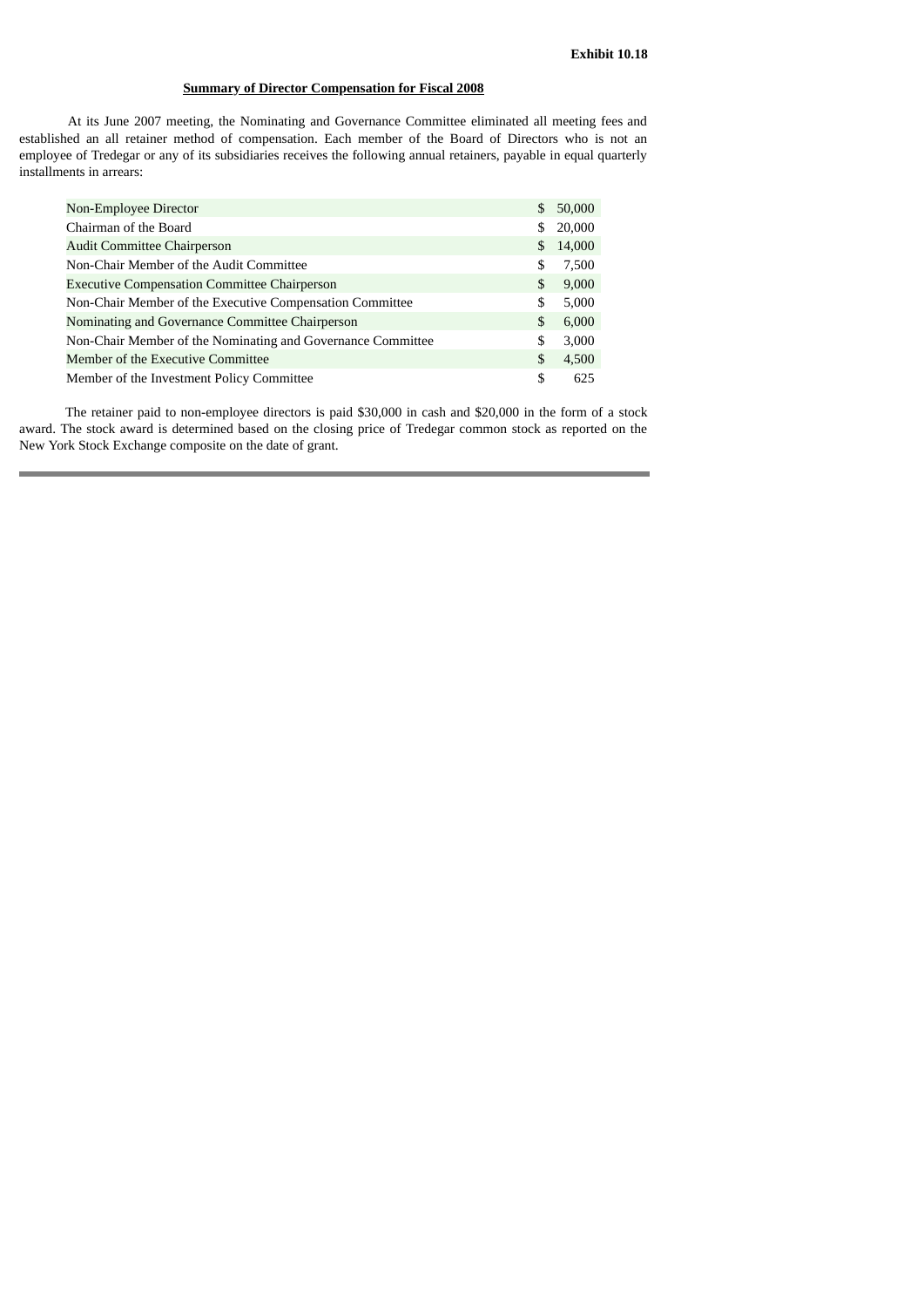**Exhibit 10.18**

**Summary of Director Compensation for Fiscal 2008**

At its June 2007 meeting, the Nominating and Governance Committee eliminated all meeting fees and established an all retainer method of compensation. Each member of the Board of Directors who is not an employee of Tredegar or any of its subsidiaries receives the following annual retainers, payable in equal quarterly installments in arrears:

| | |
|---|---|
| Non-Employee Director | $ 50,000 |
| Chairman of the Board | $ 20,000 |
| Audit Committee Chairperson | $ 14,000 |
| Non-Chair Member of the Audit Committee | $ 7,500 |
| Executive Compensation Committee Chairperson | $ 9,000 |
| Non-Chair Member of the Executive Compensation Committee | $ 5,000 |
| Nominating and Governance Committee Chairperson | $ 6,000 |
| Non-Chair Member of the Nominating and Governance Committee | $ 3,000 |
| Member of the Executive Committee | $ 4,500 |
| Member of the Investment Policy Committee | $ 625 |

The retainer paid to non-employee directors is paid $30,000 in cash and $20,000 in the form of a stock award. The stock award is determined based on the closing price of Tredegar common stock as reported on the New York Stock Exchange composite on the date of grant.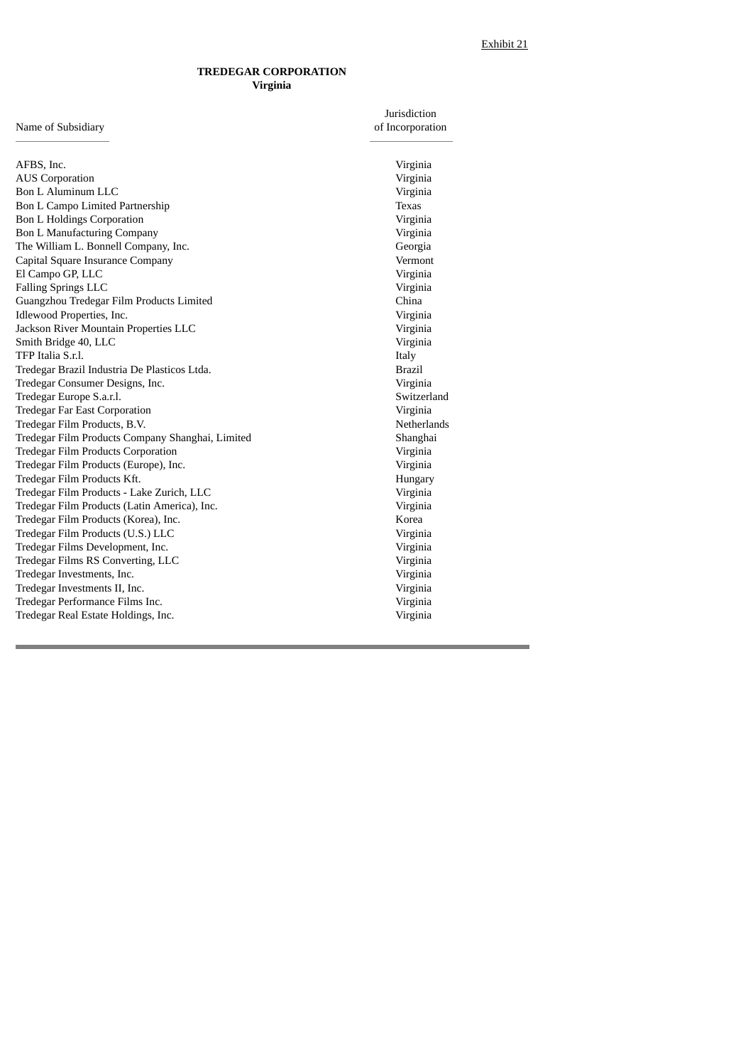Exhibit 21

**TREDEGAR CORPORATION**
**Virginia**

| Name of Subsidiary | Jurisdiction of Incorporation |
|---|---|
| AFBS, Inc. | Virginia |
| AUS Corporation | Virginia |
| Bon L Aluminum LLC | Virginia |
| Bon L Campo Limited Partnership | Texas |
| Bon L Holdings Corporation | Virginia |
| Bon L Manufacturing Company | Virginia |
| The William L. Bonnell Company, Inc. | Georgia |
| Capital Square Insurance Company | Vermont |
| El Campo GP, LLC | Virginia |
| Falling Springs LLC | Virginia |
| Guangzhou Tredegar Film Products Limited | China |
| Idlewood Properties, Inc. | Virginia |
| Jackson River Mountain Properties LLC | Virginia |
| Smith Bridge 40, LLC | Virginia |
| TFP Italia S.r.l. | Italy |
| Tredegar Brazil Industria De Plasticos Ltda. | Brazil |
| Tredegar Consumer Designs, Inc. | Virginia |
| Tredegar Europe S.a.r.l. | Switzerland |
| Tredegar Far East Corporation | Virginia |
| Tredegar Film Products, B.V. | Netherlands |
| Tredegar Film Products Company Shanghai, Limited | Shanghai |
| Tredegar Film Products Corporation | Virginia |
| Tredegar Film Products (Europe), Inc. | Virginia |
| Tredegar Film Products Kft. | Hungary |
| Tredegar Film Products - Lake Zurich, LLC | Virginia |
| Tredegar Film Products (Latin America), Inc. | Virginia |
| Tredegar Film Products (Korea), Inc. | Korea |
| Tredegar Film Products (U.S.) LLC | Virginia |
| Tredegar Films Development, Inc. | Virginia |
| Tredegar Films RS Converting, LLC | Virginia |
| Tredegar Investments, Inc. | Virginia |
| Tredegar Investments II, Inc. | Virginia |
| Tredegar Performance Films Inc. | Virginia |
| Tredegar Real Estate Holdings, Inc. | Virginia |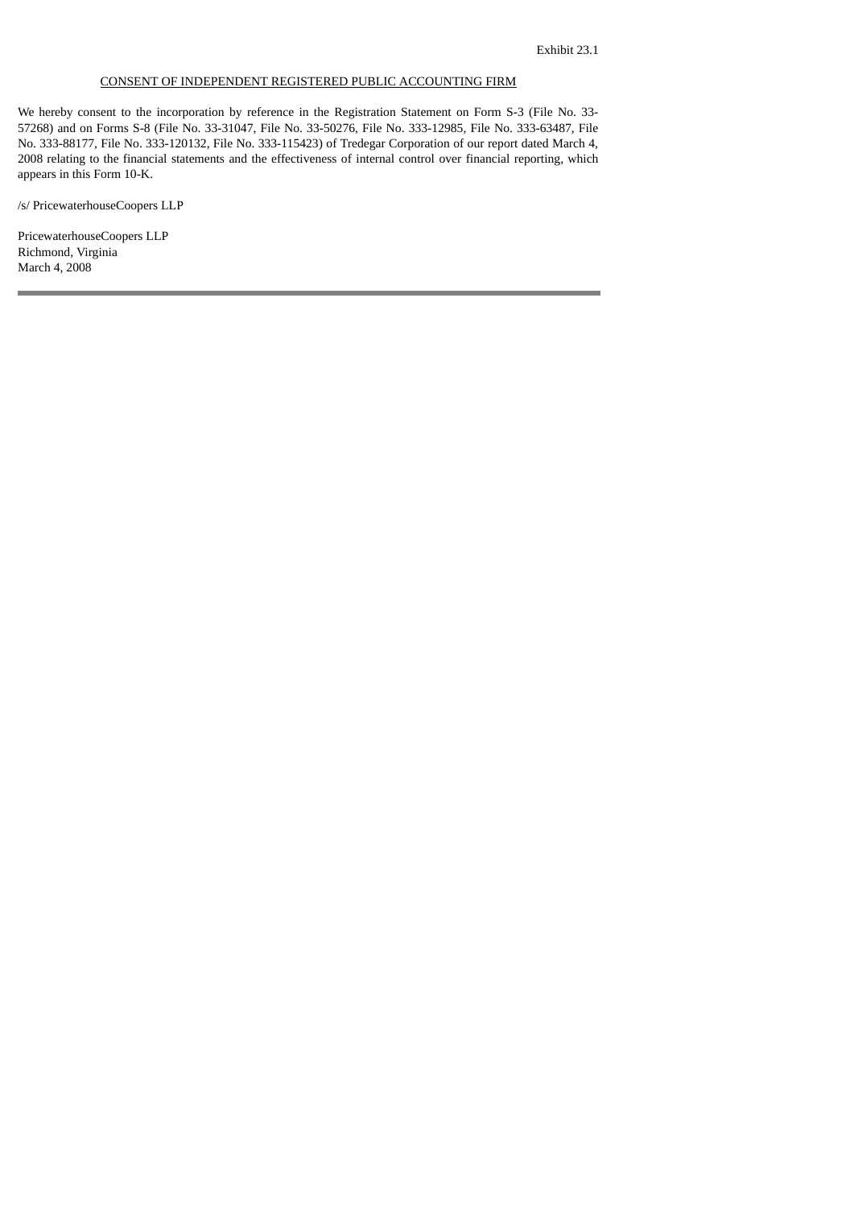Exhibit 23.1

CONSENT OF INDEPENDENT REGISTERED PUBLIC ACCOUNTING FIRM

We hereby consent to the incorporation by reference in the Registration Statement on Form S-3 (File No. 33-57268) and on Forms S-8 (File No. 33-31047, File No. 33-50276, File No. 333-12985, File No. 333-63487, File No. 333-88177, File No. 333-120132, File No. 333-115423) of Tredegar Corporation of our report dated March 4, 2008 relating to the financial statements and the effectiveness of internal control over financial reporting, which appears in this Form 10-K.

/s/ PricewaterhouseCoopers LLP

PricewaterhouseCoopers LLP
Richmond, Virginia
March 4, 2008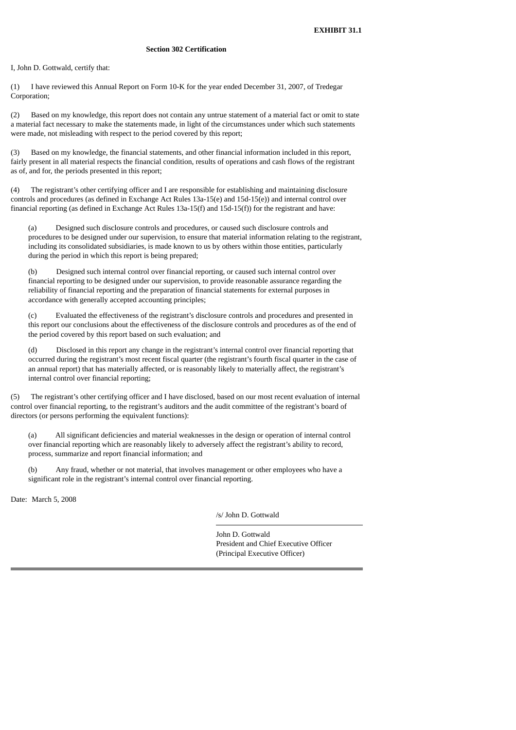**EXHIBIT 31.1**

**Section 302 Certification**

I, John D. Gottwald, certify that:

(1) I have reviewed this Annual Report on Form 10-K for the year ended December 31, 2007, of Tredegar Corporation;

(2) Based on my knowledge, this report does not contain any untrue statement of a material fact or omit to state a material fact necessary to make the statements made, in light of the circumstances under which such statements were made, not misleading with respect to the period covered by this report;

(3) Based on my knowledge, the financial statements, and other financial information included in this report, fairly present in all material respects the financial condition, results of operations and cash flows of the registrant as of, and for, the periods presented in this report;

(4) The registrant's other certifying officer and I are responsible for establishing and maintaining disclosure controls and procedures (as defined in Exchange Act Rules 13a-15(e) and 15d-15(e)) and internal control over financial reporting (as defined in Exchange Act Rules 13a-15(f) and 15d-15(f)) for the registrant and have:

(a) Designed such disclosure controls and procedures, or caused such disclosure controls and procedures to be designed under our supervision, to ensure that material information relating to the registrant, including its consolidated subsidiaries, is made known to us by others within those entities, particularly during the period in which this report is being prepared;

(b) Designed such internal control over financial reporting, or caused such internal control over financial reporting to be designed under our supervision, to provide reasonable assurance regarding the reliability of financial reporting and the preparation of financial statements for external purposes in accordance with generally accepted accounting principles;

(c) Evaluated the effectiveness of the registrant's disclosure controls and procedures and presented in this report our conclusions about the effectiveness of the disclosure controls and procedures as of the end of the period covered by this report based on such evaluation; and

(d) Disclosed in this report any change in the registrant's internal control over financial reporting that occurred during the registrant's most recent fiscal quarter (the registrant's fourth fiscal quarter in the case of an annual report) that has materially affected, or is reasonably likely to materially affect, the registrant's internal control over financial reporting;

(5) The registrant's other certifying officer and I have disclosed, based on our most recent evaluation of internal control over financial reporting, to the registrant's auditors and the audit committee of the registrant's board of directors (or persons performing the equivalent functions):

(a) All significant deficiencies and material weaknesses in the design or operation of internal control over financial reporting which are reasonably likely to adversely affect the registrant's ability to record, process, summarize and report financial information; and

(b) Any fraud, whether or not material, that involves management or other employees who have a significant role in the registrant's internal control over financial reporting.

Date: March 5, 2008

/s/ John D. Gottwald

John D. Gottwald
President and Chief Executive Officer
(Principal Executive Officer)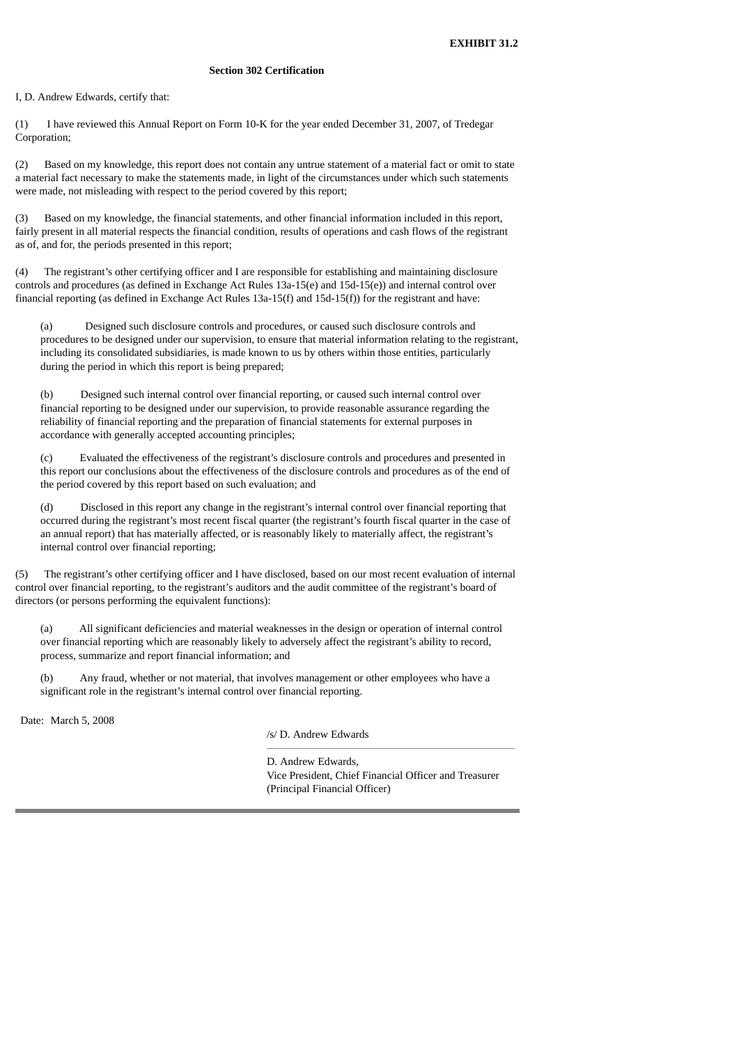**EXHIBIT 31.2**

**Section 302 Certification**

I, D. Andrew Edwards, certify that:

(1) I have reviewed this Annual Report on Form 10-K for the year ended December 31, 2007, of Tredegar Corporation;

(2) Based on my knowledge, this report does not contain any untrue statement of a material fact or omit to state a material fact necessary to make the statements made, in light of the circumstances under which such statements were made, not misleading with respect to the period covered by this report;

(3) Based on my knowledge, the financial statements, and other financial information included in this report, fairly present in all material respects the financial condition, results of operations and cash flows of the registrant as of, and for, the periods presented in this report;

(4) The registrant's other certifying officer and I are responsible for establishing and maintaining disclosure controls and procedures (as defined in Exchange Act Rules 13a-15(e) and 15d-15(e)) and internal control over financial reporting (as defined in Exchange Act Rules 13a-15(f) and 15d-15(f)) for the registrant and have:

(a) Designed such disclosure controls and procedures, or caused such disclosure controls and procedures to be designed under our supervision, to ensure that material information relating to the registrant, including its consolidated subsidiaries, is made known to us by others within those entities, particularly during the period in which this report is being prepared;

(b) Designed such internal control over financial reporting, or caused such internal control over financial reporting to be designed under our supervision, to provide reasonable assurance regarding the reliability of financial reporting and the preparation of financial statements for external purposes in accordance with generally accepted accounting principles;

(c) Evaluated the effectiveness of the registrant's disclosure controls and procedures and presented in this report our conclusions about the effectiveness of the disclosure controls and procedures as of the end of the period covered by this report based on such evaluation; and

(d) Disclosed in this report any change in the registrant's internal control over financial reporting that occurred during the registrant's most recent fiscal quarter (the registrant's fourth fiscal quarter in the case of an annual report) that has materially affected, or is reasonably likely to materially affect, the registrant's internal control over financial reporting;

(5) The registrant's other certifying officer and I have disclosed, based on our most recent evaluation of internal control over financial reporting, to the registrant's auditors and the audit committee of the registrant's board of directors (or persons performing the equivalent functions):

(a) All significant deficiencies and material weaknesses in the design or operation of internal control over financial reporting which are reasonably likely to adversely affect the registrant's ability to record, process, summarize and report financial information; and

(b) Any fraud, whether or not material, that involves management or other employees who have a significant role in the registrant's internal control over financial reporting.

Date: March 5, 2008

/s/ D. Andrew Edwards

D. Andrew Edwards,
Vice President, Chief Financial Officer and Treasurer
(Principal Financial Officer)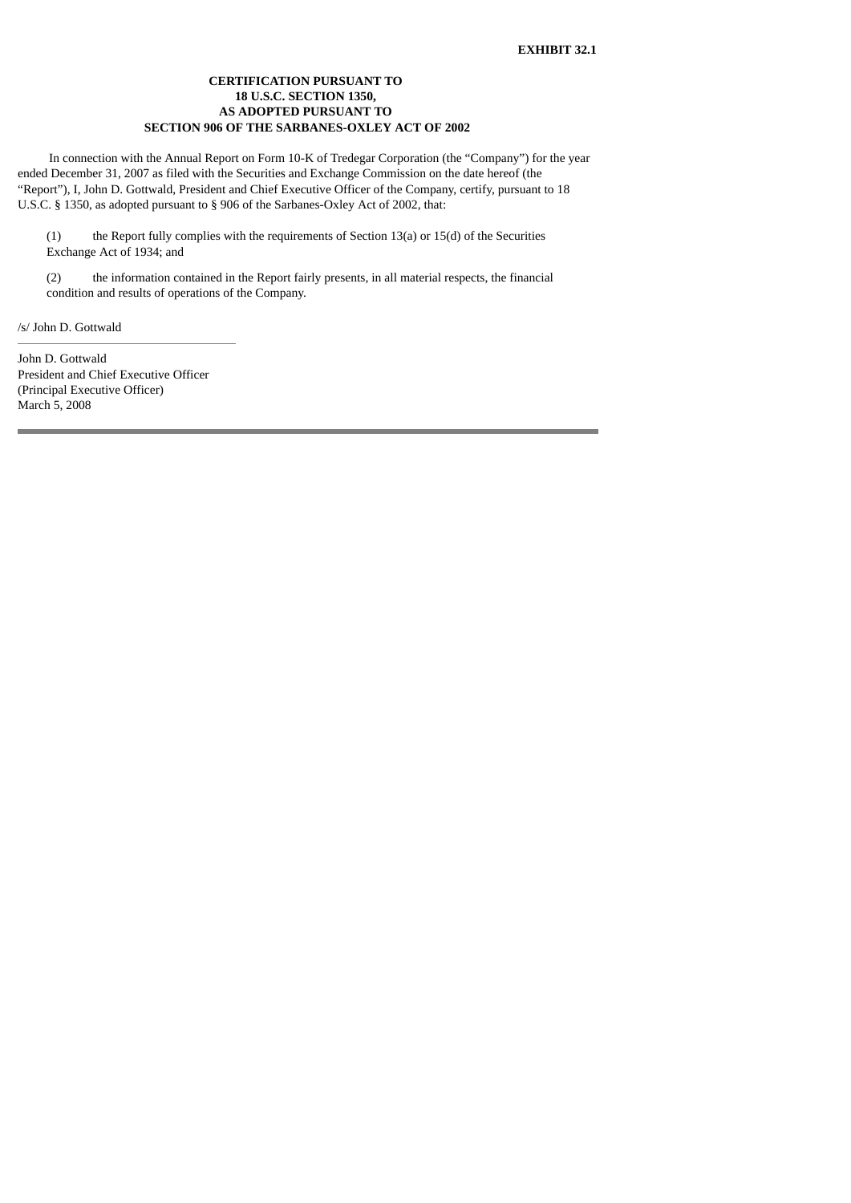**EXHIBIT 32.1**

**CERTIFICATION PURSUANT TO
18 U.S.C. SECTION 1350,
AS ADOPTED PURSUANT TO
SECTION 906 OF THE SARBANES-OXLEY ACT OF 2002**

In connection with the Annual Report on Form 10-K of Tredegar Corporation (the "Company") for the year ended December 31, 2007 as filed with the Securities and Exchange Commission on the date hereof (the "Report"), I, John D. Gottwald, President and Chief Executive Officer of the Company, certify, pursuant to 18 U.S.C. § 1350, as adopted pursuant to § 906 of the Sarbanes-Oxley Act of 2002, that:

(1) the Report fully complies with the requirements of Section 13(a) or 15(d) of the Securities Exchange Act of 1934; and

(2) the information contained in the Report fairly presents, in all material respects, the financial condition and results of operations of the Company.

/s/ John D. Gottwald

John D. Gottwald
President and Chief Executive Officer
(Principal Executive Officer)
March 5, 2008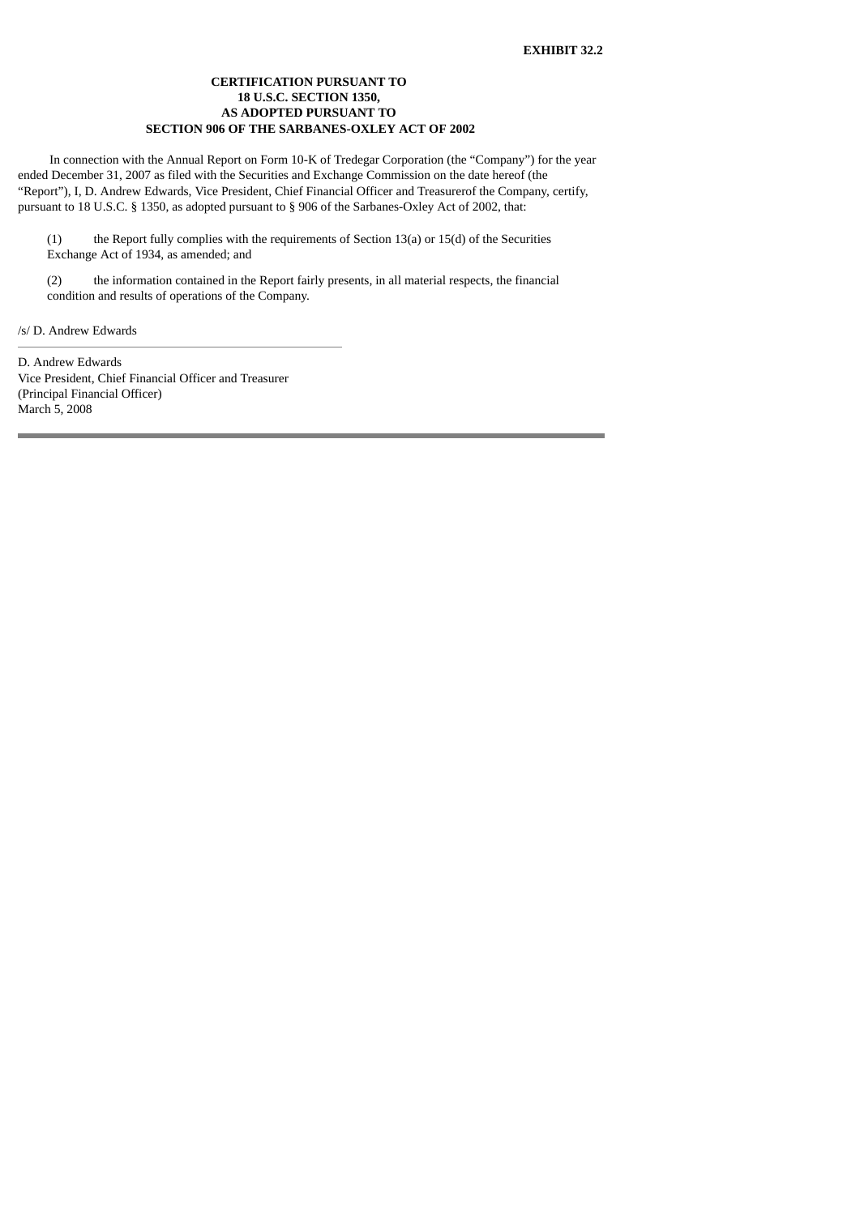**EXHIBIT 32.2**

**CERTIFICATION PURSUANT TO**
**18 U.S.C. SECTION 1350,**
**AS ADOPTED PURSUANT TO**
**SECTION 906 OF THE SARBANES-OXLEY ACT OF 2002**

In connection with the Annual Report on Form 10-K of Tredegar Corporation (the “Company”) for the year ended December 31, 2007 as filed with the Securities and Exchange Commission on the date hereof (the “Report”), I, D. Andrew Edwards, Vice President, Chief Financial Officer and Treasurerof the Company, certify, pursuant to 18 U.S.C. § 1350, as adopted pursuant to § 906 of the Sarbanes-Oxley Act of 2002, that:

(1) the Report fully complies with the requirements of Section 13(a) or 15(d) of the Securities Exchange Act of 1934, as amended; and

(2) the information contained in the Report fairly presents, in all material respects, the financial condition and results of operations of the Company.

/s/ D. Andrew Edwards

D. Andrew Edwards
Vice President, Chief Financial Officer and Treasurer
(Principal Financial Officer)
March 5, 2008